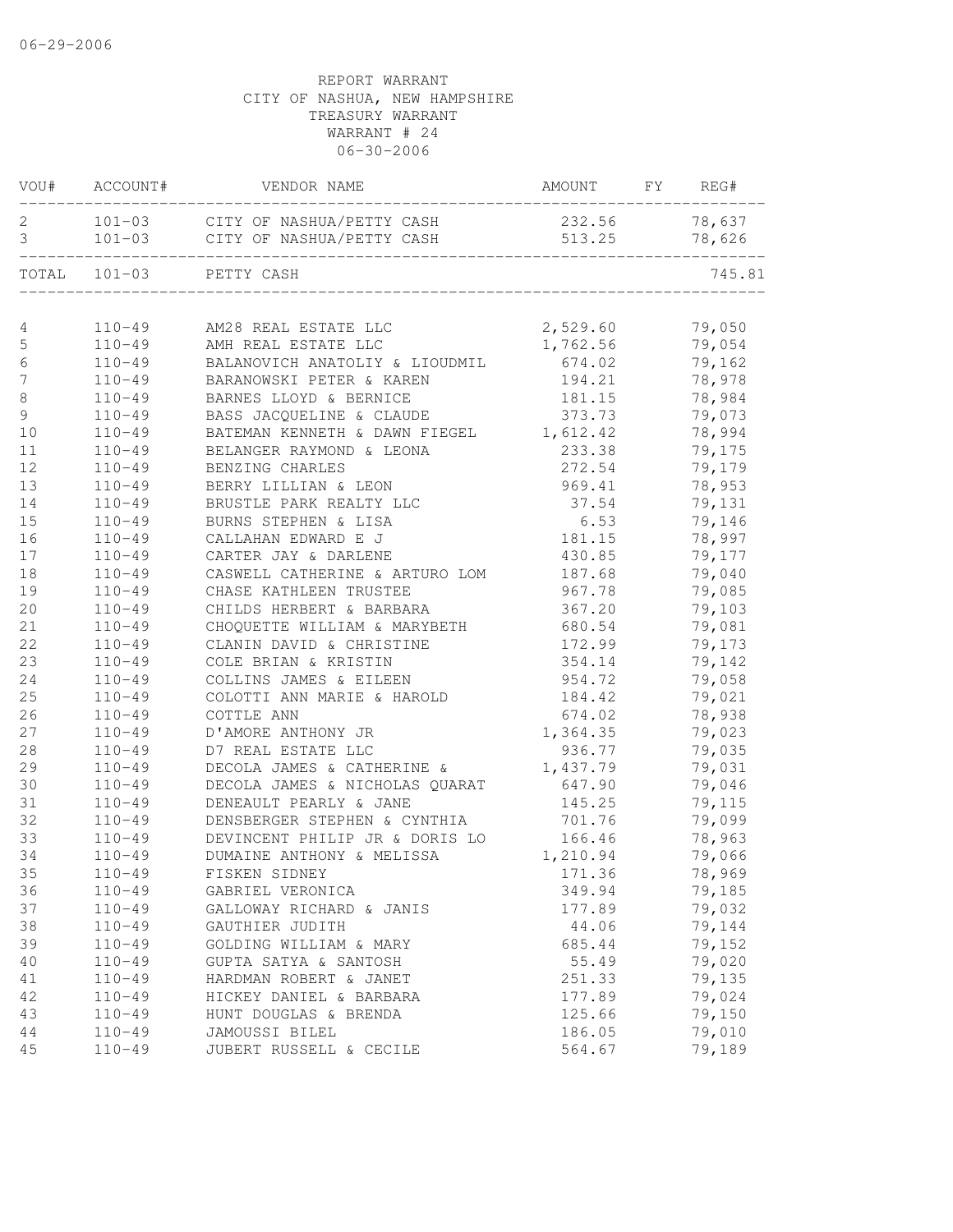06-29-2006

REPORT WARRANT
CITY OF NASHUA, NEW HAMPSHIRE
TREASURY WARRANT
WARRANT # 24
06-30-2006

| VOU# | ACCOUNT# | VENDOR NAME | AMOUNT | FY | REG# |
|---|---|---|---|---|---|
| 2 | 101-03 | CITY OF NASHUA/PETTY CASH | 232.56 | | 78,637 |
| 3 | 101-03 | CITY OF NASHUA/PETTY CASH | 513.25 | | 78,626 |
| TOTAL | 101-03 | PETTY CASH | | | 745.81 |
| 4 | 110-49 | AM28 REAL ESTATE LLC | 2,529.60 | | 79,050 |
| 5 | 110-49 | AMH REAL ESTATE LLC | 1,762.56 | | 79,054 |
| 6 | 110-49 | BALANOVICH ANATOLIY & LIOUDMIL | 674.02 | | 79,162 |
| 7 | 110-49 | BARANOWSKI PETER & KAREN | 194.21 | | 78,978 |
| 8 | 110-49 | BARNES LLOYD & BERNICE | 181.15 | | 78,984 |
| 9 | 110-49 | BASS JACQUELINE & CLAUDE | 373.73 | | 79,073 |
| 10 | 110-49 | BATEMAN KENNETH & DAWN FIEGEL | 1,612.42 | | 78,994 |
| 11 | 110-49 | BELANGER RAYMOND & LEONA | 233.38 | | 79,175 |
| 12 | 110-49 | BENZING CHARLES | 272.54 | | 79,179 |
| 13 | 110-49 | BERRY LILLIAN & LEON | 969.41 | | 78,953 |
| 14 | 110-49 | BRUSTLE PARK REALTY LLC | 37.54 | | 79,131 |
| 15 | 110-49 | BURNS STEPHEN & LISA | 6.53 | | 79,146 |
| 16 | 110-49 | CALLAHAN EDWARD E J | 181.15 | | 78,997 |
| 17 | 110-49 | CARTER JAY & DARLENE | 430.85 | | 79,177 |
| 18 | 110-49 | CASWELL CATHERINE & ARTURO LOM | 187.68 | | 79,040 |
| 19 | 110-49 | CHASE KATHLEEN TRUSTEE | 967.78 | | 79,085 |
| 20 | 110-49 | CHILDS HERBERT & BARBARA | 367.20 | | 79,103 |
| 21 | 110-49 | CHOQUETTE WILLIAM & MARYBETH | 680.54 | | 79,081 |
| 22 | 110-49 | CLANIN DAVID & CHRISTINE | 172.99 | | 79,173 |
| 23 | 110-49 | COLE BRIAN & KRISTIN | 354.14 | | 79,142 |
| 24 | 110-49 | COLLINS JAMES & EILEEN | 954.72 | | 79,058 |
| 25 | 110-49 | COLOTTI ANN MARIE & HAROLD | 184.42 | | 79,021 |
| 26 | 110-49 | COTTLE ANN | 674.02 | | 78,938 |
| 27 | 110-49 | D'AMORE ANTHONY JR | 1,364.35 | | 79,023 |
| 28 | 110-49 | D7 REAL ESTATE LLC | 936.77 | | 79,035 |
| 29 | 110-49 | DECOLA JAMES & CATHERINE & | 1,437.79 | | 79,031 |
| 30 | 110-49 | DECOLA JAMES & NICHOLAS QUARAT | 647.90 | | 79,046 |
| 31 | 110-49 | DENEAULT PEARLY & JANE | 145.25 | | 79,115 |
| 32 | 110-49 | DENSBERGER STEPHEN & CYNTHIA | 701.76 | | 79,099 |
| 33 | 110-49 | DEVINCENT PHILIP JR & DORIS LO | 166.46 | | 78,963 |
| 34 | 110-49 | DUMAINE ANTHONY & MELISSA | 1,210.94 | | 79,066 |
| 35 | 110-49 | FISKEN SIDNEY | 171.36 | | 78,969 |
| 36 | 110-49 | GABRIEL VERONICA | 349.94 | | 79,185 |
| 37 | 110-49 | GALLOWAY RICHARD & JANIS | 177.89 | | 79,032 |
| 38 | 110-49 | GAUTHIER JUDITH | 44.06 | | 79,144 |
| 39 | 110-49 | GOLDING WILLIAM & MARY | 685.44 | | 79,152 |
| 40 | 110-49 | GUPTA SATYA & SANTOSH | 55.49 | | 79,020 |
| 41 | 110-49 | HARDMAN ROBERT & JANET | 251.33 | | 79,135 |
| 42 | 110-49 | HICKEY DANIEL & BARBARA | 177.89 | | 79,024 |
| 43 | 110-49 | HUNT DOUGLAS & BRENDA | 125.66 | | 79,150 |
| 44 | 110-49 | JAMOUSSI BILEL | 186.05 | | 79,010 |
| 45 | 110-49 | JUBERT RUSSELL & CECILE | 564.67 | | 79,189 |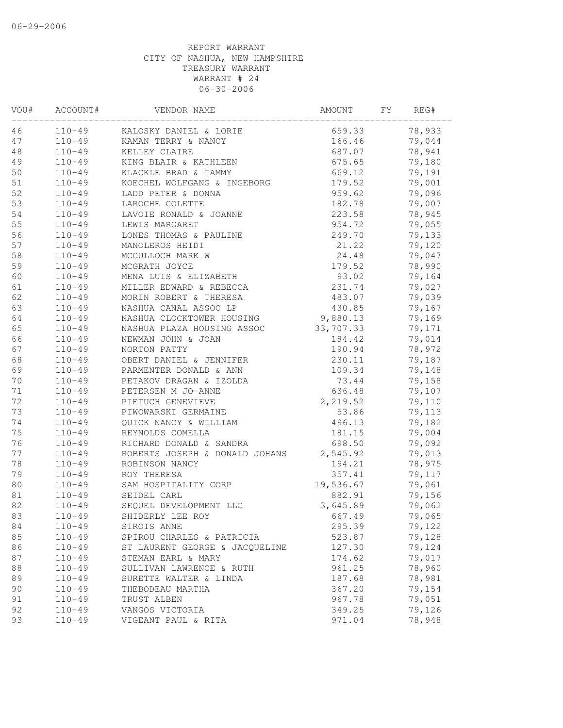REPORT WARRANT
CITY OF NASHUA, NEW HAMPSHIRE
TREASURY WARRANT
WARRANT # 24
06-30-2006

| VOU# | ACCOUNT# | VENDOR NAME | AMOUNT | FY | REG# |
|---|---|---|---|---|---|
| 46 | 110-49 | KALOSKY DANIEL & LORIE | 659.33 | | 78,933 |
| 47 | 110-49 | KAMAN TERRY & NANCY | 166.46 | | 79,044 |
| 48 | 110-49 | KELLEY CLAIRE | 687.07 | | 78,941 |
| 49 | 110-49 | KING BLAIR & KATHLEEN | 675.65 | | 79,180 |
| 50 | 110-49 | KLACKLE BRAD & TAMMY | 669.12 | | 79,191 |
| 51 | 110-49 | KOECHEL WOLFGANG & INGEBORG | 179.52 | | 79,001 |
| 52 | 110-49 | LADD PETER & DONNA | 959.62 | | 79,096 |
| 53 | 110-49 | LAROCHE COLETTE | 182.78 | | 79,007 |
| 54 | 110-49 | LAVOIE RONALD & JOANNE | 223.58 | | 78,945 |
| 55 | 110-49 | LEWIS MARGARET | 954.72 | | 79,055 |
| 56 | 110-49 | LONES THOMAS & PAULINE | 249.70 | | 79,133 |
| 57 | 110-49 | MANOLEROS HEIDI | 21.22 | | 79,120 |
| 58 | 110-49 | MCCULLOCH MARK W | 24.48 | | 79,047 |
| 59 | 110-49 | MCGRATH JOYCE | 179.52 | | 78,990 |
| 60 | 110-49 | MENA LUIS & ELIZABETH | 93.02 | | 79,164 |
| 61 | 110-49 | MILLER EDWARD & REBECCA | 231.74 | | 79,027 |
| 62 | 110-49 | MORIN ROBERT & THERESA | 483.07 | | 79,039 |
| 63 | 110-49 | NASHUA CANAL ASSOC LP | 430.85 | | 79,167 |
| 64 | 110-49 | NASHUA CLOCKTOWER HOUSING | 9,880.13 | | 79,169 |
| 65 | 110-49 | NASHUA PLAZA HOUSING ASSOC | 33,707.33 | | 79,171 |
| 66 | 110-49 | NEWMAN JOHN & JOAN | 184.42 | | 79,014 |
| 67 | 110-49 | NORTON PATTY | 190.94 | | 78,972 |
| 68 | 110-49 | OBERT DANIEL & JENNIFER | 230.11 | | 79,187 |
| 69 | 110-49 | PARMENTER DONALD & ANN | 109.34 | | 79,148 |
| 70 | 110-49 | PETAKOV DRAGAN & IZOLDA | 73.44 | | 79,158 |
| 71 | 110-49 | PETERSEN M JO-ANNE | 636.48 | | 79,107 |
| 72 | 110-49 | PIETUCH GENEVIEVE | 2,219.52 | | 79,110 |
| 73 | 110-49 | PIWOWARSKI GERMAINE | 53.86 | | 79,113 |
| 74 | 110-49 | QUICK NANCY & WILLIAM | 496.13 | | 79,182 |
| 75 | 110-49 | REYNOLDS COMELLA | 181.15 | | 79,004 |
| 76 | 110-49 | RICHARD DONALD & SANDRA | 698.50 | | 79,092 |
| 77 | 110-49 | ROBERTS JOSEPH & DONALD JOHANS | 2,545.92 | | 79,013 |
| 78 | 110-49 | ROBINSON NANCY | 194.21 | | 78,975 |
| 79 | 110-49 | ROY THERESA | 357.41 | | 79,117 |
| 80 | 110-49 | SAM HOSPITALITY CORP | 19,536.67 | | 79,061 |
| 81 | 110-49 | SEIDEL CARL | 882.91 | | 79,156 |
| 82 | 110-49 | SEQUEL DEVELOPMENT LLC | 3,645.89 | | 79,062 |
| 83 | 110-49 | SHIDERLY LEE ROY | 667.49 | | 79,065 |
| 84 | 110-49 | SIROIS ANNE | 295.39 | | 79,122 |
| 85 | 110-49 | SPIROU CHARLES & PATRICIA | 523.87 | | 79,128 |
| 86 | 110-49 | ST LAURENT GEORGE & JACQUELINE | 127.30 | | 79,124 |
| 87 | 110-49 | STEMAN EARL & MARY | 174.62 | | 79,017 |
| 88 | 110-49 | SULLIVAN LAWRENCE & RUTH | 961.25 | | 78,960 |
| 89 | 110-49 | SURETTE WALTER & LINDA | 187.68 | | 78,981 |
| 90 | 110-49 | THEBODEAU MARTHA | 367.20 | | 79,154 |
| 91 | 110-49 | TRUST ALBEN | 967.78 | | 79,051 |
| 92 | 110-49 | VANGOS VICTORIA | 349.25 | | 79,126 |
| 93 | 110-49 | VIGEANT PAUL & RITA | 971.04 | | 78,948 |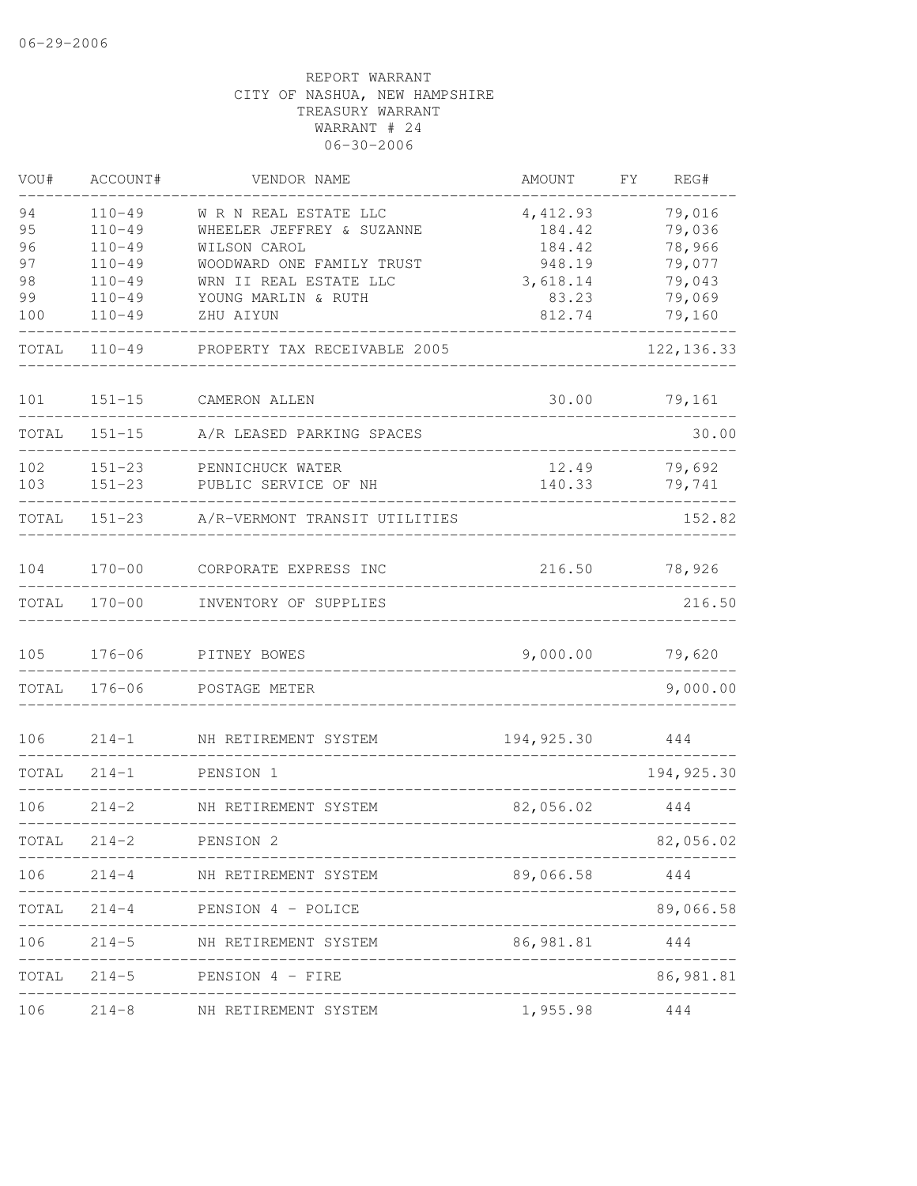06-29-2006

REPORT WARRANT
CITY OF NASHUA, NEW HAMPSHIRE
TREASURY WARRANT
WARRANT # 24
06-30-2006

| VOU# | ACCOUNT# | VENDOR NAME | AMOUNT | FY | REG# |
|---|---|---|---|---|---|
| 94 | 110-49 | W R N REAL ESTATE LLC | 4,412.93 | | 79,016 |
| 95 | 110-49 | WHEELER JEFFREY & SUZANNE | 184.42 | | 79,036 |
| 96 | 110-49 | WILSON CAROL | 184.42 | | 78,966 |
| 97 | 110-49 | WOODWARD ONE FAMILY TRUST | 948.19 | | 79,077 |
| 98 | 110-49 | WRN II REAL ESTATE LLC | 3,618.14 | | 79,043 |
| 99 | 110-49 | YOUNG MARLIN & RUTH | 83.23 | | 79,069 |
| 100 | 110-49 | ZHU AIYUN | 812.74 | | 79,160 |
| TOTAL | 110-49 | PROPERTY TAX RECEIVABLE 2005 | | | 122,136.33 |
| 101 | 151-15 | CAMERON ALLEN | 30.00 | | 79,161 |
| TOTAL | 151-15 | A/R LEASED PARKING SPACES | | | 30.00 |
| 102 | 151-23 | PENNICHUCK WATER | 12.49 | | 79,692 |
| 103 | 151-23 | PUBLIC SERVICE OF NH | 140.33 | | 79,741 |
| TOTAL | 151-23 | A/R-VERMONT TRANSIT UTILITIES | | | 152.82 |
| 104 | 170-00 | CORPORATE EXPRESS INC | 216.50 | | 78,926 |
| TOTAL | 170-00 | INVENTORY OF SUPPLIES | | | 216.50 |
| 105 | 176-06 | PITNEY BOWES | 9,000.00 | | 79,620 |
| TOTAL | 176-06 | POSTAGE METER | | | 9,000.00 |
| 106 | 214-1 | NH RETIREMENT SYSTEM | 194,925.30 | | 444 |
| TOTAL | 214-1 | PENSION 1 | | | 194,925.30 |
| 106 | 214-2 | NH RETIREMENT SYSTEM | 82,056.02 | | 444 |
| TOTAL | 214-2 | PENSION 2 | | | 82,056.02 |
| 106 | 214-4 | NH RETIREMENT SYSTEM | 89,066.58 | | 444 |
| TOTAL | 214-4 | PENSION 4 - POLICE | | | 89,066.58 |
| 106 | 214-5 | NH RETIREMENT SYSTEM | 86,981.81 | | 444 |
| TOTAL | 214-5 | PENSION 4 - FIRE | | | 86,981.81 |
| 106 | 214-8 | NH RETIREMENT SYSTEM | 1,955.98 | | 444 |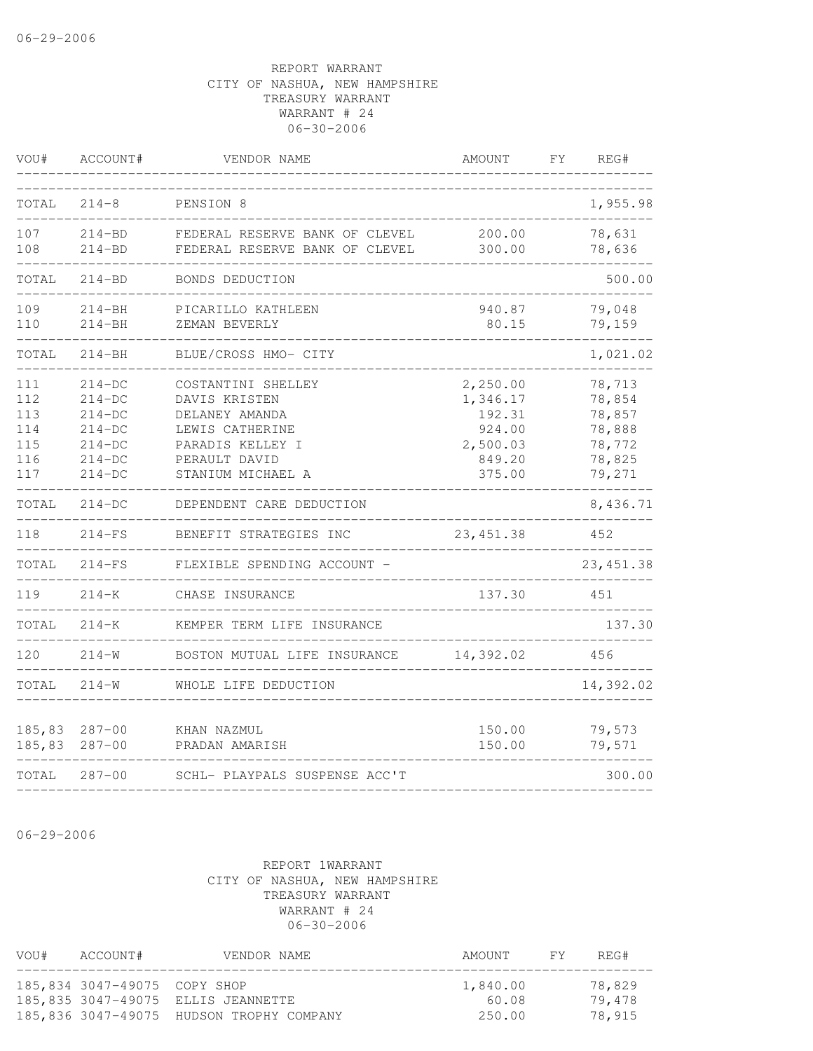06-29-2006

REPORT WARRANT
CITY OF NASHUA, NEW HAMPSHIRE
TREASURY WARRANT
WARRANT # 24
06-30-2006

| VOU# | ACCOUNT# | VENDOR NAME | AMOUNT | FY | REG# |
|---|---|---|---|---|---|
| TOTAL | 214-8 | PENSION 8 | | | 1,955.98 |
| 107 | 214-BD | FEDERAL RESERVE BANK OF CLEVEL | 200.00 | | 78,631 |
| 108 | 214-BD | FEDERAL RESERVE BANK OF CLEVEL | 300.00 | | 78,636 |
| TOTAL | 214-BD | BONDS DEDUCTION | | | 500.00 |
| 109 | 214-BH | PICARILLO KATHLEEN | 940.87 | | 79,048 |
| 110 | 214-BH | ZEMAN BEVERLY | 80.15 | | 79,159 |
| TOTAL | 214-BH | BLUE/CROSS HMO- CITY | | | 1,021.02 |
| 111 | 214-DC | COSTANTINI SHELLEY | 2,250.00 | | 78,713 |
| 112 | 214-DC | DAVIS KRISTEN | 1,346.17 | | 78,854 |
| 113 | 214-DC | DELANEY AMANDA | 192.31 | | 78,857 |
| 114 | 214-DC | LEWIS CATHERINE | 924.00 | | 78,888 |
| 115 | 214-DC | PARADIS KELLEY I | 2,500.03 | | 78,772 |
| 116 | 214-DC | PERAULT DAVID | 849.20 | | 78,825 |
| 117 | 214-DC | STANIUM MICHAEL A | 375.00 | | 79,271 |
| TOTAL | 214-DC | DEPENDENT CARE DEDUCTION | | | 8,436.71 |
| 118 | 214-FS | BENEFIT STRATEGIES INC | 23,451.38 | | 452 |
| TOTAL | 214-FS | FLEXIBLE SPENDING ACCOUNT - | | | 23,451.38 |
| 119 | 214-K | CHASE INSURANCE | 137.30 | | 451 |
| TOTAL | 214-K | KEMPER TERM LIFE INSURANCE | | | 137.30 |
| 120 | 214-W | BOSTON MUTUAL LIFE INSURANCE | 14,392.02 | | 456 |
| TOTAL | 214-W | WHOLE LIFE DEDUCTION | | | 14,392.02 |
| 185,83 | 287-00 | KHAN NAZMUL | 150.00 | | 79,573 |
| 185,83 | 287-00 | PRADAN AMARISH | 150.00 | | 79,571 |
| TOTAL | 287-00 | SCHL- PLAYPALS SUSPENSE ACC'T | | | 300.00 |

06-29-2006

REPORT 1WARRANT
CITY OF NASHUA, NEW HAMPSHIRE
TREASURY WARRANT
WARRANT # 24
06-30-2006

| VOU# | ACCOUNT# | VENDOR NAME | AMOUNT | FY | REG# |
|---|---|---|---|---|---|
| 185,834 | 3047-49075 | COPY SHOP | 1,840.00 | | 78,829 |
| 185,835 | 3047-49075 | ELLIS JEANNETTE | 60.08 | | 79,478 |
| 185,836 | 3047-49075 | HUDSON TROPHY COMPANY | 250.00 | | 78,915 |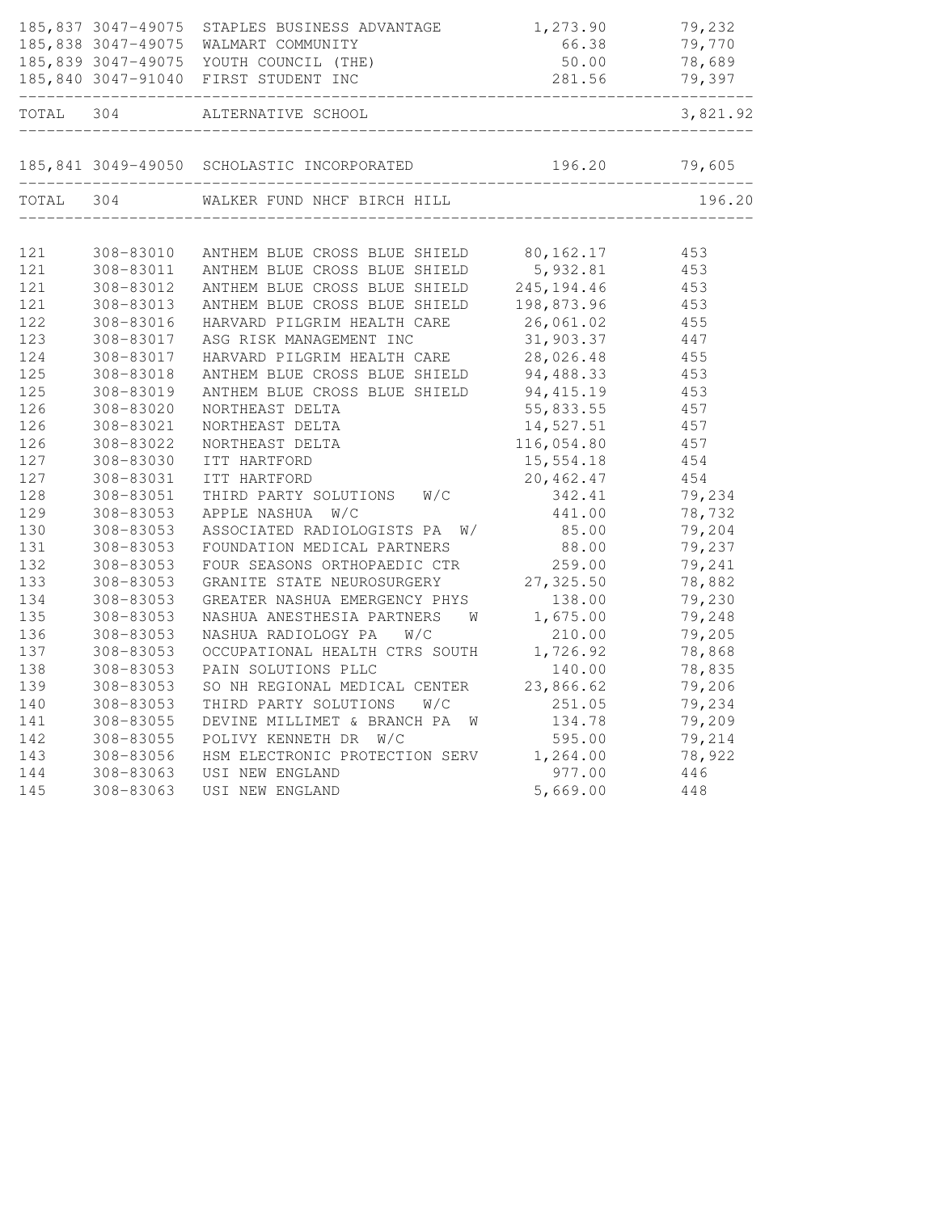```
185,837 3047-49075  STAPLES BUSINESS ADVANTAGE          1,273.90        79,232
185,838 3047-49075  WALMART COMMUNITY                      66.38        79,770
185,839 3047-49075  YOUTH COUNCIL (THE)                    50.00        78,689
185,840 3047-91040  FIRST STUDENT INC                     281.56        79,397
------------------------------------------------------------------------------
TOTAL   304         ALTERNATIVE SCHOOL                                 3,821.92
------------------------------------------------------------------------------

185,841 3049-49050  SCHOLASTIC INCORPORATED               196.20        79,605
------------------------------------------------------------------------------
TOTAL   304         WALKER FUND NHCF BIRCH HILL                          196.20
------------------------------------------------------------------------------

121     308-83010   ANTHEM BLUE CROSS BLUE SHIELD      80,162.17        453
121     308-83011   ANTHEM BLUE CROSS BLUE SHIELD       5,932.81        453
121     308-83012   ANTHEM BLUE CROSS BLUE SHIELD     245,194.46        453
121     308-83013   ANTHEM BLUE CROSS BLUE SHIELD     198,873.96        453
122     308-83016   HARVARD PILGRIM HEALTH CARE        26,061.02        455
123     308-83017   ASG RISK MANAGEMENT INC            31,903.37        447
124     308-83017   HARVARD PILGRIM HEALTH CARE        28,026.48        455
125     308-83018   ANTHEM BLUE CROSS BLUE SHIELD      94,488.33        453
125     308-83019   ANTHEM BLUE CROSS BLUE SHIELD      94,415.19        453
126     308-83020   NORTHEAST DELTA                    55,833.55        457
126     308-83021   NORTHEAST DELTA                    14,527.51        457
126     308-83022   NORTHEAST DELTA                   116,054.80        457
127     308-83030   ITT HARTFORD                       15,554.18        454
127     308-83031   ITT HARTFORD                       20,462.47        454
128     308-83051   THIRD PARTY SOLUTIONS   W/C           342.41        79,234
129     308-83053   APPLE NASHUA  W/C                     441.00        78,732
130     308-83053   ASSOCIATED RADIOLOGISTS PA  W/         85.00        79,204
131     308-83053   FOUNDATION MEDICAL PARTNERS            88.00        79,237
132     308-83053   FOUR SEASONS ORTHOPAEDIC CTR          259.00        79,241
133     308-83053   GRANITE STATE NEUROSURGERY         27,325.50        78,882
134     308-83053   GREATER NASHUA EMERGENCY PHYS         138.00        79,230
135     308-83053   NASHUA ANESTHESIA PARTNERS   W      1,675.00        79,248
136     308-83053   NASHUA RADIOLOGY PA   W/C             210.00        79,205
137     308-83053   OCCUPATIONAL HEALTH CTRS SOUTH      1,726.92        78,868
138     308-83053   PAIN SOLUTIONS PLLC                   140.00        78,835
139     308-83053   SO NH REGIONAL MEDICAL CENTER      23,866.62        79,206
140     308-83053   THIRD PARTY SOLUTIONS   W/C           251.05        79,234
141     308-83055   DEVINE MILLIMET & BRANCH PA  W        134.78        79,209
142     308-83055   POLIVY KENNETH DR  W/C                595.00        79,214
143     308-83056   HSM ELECTRONIC PROTECTION SERV      1,264.00        78,922
144     308-83063   USI NEW ENGLAND                       977.00        446
145     308-83063   USI NEW ENGLAND                     5,669.00        448
```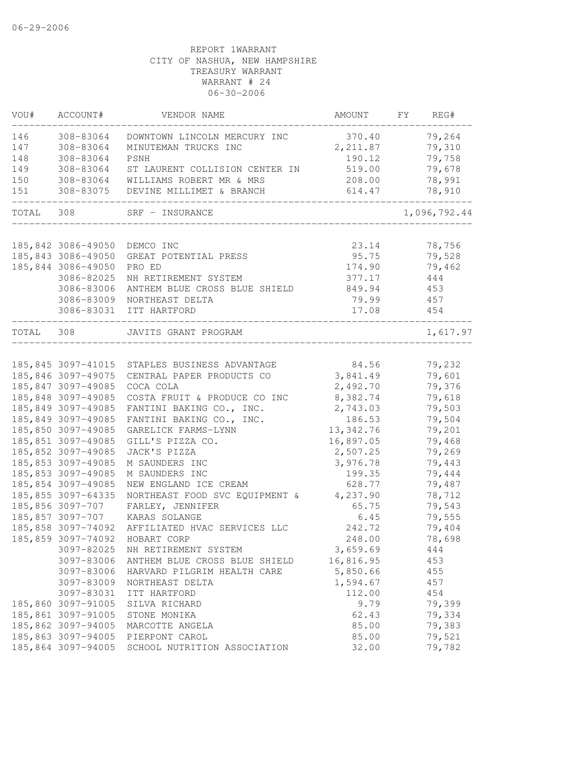06-29-2006

REPORT 1WARRANT
CITY OF NASHUA, NEW HAMPSHIRE
TREASURY WARRANT
WARRANT # 24
06-30-2006

| VOU# | ACCOUNT# | VENDOR NAME | AMOUNT | FY | REG# |
|---|---|---|---|---|---|
| 146 | 308-83064 | DOWNTOWN LINCOLN MERCURY INC | 370.40 | | 79,264 |
| 147 | 308-83064 | MINUTEMAN TRUCKS INC | 2,211.87 | | 79,310 |
| 148 | 308-83064 | PSNH | 190.12 | | 79,758 |
| 149 | 308-83064 | ST LAURENT COLLISION CENTER IN | 519.00 | | 79,678 |
| 150 | 308-83064 | WILLIAMS ROBERT MR & MRS | 208.00 | | 78,991 |
| 151 | 308-83075 | DEVINE MILLIMET & BRANCH | 614.47 | | 78,910 |
| TOTAL | 308 | SRF - INSURANCE | | | 1,096,792.44 |
| 185,842 | 3086-49050 | DEMCO INC | 23.14 | | 78,756 |
| 185,843 | 3086-49050 | GREAT POTENTIAL PRESS | 95.75 | | 79,528 |
| 185,844 | 3086-49050 | PRO ED | 174.90 | | 79,462 |
| | 3086-82025 | NH RETIREMENT SYSTEM | 377.17 | | 444 |
| | 3086-83006 | ANTHEM BLUE CROSS BLUE SHIELD | 849.94 | | 453 |
| | 3086-83009 | NORTHEAST DELTA | 79.99 | | 457 |
| | 3086-83031 | ITT HARTFORD | 17.08 | | 454 |
| TOTAL | 308 | JAVITS GRANT PROGRAM | | | 1,617.97 |
| 185,845 | 3097-41015 | STAPLES BUSINESS ADVANTAGE | 84.56 | | 79,232 |
| 185,846 | 3097-49075 | CENTRAL PAPER PRODUCTS CO | 3,841.49 | | 79,601 |
| 185,847 | 3097-49085 | COCA COLA | 2,492.70 | | 79,376 |
| 185,848 | 3097-49085 | COSTA FRUIT & PRODUCE CO INC | 8,382.74 | | 79,618 |
| 185,849 | 3097-49085 | FANTINI BAKING CO., INC. | 2,743.03 | | 79,503 |
| 185,849 | 3097-49085 | FANTINI BAKING CO., INC. | 186.53 | | 79,504 |
| 185,850 | 3097-49085 | GARELICK FARMS-LYNN | 13,342.76 | | 79,201 |
| 185,851 | 3097-49085 | GILL'S PIZZA CO. | 16,897.05 | | 79,468 |
| 185,852 | 3097-49085 | JACK'S PIZZA | 2,507.25 | | 79,269 |
| 185,853 | 3097-49085 | M SAUNDERS INC | 3,976.78 | | 79,443 |
| 185,853 | 3097-49085 | M SAUNDERS INC | 199.35 | | 79,444 |
| 185,854 | 3097-49085 | NEW ENGLAND ICE CREAM | 628.77 | | 79,487 |
| 185,855 | 3097-64335 | NORTHEAST FOOD SVC EQUIPMENT & | 4,237.90 | | 78,712 |
| 185,856 | 3097-707 | FARLEY, JENNIFER | 65.75 | | 79,543 |
| 185,857 | 3097-707 | KARAS SOLANGE | 6.45 | | 79,555 |
| 185,858 | 3097-74092 | AFFILIATED HVAC SERVICES LLC | 242.72 | | 79,404 |
| 185,859 | 3097-74092 | HOBART CORP | 248.00 | | 78,698 |
| | 3097-82025 | NH RETIREMENT SYSTEM | 3,659.69 | | 444 |
| | 3097-83006 | ANTHEM BLUE CROSS BLUE SHIELD | 16,816.95 | | 453 |
| | 3097-83006 | HARVARD PILGRIM HEALTH CARE | 5,850.66 | | 455 |
| | 3097-83009 | NORTHEAST DELTA | 1,594.67 | | 457 |
| | 3097-83031 | ITT HARTFORD | 112.00 | | 454 |
| 185,860 | 3097-91005 | SILVA RICHARD | 9.79 | | 79,399 |
| 185,861 | 3097-91005 | STONE MONIKA | 62.43 | | 79,334 |
| 185,862 | 3097-94005 | MARCOTTE ANGELA | 85.00 | | 79,383 |
| 185,863 | 3097-94005 | PIERPONT CAROL | 85.00 | | 79,521 |
| 185,864 | 3097-94005 | SCHOOL NUTRITION ASSOCIATION | 32.00 | | 79,782 |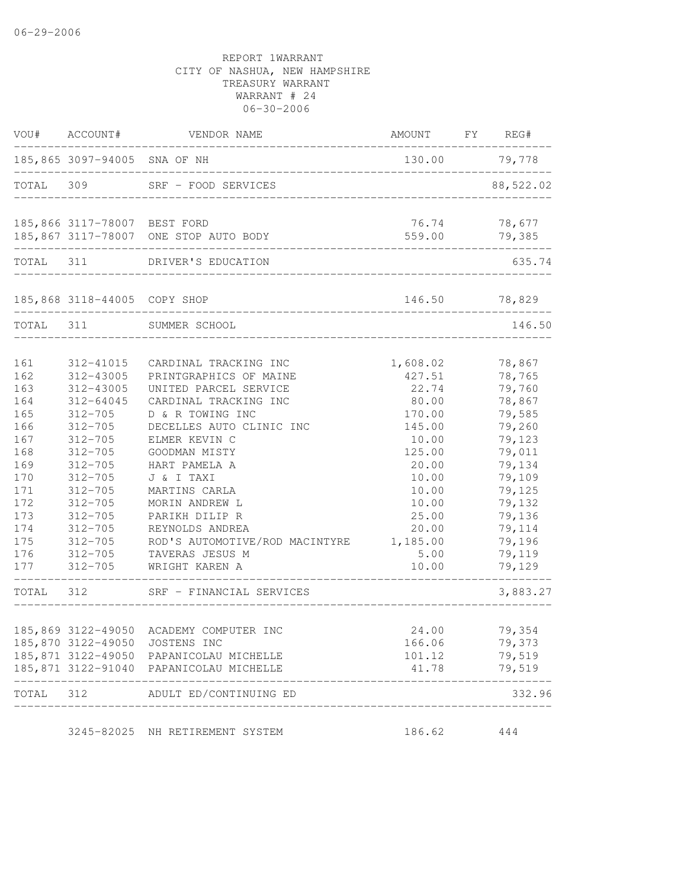06-29-2006

REPORT 1WARRANT
CITY OF NASHUA, NEW HAMPSHIRE
TREASURY WARRANT
WARRANT # 24
06-30-2006

| VOU# | ACCOUNT# | VENDOR NAME | AMOUNT | FY | REG# |
|---|---|---|---|---|---|
| 185,865 | 3097-94005 | SNA OF NH | 130.00 | | 79,778 |
| TOTAL | 309 | SRF - FOOD SERVICES | | | 88,522.02 |
| 185,866 | 3117-78007 | BEST FORD | 76.74 | | 78,677 |
| 185,867 | 3117-78007 | ONE STOP AUTO BODY | 559.00 | | 79,385 |
| TOTAL | 311 | DRIVER'S EDUCATION | | | 635.74 |
| 185,868 | 3118-44005 | COPY SHOP | 146.50 | | 78,829 |
| TOTAL | 311 | SUMMER SCHOOL | | | 146.50 |
| 161 | 312-41015 | CARDINAL TRACKING INC | 1,608.02 | | 78,867 |
| 162 | 312-43005 | PRINTGRAPHICS OF MAINE | 427.51 | | 78,765 |
| 163 | 312-43005 | UNITED PARCEL SERVICE | 22.74 | | 79,760 |
| 164 | 312-64045 | CARDINAL TRACKING INC | 80.00 | | 78,867 |
| 165 | 312-705 | D & R TOWING INC | 170.00 | | 79,585 |
| 166 | 312-705 | DECELLES AUTO CLINIC INC | 145.00 | | 79,260 |
| 167 | 312-705 | ELMER KEVIN C | 10.00 | | 79,123 |
| 168 | 312-705 | GOODMAN MISTY | 125.00 | | 79,011 |
| 169 | 312-705 | HART PAMELA A | 20.00 | | 79,134 |
| 170 | 312-705 | J & I TAXI | 10.00 | | 79,109 |
| 171 | 312-705 | MARTINS CARLA | 10.00 | | 79,125 |
| 172 | 312-705 | MORIN ANDREW L | 10.00 | | 79,132 |
| 173 | 312-705 | PARIKH DILIP R | 25.00 | | 79,136 |
| 174 | 312-705 | REYNOLDS ANDREA | 20.00 | | 79,114 |
| 175 | 312-705 | ROD'S AUTOMOTIVE/ROD MACINTYRE | 1,185.00 | | 79,196 |
| 176 | 312-705 | TAVERAS JESUS M | 5.00 | | 79,119 |
| 177 | 312-705 | WRIGHT KAREN A | 10.00 | | 79,129 |
| TOTAL | 312 | SRF - FINANCIAL SERVICES | | | 3,883.27 |
| 185,869 | 3122-49050 | ACADEMY COMPUTER INC | 24.00 | | 79,354 |
| 185,870 | 3122-49050 | JOSTENS INC | 166.06 | | 79,373 |
| 185,871 | 3122-49050 | PAPANICOLAU MICHELLE | 101.12 | | 79,519 |
| 185,871 | 3122-91040 | PAPANICOLAU MICHELLE | 41.78 | | 79,519 |
| TOTAL | 312 | ADULT ED/CONTINUING ED | | | 332.96 |
| | 3245-82025 | NH RETIREMENT SYSTEM | 186.62 | | 444 |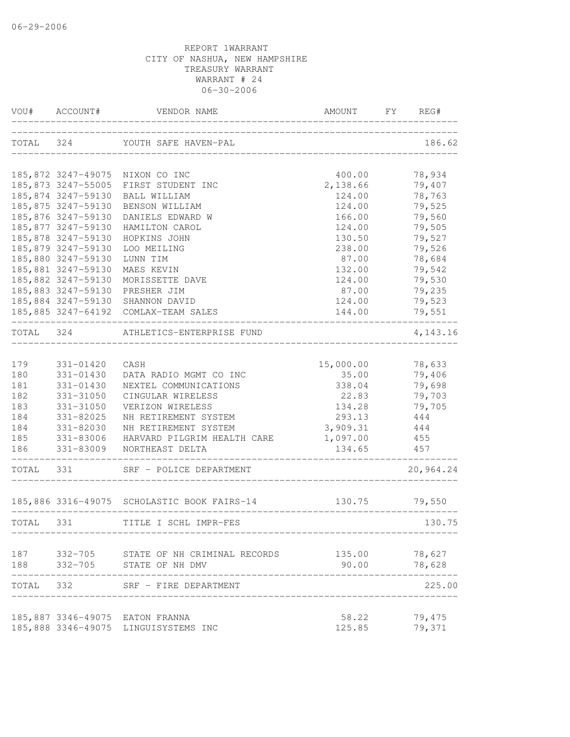06-29-2006

REPORT 1WARRANT
CITY OF NASHUA, NEW HAMPSHIRE
TREASURY WARRANT
WARRANT # 24
06-30-2006

| VOU# | ACCOUNT# | VENDOR NAME | AMOUNT | FY | REG# |
|---|---|---|---|---|---|
| TOTAL | 324 | YOUTH SAFE HAVEN-PAL | | | 186.62 |
| 185,872 | 3247-49075 | NIXON CO INC | 400.00 | | 78,934 |
| 185,873 | 3247-55005 | FIRST STUDENT INC | 2,138.66 | | 79,407 |
| 185,874 | 3247-59130 | BALL WILLIAM | 124.00 | | 78,763 |
| 185,875 | 3247-59130 | BENSON WILLIAM | 124.00 | | 79,525 |
| 185,876 | 3247-59130 | DANIELS EDWARD W | 166.00 | | 79,560 |
| 185,877 | 3247-59130 | HAMILTON CAROL | 124.00 | | 79,505 |
| 185,878 | 3247-59130 | HOPKINS JOHN | 130.50 | | 79,527 |
| 185,879 | 3247-59130 | LOO MEILING | 238.00 | | 79,526 |
| 185,880 | 3247-59130 | LUNN TIM | 87.00 | | 78,684 |
| 185,881 | 3247-59130 | MAES KEVIN | 132.00 | | 79,542 |
| 185,882 | 3247-59130 | MORISSETTE DAVE | 124.00 | | 79,530 |
| 185,883 | 3247-59130 | PRESHER JIM | 87.00 | | 79,235 |
| 185,884 | 3247-59130 | SHANNON DAVID | 124.00 | | 79,523 |
| 185,885 | 3247-64192 | COMLAX-TEAM SALES | 144.00 | | 79,551 |
| TOTAL | 324 | ATHLETICS-ENTERPRISE FUND | | | 4,143.16 |
| 179 | 331-01420 | CASH | 15,000.00 | | 78,633 |
| 180 | 331-01430 | DATA RADIO MGMT CO INC | 35.00 | | 79,406 |
| 181 | 331-01430 | NEXTEL COMMUNICATIONS | 338.04 | | 79,698 |
| 182 | 331-31050 | CINGULAR WIRELESS | 22.83 | | 79,703 |
| 183 | 331-31050 | VERIZON WIRELESS | 134.28 | | 79,705 |
| 184 | 331-82025 | NH RETIREMENT SYSTEM | 293.13 | | 444 |
| 184 | 331-82030 | NH RETIREMENT SYSTEM | 3,909.31 | | 444 |
| 185 | 331-83006 | HARVARD PILGRIM HEALTH CARE | 1,097.00 | | 455 |
| 186 | 331-83009 | NORTHEAST DELTA | 134.65 | | 457 |
| TOTAL | 331 | SRF - POLICE DEPARTMENT | | | 20,964.24 |
| 185,886 | 3316-49075 | SCHOLASTIC BOOK FAIRS-14 | 130.75 | | 79,550 |
| TOTAL | 331 | TITLE I SCHL IMPR-FES | | | 130.75 |
| 187 | 332-705 | STATE OF NH CRIMINAL RECORDS | 135.00 | | 78,627 |
| 188 | 332-705 | STATE OF NH DMV | 90.00 | | 78,628 |
| TOTAL | 332 | SRF - FIRE DEPARTMENT | | | 225.00 |
| 185,887 | 3346-49075 | EATON FRANNA | 58.22 | | 79,475 |
| 185,888 | 3346-49075 | LINGUISYSTEMS INC | 125.85 | | 79,371 |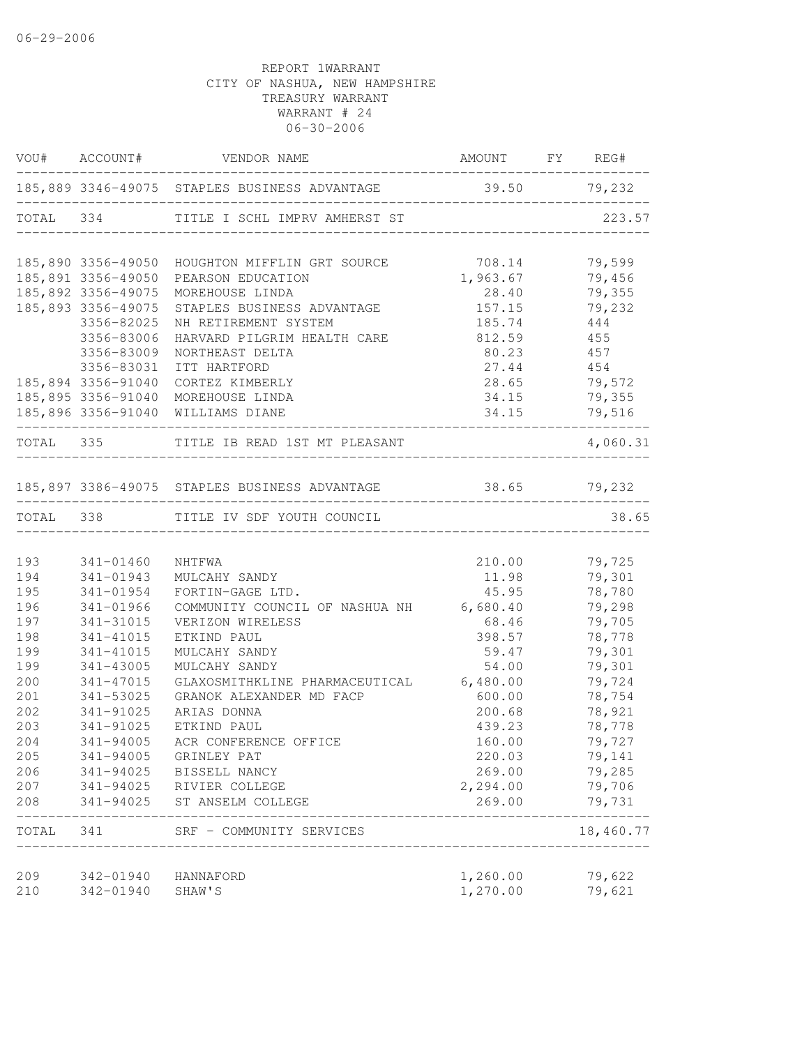06-29-2006

REPORT 1WARRANT
CITY OF NASHUA, NEW HAMPSHIRE
TREASURY WARRANT
WARRANT # 24
06-30-2006

| VOU# | ACCOUNT# | VENDOR NAME | AMOUNT | FY | REG# |
|---|---|---|---|---|---|
| 185,889 | 3346-49075 | STAPLES BUSINESS ADVANTAGE | 39.50 | | 79,232 |
| TOTAL | 334 | TITLE I SCHL IMPRV AMHERST ST | | | 223.57 |
| 185,890 | 3356-49050 | HOUGHTON MIFFLIN GRT SOURCE | 708.14 | | 79,599 |
| 185,891 | 3356-49050 | PEARSON EDUCATION | 1,963.67 | | 79,456 |
| 185,892 | 3356-49075 | MOREHOUSE LINDA | 28.40 | | 79,355 |
| 185,893 | 3356-49075 | STAPLES BUSINESS ADVANTAGE | 157.15 | | 79,232 |
| | 3356-82025 | NH RETIREMENT SYSTEM | 185.74 | | 444 |
| | 3356-83006 | HARVARD PILGRIM HEALTH CARE | 812.59 | | 455 |
| | 3356-83009 | NORTHEAST DELTA | 80.23 | | 457 |
| | 3356-83031 | ITT HARTFORD | 27.44 | | 454 |
| 185,894 | 3356-91040 | CORTEZ KIMBERLY | 28.65 | | 79,572 |
| 185,895 | 3356-91040 | MOREHOUSE LINDA | 34.15 | | 79,355 |
| 185,896 | 3356-91040 | WILLIAMS DIANE | 34.15 | | 79,516 |
| TOTAL | 335 | TITLE IB READ 1ST MT PLEASANT | | | 4,060.31 |
| 185,897 | 3386-49075 | STAPLES BUSINESS ADVANTAGE | 38.65 | | 79,232 |
| TOTAL | 338 | TITLE IV SDF YOUTH COUNCIL | | | 38.65 |
| 193 | 341-01460 | NHTFWA | 210.00 | | 79,725 |
| 194 | 341-01943 | MULCAHY SANDY | 11.98 | | 79,301 |
| 195 | 341-01954 | FORTIN-GAGE LTD. | 45.95 | | 78,780 |
| 196 | 341-01966 | COMMUNITY COUNCIL OF NASHUA NH | 6,680.40 | | 79,298 |
| 197 | 341-31015 | VERIZON WIRELESS | 68.46 | | 79,705 |
| 198 | 341-41015 | ETKIND PAUL | 398.57 | | 78,778 |
| 199 | 341-41015 | MULCAHY SANDY | 59.47 | | 79,301 |
| 199 | 341-43005 | MULCAHY SANDY | 54.00 | | 79,301 |
| 200 | 341-47015 | GLAXOSMITHKLINE PHARMACEUTICAL | 6,480.00 | | 79,724 |
| 201 | 341-53025 | GRANOK ALEXANDER MD FACP | 600.00 | | 78,754 |
| 202 | 341-91025 | ARIAS DONNA | 200.68 | | 78,921 |
| 203 | 341-91025 | ETKIND PAUL | 439.23 | | 78,778 |
| 204 | 341-94005 | ACR CONFERENCE OFFICE | 160.00 | | 79,727 |
| 205 | 341-94005 | GRINLEY PAT | 220.03 | | 79,141 |
| 206 | 341-94025 | BISSELL NANCY | 269.00 | | 79,285 |
| 207 | 341-94025 | RIVIER COLLEGE | 2,294.00 | | 79,706 |
| 208 | 341-94025 | ST ANSELM COLLEGE | 269.00 | | 79,731 |
| TOTAL | 341 | SRF - COMMUNITY SERVICES | | | 18,460.77 |
| 209 | 342-01940 | HANNAFORD | 1,260.00 | | 79,622 |
| 210 | 342-01940 | SHAW'S | 1,270.00 | | 79,621 |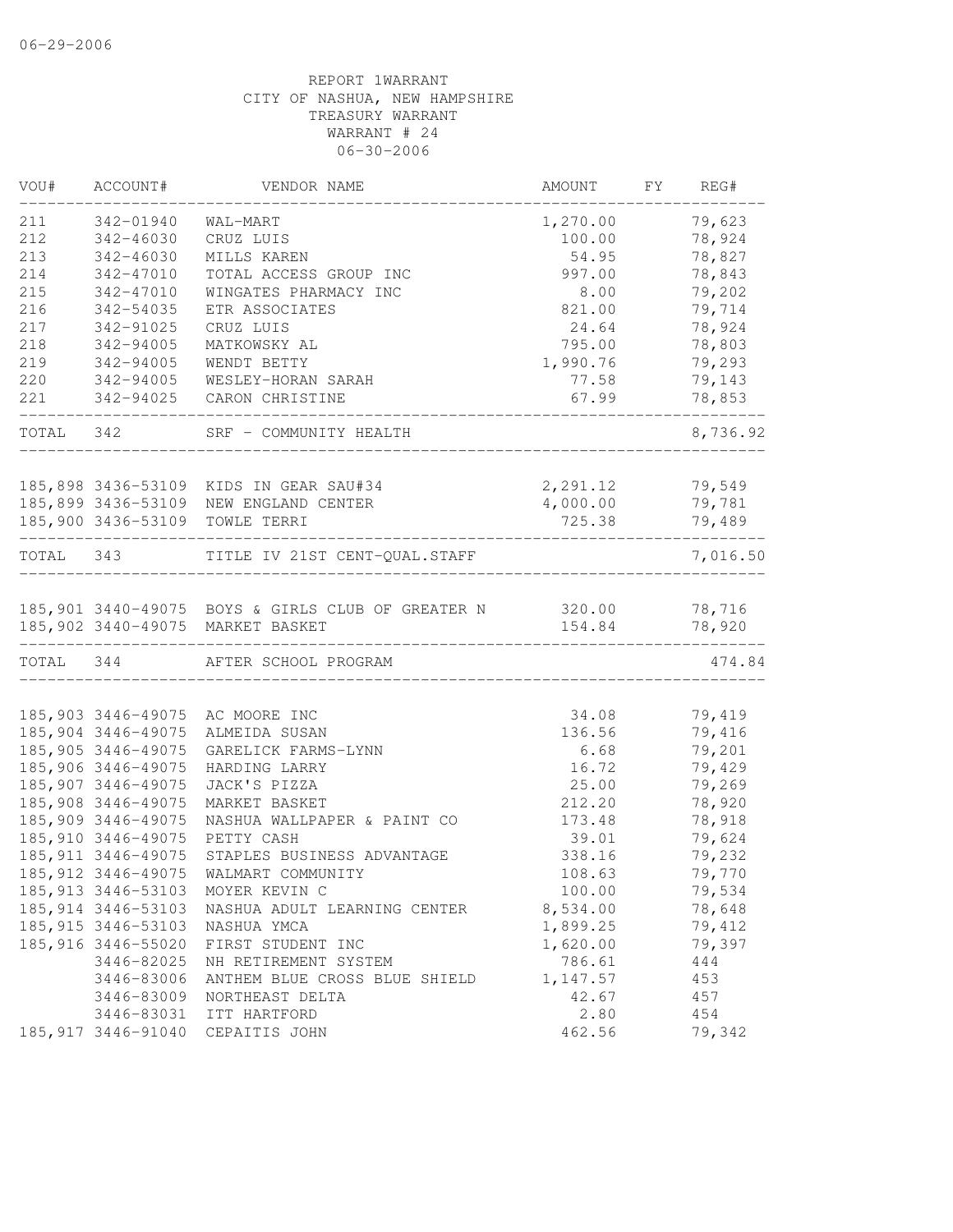06-29-2006

REPORT 1WARRANT
CITY OF NASHUA, NEW HAMPSHIRE
TREASURY WARRANT
WARRANT # 24
06-30-2006

| VOU# | ACCOUNT# | VENDOR NAME | AMOUNT | FY | REG# |
|---|---|---|---|---|---|
| 211 | 342-01940 | WAL-MART | 1,270.00 | | 79,623 |
| 212 | 342-46030 | CRUZ LUIS | 100.00 | | 78,924 |
| 213 | 342-46030 | MILLS KAREN | 54.95 | | 78,827 |
| 214 | 342-47010 | TOTAL ACCESS GROUP INC | 997.00 | | 78,843 |
| 215 | 342-47010 | WINGATES PHARMACY INC | 8.00 | | 79,202 |
| 216 | 342-54035 | ETR ASSOCIATES | 821.00 | | 79,714 |
| 217 | 342-91025 | CRUZ LUIS | 24.64 | | 78,924 |
| 218 | 342-94005 | MATKOWSKY AL | 795.00 | | 78,803 |
| 219 | 342-94005 | WENDT BETTY | 1,990.76 | | 79,293 |
| 220 | 342-94005 | WESLEY-HORAN SARAH | 77.58 | | 79,143 |
| 221 | 342-94025 | CARON CHRISTINE | 67.99 | | 78,853 |
| TOTAL | 342 | SRF - COMMUNITY HEALTH | | | 8,736.92 |
| 185,898 | 3436-53109 | KIDS IN GEAR SAU#34 | 2,291.12 | | 79,549 |
| 185,899 | 3436-53109 | NEW ENGLAND CENTER | 4,000.00 | | 79,781 |
| 185,900 | 3436-53109 | TOWLE TERRI | 725.38 | | 79,489 |
| TOTAL | 343 | TITLE IV 21ST CENT-QUAL.STAFF | | | 7,016.50 |
| 185,901 | 3440-49075 | BOYS & GIRLS CLUB OF GREATER N | 320.00 | | 78,716 |
| 185,902 | 3440-49075 | MARKET BASKET | 154.84 | | 78,920 |
| TOTAL | 344 | AFTER SCHOOL PROGRAM | | | 474.84 |
| 185,903 | 3446-49075 | AC MOORE INC | 34.08 | | 79,419 |
| 185,904 | 3446-49075 | ALMEIDA SUSAN | 136.56 | | 79,416 |
| 185,905 | 3446-49075 | GARELICK FARMS-LYNN | 6.68 | | 79,201 |
| 185,906 | 3446-49075 | HARDING LARRY | 16.72 | | 79,429 |
| 185,907 | 3446-49075 | JACK'S PIZZA | 25.00 | | 79,269 |
| 185,908 | 3446-49075 | MARKET BASKET | 212.20 | | 78,920 |
| 185,909 | 3446-49075 | NASHUA WALLPAPER & PAINT CO | 173.48 | | 78,918 |
| 185,910 | 3446-49075 | PETTY CASH | 39.01 | | 79,624 |
| 185,911 | 3446-49075 | STAPLES BUSINESS ADVANTAGE | 338.16 | | 79,232 |
| 185,912 | 3446-49075 | WALMART COMMUNITY | 108.63 | | 79,770 |
| 185,913 | 3446-53103 | MOYER KEVIN C | 100.00 | | 79,534 |
| 185,914 | 3446-53103 | NASHUA ADULT LEARNING CENTER | 8,534.00 | | 78,648 |
| 185,915 | 3446-53103 | NASHUA YMCA | 1,899.25 | | 79,412 |
| 185,916 | 3446-55020 | FIRST STUDENT INC | 1,620.00 | | 79,397 |
| | 3446-82025 | NH RETIREMENT SYSTEM | 786.61 | | 444 |
| | 3446-83006 | ANTHEM BLUE CROSS BLUE SHIELD | 1,147.57 | | 453 |
| | 3446-83009 | NORTHEAST DELTA | 42.67 | | 457 |
| | 3446-83031 | ITT HARTFORD | 2.80 | | 454 |
| 185,917 | 3446-91040 | CEPAITIS JOHN | 462.56 | | 79,342 |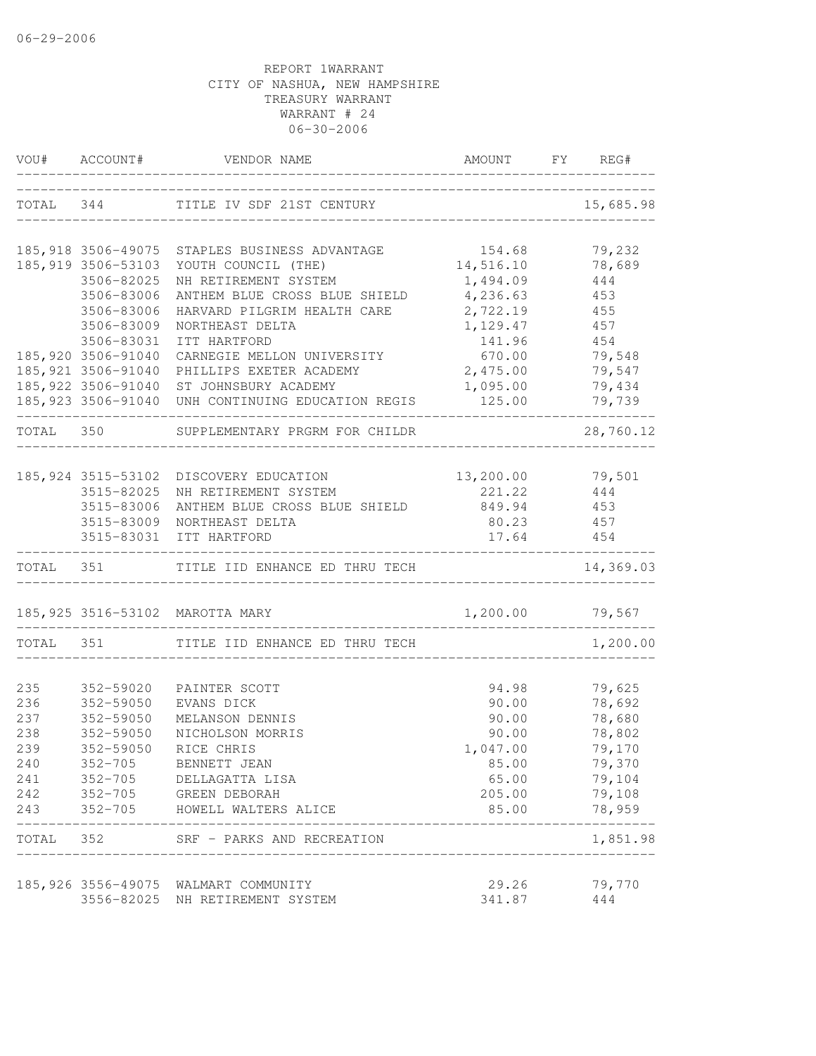06-29-2006

REPORT 1WARRANT
CITY OF NASHUA, NEW HAMPSHIRE
TREASURY WARRANT
WARRANT # 24
06-30-2006

| VOU# | ACCOUNT# | VENDOR NAME | AMOUNT | FY | REG# |
|---|---|---|---|---|---|
| TOTAL | 344 | TITLE IV SDF 21ST CENTURY | | | 15,685.98 |
| 185,918 | 3506-49075 | STAPLES BUSINESS ADVANTAGE | 154.68 | | 79,232 |
| 185,919 | 3506-53103 | YOUTH COUNCIL (THE) | 14,516.10 | | 78,689 |
| | 3506-82025 | NH RETIREMENT SYSTEM | 1,494.09 | | 444 |
| | 3506-83006 | ANTHEM BLUE CROSS BLUE SHIELD | 4,236.63 | | 453 |
| | 3506-83006 | HARVARD PILGRIM HEALTH CARE | 2,722.19 | | 455 |
| | 3506-83009 | NORTHEAST DELTA | 1,129.47 | | 457 |
| | 3506-83031 | ITT HARTFORD | 141.96 | | 454 |
| 185,920 | 3506-91040 | CARNEGIE MELLON UNIVERSITY | 670.00 | | 79,548 |
| 185,921 | 3506-91040 | PHILLIPS EXETER ACADEMY | 2,475.00 | | 79,547 |
| 185,922 | 3506-91040 | ST JOHNSBURY ACADEMY | 1,095.00 | | 79,434 |
| 185,923 | 3506-91040 | UNH CONTINUING EDUCATION REGIS | 125.00 | | 79,739 |
| TOTAL | 350 | SUPPLEMENTARY PRGRM FOR CHILDR | | | 28,760.12 |
| 185,924 | 3515-53102 | DISCOVERY EDUCATION | 13,200.00 | | 79,501 |
| | 3515-82025 | NH RETIREMENT SYSTEM | 221.22 | | 444 |
| | 3515-83006 | ANTHEM BLUE CROSS BLUE SHIELD | 849.94 | | 453 |
| | 3515-83009 | NORTHEAST DELTA | 80.23 | | 457 |
| | 3515-83031 | ITT HARTFORD | 17.64 | | 454 |
| TOTAL | 351 | TITLE IID ENHANCE ED THRU TECH | | | 14,369.03 |
| 185,925 | 3516-53102 | MAROTTA MARY | 1,200.00 | | 79,567 |
| TOTAL | 351 | TITLE IID ENHANCE ED THRU TECH | | | 1,200.00 |
| 235 | 352-59020 | PAINTER SCOTT | 94.98 | | 79,625 |
| 236 | 352-59050 | EVANS DICK | 90.00 | | 78,692 |
| 237 | 352-59050 | MELANSON DENNIS | 90.00 | | 78,680 |
| 238 | 352-59050 | NICHOLSON MORRIS | 90.00 | | 78,802 |
| 239 | 352-59050 | RICE CHRIS | 1,047.00 | | 79,170 |
| 240 | 352-705 | BENNETT JEAN | 85.00 | | 79,370 |
| 241 | 352-705 | DELLAGATTA LISA | 65.00 | | 79,104 |
| 242 | 352-705 | GREEN DEBORAH | 205.00 | | 79,108 |
| 243 | 352-705 | HOWELL WALTERS ALICE | 85.00 | | 78,959 |
| TOTAL | 352 | SRF - PARKS AND RECREATION | | | 1,851.98 |
| 185,926 | 3556-49075 | WALMART COMMUNITY | 29.26 | | 79,770 |
| | 3556-82025 | NH RETIREMENT SYSTEM | 341.87 | | 444 |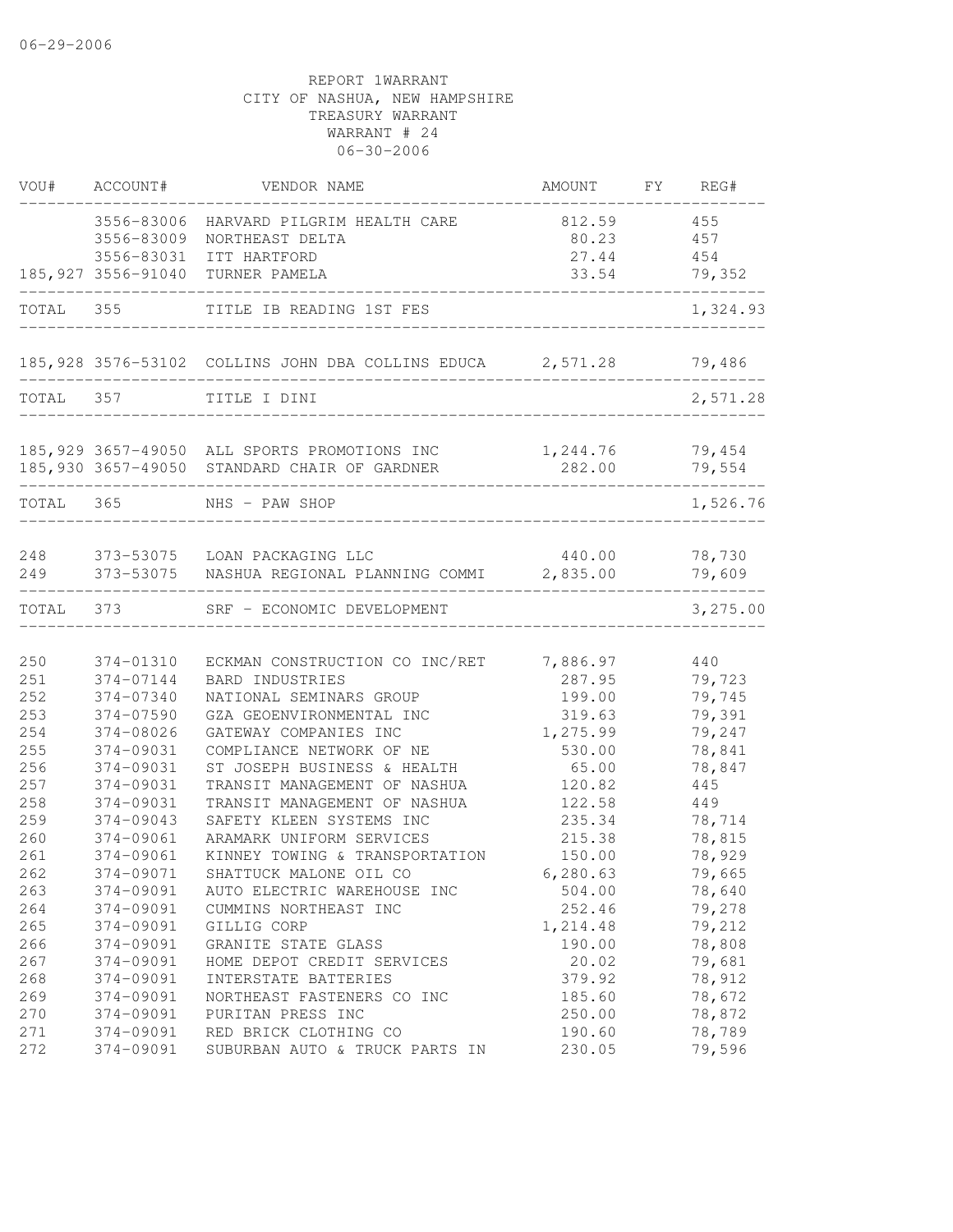06-29-2006

REPORT 1WARRANT
CITY OF NASHUA, NEW HAMPSHIRE
TREASURY WARRANT
WARRANT # 24
06-30-2006

| VOU# | ACCOUNT# | VENDOR NAME | AMOUNT | FY | REG# |
|---|---|---|---|---|---|
| | 3556-83006 | HARVARD PILGRIM HEALTH CARE | 812.59 | | 455 |
| | 3556-83009 | NORTHEAST DELTA | 80.23 | | 457 |
| | 3556-83031 | ITT HARTFORD | 27.44 | | 454 |
| 185,927 | 3556-91040 | TURNER PAMELA | 33.54 | | 79,352 |
| TOTAL | 355 | TITLE IB READING 1ST FES | | | 1,324.93 |
| 185,928 | 3576-53102 | COLLINS JOHN DBA COLLINS EDUCA | 2,571.28 | | 79,486 |
| TOTAL | 357 | TITLE I DINI | | | 2,571.28 |
| 185,929 | 3657-49050 | ALL SPORTS PROMOTIONS INC | 1,244.76 | | 79,454 |
| 185,930 | 3657-49050 | STANDARD CHAIR OF GARDNER | 282.00 | | 79,554 |
| TOTAL | 365 | NHS - PAW SHOP | | | 1,526.76 |
| 248 | 373-53075 | LOAN PACKAGING LLC | 440.00 | | 78,730 |
| 249 | 373-53075 | NASHUA REGIONAL PLANNING COMMI | 2,835.00 | | 79,609 |
| TOTAL | 373 | SRF - ECONOMIC DEVELOPMENT | | | 3,275.00 |
| 250 | 374-01310 | ECKMAN CONSTRUCTION CO INC/RET | 7,886.97 | | 440 |
| 251 | 374-07144 | BARD INDUSTRIES | 287.95 | | 79,723 |
| 252 | 374-07340 | NATIONAL SEMINARS GROUP | 199.00 | | 79,745 |
| 253 | 374-07590 | GZA GEOENVIRONMENTAL INC | 319.63 | | 79,391 |
| 254 | 374-08026 | GATEWAY COMPANIES INC | 1,275.99 | | 79,247 |
| 255 | 374-09031 | COMPLIANCE NETWORK OF NE | 530.00 | | 78,841 |
| 256 | 374-09031 | ST JOSEPH BUSINESS & HEALTH | 65.00 | | 78,847 |
| 257 | 374-09031 | TRANSIT MANAGEMENT OF NASHUA | 120.82 | | 445 |
| 258 | 374-09031 | TRANSIT MANAGEMENT OF NASHUA | 122.58 | | 449 |
| 259 | 374-09043 | SAFETY KLEEN SYSTEMS INC | 235.34 | | 78,714 |
| 260 | 374-09061 | ARAMARK UNIFORM SERVICES | 215.38 | | 78,815 |
| 261 | 374-09061 | KINNEY TOWING & TRANSPORTATION | 150.00 | | 78,929 |
| 262 | 374-09071 | SHATTUCK MALONE OIL CO | 6,280.63 | | 79,665 |
| 263 | 374-09091 | AUTO ELECTRIC WAREHOUSE INC | 504.00 | | 78,640 |
| 264 | 374-09091 | CUMMINS NORTHEAST INC | 252.46 | | 79,278 |
| 265 | 374-09091 | GILLIG CORP | 1,214.48 | | 79,212 |
| 266 | 374-09091 | GRANITE STATE GLASS | 190.00 | | 78,808 |
| 267 | 374-09091 | HOME DEPOT CREDIT SERVICES | 20.02 | | 79,681 |
| 268 | 374-09091 | INTERSTATE BATTERIES | 379.92 | | 78,912 |
| 269 | 374-09091 | NORTHEAST FASTENERS CO INC | 185.60 | | 78,672 |
| 270 | 374-09091 | PURITAN PRESS INC | 250.00 | | 78,872 |
| 271 | 374-09091 | RED BRICK CLOTHING CO | 190.60 | | 78,789 |
| 272 | 374-09091 | SUBURBAN AUTO & TRUCK PARTS IN | 230.05 | | 79,596 |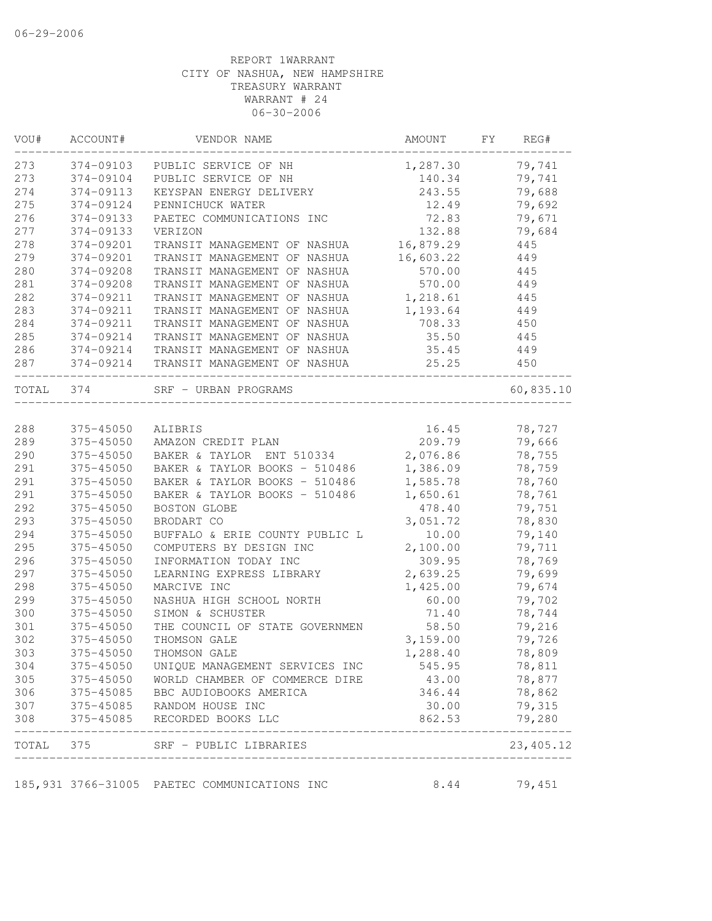06-29-2006

REPORT 1WARRANT
CITY OF NASHUA, NEW HAMPSHIRE
TREASURY WARRANT
WARRANT # 24
06-30-2006

| VOU# | ACCOUNT# | VENDOR NAME | AMOUNT | FY | REG# |
|---|---|---|---|---|---|
| 273 | 374-09103 | PUBLIC SERVICE OF NH | 1,287.30 | | 79,741 |
| 273 | 374-09104 | PUBLIC SERVICE OF NH | 140.34 | | 79,741 |
| 274 | 374-09113 | KEYSPAN ENERGY DELIVERY | 243.55 | | 79,688 |
| 275 | 374-09124 | PENNICHUCK WATER | 12.49 | | 79,692 |
| 276 | 374-09133 | PAETEC COMMUNICATIONS INC | 72.83 | | 79,671 |
| 277 | 374-09133 | VERIZON | 132.88 | | 79,684 |
| 278 | 374-09201 | TRANSIT MANAGEMENT OF NASHUA | 16,879.29 | | 445 |
| 279 | 374-09201 | TRANSIT MANAGEMENT OF NASHUA | 16,603.22 | | 449 |
| 280 | 374-09208 | TRANSIT MANAGEMENT OF NASHUA | 570.00 | | 445 |
| 281 | 374-09208 | TRANSIT MANAGEMENT OF NASHUA | 570.00 | | 449 |
| 282 | 374-09211 | TRANSIT MANAGEMENT OF NASHUA | 1,218.61 | | 445 |
| 283 | 374-09211 | TRANSIT MANAGEMENT OF NASHUA | 1,193.64 | | 449 |
| 284 | 374-09211 | TRANSIT MANAGEMENT OF NASHUA | 708.33 | | 450 |
| 285 | 374-09214 | TRANSIT MANAGEMENT OF NASHUA | 35.50 | | 445 |
| 286 | 374-09214 | TRANSIT MANAGEMENT OF NASHUA | 35.45 | | 449 |
| 287 | 374-09214 | TRANSIT MANAGEMENT OF NASHUA | 25.25 | | 450 |
| TOTAL | 374 | SRF - URBAN PROGRAMS | | | 60,835.10 |
| 288 | 375-45050 | ALIBRIS | 16.45 | | 78,727 |
| 289 | 375-45050 | AMAZON CREDIT PLAN | 209.79 | | 79,666 |
| 290 | 375-45050 | BAKER & TAYLOR ENT 510334 | 2,076.86 | | 78,755 |
| 291 | 375-45050 | BAKER & TAYLOR BOOKS - 510486 | 1,386.09 | | 78,759 |
| 291 | 375-45050 | BAKER & TAYLOR BOOKS - 510486 | 1,585.78 | | 78,760 |
| 291 | 375-45050 | BAKER & TAYLOR BOOKS - 510486 | 1,650.61 | | 78,761 |
| 292 | 375-45050 | BOSTON GLOBE | 478.40 | | 79,751 |
| 293 | 375-45050 | BRODART CO | 3,051.72 | | 78,830 |
| 294 | 375-45050 | BUFFALO & ERIE COUNTY PUBLIC L | 10.00 | | 79,140 |
| 295 | 375-45050 | COMPUTERS BY DESIGN INC | 2,100.00 | | 79,711 |
| 296 | 375-45050 | INFORMATION TODAY INC | 309.95 | | 78,769 |
| 297 | 375-45050 | LEARNING EXPRESS LIBRARY | 2,639.25 | | 79,699 |
| 298 | 375-45050 | MARCIVE INC | 1,425.00 | | 79,674 |
| 299 | 375-45050 | NASHUA HIGH SCHOOL NORTH | 60.00 | | 79,702 |
| 300 | 375-45050 | SIMON & SCHUSTER | 71.40 | | 78,744 |
| 301 | 375-45050 | THE COUNCIL OF STATE GOVERNMEN | 58.50 | | 79,216 |
| 302 | 375-45050 | THOMSON GALE | 3,159.00 | | 79,726 |
| 303 | 375-45050 | THOMSON GALE | 1,288.40 | | 78,809 |
| 304 | 375-45050 | UNIQUE MANAGEMENT SERVICES INC | 545.95 | | 78,811 |
| 305 | 375-45050 | WORLD CHAMBER OF COMMERCE DIRE | 43.00 | | 78,877 |
| 306 | 375-45085 | BBC AUDIOBOOKS AMERICA | 346.44 | | 78,862 |
| 307 | 375-45085 | RANDOM HOUSE INC | 30.00 | | 79,315 |
| 308 | 375-45085 | RECORDED BOOKS LLC | 862.53 | | 79,280 |
| TOTAL | 375 | SRF - PUBLIC LIBRARIES | | | 23,405.12 |
| 185,931 | 3766-31005 | PAETEC COMMUNICATIONS INC | 8.44 | | 79,451 |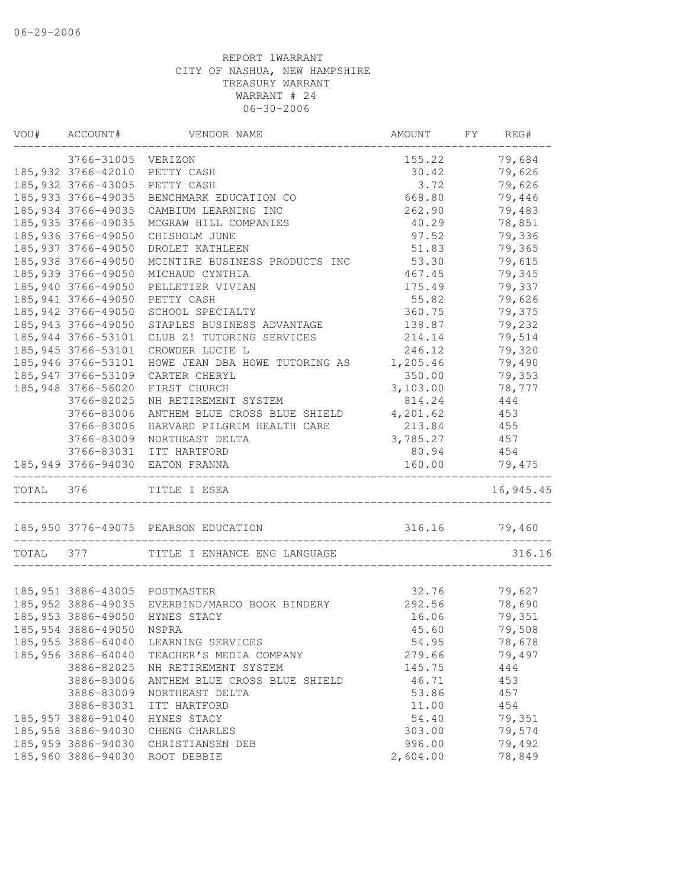06-29-2006

REPORT 1WARRANT
CITY OF NASHUA, NEW HAMPSHIRE
TREASURY WARRANT
WARRANT # 24
06-30-2006

| VOU# | ACCOUNT# | VENDOR NAME | AMOUNT | FY | REG# |
|---|---|---|---|---|---|
| | 3766-31005 | VERIZON | 155.22 | | 79,684 |
| 185,932 | 3766-42010 | PETTY CASH | 30.42 | | 79,626 |
| 185,932 | 3766-43005 | PETTY CASH | 3.72 | | 79,626 |
| 185,933 | 3766-49035 | BENCHMARK EDUCATION CO | 668.80 | | 79,446 |
| 185,934 | 3766-49035 | CAMBIUM LEARNING INC | 262.90 | | 79,483 |
| 185,935 | 3766-49035 | MCGRAW HILL COMPANIES | 40.29 | | 78,851 |
| 185,936 | 3766-49050 | CHISHOLM JUNE | 97.52 | | 79,336 |
| 185,937 | 3766-49050 | DROLET KATHLEEN | 51.83 | | 79,365 |
| 185,938 | 3766-49050 | MCINTIRE BUSINESS PRODUCTS INC | 53.30 | | 79,615 |
| 185,939 | 3766-49050 | MICHAUD CYNTHIA | 467.45 | | 79,345 |
| 185,940 | 3766-49050 | PELLETIER VIVIAN | 175.49 | | 79,337 |
| 185,941 | 3766-49050 | PETTY CASH | 55.82 | | 79,626 |
| 185,942 | 3766-49050 | SCHOOL SPECIALTY | 360.75 | | 79,375 |
| 185,943 | 3766-49050 | STAPLES BUSINESS ADVANTAGE | 138.87 | | 79,232 |
| 185,944 | 3766-53101 | CLUB Z! TUTORING SERVICES | 214.14 | | 79,514 |
| 185,945 | 3766-53101 | CROWDER LUCIE L | 246.12 | | 79,320 |
| 185,946 | 3766-53101 | HOWE JEAN DBA HOWE TUTORING AS | 1,205.46 | | 79,490 |
| 185,947 | 3766-53109 | CARTER CHERYL | 350.00 | | 79,353 |
| 185,948 | 3766-56020 | FIRST CHURCH | 3,103.00 | | 78,777 |
| | 3766-82025 | NH RETIREMENT SYSTEM | 814.24 | | 444 |
| | 3766-83006 | ANTHEM BLUE CROSS BLUE SHIELD | 4,201.62 | | 453 |
| | 3766-83006 | HARVARD PILGRIM HEALTH CARE | 213.84 | | 455 |
| | 3766-83009 | NORTHEAST DELTA | 3,785.27 | | 457 |
| | 3766-83031 | ITT HARTFORD | 80.94 | | 454 |
| 185,949 | 3766-94030 | EATON FRANNA | 160.00 | | 79,475 |
| TOTAL | 376 | TITLE I ESEA | | | 16,945.45 |
| 185,950 | 3776-49075 | PEARSON EDUCATION | 316.16 | | 79,460 |
| TOTAL | 377 | TITLE I ENHANCE ENG LANGUAGE | | | 316.16 |
| 185,951 | 3886-43005 | POSTMASTER | 32.76 | | 79,627 |
| 185,952 | 3886-49035 | EVERBIND/MARCO BOOK BINDERY | 292.56 | | 78,690 |
| 185,953 | 3886-49050 | HYNES STACY | 16.06 | | 79,351 |
| 185,954 | 3886-49050 | NSPRA | 45.60 | | 79,508 |
| 185,955 | 3886-64040 | LEARNING SERVICES | 54.95 | | 78,678 |
| 185,956 | 3886-64040 | TEACHER'S MEDIA COMPANY | 279.66 | | 79,497 |
| | 3886-82025 | NH RETIREMENT SYSTEM | 145.75 | | 444 |
| | 3886-83006 | ANTHEM BLUE CROSS BLUE SHIELD | 46.71 | | 453 |
| | 3886-83009 | NORTHEAST DELTA | 53.86 | | 457 |
| | 3886-83031 | ITT HARTFORD | 11.00 | | 454 |
| 185,957 | 3886-91040 | HYNES STACY | 54.40 | | 79,351 |
| 185,958 | 3886-94030 | CHENG CHARLES | 303.00 | | 79,574 |
| 185,959 | 3886-94030 | CHRISTIANSEN DEB | 996.00 | | 79,492 |
| 185,960 | 3886-94030 | ROOT DEBBIE | 2,604.00 | | 78,849 |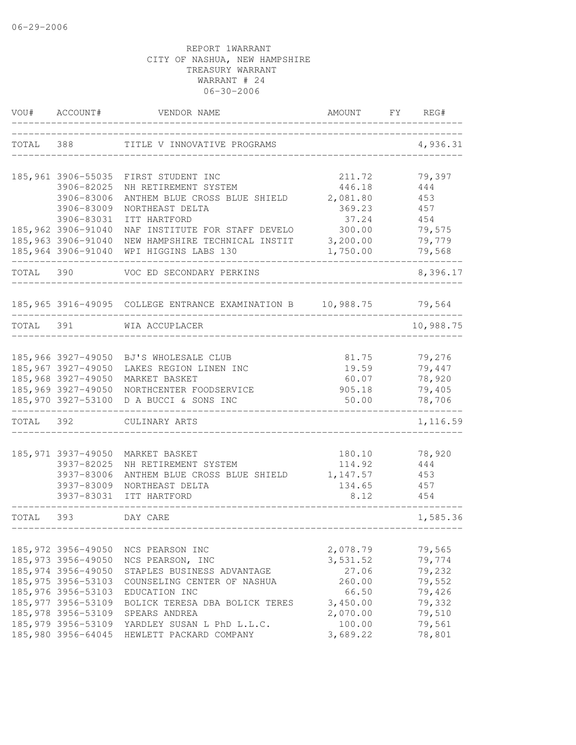06-29-2006

REPORT 1WARRANT
CITY OF NASHUA, NEW HAMPSHIRE
TREASURY WARRANT
WARRANT # 24
06-30-2006

| VOU# | ACCOUNT# | VENDOR NAME | AMOUNT | FY | REG# |
|---|---|---|---|---|---|
| TOTAL | 388 | TITLE V INNOVATIVE PROGRAMS | | | 4,936.31 |
| 185,961 | 3906-55035 | FIRST STUDENT INC | 211.72 | | 79,397 |
| | 3906-82025 | NH RETIREMENT SYSTEM | 446.18 | | 444 |
| | 3906-83006 | ANTHEM BLUE CROSS BLUE SHIELD | 2,081.80 | | 453 |
| | 3906-83009 | NORTHEAST DELTA | 369.23 | | 457 |
| | 3906-83031 | ITT HARTFORD | 37.24 | | 454 |
| 185,962 | 3906-91040 | NAF INSTITUTE FOR STAFF DEVELO | 300.00 | | 79,575 |
| 185,963 | 3906-91040 | NEW HAMPSHIRE TECHNICAL INSTIT | 3,200.00 | | 79,779 |
| 185,964 | 3906-91040 | WPI HIGGINS LABS 130 | 1,750.00 | | 79,568 |
| TOTAL | 390 | VOC ED SECONDARY PERKINS | | | 8,396.17 |
| 185,965 | 3916-49095 | COLLEGE ENTRANCE EXAMINATION B | 10,988.75 | | 79,564 |
| TOTAL | 391 | WIA ACCUPLACER | | | 10,988.75 |
| 185,966 | 3927-49050 | BJ'S WHOLESALE CLUB | 81.75 | | 79,276 |
| 185,967 | 3927-49050 | LAKES REGION LINEN INC | 19.59 | | 79,447 |
| 185,968 | 3927-49050 | MARKET BASKET | 60.07 | | 78,920 |
| 185,969 | 3927-49050 | NORTHCENTER FOODSERVICE | 905.18 | | 79,405 |
| 185,970 | 3927-53100 | D A BUCCI & SONS INC | 50.00 | | 78,706 |
| TOTAL | 392 | CULINARY ARTS | | | 1,116.59 |
| 185,971 | 3937-49050 | MARKET BASKET | 180.10 | | 78,920 |
| | 3937-82025 | NH RETIREMENT SYSTEM | 114.92 | | 444 |
| | 3937-83006 | ANTHEM BLUE CROSS BLUE SHIELD | 1,147.57 | | 453 |
| | 3937-83009 | NORTHEAST DELTA | 134.65 | | 457 |
| | 3937-83031 | ITT HARTFORD | 8.12 | | 454 |
| TOTAL | 393 | DAY CARE | | | 1,585.36 |
| 185,972 | 3956-49050 | NCS PEARSON INC | 2,078.79 | | 79,565 |
| 185,973 | 3956-49050 | NCS PEARSON, INC | 3,531.52 | | 79,774 |
| 185,974 | 3956-49050 | STAPLES BUSINESS ADVANTAGE | 27.06 | | 79,232 |
| 185,975 | 3956-53103 | COUNSELING CENTER OF NASHUA | 260.00 | | 79,552 |
| 185,976 | 3956-53103 | EDUCATION INC | 66.50 | | 79,426 |
| 185,977 | 3956-53109 | BOLICK TERESA DBA BOLICK TERES | 3,450.00 | | 79,332 |
| 185,978 | 3956-53109 | SPEARS ANDREA | 2,070.00 | | 79,510 |
| 185,979 | 3956-53109 | YARDLEY SUSAN L PhD L.L.C. | 100.00 | | 79,561 |
| 185,980 | 3956-64045 | HEWLETT PACKARD COMPANY | 3,689.22 | | 78,801 |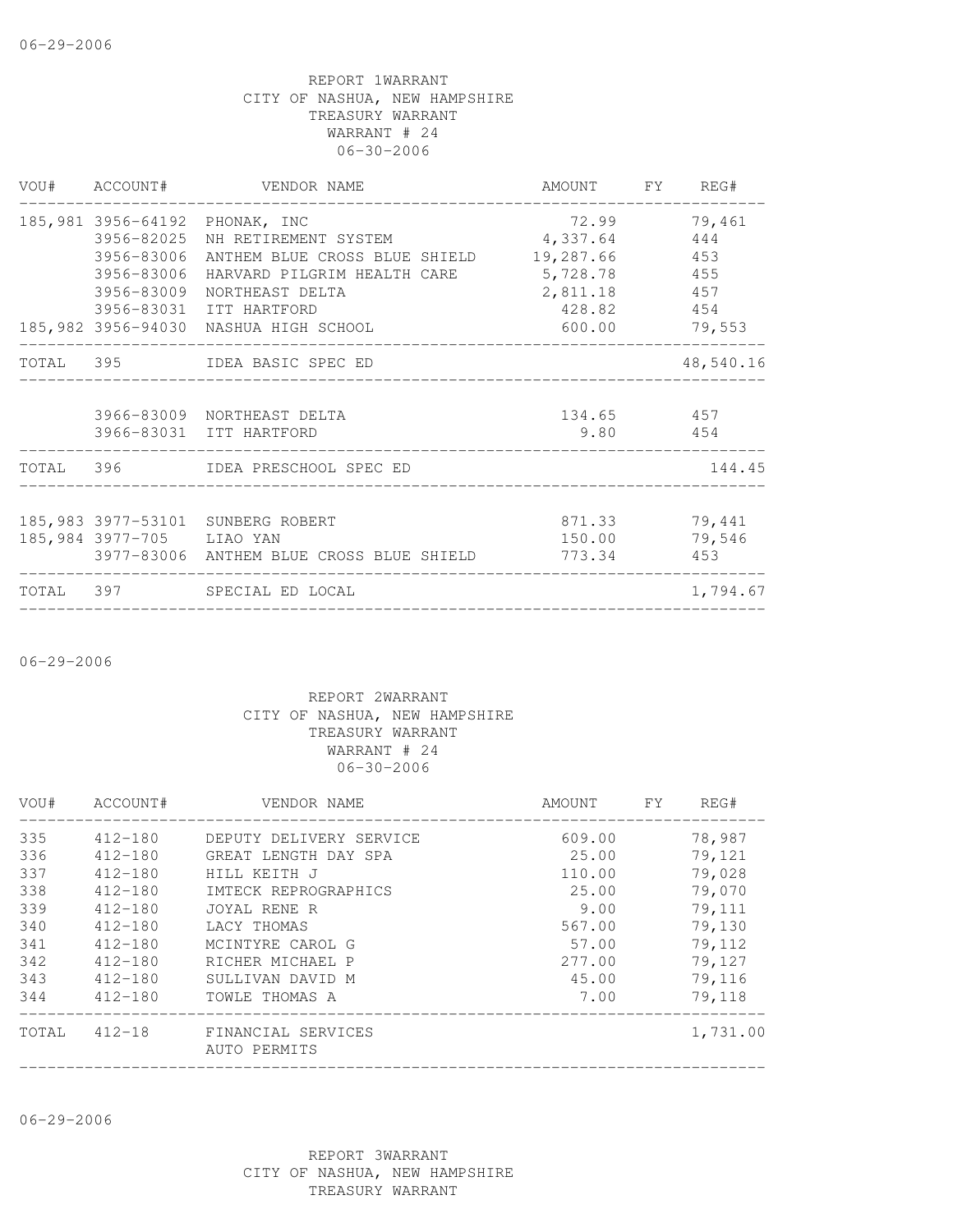06-29-2006

REPORT 1WARRANT
CITY OF NASHUA, NEW HAMPSHIRE
TREASURY WARRANT
WARRANT # 24
06-30-2006

| VOU# | ACCOUNT# | VENDOR NAME | AMOUNT | FY | REG# |
|---|---|---|---|---|---|
| 185,981 | 3956-64192 | PHONAK, INC | 72.99 | | 79,461 |
| | 3956-82025 | NH RETIREMENT SYSTEM | 4,337.64 | | 444 |
| | 3956-83006 | ANTHEM BLUE CROSS BLUE SHIELD | 19,287.66 | | 453 |
| | 3956-83006 | HARVARD PILGRIM HEALTH CARE | 5,728.78 | | 455 |
| | 3956-83009 | NORTHEAST DELTA | 2,811.18 | | 457 |
| | 3956-83031 | ITT HARTFORD | 428.82 | | 454 |
| 185,982 | 3956-94030 | NASHUA HIGH SCHOOL | 600.00 | | 79,553 |
| TOTAL | 395 | IDEA BASIC SPEC ED | | | 48,540.16 |
| | 3966-83009 | NORTHEAST DELTA | 134.65 | | 457 |
| | 3966-83031 | ITT HARTFORD | 9.80 | | 454 |
| TOTAL | 396 | IDEA PRESCHOOL SPEC ED | | | 144.45 |
| 185,983 | 3977-53101 | SUNBERG ROBERT | 871.33 | | 79,441 |
| 185,984 | 3977-705 | LIAO YAN | 150.00 | | 79,546 |
| | 3977-83006 | ANTHEM BLUE CROSS BLUE SHIELD | 773.34 | | 453 |
| TOTAL | 397 | SPECIAL ED LOCAL | | | 1,794.67 |

06-29-2006

REPORT 2WARRANT
CITY OF NASHUA, NEW HAMPSHIRE
TREASURY WARRANT
WARRANT # 24
06-30-2006

| VOU# | ACCOUNT# | VENDOR NAME | AMOUNT | FY | REG# |
|---|---|---|---|---|---|
| 335 | 412-180 | DEPUTY DELIVERY SERVICE | 609.00 | | 78,987 |
| 336 | 412-180 | GREAT LENGTH DAY SPA | 25.00 | | 79,121 |
| 337 | 412-180 | HILL KEITH J | 110.00 | | 79,028 |
| 338 | 412-180 | IMTECK REPROGRAPHICS | 25.00 | | 79,070 |
| 339 | 412-180 | JOYAL RENE R | 9.00 | | 79,111 |
| 340 | 412-180 | LACY THOMAS | 567.00 | | 79,130 |
| 341 | 412-180 | MCINTYRE CAROL G | 57.00 | | 79,112 |
| 342 | 412-180 | RICHER MICHAEL P | 277.00 | | 79,127 |
| 343 | 412-180 | SULLIVAN DAVID M | 45.00 | | 79,116 |
| 344 | 412-180 | TOWLE THOMAS A | 7.00 | | 79,118 |
| TOTAL | 412-18 | FINANCIAL SERVICES AUTO PERMITS | | | 1,731.00 |

06-29-2006

REPORT 3WARRANT
CITY OF NASHUA, NEW HAMPSHIRE
TREASURY WARRANT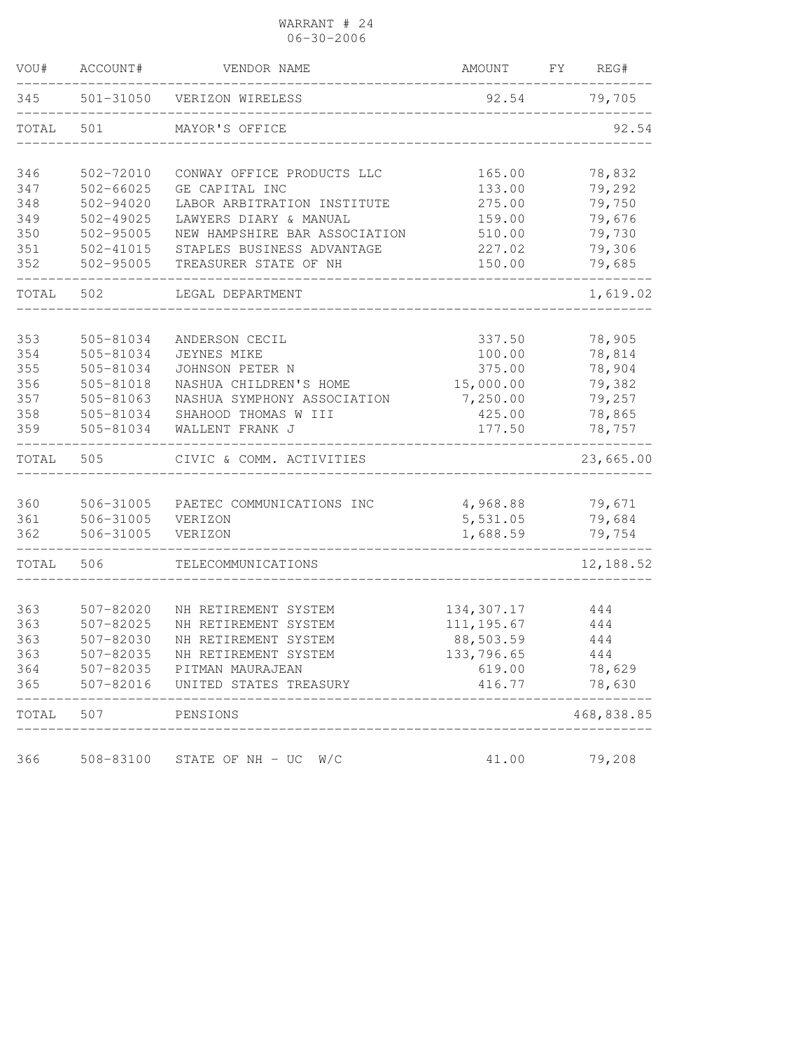WARRANT # 24
06-30-2006

| VOU# | ACCOUNT# | VENDOR NAME | AMOUNT | FY | REG# |
|---|---|---|---|---|---|
| 345 | 501-31050 | VERIZON WIRELESS | 92.54 | | 79,705 |
| TOTAL | 501 | MAYOR'S OFFICE | | | 92.54 |
| 346 | 502-72010 | CONWAY OFFICE PRODUCTS LLC | 165.00 | | 78,832 |
| 347 | 502-66025 | GE CAPITAL INC | 133.00 | | 79,292 |
| 348 | 502-94020 | LABOR ARBITRATION INSTITUTE | 275.00 | | 79,750 |
| 349 | 502-49025 | LAWYERS DIARY & MANUAL | 159.00 | | 79,676 |
| 350 | 502-95005 | NEW HAMPSHIRE BAR ASSOCIATION | 510.00 | | 79,730 |
| 351 | 502-41015 | STAPLES BUSINESS ADVANTAGE | 227.02 | | 79,306 |
| 352 | 502-95005 | TREASURER STATE OF NH | 150.00 | | 79,685 |
| TOTAL | 502 | LEGAL DEPARTMENT | | | 1,619.02 |
| 353 | 505-81034 | ANDERSON CECIL | 337.50 | | 78,905 |
| 354 | 505-81034 | JEYNES MIKE | 100.00 | | 78,814 |
| 355 | 505-81034 | JOHNSON PETER N | 375.00 | | 78,904 |
| 356 | 505-81018 | NASHUA CHILDREN'S HOME | 15,000.00 | | 79,382 |
| 357 | 505-81063 | NASHUA SYMPHONY ASSOCIATION | 7,250.00 | | 79,257 |
| 358 | 505-81034 | SHAHOOD THOMAS W III | 425.00 | | 78,865 |
| 359 | 505-81034 | WALLENT FRANK J | 177.50 | | 78,757 |
| TOTAL | 505 | CIVIC & COMM. ACTIVITIES | | | 23,665.00 |
| 360 | 506-31005 | PAETEC COMMUNICATIONS INC | 4,968.88 | | 79,671 |
| 361 | 506-31005 | VERIZON | 5,531.05 | | 79,684 |
| 362 | 506-31005 | VERIZON | 1,688.59 | | 79,754 |
| TOTAL | 506 | TELECOMMUNICATIONS | | | 12,188.52 |
| 363 | 507-82020 | NH RETIREMENT SYSTEM | 134,307.17 | | 444 |
| 363 | 507-82025 | NH RETIREMENT SYSTEM | 111,195.67 | | 444 |
| 363 | 507-82030 | NH RETIREMENT SYSTEM | 88,503.59 | | 444 |
| 363 | 507-82035 | NH RETIREMENT SYSTEM | 133,796.65 | | 444 |
| 364 | 507-82035 | PITMAN MAURAJEAN | 619.00 | | 78,629 |
| 365 | 507-82016 | UNITED STATES TREASURY | 416.77 | | 78,630 |
| TOTAL | 507 | PENSIONS | | | 468,838.85 |
| 366 | 508-83100 | STATE OF NH - UC W/C | 41.00 | | 79,208 |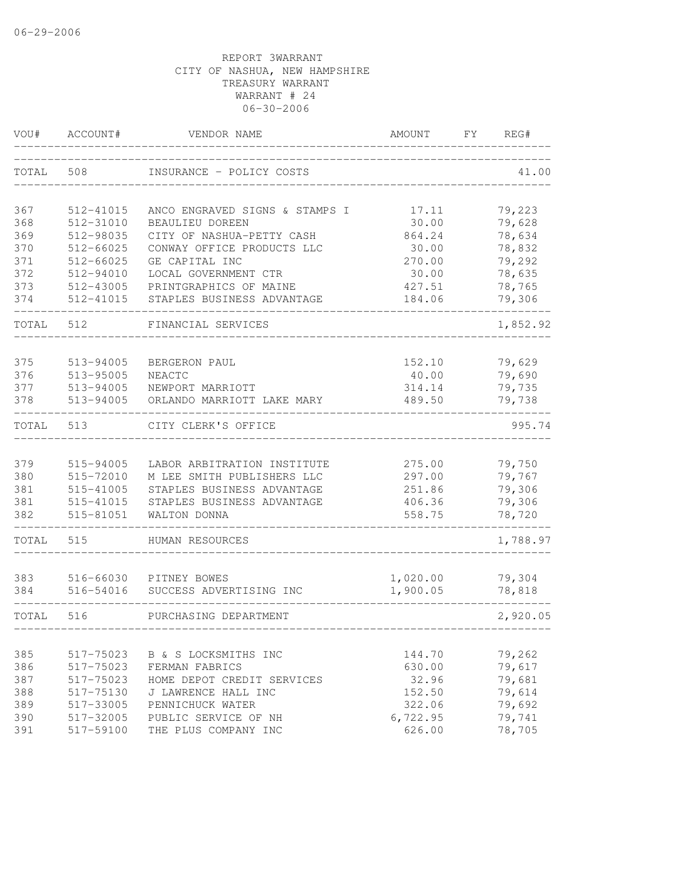06-29-2006

REPORT 3WARRANT
CITY OF NASHUA, NEW HAMPSHIRE
TREASURY WARRANT
WARRANT # 24
06-30-2006

| VOU# | ACCOUNT# | VENDOR NAME | AMOUNT | FY | REG# |
|---|---|---|---|---|---|
| TOTAL | 508 | INSURANCE - POLICY COSTS | | | 41.00 |
| 367 | 512-41015 | ANCO ENGRAVED SIGNS & STAMPS I | 17.11 | | 79,223 |
| 368 | 512-31010 | BEAULIEU DOREEN | 30.00 | | 79,628 |
| 369 | 512-98035 | CITY OF NASHUA-PETTY CASH | 864.24 | | 78,634 |
| 370 | 512-66025 | CONWAY OFFICE PRODUCTS LLC | 30.00 | | 78,832 |
| 371 | 512-66025 | GE CAPITAL INC | 270.00 | | 79,292 |
| 372 | 512-94010 | LOCAL GOVERNMENT CTR | 30.00 | | 78,635 |
| 373 | 512-43005 | PRINTGRAPHICS OF MAINE | 427.51 | | 78,765 |
| 374 | 512-41015 | STAPLES BUSINESS ADVANTAGE | 184.06 | | 79,306 |
| TOTAL | 512 | FINANCIAL SERVICES | | | 1,852.92 |
| 375 | 513-94005 | BERGERON PAUL | 152.10 | | 79,629 |
| 376 | 513-95005 | NEACTC | 40.00 | | 79,690 |
| 377 | 513-94005 | NEWPORT MARRIOTT | 314.14 | | 79,735 |
| 378 | 513-94005 | ORLANDO MARRIOTT LAKE MARY | 489.50 | | 79,738 |
| TOTAL | 513 | CITY CLERK'S OFFICE | | | 995.74 |
| 379 | 515-94005 | LABOR ARBITRATION INSTITUTE | 275.00 | | 79,750 |
| 380 | 515-72010 | M LEE SMITH PUBLISHERS LLC | 297.00 | | 79,767 |
| 381 | 515-41005 | STAPLES BUSINESS ADVANTAGE | 251.86 | | 79,306 |
| 381 | 515-41015 | STAPLES BUSINESS ADVANTAGE | 406.36 | | 79,306 |
| 382 | 515-81051 | WALTON DONNA | 558.75 | | 78,720 |
| TOTAL | 515 | HUMAN RESOURCES | | | 1,788.97 |
| 383 | 516-66030 | PITNEY BOWES | 1,020.00 | | 79,304 |
| 384 | 516-54016 | SUCCESS ADVERTISING INC | 1,900.05 | | 78,818 |
| TOTAL | 516 | PURCHASING DEPARTMENT | | | 2,920.05 |
| 385 | 517-75023 | B & S LOCKSMITHS INC | 144.70 | | 79,262 |
| 386 | 517-75023 | FERMAN FABRICS | 630.00 | | 79,617 |
| 387 | 517-75023 | HOME DEPOT CREDIT SERVICES | 32.96 | | 79,681 |
| 388 | 517-75130 | J LAWRENCE HALL INC | 152.50 | | 79,614 |
| 389 | 517-33005 | PENNICHUCK WATER | 322.06 | | 79,692 |
| 390 | 517-32005 | PUBLIC SERVICE OF NH | 6,722.95 | | 79,741 |
| 391 | 517-59100 | THE PLUS COMPANY INC | 626.00 | | 78,705 |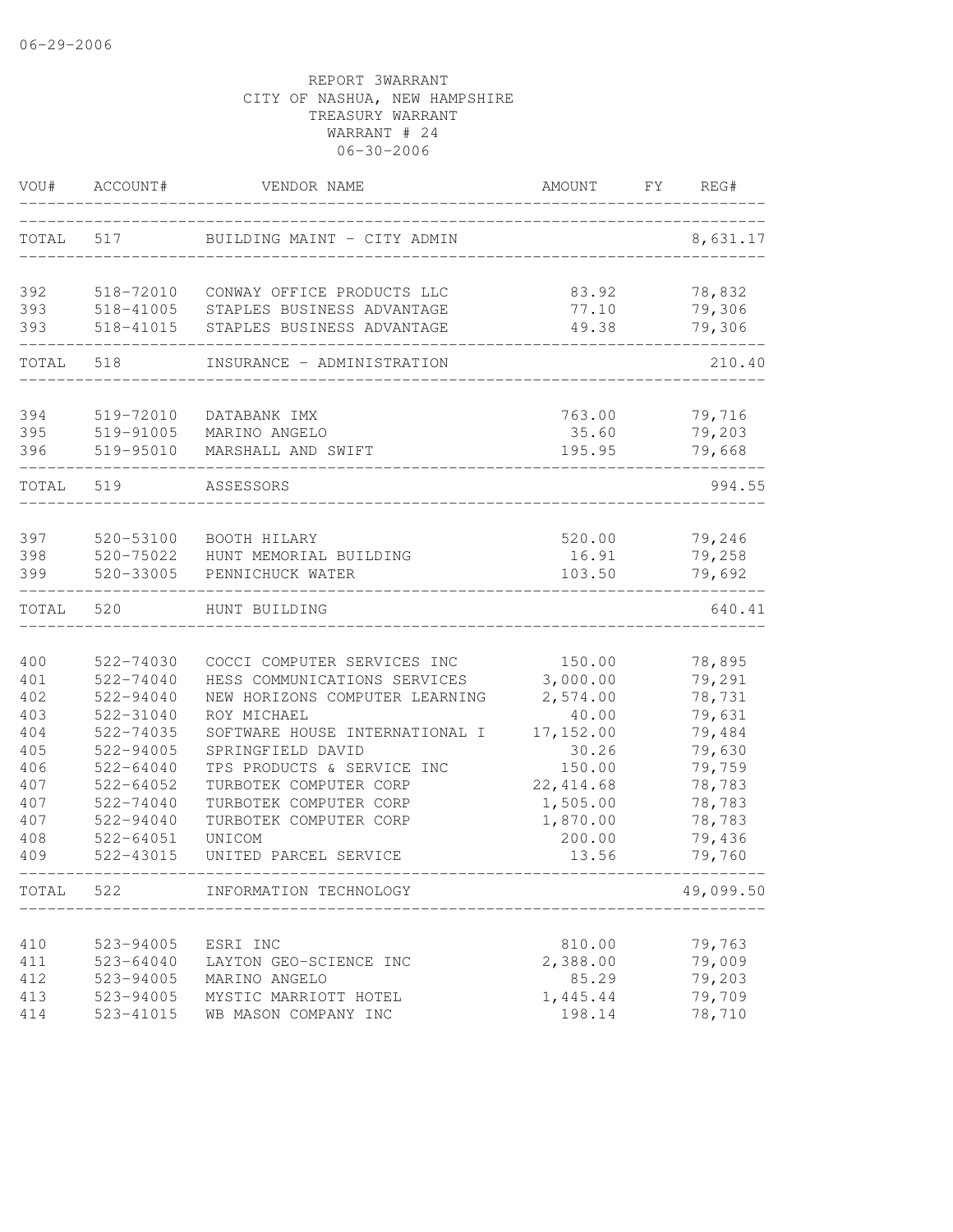06-29-2006

REPORT 3WARRANT
CITY OF NASHUA, NEW HAMPSHIRE
TREASURY WARRANT
WARRANT # 24
06-30-2006

| VOU# | ACCOUNT# | VENDOR NAME | AMOUNT | FY | REG# |
|---|---|---|---|---|---|
| TOTAL | 517 | BUILDING MAINT - CITY ADMIN | | | 8,631.17 |
| 392 | 518-72010 | CONWAY OFFICE PRODUCTS LLC | 83.92 | | 78,832 |
| 393 | 518-41005 | STAPLES BUSINESS ADVANTAGE | 77.10 | | 79,306 |
| 393 | 518-41015 | STAPLES BUSINESS ADVANTAGE | 49.38 | | 79,306 |
| TOTAL | 518 | INSURANCE - ADMINISTRATION | | | 210.40 |
| 394 | 519-72010 | DATABANK IMX | 763.00 | | 79,716 |
| 395 | 519-91005 | MARINO ANGELO | 35.60 | | 79,203 |
| 396 | 519-95010 | MARSHALL AND SWIFT | 195.95 | | 79,668 |
| TOTAL | 519 | ASSESSORS | | | 994.55 |
| 397 | 520-53100 | BOOTH HILARY | 520.00 | | 79,246 |
| 398 | 520-75022 | HUNT MEMORIAL BUILDING | 16.91 | | 79,258 |
| 399 | 520-33005 | PENNICHUCK WATER | 103.50 | | 79,692 |
| TOTAL | 520 | HUNT BUILDING | | | 640.41 |
| 400 | 522-74030 | COCCI COMPUTER SERVICES INC | 150.00 | | 78,895 |
| 401 | 522-74040 | HESS COMMUNICATIONS SERVICES | 3,000.00 | | 79,291 |
| 402 | 522-94040 | NEW HORIZONS COMPUTER LEARNING | 2,574.00 | | 78,731 |
| 403 | 522-31040 | ROY MICHAEL | 40.00 | | 79,631 |
| 404 | 522-74035 | SOFTWARE HOUSE INTERNATIONAL I | 17,152.00 | | 79,484 |
| 405 | 522-94005 | SPRINGFIELD DAVID | 30.26 | | 79,630 |
| 406 | 522-64040 | TPS PRODUCTS & SERVICE INC | 150.00 | | 79,759 |
| 407 | 522-64052 | TURBOTEK COMPUTER CORP | 22,414.68 | | 78,783 |
| 407 | 522-74040 | TURBOTEK COMPUTER CORP | 1,505.00 | | 78,783 |
| 407 | 522-94040 | TURBOTEK COMPUTER CORP | 1,870.00 | | 78,783 |
| 408 | 522-64051 | UNICOM | 200.00 | | 79,436 |
| 409 | 522-43015 | UNITED PARCEL SERVICE | 13.56 | | 79,760 |
| TOTAL | 522 | INFORMATION TECHNOLOGY | | | 49,099.50 |
| 410 | 523-94005 | ESRI INC | 810.00 | | 79,763 |
| 411 | 523-64040 | LAYTON GEO-SCIENCE INC | 2,388.00 | | 79,009 |
| 412 | 523-94005 | MARINO ANGELO | 85.29 | | 79,203 |
| 413 | 523-94005 | MYSTIC MARRIOTT HOTEL | 1,445.44 | | 79,709 |
| 414 | 523-41015 | WB MASON COMPANY INC | 198.14 | | 78,710 |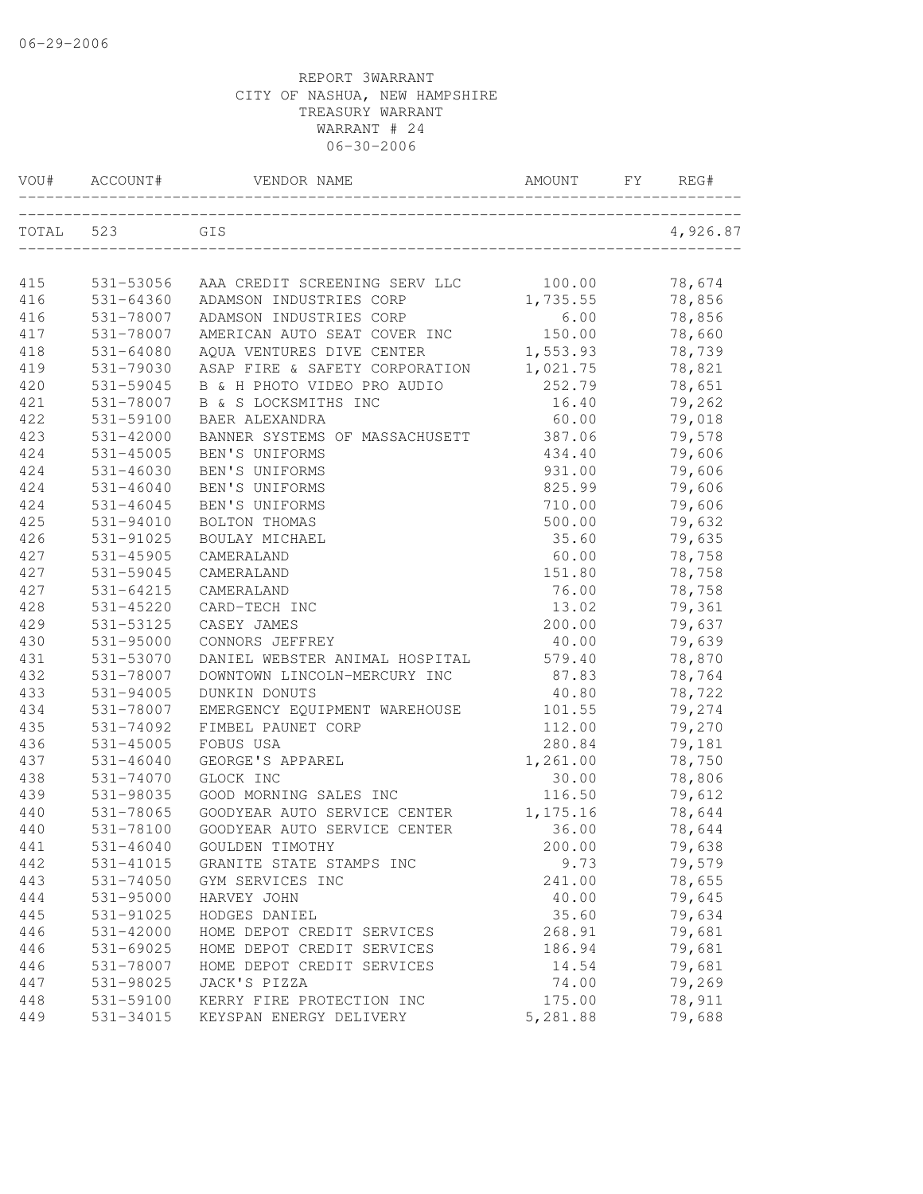06-29-2006

REPORT 3WARRANT
CITY OF NASHUA, NEW HAMPSHIRE
TREASURY WARRANT
WARRANT # 24
06-30-2006

| VOU# | ACCOUNT# | VENDOR NAME | AMOUNT | FY | REG# |
|---|---|---|---|---|---|
| TOTAL | 523 | GIS | | | 4,926.87 |
| 415 | 531-53056 | AAA CREDIT SCREENING SERV LLC | 100.00 | | 78,674 |
| 416 | 531-64360 | ADAMSON INDUSTRIES CORP | 1,735.55 | | 78,856 |
| 416 | 531-78007 | ADAMSON INDUSTRIES CORP | 6.00 | | 78,856 |
| 417 | 531-78007 | AMERICAN AUTO SEAT COVER INC | 150.00 | | 78,660 |
| 418 | 531-64080 | AQUA VENTURES DIVE CENTER | 1,553.93 | | 78,739 |
| 419 | 531-79030 | ASAP FIRE & SAFETY CORPORATION | 1,021.75 | | 78,821 |
| 420 | 531-59045 | B & H PHOTO VIDEO PRO AUDIO | 252.79 | | 78,651 |
| 421 | 531-78007 | B & S LOCKSMITHS INC | 16.40 | | 79,262 |
| 422 | 531-59100 | BAER ALEXANDRA | 60.00 | | 79,018 |
| 423 | 531-42000 | BANNER SYSTEMS OF MASSACHUSETT | 387.06 | | 79,578 |
| 424 | 531-45005 | BEN'S UNIFORMS | 434.40 | | 79,606 |
| 424 | 531-46030 | BEN'S UNIFORMS | 931.00 | | 79,606 |
| 424 | 531-46040 | BEN'S UNIFORMS | 825.99 | | 79,606 |
| 424 | 531-46045 | BEN'S UNIFORMS | 710.00 | | 79,606 |
| 425 | 531-94010 | BOLTON THOMAS | 500.00 | | 79,632 |
| 426 | 531-91025 | BOULAY MICHAEL | 35.60 | | 79,635 |
| 427 | 531-45905 | CAMERALAND | 60.00 | | 78,758 |
| 427 | 531-59045 | CAMERALAND | 151.80 | | 78,758 |
| 427 | 531-64215 | CAMERALAND | 76.00 | | 78,758 |
| 428 | 531-45220 | CARD-TECH INC | 13.02 | | 79,361 |
| 429 | 531-53125 | CASEY JAMES | 200.00 | | 79,637 |
| 430 | 531-95000 | CONNORS JEFFREY | 40.00 | | 79,639 |
| 431 | 531-53070 | DANIEL WEBSTER ANIMAL HOSPITAL | 579.40 | | 78,870 |
| 432 | 531-78007 | DOWNTOWN LINCOLN-MERCURY INC | 87.83 | | 78,764 |
| 433 | 531-94005 | DUNKIN DONUTS | 40.80 | | 78,722 |
| 434 | 531-78007 | EMERGENCY EQUIPMENT WAREHOUSE | 101.55 | | 79,274 |
| 435 | 531-74092 | FIMBEL PAUNET CORP | 112.00 | | 79,270 |
| 436 | 531-45005 | FOBUS USA | 280.84 | | 79,181 |
| 437 | 531-46040 | GEORGE'S APPAREL | 1,261.00 | | 78,750 |
| 438 | 531-74070 | GLOCK INC | 30.00 | | 78,806 |
| 439 | 531-98035 | GOOD MORNING SALES INC | 116.50 | | 79,612 |
| 440 | 531-78065 | GOODYEAR AUTO SERVICE CENTER | 1,175.16 | | 78,644 |
| 440 | 531-78100 | GOODYEAR AUTO SERVICE CENTER | 36.00 | | 78,644 |
| 441 | 531-46040 | GOULDEN TIMOTHY | 200.00 | | 79,638 |
| 442 | 531-41015 | GRANITE STATE STAMPS INC | 9.73 | | 79,579 |
| 443 | 531-74050 | GYM SERVICES INC | 241.00 | | 78,655 |
| 444 | 531-95000 | HARVEY JOHN | 40.00 | | 79,645 |
| 445 | 531-91025 | HODGES DANIEL | 35.60 | | 79,634 |
| 446 | 531-42000 | HOME DEPOT CREDIT SERVICES | 268.91 | | 79,681 |
| 446 | 531-69025 | HOME DEPOT CREDIT SERVICES | 186.94 | | 79,681 |
| 446 | 531-78007 | HOME DEPOT CREDIT SERVICES | 14.54 | | 79,681 |
| 447 | 531-98025 | JACK'S PIZZA | 74.00 | | 79,269 |
| 448 | 531-59100 | KERRY FIRE PROTECTION INC | 175.00 | | 78,911 |
| 449 | 531-34015 | KEYSPAN ENERGY DELIVERY | 5,281.88 | | 79,688 |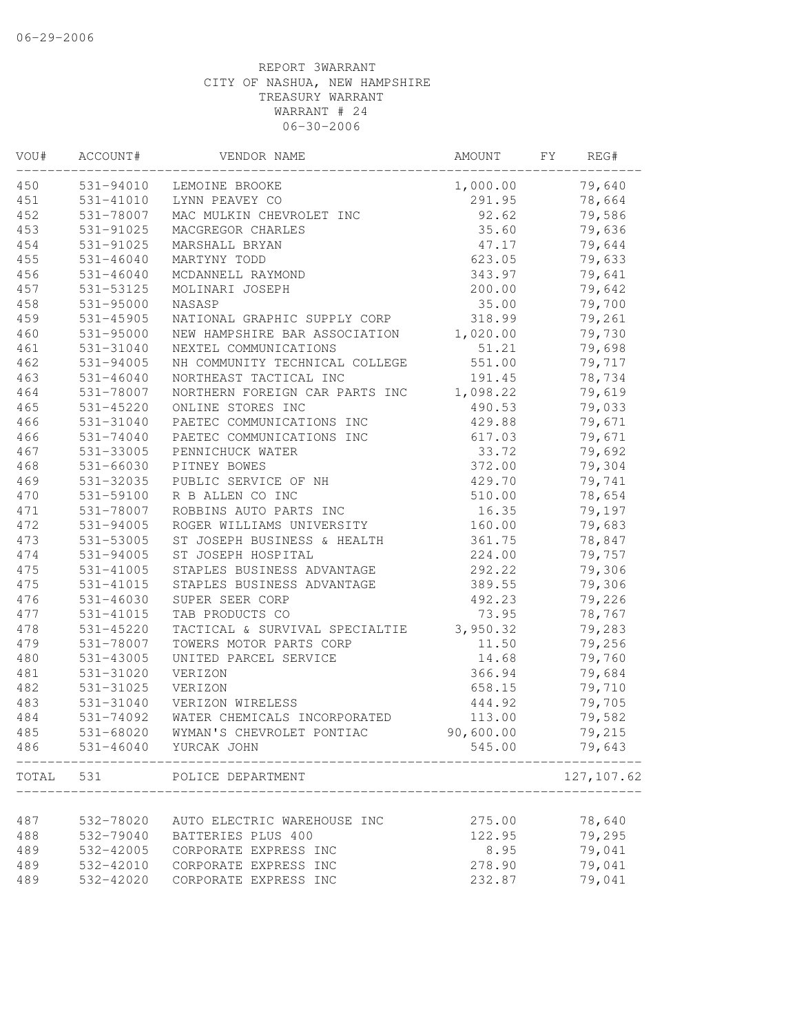06-29-2006

REPORT 3WARRANT
CITY OF NASHUA, NEW HAMPSHIRE
TREASURY WARRANT
WARRANT # 24
06-30-2006

| VOU# | ACCOUNT# | VENDOR NAME | AMOUNT | FY | REG# |
|---|---|---|---|---|---|
| 450 | 531-94010 | LEMOINE BROOKE | 1,000.00 | | 79,640 |
| 451 | 531-41010 | LYNN PEAVEY CO | 291.95 | | 78,664 |
| 452 | 531-78007 | MAC MULKIN CHEVROLET INC | 92.62 | | 79,586 |
| 453 | 531-91025 | MACGREGOR CHARLES | 35.60 | | 79,636 |
| 454 | 531-91025 | MARSHALL BRYAN | 47.17 | | 79,644 |
| 455 | 531-46040 | MARTYNY TODD | 623.05 | | 79,633 |
| 456 | 531-46040 | MCDANNELL RAYMOND | 343.97 | | 79,641 |
| 457 | 531-53125 | MOLINARI JOSEPH | 200.00 | | 79,642 |
| 458 | 531-95000 | NASASP | 35.00 | | 79,700 |
| 459 | 531-45905 | NATIONAL GRAPHIC SUPPLY CORP | 318.99 | | 79,261 |
| 460 | 531-95000 | NEW HAMPSHIRE BAR ASSOCIATION | 1,020.00 | | 79,730 |
| 461 | 531-31040 | NEXTEL COMMUNICATIONS | 51.21 | | 79,698 |
| 462 | 531-94005 | NH COMMUNITY TECHNICAL COLLEGE | 551.00 | | 79,717 |
| 463 | 531-46040 | NORTHEAST TACTICAL INC | 191.45 | | 78,734 |
| 464 | 531-78007 | NORTHERN FOREIGN CAR PARTS INC | 1,098.22 | | 79,619 |
| 465 | 531-45220 | ONLINE STORES INC | 490.53 | | 79,033 |
| 466 | 531-31040 | PAETEC COMMUNICATIONS INC | 429.88 | | 79,671 |
| 466 | 531-74040 | PAETEC COMMUNICATIONS INC | 617.03 | | 79,671 |
| 467 | 531-33005 | PENNICHUCK WATER | 33.72 | | 79,692 |
| 468 | 531-66030 | PITNEY BOWES | 372.00 | | 79,304 |
| 469 | 531-32035 | PUBLIC SERVICE OF NH | 429.70 | | 79,741 |
| 470 | 531-59100 | R B ALLEN CO INC | 510.00 | | 78,654 |
| 471 | 531-78007 | ROBBINS AUTO PARTS INC | 16.35 | | 79,197 |
| 472 | 531-94005 | ROGER WILLIAMS UNIVERSITY | 160.00 | | 79,683 |
| 473 | 531-53005 | ST JOSEPH BUSINESS & HEALTH | 361.75 | | 78,847 |
| 474 | 531-94005 | ST JOSEPH HOSPITAL | 224.00 | | 79,757 |
| 475 | 531-41005 | STAPLES BUSINESS ADVANTAGE | 292.22 | | 79,306 |
| 475 | 531-41015 | STAPLES BUSINESS ADVANTAGE | 389.55 | | 79,306 |
| 476 | 531-46030 | SUPER SEER CORP | 492.23 | | 79,226 |
| 477 | 531-41015 | TAB PRODUCTS CO | 73.95 | | 78,767 |
| 478 | 531-45220 | TACTICAL & SURVIVAL SPECIALTIE | 3,950.32 | | 79,283 |
| 479 | 531-78007 | TOWERS MOTOR PARTS CORP | 11.50 | | 79,256 |
| 480 | 531-43005 | UNITED PARCEL SERVICE | 14.68 | | 79,760 |
| 481 | 531-31020 | VERIZON | 366.94 | | 79,684 |
| 482 | 531-31025 | VERIZON | 658.15 | | 79,710 |
| 483 | 531-31040 | VERIZON WIRELESS | 444.92 | | 79,705 |
| 484 | 531-74092 | WATER CHEMICALS INCORPORATED | 113.00 | | 79,582 |
| 485 | 531-68020 | WYMAN'S CHEVROLET PONTIAC | 90,600.00 | | 79,215 |
| 486 | 531-46040 | YURCAK JOHN | 545.00 | | 79,643 |
| TOTAL | 531 | POLICE DEPARTMENT | | | 127,107.62 |
| 487 | 532-78020 | AUTO ELECTRIC WAREHOUSE INC | 275.00 | | 78,640 |
| 488 | 532-79040 | BATTERIES PLUS 400 | 122.95 | | 79,295 |
| 489 | 532-42005 | CORPORATE EXPRESS INC | 8.95 | | 79,041 |
| 489 | 532-42010 | CORPORATE EXPRESS INC | 278.90 | | 79,041 |
| 489 | 532-42020 | CORPORATE EXPRESS INC | 232.87 | | 79,041 |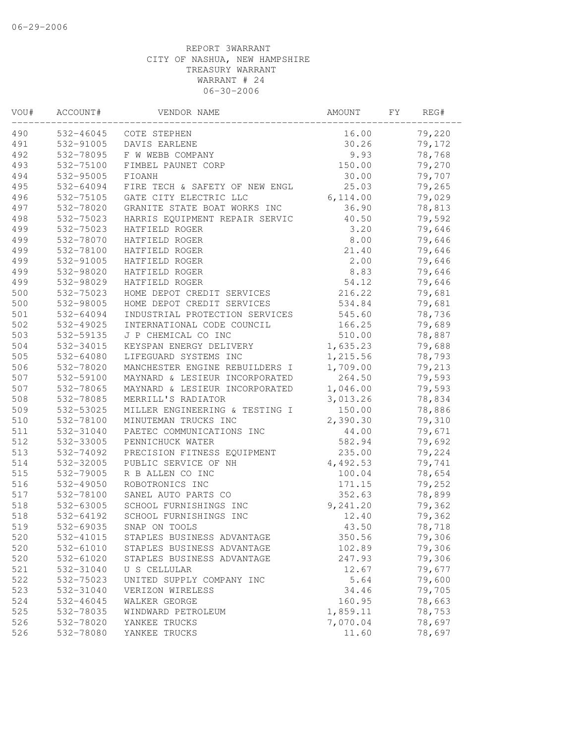06-29-2006

REPORT 3WARRANT
CITY OF NASHUA, NEW HAMPSHIRE
TREASURY WARRANT
WARRANT # 24
06-30-2006

| VOU# | ACCOUNT# | VENDOR NAME | AMOUNT | FY | REG# |
|---|---|---|---|---|---|
| 490 | 532-46045 | COTE STEPHEN | 16.00 | | 79,220 |
| 491 | 532-91005 | DAVIS EARLENE | 30.26 | | 79,172 |
| 492 | 532-78095 | F W WEBB COMPANY | 9.93 | | 78,768 |
| 493 | 532-75100 | FIMBEL PAUNET CORP | 150.00 | | 79,270 |
| 494 | 532-95005 | FIOANH | 30.00 | | 79,707 |
| 495 | 532-64094 | FIRE TECH & SAFETY OF NEW ENGL | 25.03 | | 79,265 |
| 496 | 532-75105 | GATE CITY ELECTRIC LLC | 6,114.00 | | 79,029 |
| 497 | 532-78020 | GRANITE STATE BOAT WORKS INC | 36.90 | | 78,813 |
| 498 | 532-75023 | HARRIS EQUIPMENT REPAIR SERVIC | 40.50 | | 79,592 |
| 499 | 532-75023 | HATFIELD ROGER | 3.20 | | 79,646 |
| 499 | 532-78070 | HATFIELD ROGER | 8.00 | | 79,646 |
| 499 | 532-78100 | HATFIELD ROGER | 21.40 | | 79,646 |
| 499 | 532-91005 | HATFIELD ROGER | 2.00 | | 79,646 |
| 499 | 532-98020 | HATFIELD ROGER | 8.83 | | 79,646 |
| 499 | 532-98029 | HATFIELD ROGER | 54.12 | | 79,646 |
| 500 | 532-75023 | HOME DEPOT CREDIT SERVICES | 216.22 | | 79,681 |
| 500 | 532-98005 | HOME DEPOT CREDIT SERVICES | 534.84 | | 79,681 |
| 501 | 532-64094 | INDUSTRIAL PROTECTION SERVICES | 545.60 | | 78,736 |
| 502 | 532-49025 | INTERNATIONAL CODE COUNCIL | 166.25 | | 79,689 |
| 503 | 532-59135 | J P CHEMICAL CO INC | 510.00 | | 78,887 |
| 504 | 532-34015 | KEYSPAN ENERGY DELIVERY | 1,635.23 | | 79,688 |
| 505 | 532-64080 | LIFEGUARD SYSTEMS INC | 1,215.56 | | 78,793 |
| 506 | 532-78020 | MANCHESTER ENGINE REBUILDERS I | 1,709.00 | | 79,213 |
| 507 | 532-59100 | MAYNARD & LESIEUR INCORPORATED | 264.50 | | 79,593 |
| 507 | 532-78065 | MAYNARD & LESIEUR INCORPORATED | 1,046.00 | | 79,593 |
| 508 | 532-78085 | MERRILL'S RADIATOR | 3,013.26 | | 78,834 |
| 509 | 532-53025 | MILLER ENGINEERING & TESTING I | 150.00 | | 78,886 |
| 510 | 532-78100 | MINUTEMAN TRUCKS INC | 2,390.30 | | 79,310 |
| 511 | 532-31040 | PAETEC COMMUNICATIONS INC | 44.00 | | 79,671 |
| 512 | 532-33005 | PENNICHUCK WATER | 582.94 | | 79,692 |
| 513 | 532-74092 | PRECISION FITNESS EQUIPMENT | 235.00 | | 79,224 |
| 514 | 532-32005 | PUBLIC SERVICE OF NH | 4,492.53 | | 79,741 |
| 515 | 532-79005 | R B ALLEN CO INC | 100.04 | | 78,654 |
| 516 | 532-49050 | ROBOTRONICS INC | 171.15 | | 79,252 |
| 517 | 532-78100 | SANEL AUTO PARTS CO | 352.63 | | 78,899 |
| 518 | 532-63005 | SCHOOL FURNISHINGS INC | 9,241.20 | | 79,362 |
| 518 | 532-64192 | SCHOOL FURNISHINGS INC | 12.40 | | 79,362 |
| 519 | 532-69035 | SNAP ON TOOLS | 43.50 | | 78,718 |
| 520 | 532-41015 | STAPLES BUSINESS ADVANTAGE | 350.56 | | 79,306 |
| 520 | 532-61010 | STAPLES BUSINESS ADVANTAGE | 102.89 | | 79,306 |
| 520 | 532-61020 | STAPLES BUSINESS ADVANTAGE | 247.93 | | 79,306 |
| 521 | 532-31040 | U S CELLULAR | 12.67 | | 79,677 |
| 522 | 532-75023 | UNITED SUPPLY COMPANY INC | 5.64 | | 79,600 |
| 523 | 532-31040 | VERIZON WIRELESS | 34.46 | | 79,705 |
| 524 | 532-46045 | WALKER GEORGE | 160.95 | | 78,663 |
| 525 | 532-78035 | WINDWARD PETROLEUM | 1,859.11 | | 78,753 |
| 526 | 532-78020 | YANKEE TRUCKS | 7,070.04 | | 78,697 |
| 526 | 532-78080 | YANKEE TRUCKS | 11.60 | | 78,697 |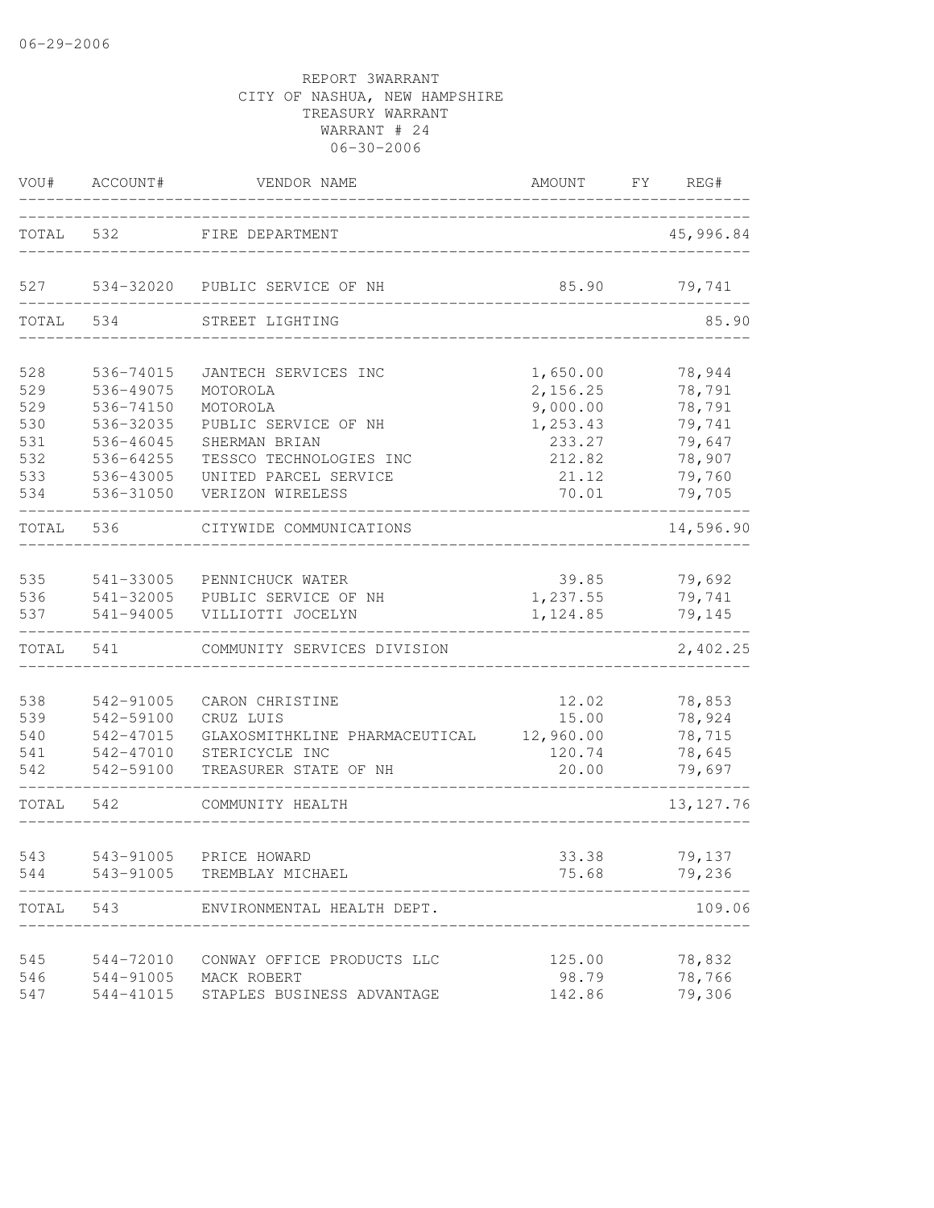06-29-2006

REPORT 3WARRANT
CITY OF NASHUA, NEW HAMPSHIRE
TREASURY WARRANT
WARRANT # 24
06-30-2006

| VOU# | ACCOUNT# | VENDOR NAME | AMOUNT | FY | REG# |
|---|---|---|---|---|---|
| TOTAL | 532 | FIRE DEPARTMENT | | | 45,996.84 |
| 527 | 534-32020 | PUBLIC SERVICE OF NH | 85.90 | | 79,741 |
| TOTAL | 534 | STREET LIGHTING | | | 85.90 |
| 528 | 536-74015 | JANTECH SERVICES INC | 1,650.00 | | 78,944 |
| 529 | 536-49075 | MOTOROLA | 2,156.25 | | 78,791 |
| 529 | 536-74150 | MOTOROLA | 9,000.00 | | 78,791 |
| 530 | 536-32035 | PUBLIC SERVICE OF NH | 1,253.43 | | 79,741 |
| 531 | 536-46045 | SHERMAN BRIAN | 233.27 | | 79,647 |
| 532 | 536-64255 | TESSCO TECHNOLOGIES INC | 212.82 | | 78,907 |
| 533 | 536-43005 | UNITED PARCEL SERVICE | 21.12 | | 79,760 |
| 534 | 536-31050 | VERIZON WIRELESS | 70.01 | | 79,705 |
| TOTAL | 536 | CITYWIDE COMMUNICATIONS | | | 14,596.90 |
| 535 | 541-33005 | PENNICHUCK WATER | 39.85 | | 79,692 |
| 536 | 541-32005 | PUBLIC SERVICE OF NH | 1,237.55 | | 79,741 |
| 537 | 541-94005 | VILLIOTTI JOCELYN | 1,124.85 | | 79,145 |
| TOTAL | 541 | COMMUNITY SERVICES DIVISION | | | 2,402.25 |
| 538 | 542-91005 | CARON CHRISTINE | 12.02 | | 78,853 |
| 539 | 542-59100 | CRUZ LUIS | 15.00 | | 78,924 |
| 540 | 542-47015 | GLAXOSMITHKLINE PHARMACEUTICAL | 12,960.00 | | 78,715 |
| 541 | 542-47010 | STERICYCLE INC | 120.74 | | 78,645 |
| 542 | 542-59100 | TREASURER STATE OF NH | 20.00 | | 79,697 |
| TOTAL | 542 | COMMUNITY HEALTH | | | 13,127.76 |
| 543 | 543-91005 | PRICE HOWARD | 33.38 | | 79,137 |
| 544 | 543-91005 | TREMBLAY MICHAEL | 75.68 | | 79,236 |
| TOTAL | 543 | ENVIRONMENTAL HEALTH DEPT. | | | 109.06 |
| 545 | 544-72010 | CONWAY OFFICE PRODUCTS LLC | 125.00 | | 78,832 |
| 546 | 544-91005 | MACK ROBERT | 98.79 | | 78,766 |
| 547 | 544-41015 | STAPLES BUSINESS ADVANTAGE | 142.86 | | 79,306 |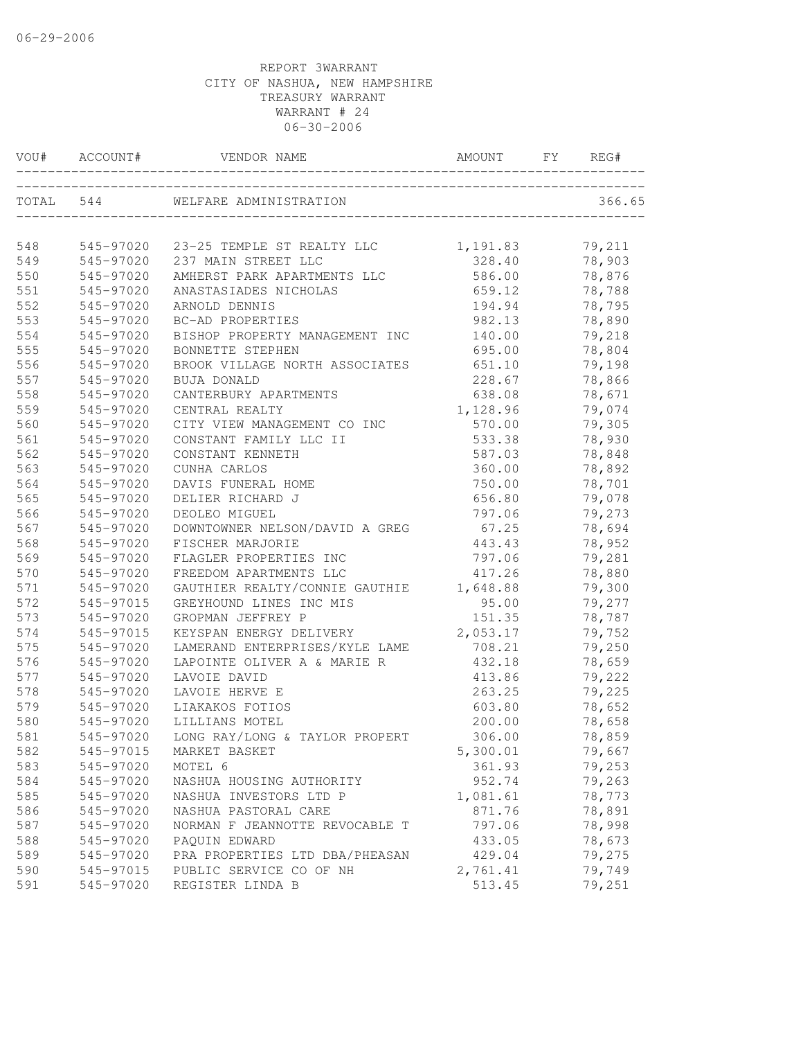06-29-2006

REPORT 3WARRANT
CITY OF NASHUA, NEW HAMPSHIRE
TREASURY WARRANT
WARRANT # 24
06-30-2006

| VOU# | ACCOUNT# | VENDOR NAME | AMOUNT | FY | REG# |
|---|---|---|---|---|---|
| TOTAL | 544 | WELFARE ADMINISTRATION | | | 366.65 |
| 548 | 545-97020 | 23-25 TEMPLE ST REALTY LLC | 1,191.83 | | 79,211 |
| 549 | 545-97020 | 237 MAIN STREET LLC | 328.40 | | 78,903 |
| 550 | 545-97020 | AMHERST PARK APARTMENTS LLC | 586.00 | | 78,876 |
| 551 | 545-97020 | ANASTASIADES NICHOLAS | 659.12 | | 78,788 |
| 552 | 545-97020 | ARNOLD DENNIS | 194.94 | | 78,795 |
| 553 | 545-97020 | BC-AD PROPERTIES | 982.13 | | 78,890 |
| 554 | 545-97020 | BISHOP PROPERTY MANAGEMENT INC | 140.00 | | 79,218 |
| 555 | 545-97020 | BONNETTE STEPHEN | 695.00 | | 78,804 |
| 556 | 545-97020 | BROOK VILLAGE NORTH ASSOCIATES | 651.10 | | 79,198 |
| 557 | 545-97020 | BUJA DONALD | 228.67 | | 78,866 |
| 558 | 545-97020 | CANTERBURY APARTMENTS | 638.08 | | 78,671 |
| 559 | 545-97020 | CENTRAL REALTY | 1,128.96 | | 79,074 |
| 560 | 545-97020 | CITY VIEW MANAGEMENT CO INC | 570.00 | | 79,305 |
| 561 | 545-97020 | CONSTANT FAMILY LLC II | 533.38 | | 78,930 |
| 562 | 545-97020 | CONSTANT KENNETH | 587.03 | | 78,848 |
| 563 | 545-97020 | CUNHA CARLOS | 360.00 | | 78,892 |
| 564 | 545-97020 | DAVIS FUNERAL HOME | 750.00 | | 78,701 |
| 565 | 545-97020 | DELIER RICHARD J | 656.80 | | 79,078 |
| 566 | 545-97020 | DEOLEO MIGUEL | 797.06 | | 79,273 |
| 567 | 545-97020 | DOWNTOWNER NELSON/DAVID A GREG | 67.25 | | 78,694 |
| 568 | 545-97020 | FISCHER MARJORIE | 443.43 | | 78,952 |
| 569 | 545-97020 | FLAGLER PROPERTIES INC | 797.06 | | 79,281 |
| 570 | 545-97020 | FREEDOM APARTMENTS LLC | 417.26 | | 78,880 |
| 571 | 545-97020 | GAUTHIER REALTY/CONNIE GAUTHIE | 1,648.88 | | 79,300 |
| 572 | 545-97015 | GREYHOUND LINES INC MIS | 95.00 | | 79,277 |
| 573 | 545-97020 | GROPMAN JEFFREY P | 151.35 | | 78,787 |
| 574 | 545-97015 | KEYSPAN ENERGY DELIVERY | 2,053.17 | | 79,752 |
| 575 | 545-97020 | LAMERAND ENTERPRISES/KYLE LAME | 708.21 | | 79,250 |
| 576 | 545-97020 | LAPOINTE OLIVER A & MARIE R | 432.18 | | 78,659 |
| 577 | 545-97020 | LAVOIE DAVID | 413.86 | | 79,222 |
| 578 | 545-97020 | LAVOIE HERVE E | 263.25 | | 79,225 |
| 579 | 545-97020 | LIAKAKOS FOTIOS | 603.80 | | 78,652 |
| 580 | 545-97020 | LILLIANS MOTEL | 200.00 | | 78,658 |
| 581 | 545-97020 | LONG RAY/LONG & TAYLOR PROPERT | 306.00 | | 78,859 |
| 582 | 545-97015 | MARKET BASKET | 5,300.01 | | 79,667 |
| 583 | 545-97020 | MOTEL 6 | 361.93 | | 79,253 |
| 584 | 545-97020 | NASHUA HOUSING AUTHORITY | 952.74 | | 79,263 |
| 585 | 545-97020 | NASHUA INVESTORS LTD P | 1,081.61 | | 78,773 |
| 586 | 545-97020 | NASHUA PASTORAL CARE | 871.76 | | 78,891 |
| 587 | 545-97020 | NORMAN F JEANNOTTE REVOCABLE T | 797.06 | | 78,998 |
| 588 | 545-97020 | PAQUIN EDWARD | 433.05 | | 78,673 |
| 589 | 545-97020 | PRA PROPERTIES LTD DBA/PHEASAN | 429.04 | | 79,275 |
| 590 | 545-97015 | PUBLIC SERVICE CO OF NH | 2,761.41 | | 79,749 |
| 591 | 545-97020 | REGISTER LINDA B | 513.45 | | 79,251 |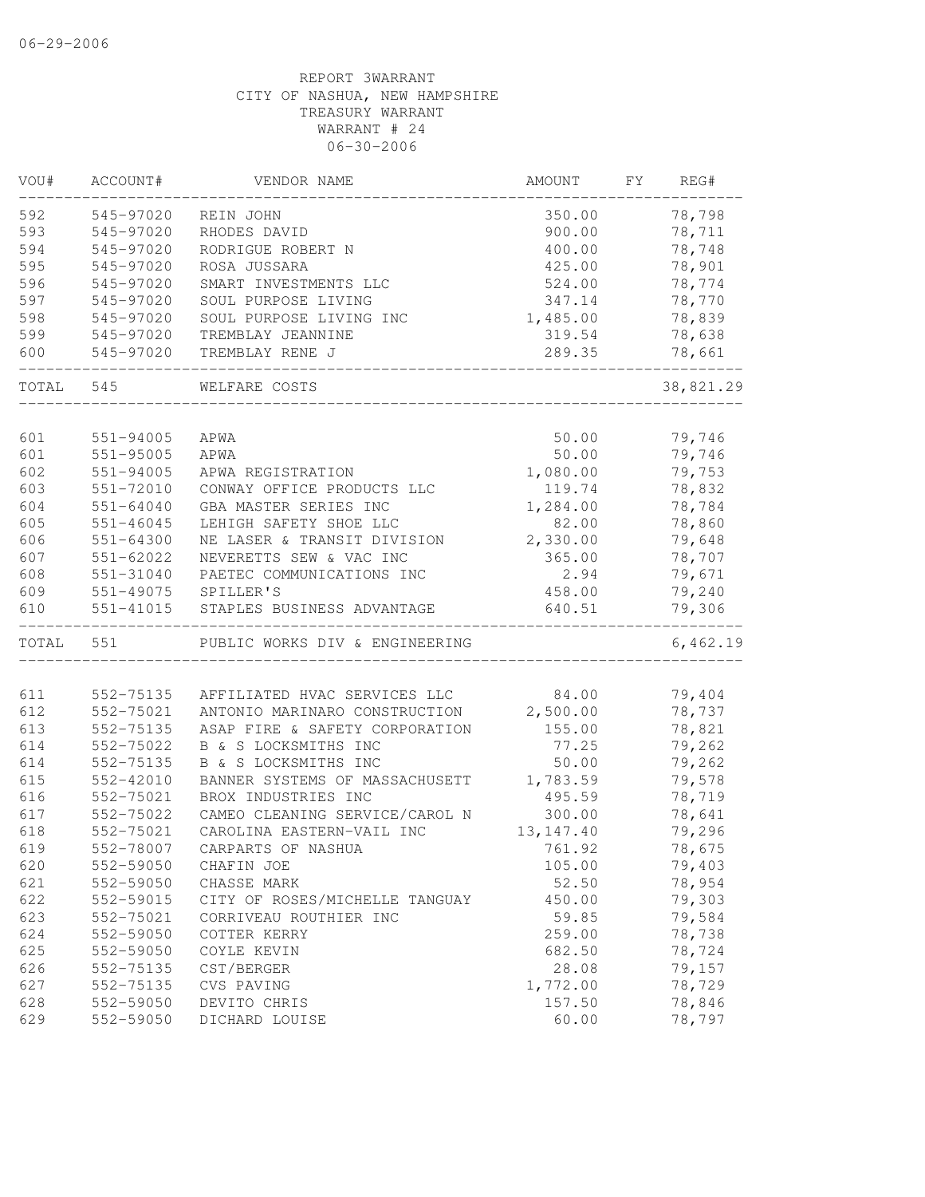06-29-2006

REPORT 3WARRANT
CITY OF NASHUA, NEW HAMPSHIRE
TREASURY WARRANT
WARRANT # 24
06-30-2006

| VOU# | ACCOUNT# | VENDOR NAME | AMOUNT | FY | REG# |
|---|---|---|---|---|---|
| 592 | 545-97020 | REIN JOHN | 350.00 | | 78,798 |
| 593 | 545-97020 | RHODES DAVID | 900.00 | | 78,711 |
| 594 | 545-97020 | RODRIGUE ROBERT N | 400.00 | | 78,748 |
| 595 | 545-97020 | ROSA JUSSARA | 425.00 | | 78,901 |
| 596 | 545-97020 | SMART INVESTMENTS LLC | 524.00 | | 78,774 |
| 597 | 545-97020 | SOUL PURPOSE LIVING | 347.14 | | 78,770 |
| 598 | 545-97020 | SOUL PURPOSE LIVING INC | 1,485.00 | | 78,839 |
| 599 | 545-97020 | TREMBLAY JEANNINE | 319.54 | | 78,638 |
| 600 | 545-97020 | TREMBLAY RENE J | 289.35 | | 78,661 |
| TOTAL | 545 | WELFARE COSTS | | | 38,821.29 |
| 601 | 551-94005 | APWA | 50.00 | | 79,746 |
| 601 | 551-95005 | APWA | 50.00 | | 79,746 |
| 602 | 551-94005 | APWA REGISTRATION | 1,080.00 | | 79,753 |
| 603 | 551-72010 | CONWAY OFFICE PRODUCTS LLC | 119.74 | | 78,832 |
| 604 | 551-64040 | GBA MASTER SERIES INC | 1,284.00 | | 78,784 |
| 605 | 551-46045 | LEHIGH SAFETY SHOE LLC | 82.00 | | 78,860 |
| 606 | 551-64300 | NE LASER & TRANSIT DIVISION | 2,330.00 | | 79,648 |
| 607 | 551-62022 | NEVERETTS SEW & VAC INC | 365.00 | | 78,707 |
| 608 | 551-31040 | PAETEC COMMUNICATIONS INC | 2.94 | | 79,671 |
| 609 | 551-49075 | SPILLER'S | 458.00 | | 79,240 |
| 610 | 551-41015 | STAPLES BUSINESS ADVANTAGE | 640.51 | | 79,306 |
| TOTAL | 551 | PUBLIC WORKS DIV & ENGINEERING | | | 6,462.19 |
| 611 | 552-75135 | AFFILIATED HVAC SERVICES LLC | 84.00 | | 79,404 |
| 612 | 552-75021 | ANTONIO MARINARO CONSTRUCTION | 2,500.00 | | 78,737 |
| 613 | 552-75135 | ASAP FIRE & SAFETY CORPORATION | 155.00 | | 78,821 |
| 614 | 552-75022 | B & S LOCKSMITHS INC | 77.25 | | 79,262 |
| 614 | 552-75135 | B & S LOCKSMITHS INC | 50.00 | | 79,262 |
| 615 | 552-42010 | BANNER SYSTEMS OF MASSACHUSETT | 1,783.59 | | 79,578 |
| 616 | 552-75021 | BROX INDUSTRIES INC | 495.59 | | 78,719 |
| 617 | 552-75022 | CAMEO CLEANING SERVICE/CAROL N | 300.00 | | 78,641 |
| 618 | 552-75021 | CAROLINA EASTERN-VAIL INC | 13,147.40 | | 79,296 |
| 619 | 552-78007 | CARPARTS OF NASHUA | 761.92 | | 78,675 |
| 620 | 552-59050 | CHAFIN JOE | 105.00 | | 79,403 |
| 621 | 552-59050 | CHASSE MARK | 52.50 | | 78,954 |
| 622 | 552-59015 | CITY OF ROSES/MICHELLE TANGUAY | 450.00 | | 79,303 |
| 623 | 552-75021 | CORRIVEAU ROUTHIER INC | 59.85 | | 79,584 |
| 624 | 552-59050 | COTTER KERRY | 259.00 | | 78,738 |
| 625 | 552-59050 | COYLE KEVIN | 682.50 | | 78,724 |
| 626 | 552-75135 | CST/BERGER | 28.08 | | 79,157 |
| 627 | 552-75135 | CVS PAVING | 1,772.00 | | 78,729 |
| 628 | 552-59050 | DEVITO CHRIS | 157.50 | | 78,846 |
| 629 | 552-59050 | DICHARD LOUISE | 60.00 | | 78,797 |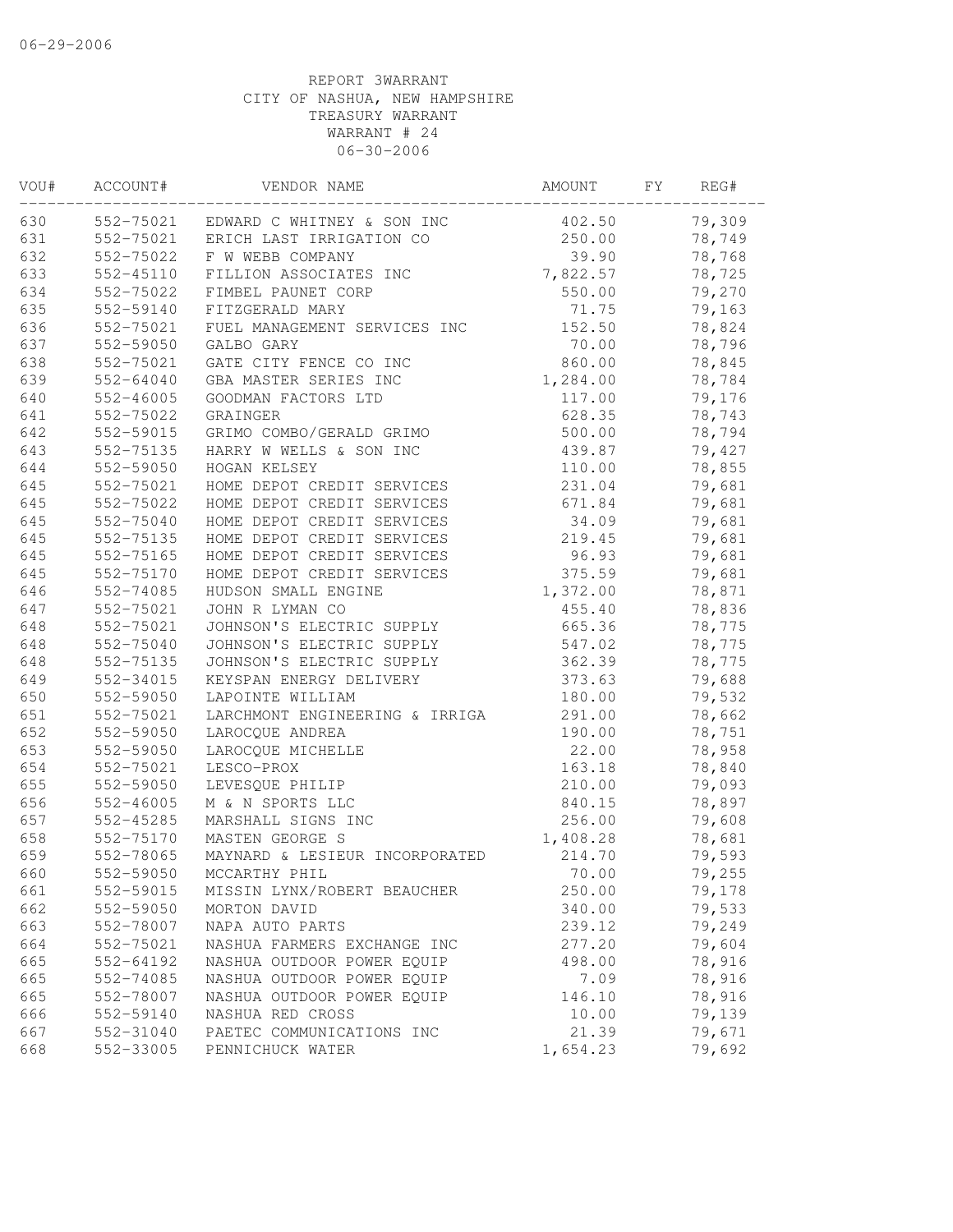06-29-2006

REPORT 3WARRANT
CITY OF NASHUA, NEW HAMPSHIRE
TREASURY WARRANT
WARRANT # 24
06-30-2006

| VOU# | ACCOUNT# | VENDOR NAME | AMOUNT | FY | REG# |
|---|---|---|---|---|---|
| 630 | 552-75021 | EDWARD C WHITNEY & SON INC | 402.50 | | 79,309 |
| 631 | 552-75021 | ERICH LAST IRRIGATION CO | 250.00 | | 78,749 |
| 632 | 552-75022 | F W WEBB COMPANY | 39.90 | | 78,768 |
| 633 | 552-45110 | FILLION ASSOCIATES INC | 7,822.57 | | 78,725 |
| 634 | 552-75022 | FIMBEL PAUNET CORP | 550.00 | | 79,270 |
| 635 | 552-59140 | FITZGERALD MARY | 71.75 | | 79,163 |
| 636 | 552-75021 | FUEL MANAGEMENT SERVICES INC | 152.50 | | 78,824 |
| 637 | 552-59050 | GALBO GARY | 70.00 | | 78,796 |
| 638 | 552-75021 | GATE CITY FENCE CO INC | 860.00 | | 78,845 |
| 639 | 552-64040 | GBA MASTER SERIES INC | 1,284.00 | | 78,784 |
| 640 | 552-46005 | GOODMAN FACTORS LTD | 117.00 | | 79,176 |
| 641 | 552-75022 | GRAINGER | 628.35 | | 78,743 |
| 642 | 552-59015 | GRIMO COMBO/GERALD GRIMO | 500.00 | | 78,794 |
| 643 | 552-75135 | HARRY W WELLS & SON INC | 439.87 | | 79,427 |
| 644 | 552-59050 | HOGAN KELSEY | 110.00 | | 78,855 |
| 645 | 552-75021 | HOME DEPOT CREDIT SERVICES | 231.04 | | 79,681 |
| 645 | 552-75022 | HOME DEPOT CREDIT SERVICES | 671.84 | | 79,681 |
| 645 | 552-75040 | HOME DEPOT CREDIT SERVICES | 34.09 | | 79,681 |
| 645 | 552-75135 | HOME DEPOT CREDIT SERVICES | 219.45 | | 79,681 |
| 645 | 552-75165 | HOME DEPOT CREDIT SERVICES | 96.93 | | 79,681 |
| 645 | 552-75170 | HOME DEPOT CREDIT SERVICES | 375.59 | | 79,681 |
| 646 | 552-74085 | HUDSON SMALL ENGINE | 1,372.00 | | 78,871 |
| 647 | 552-75021 | JOHN R LYMAN CO | 455.40 | | 78,836 |
| 648 | 552-75021 | JOHNSON'S ELECTRIC SUPPLY | 665.36 | | 78,775 |
| 648 | 552-75040 | JOHNSON'S ELECTRIC SUPPLY | 547.02 | | 78,775 |
| 648 | 552-75135 | JOHNSON'S ELECTRIC SUPPLY | 362.39 | | 78,775 |
| 649 | 552-34015 | KEYSPAN ENERGY DELIVERY | 373.63 | | 79,688 |
| 650 | 552-59050 | LAPOINTE WILLIAM | 180.00 | | 79,532 |
| 651 | 552-75021 | LARCHMONT ENGINEERING & IRRIGA | 291.00 | | 78,662 |
| 652 | 552-59050 | LAROCQUE ANDREA | 190.00 | | 78,751 |
| 653 | 552-59050 | LAROCQUE MICHELLE | 22.00 | | 78,958 |
| 654 | 552-75021 | LESCO-PROX | 163.18 | | 78,840 |
| 655 | 552-59050 | LEVESQUE PHILIP | 210.00 | | 79,093 |
| 656 | 552-46005 | M & N SPORTS LLC | 840.15 | | 78,897 |
| 657 | 552-45285 | MARSHALL SIGNS INC | 256.00 | | 79,608 |
| 658 | 552-75170 | MASTEN GEORGE S | 1,408.28 | | 78,681 |
| 659 | 552-78065 | MAYNARD & LESIEUR INCORPORATED | 214.70 | | 79,593 |
| 660 | 552-59050 | MCCARTHY PHIL | 70.00 | | 79,255 |
| 661 | 552-59015 | MISSIN LYNX/ROBERT BEAUCHER | 250.00 | | 79,178 |
| 662 | 552-59050 | MORTON DAVID | 340.00 | | 79,533 |
| 663 | 552-78007 | NAPA AUTO PARTS | 239.12 | | 79,249 |
| 664 | 552-75021 | NASHUA FARMERS EXCHANGE INC | 277.20 | | 79,604 |
| 665 | 552-64192 | NASHUA OUTDOOR POWER EQUIP | 498.00 | | 78,916 |
| 665 | 552-74085 | NASHUA OUTDOOR POWER EQUIP | 7.09 | | 78,916 |
| 665 | 552-78007 | NASHUA OUTDOOR POWER EQUIP | 146.10 | | 78,916 |
| 666 | 552-59140 | NASHUA RED CROSS | 10.00 | | 79,139 |
| 667 | 552-31040 | PAETEC COMMUNICATIONS INC | 21.39 | | 79,671 |
| 668 | 552-33005 | PENNICHUCK WATER | 1,654.23 | | 79,692 |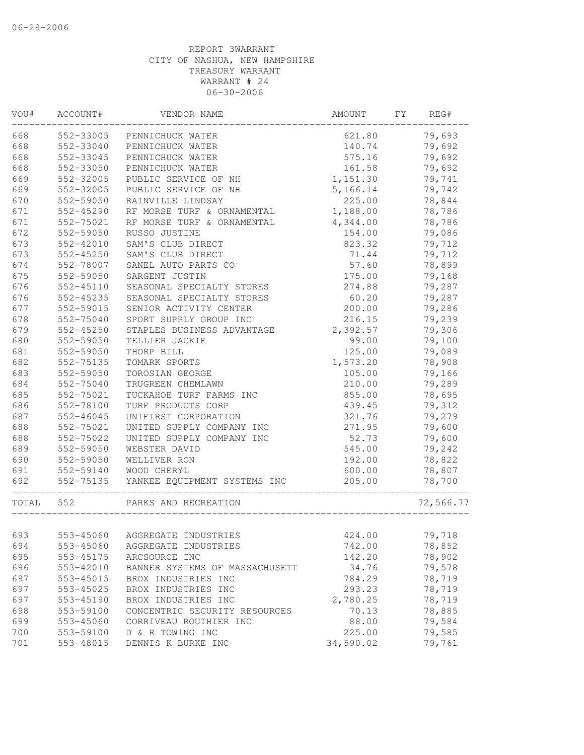REPORT 3WARRANT
CITY OF NASHUA, NEW HAMPSHIRE
TREASURY WARRANT
WARRANT # 24
06-30-2006

| VOU# | ACCOUNT# | VENDOR NAME | AMOUNT | FY | REG# |
|---|---|---|---|---|---|
| 668 | 552-33005 | PENNICHUCK WATER | 621.80 | | 79,693 |
| 668 | 552-33040 | PENNICHUCK WATER | 140.74 | | 79,692 |
| 668 | 552-33045 | PENNICHUCK WATER | 575.16 | | 79,692 |
| 668 | 552-33050 | PENNICHUCK WATER | 161.58 | | 79,692 |
| 669 | 552-32005 | PUBLIC SERVICE OF NH | 1,151.30 | | 79,741 |
| 669 | 552-32005 | PUBLIC SERVICE OF NH | 5,166.14 | | 79,742 |
| 670 | 552-59050 | RAINVILLE LINDSAY | 225.00 | | 78,844 |
| 671 | 552-45290 | RF MORSE TURF & ORNAMENTAL | 1,188.00 | | 78,786 |
| 671 | 552-75021 | RF MORSE TURF & ORNAMENTAL | 4,344.00 | | 78,786 |
| 672 | 552-59050 | RUSSO JUSTINE | 154.00 | | 79,086 |
| 673 | 552-42010 | SAM'S CLUB DIRECT | 823.32 | | 79,712 |
| 673 | 552-45250 | SAM'S CLUB DIRECT | 71.44 | | 79,712 |
| 674 | 552-78007 | SANEL AUTO PARTS CO | 57.60 | | 78,899 |
| 675 | 552-59050 | SARGENT JUSTIN | 175.00 | | 79,168 |
| 676 | 552-45110 | SEASONAL SPECIALTY STORES | 274.88 | | 79,287 |
| 676 | 552-45235 | SEASONAL SPECIALTY STORES | 60.20 | | 79,287 |
| 677 | 552-59015 | SENIOR ACTIVITY CENTER | 200.00 | | 79,286 |
| 678 | 552-75040 | SPORT SUPPLY GROUP INC | 216.15 | | 79,239 |
| 679 | 552-45250 | STAPLES BUSINESS ADVANTAGE | 2,392.57 | | 79,306 |
| 680 | 552-59050 | TELLIER JACKIE | 99.00 | | 79,100 |
| 681 | 552-59050 | THORP BILL | 125.00 | | 79,089 |
| 682 | 552-75135 | TOMARK SPORTS | 1,573.20 | | 78,908 |
| 683 | 552-59050 | TOROSIAN GEORGE | 105.00 | | 79,166 |
| 684 | 552-75040 | TRUGREEN CHEMLAWN | 210.00 | | 79,289 |
| 685 | 552-75021 | TUCKAHOE TURF FARMS INC | 855.00 | | 78,695 |
| 686 | 552-78100 | TURF PRODUCTS CORP | 439.45 | | 79,312 |
| 687 | 552-46045 | UNIFIRST CORPORATION | 321.76 | | 79,279 |
| 688 | 552-75021 | UNITED SUPPLY COMPANY INC | 271.95 | | 79,600 |
| 688 | 552-75022 | UNITED SUPPLY COMPANY INC | 52.73 | | 79,600 |
| 689 | 552-59050 | WEBSTER DAVID | 545.00 | | 79,242 |
| 690 | 552-59050 | WELLIVER RON | 192.00 | | 78,822 |
| 691 | 552-59140 | WOOD CHERYL | 600.00 | | 78,807 |
| 692 | 552-75135 | YANKEE EQUIPMENT SYSTEMS INC | 205.00 | | 78,700 |
| TOTAL | 552 | PARKS AND RECREATION | | | 72,566.77 |
| 693 | 553-45060 | AGGREGATE INDUSTRIES | 424.00 | | 79,718 |
| 694 | 553-45060 | AGGREGATE INDUSTRIES | 742.00 | | 78,852 |
| 695 | 553-45175 | ARCSOURCE INC | 142.20 | | 78,902 |
| 696 | 553-42010 | BANNER SYSTEMS OF MASSACHUSETT | 34.76 | | 79,578 |
| 697 | 553-45015 | BROX INDUSTRIES INC | 784.29 | | 78,719 |
| 697 | 553-45025 | BROX INDUSTRIES INC | 293.23 | | 78,719 |
| 697 | 553-45190 | BROX INDUSTRIES INC | 2,780.25 | | 78,719 |
| 698 | 553-59100 | CONCENTRIC SECURITY RESOURCES | 70.13 | | 78,885 |
| 699 | 553-45060 | CORRIVEAU ROUTHIER INC | 88.00 | | 79,584 |
| 700 | 553-59100 | D & R TOWING INC | 225.00 | | 79,585 |
| 701 | 553-48015 | DENNIS K BURKE INC | 34,590.02 | | 79,761 |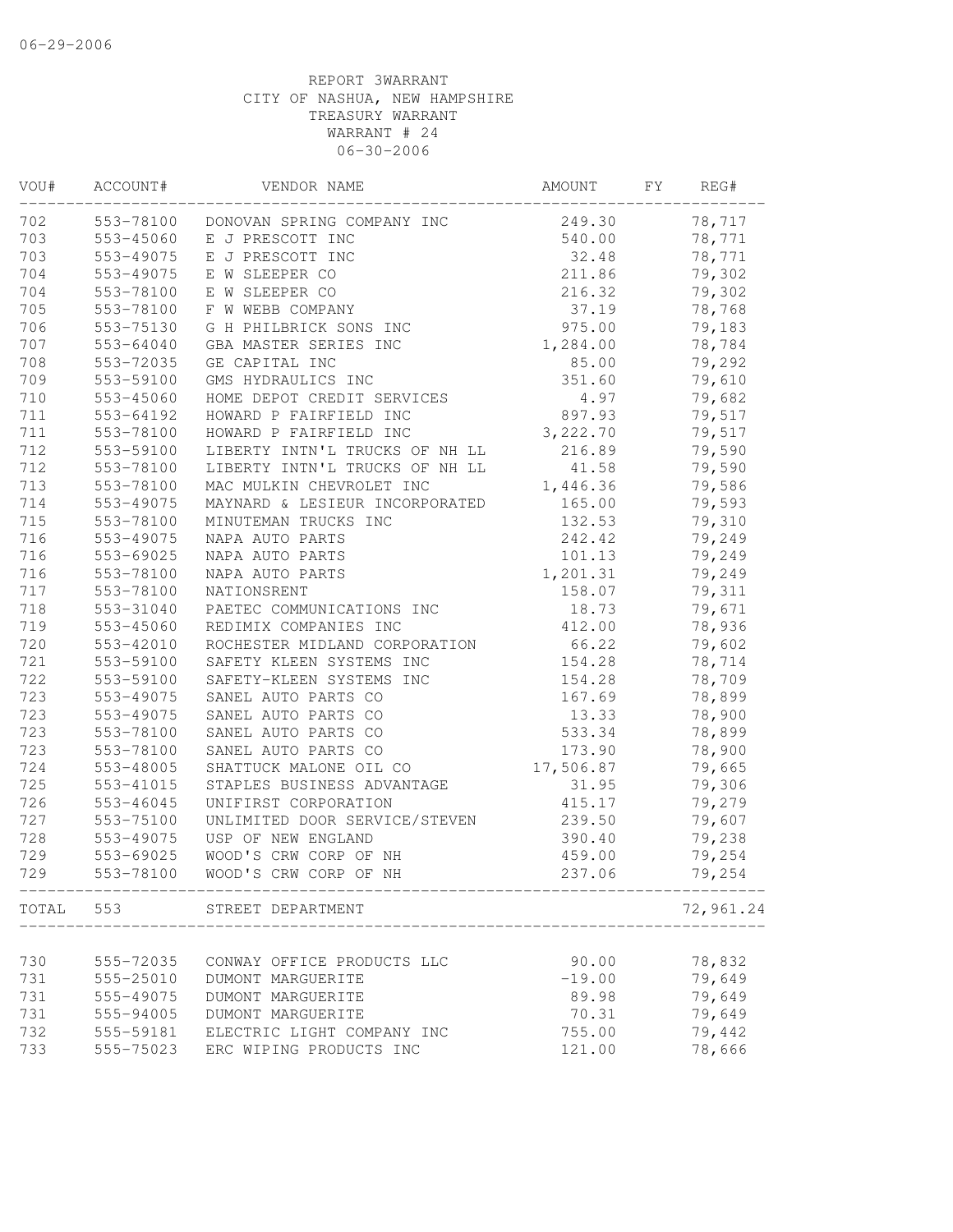REPORT 3WARRANT
CITY OF NASHUA, NEW HAMPSHIRE
TREASURY WARRANT
WARRANT # 24
06-30-2006

| VOU# | ACCOUNT# | VENDOR NAME | AMOUNT | FY | REG# |
|---|---|---|---|---|---|
| 702 | 553-78100 | DONOVAN SPRING COMPANY INC | 249.30 | | 78,717 |
| 703 | 553-45060 | E J PRESCOTT INC | 540.00 | | 78,771 |
| 703 | 553-49075 | E J PRESCOTT INC | 32.48 | | 78,771 |
| 704 | 553-49075 | E W SLEEPER CO | 211.86 | | 79,302 |
| 704 | 553-78100 | E W SLEEPER CO | 216.32 | | 79,302 |
| 705 | 553-78100 | F W WEBB COMPANY | 37.19 | | 78,768 |
| 706 | 553-75130 | G H PHILBRICK SONS INC | 975.00 | | 79,183 |
| 707 | 553-64040 | GBA MASTER SERIES INC | 1,284.00 | | 78,784 |
| 708 | 553-72035 | GE CAPITAL INC | 85.00 | | 79,292 |
| 709 | 553-59100 | GMS HYDRAULICS INC | 351.60 | | 79,610 |
| 710 | 553-45060 | HOME DEPOT CREDIT SERVICES | 4.97 | | 79,682 |
| 711 | 553-64192 | HOWARD P FAIRFIELD INC | 897.93 | | 79,517 |
| 711 | 553-78100 | HOWARD P FAIRFIELD INC | 3,222.70 | | 79,517 |
| 712 | 553-59100 | LIBERTY INTN'L TRUCKS OF NH LL | 216.89 | | 79,590 |
| 712 | 553-78100 | LIBERTY INTN'L TRUCKS OF NH LL | 41.58 | | 79,590 |
| 713 | 553-78100 | MAC MULKIN CHEVROLET INC | 1,446.36 | | 79,586 |
| 714 | 553-49075 | MAYNARD & LESIEUR INCORPORATED | 165.00 | | 79,593 |
| 715 | 553-78100 | MINUTEMAN TRUCKS INC | 132.53 | | 79,310 |
| 716 | 553-49075 | NAPA AUTO PARTS | 242.42 | | 79,249 |
| 716 | 553-69025 | NAPA AUTO PARTS | 101.13 | | 79,249 |
| 716 | 553-78100 | NAPA AUTO PARTS | 1,201.31 | | 79,249 |
| 717 | 553-78100 | NATIONSRENT | 158.07 | | 79,311 |
| 718 | 553-31040 | PAETEC COMMUNICATIONS INC | 18.73 | | 79,671 |
| 719 | 553-45060 | REDIMIX COMPANIES INC | 412.00 | | 78,936 |
| 720 | 553-42010 | ROCHESTER MIDLAND CORPORATION | 66.22 | | 79,602 |
| 721 | 553-59100 | SAFETY KLEEN SYSTEMS INC | 154.28 | | 78,714 |
| 722 | 553-59100 | SAFETY-KLEEN SYSTEMS INC | 154.28 | | 78,709 |
| 723 | 553-49075 | SANEL AUTO PARTS CO | 167.69 | | 78,899 |
| 723 | 553-49075 | SANEL AUTO PARTS CO | 13.33 | | 78,900 |
| 723 | 553-78100 | SANEL AUTO PARTS CO | 533.34 | | 78,899 |
| 723 | 553-78100 | SANEL AUTO PARTS CO | 173.90 | | 78,900 |
| 724 | 553-48005 | SHATTUCK MALONE OIL CO | 17,506.87 | | 79,665 |
| 725 | 553-41015 | STAPLES BUSINESS ADVANTAGE | 31.95 | | 79,306 |
| 726 | 553-46045 | UNIFIRST CORPORATION | 415.17 | | 79,279 |
| 727 | 553-75100 | UNLIMITED DOOR SERVICE/STEVEN | 239.50 | | 79,607 |
| 728 | 553-49075 | USP OF NEW ENGLAND | 390.40 | | 79,238 |
| 729 | 553-69025 | WOOD'S CRW CORP OF NH | 459.00 | | 79,254 |
| 729 | 553-78100 | WOOD'S CRW CORP OF NH | 237.06 | | 79,254 |
| TOTAL | 553 | STREET DEPARTMENT | | | 72,961.24 |
| 730 | 555-72035 | CONWAY OFFICE PRODUCTS LLC | 90.00 | | 78,832 |
| 731 | 555-25010 | DUMONT MARGUERITE | -19.00 | | 79,649 |
| 731 | 555-49075 | DUMONT MARGUERITE | 89.98 | | 79,649 |
| 731 | 555-94005 | DUMONT MARGUERITE | 70.31 | | 79,649 |
| 732 | 555-59181 | ELECTRIC LIGHT COMPANY INC | 755.00 | | 79,442 |
| 733 | 555-75023 | ERC WIPING PRODUCTS INC | 121.00 | | 78,666 |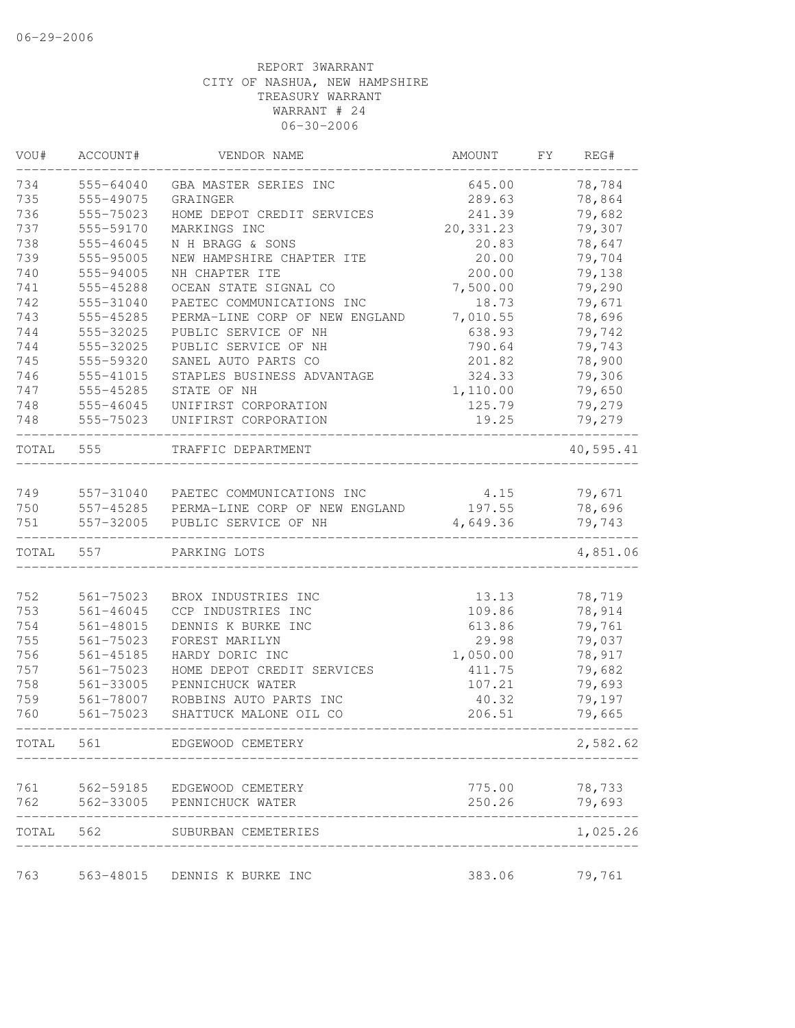06-29-2006

REPORT 3WARRANT
CITY OF NASHUA, NEW HAMPSHIRE
TREASURY WARRANT
WARRANT # 24
06-30-2006

| VOU# | ACCOUNT# | VENDOR NAME | AMOUNT | FY | REG# |
|---|---|---|---|---|---|
| 734 | 555-64040 | GBA MASTER SERIES INC | 645.00 | | 78,784 |
| 735 | 555-49075 | GRAINGER | 289.63 | | 78,864 |
| 736 | 555-75023 | HOME DEPOT CREDIT SERVICES | 241.39 | | 79,682 |
| 737 | 555-59170 | MARKINGS INC | 20,331.23 | | 79,307 |
| 738 | 555-46045 | N H BRAGG & SONS | 20.83 | | 78,647 |
| 739 | 555-95005 | NEW HAMPSHIRE CHAPTER ITE | 20.00 | | 79,704 |
| 740 | 555-94005 | NH CHAPTER ITE | 200.00 | | 79,138 |
| 741 | 555-45288 | OCEAN STATE SIGNAL CO | 7,500.00 | | 79,290 |
| 742 | 555-31040 | PAETEC COMMUNICATIONS INC | 18.73 | | 79,671 |
| 743 | 555-45285 | PERMA-LINE CORP OF NEW ENGLAND | 7,010.55 | | 78,696 |
| 744 | 555-32025 | PUBLIC SERVICE OF NH | 638.93 | | 79,742 |
| 744 | 555-32025 | PUBLIC SERVICE OF NH | 790.64 | | 79,743 |
| 745 | 555-59320 | SANEL AUTO PARTS CO | 201.82 | | 78,900 |
| 746 | 555-41015 | STAPLES BUSINESS ADVANTAGE | 324.33 | | 79,306 |
| 747 | 555-45285 | STATE OF NH | 1,110.00 | | 79,650 |
| 748 | 555-46045 | UNIFIRST CORPORATION | 125.79 | | 79,279 |
| 748 | 555-75023 | UNIFIRST CORPORATION | 19.25 | | 79,279 |
| TOTAL | 555 | TRAFFIC DEPARTMENT | | | 40,595.41 |
| 749 | 557-31040 | PAETEC COMMUNICATIONS INC | 4.15 | | 79,671 |
| 750 | 557-45285 | PERMA-LINE CORP OF NEW ENGLAND | 197.55 | | 78,696 |
| 751 | 557-32005 | PUBLIC SERVICE OF NH | 4,649.36 | | 79,743 |
| TOTAL | 557 | PARKING LOTS | | | 4,851.06 |
| 752 | 561-75023 | BROX INDUSTRIES INC | 13.13 | | 78,719 |
| 753 | 561-46045 | CCP INDUSTRIES INC | 109.86 | | 78,914 |
| 754 | 561-48015 | DENNIS K BURKE INC | 613.86 | | 79,761 |
| 755 | 561-75023 | FOREST MARILYN | 29.98 | | 79,037 |
| 756 | 561-45185 | HARDY DORIC INC | 1,050.00 | | 78,917 |
| 757 | 561-75023 | HOME DEPOT CREDIT SERVICES | 411.75 | | 79,682 |
| 758 | 561-33005 | PENNICHUCK WATER | 107.21 | | 79,693 |
| 759 | 561-78007 | ROBBINS AUTO PARTS INC | 40.32 | | 79,197 |
| 760 | 561-75023 | SHATTUCK MALONE OIL CO | 206.51 | | 79,665 |
| TOTAL | 561 | EDGEWOOD CEMETERY | | | 2,582.62 |
| 761 | 562-59185 | EDGEWOOD CEMETERY | 775.00 | | 78,733 |
| 762 | 562-33005 | PENNICHUCK WATER | 250.26 | | 79,693 |
| TOTAL | 562 | SUBURBAN CEMETERIES | | | 1,025.26 |
| 763 | 563-48015 | DENNIS K BURKE INC | 383.06 | | 79,761 |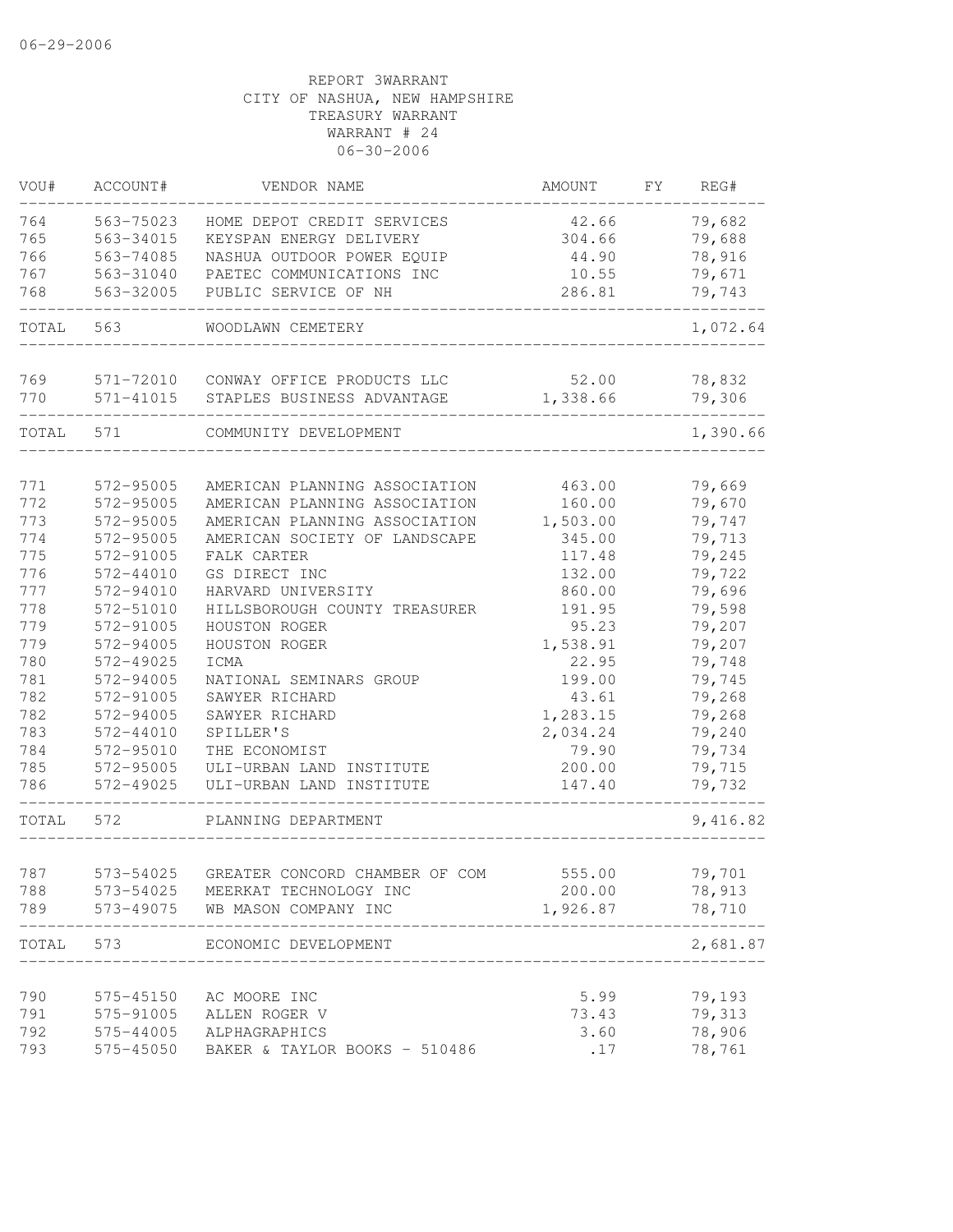06-29-2006

REPORT 3WARRANT
CITY OF NASHUA, NEW HAMPSHIRE
TREASURY WARRANT
WARRANT # 24
06-30-2006

| VOU# | ACCOUNT# | VENDOR NAME | AMOUNT | FY | REG# |
|---|---|---|---|---|---|
| 764 | 563-75023 | HOME DEPOT CREDIT SERVICES | 42.66 | | 79,682 |
| 765 | 563-34015 | KEYSPAN ENERGY DELIVERY | 304.66 | | 79,688 |
| 766 | 563-74085 | NASHUA OUTDOOR POWER EQUIP | 44.90 | | 78,916 |
| 767 | 563-31040 | PAETEC COMMUNICATIONS INC | 10.55 | | 79,671 |
| 768 | 563-32005 | PUBLIC SERVICE OF NH | 286.81 | | 79,743 |
| TOTAL | 563 | WOODLAWN CEMETERY | | | 1,072.64 |
| 769 | 571-72010 | CONWAY OFFICE PRODUCTS LLC | 52.00 | | 78,832 |
| 770 | 571-41015 | STAPLES BUSINESS ADVANTAGE | 1,338.66 | | 79,306 |
| TOTAL | 571 | COMMUNITY DEVELOPMENT | | | 1,390.66 |
| 771 | 572-95005 | AMERICAN PLANNING ASSOCIATION | 463.00 | | 79,669 |
| 772 | 572-95005 | AMERICAN PLANNING ASSOCIATION | 160.00 | | 79,670 |
| 773 | 572-95005 | AMERICAN PLANNING ASSOCIATION | 1,503.00 | | 79,747 |
| 774 | 572-95005 | AMERICAN SOCIETY OF LANDSCAPE | 345.00 | | 79,713 |
| 775 | 572-91005 | FALK CARTER | 117.48 | | 79,245 |
| 776 | 572-44010 | GS DIRECT INC | 132.00 | | 79,722 |
| 777 | 572-94010 | HARVARD UNIVERSITY | 860.00 | | 79,696 |
| 778 | 572-51010 | HILLSBOROUGH COUNTY TREASURER | 191.95 | | 79,598 |
| 779 | 572-91005 | HOUSTON ROGER | 95.23 | | 79,207 |
| 779 | 572-94005 | HOUSTON ROGER | 1,538.91 | | 79,207 |
| 780 | 572-49025 | ICMA | 22.95 | | 79,748 |
| 781 | 572-94005 | NATIONAL SEMINARS GROUP | 199.00 | | 79,745 |
| 782 | 572-91005 | SAWYER RICHARD | 43.61 | | 79,268 |
| 782 | 572-94005 | SAWYER RICHARD | 1,283.15 | | 79,268 |
| 783 | 572-44010 | SPILLER'S | 2,034.24 | | 79,240 |
| 784 | 572-95010 | THE ECONOMIST | 79.90 | | 79,734 |
| 785 | 572-95005 | ULI-URBAN LAND INSTITUTE | 200.00 | | 79,715 |
| 786 | 572-49025 | ULI-URBAN LAND INSTITUTE | 147.40 | | 79,732 |
| TOTAL | 572 | PLANNING DEPARTMENT | | | 9,416.82 |
| 787 | 573-54025 | GREATER CONCORD CHAMBER OF COM | 555.00 | | 79,701 |
| 788 | 573-54025 | MEERKAT TECHNOLOGY INC | 200.00 | | 78,913 |
| 789 | 573-49075 | WB MASON COMPANY INC | 1,926.87 | | 78,710 |
| TOTAL | 573 | ECONOMIC DEVELOPMENT | | | 2,681.87 |
| 790 | 575-45150 | AC MOORE INC | 5.99 | | 79,193 |
| 791 | 575-91005 | ALLEN ROGER V | 73.43 | | 79,313 |
| 792 | 575-44005 | ALPHAGRAPHICS | 3.60 | | 78,906 |
| 793 | 575-45050 | BAKER & TAYLOR BOOKS - 510486 | .17 | | 78,761 |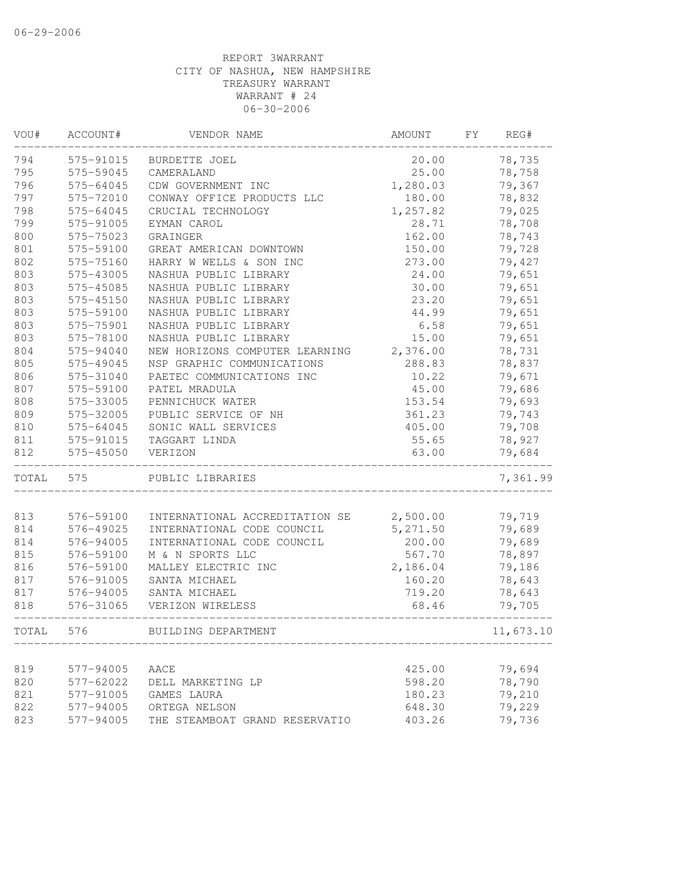06-29-2006

REPORT 3WARRANT
CITY OF NASHUA, NEW HAMPSHIRE
TREASURY WARRANT
WARRANT # 24
06-30-2006

| VOU# | ACCOUNT# | VENDOR NAME | AMOUNT | FY | REG# |
|---|---|---|---|---|---|
| 794 | 575-91015 | BURDETTE JOEL | 20.00 | | 78,735 |
| 795 | 575-59045 | CAMERALAND | 25.00 | | 78,758 |
| 796 | 575-64045 | CDW GOVERNMENT INC | 1,280.03 | | 79,367 |
| 797 | 575-72010 | CONWAY OFFICE PRODUCTS LLC | 180.00 | | 78,832 |
| 798 | 575-64045 | CRUCIAL TECHNOLOGY | 1,257.82 | | 79,025 |
| 799 | 575-91005 | EYMAN CAROL | 28.71 | | 78,708 |
| 800 | 575-75023 | GRAINGER | 162.00 | | 78,743 |
| 801 | 575-59100 | GREAT AMERICAN DOWNTOWN | 150.00 | | 79,728 |
| 802 | 575-75160 | HARRY W WELLS & SON INC | 273.00 | | 79,427 |
| 803 | 575-43005 | NASHUA PUBLIC LIBRARY | 24.00 | | 79,651 |
| 803 | 575-45085 | NASHUA PUBLIC LIBRARY | 30.00 | | 79,651 |
| 803 | 575-45150 | NASHUA PUBLIC LIBRARY | 23.20 | | 79,651 |
| 803 | 575-59100 | NASHUA PUBLIC LIBRARY | 44.99 | | 79,651 |
| 803 | 575-75901 | NASHUA PUBLIC LIBRARY | 6.58 | | 79,651 |
| 803 | 575-78100 | NASHUA PUBLIC LIBRARY | 15.00 | | 79,651 |
| 804 | 575-94040 | NEW HORIZONS COMPUTER LEARNING | 2,376.00 | | 78,731 |
| 805 | 575-49045 | NSP GRAPHIC COMMUNICATIONS | 288.83 | | 78,837 |
| 806 | 575-31040 | PAETEC COMMUNICATIONS INC | 10.22 | | 79,671 |
| 807 | 575-59100 | PATEL MRADULA | 45.00 | | 79,686 |
| 808 | 575-33005 | PENNICHUCK WATER | 153.54 | | 79,693 |
| 809 | 575-32005 | PUBLIC SERVICE OF NH | 361.23 | | 79,743 |
| 810 | 575-64045 | SONIC WALL SERVICES | 405.00 | | 79,708 |
| 811 | 575-91015 | TAGGART LINDA | 55.65 | | 78,927 |
| 812 | 575-45050 | VERIZON | 63.00 | | 79,684 |
| TOTAL | 575 | PUBLIC LIBRARIES | | | 7,361.99 |
| 813 | 576-59100 | INTERNATIONAL ACCREDITATION SE | 2,500.00 | | 79,719 |
| 814 | 576-49025 | INTERNATIONAL CODE COUNCIL | 5,271.50 | | 79,689 |
| 814 | 576-94005 | INTERNATIONAL CODE COUNCIL | 200.00 | | 79,689 |
| 815 | 576-59100 | M & N SPORTS LLC | 567.70 | | 78,897 |
| 816 | 576-59100 | MALLEY ELECTRIC INC | 2,186.04 | | 79,186 |
| 817 | 576-91005 | SANTA MICHAEL | 160.20 | | 78,643 |
| 817 | 576-94005 | SANTA MICHAEL | 719.20 | | 78,643 |
| 818 | 576-31065 | VERIZON WIRELESS | 68.46 | | 79,705 |
| TOTAL | 576 | BUILDING DEPARTMENT | | | 11,673.10 |
| 819 | 577-94005 | AACE | 425.00 | | 79,694 |
| 820 | 577-62022 | DELL MARKETING LP | 598.20 | | 78,790 |
| 821 | 577-91005 | GAMES LAURA | 180.23 | | 79,210 |
| 822 | 577-94005 | ORTEGA NELSON | 648.30 | | 79,229 |
| 823 | 577-94005 | THE STEAMBOAT GRAND RESERVATIO | 403.26 | | 79,736 |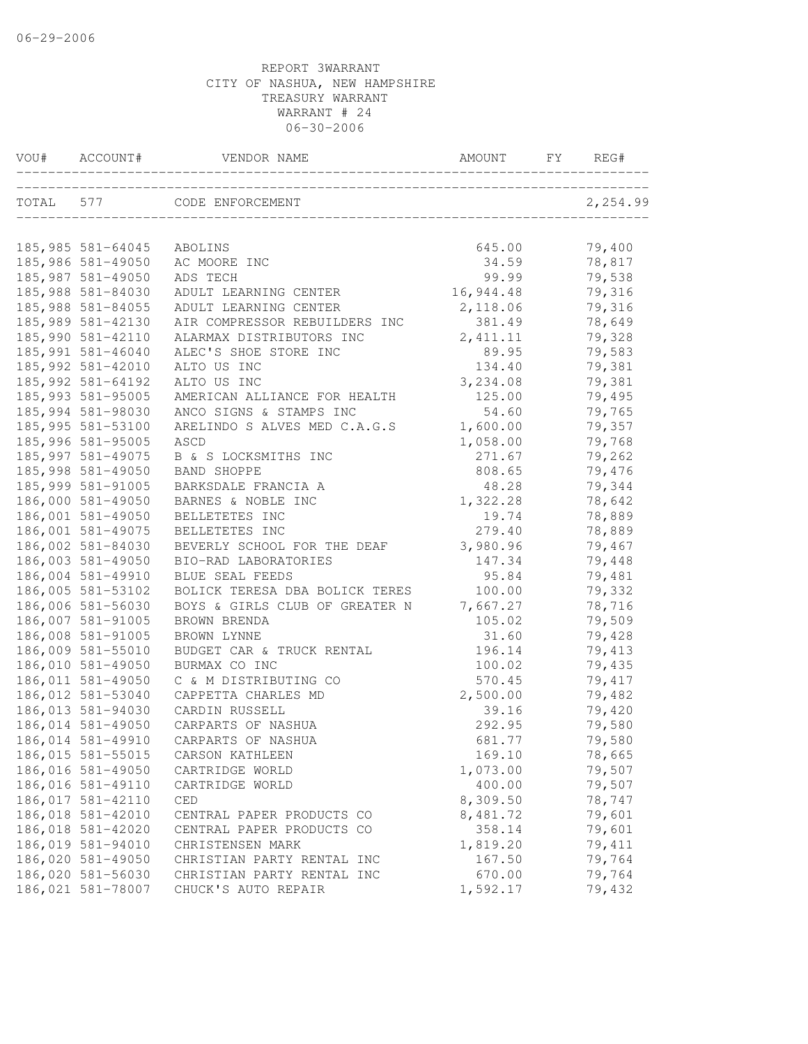06-29-2006

REPORT 3WARRANT
CITY OF NASHUA, NEW HAMPSHIRE
TREASURY WARRANT
WARRANT # 24
06-30-2006

| VOU# | ACCOUNT# | VENDOR NAME | AMOUNT | FY | REG# |
|---|---|---|---|---|---|
| TOTAL | 577 | CODE ENFORCEMENT | | | 2,254.99 |
| 185,985 | 581-64045 | ABOLINS | 645.00 | | 79,400 |
| 185,986 | 581-49050 | AC MOORE INC | 34.59 | | 78,817 |
| 185,987 | 581-49050 | ADS TECH | 99.99 | | 79,538 |
| 185,988 | 581-84030 | ADULT LEARNING CENTER | 16,944.48 | | 79,316 |
| 185,988 | 581-84055 | ADULT LEARNING CENTER | 2,118.06 | | 79,316 |
| 185,989 | 581-42130 | AIR COMPRESSOR REBUILDERS INC | 381.49 | | 78,649 |
| 185,990 | 581-42110 | ALARMAX DISTRIBUTORS INC | 2,411.11 | | 79,328 |
| 185,991 | 581-46040 | ALEC'S SHOE STORE INC | 89.95 | | 79,583 |
| 185,992 | 581-42010 | ALTO US INC | 134.40 | | 79,381 |
| 185,992 | 581-64192 | ALTO US INC | 3,234.08 | | 79,381 |
| 185,993 | 581-95005 | AMERICAN ALLIANCE FOR HEALTH | 125.00 | | 79,495 |
| 185,994 | 581-98030 | ANCO SIGNS & STAMPS INC | 54.60 | | 79,765 |
| 185,995 | 581-53100 | ARELINDO S ALVES MED C.A.G.S | 1,600.00 | | 79,357 |
| 185,996 | 581-95005 | ASCD | 1,058.00 | | 79,768 |
| 185,997 | 581-49075 | B & S LOCKSMITHS INC | 271.67 | | 79,262 |
| 185,998 | 581-49050 | BAND SHOPPE | 808.65 | | 79,476 |
| 185,999 | 581-91005 | BARKSDALE FRANCIA A | 48.28 | | 79,344 |
| 186,000 | 581-49050 | BARNES & NOBLE INC | 1,322.28 | | 78,642 |
| 186,001 | 581-49050 | BELLETETES INC | 19.74 | | 78,889 |
| 186,001 | 581-49075 | BELLETETES INC | 279.40 | | 78,889 |
| 186,002 | 581-84030 | BEVERLY SCHOOL FOR THE DEAF | 3,980.96 | | 79,467 |
| 186,003 | 581-49050 | BIO-RAD LABORATORIES | 147.34 | | 79,448 |
| 186,004 | 581-49910 | BLUE SEAL FEEDS | 95.84 | | 79,481 |
| 186,005 | 581-53102 | BOLICK TERESA DBA BOLICK TERES | 100.00 | | 79,332 |
| 186,006 | 581-56030 | BOYS & GIRLS CLUB OF GREATER N | 7,667.27 | | 78,716 |
| 186,007 | 581-91005 | BROWN BRENDA | 105.02 | | 79,509 |
| 186,008 | 581-91005 | BROWN LYNNE | 31.60 | | 79,428 |
| 186,009 | 581-55010 | BUDGET CAR & TRUCK RENTAL | 196.14 | | 79,413 |
| 186,010 | 581-49050 | BURMAX CO INC | 100.02 | | 79,435 |
| 186,011 | 581-49050 | C & M DISTRIBUTING CO | 570.45 | | 79,417 |
| 186,012 | 581-53040 | CAPPETTA CHARLES MD | 2,500.00 | | 79,482 |
| 186,013 | 581-94030 | CARDIN RUSSELL | 39.16 | | 79,420 |
| 186,014 | 581-49050 | CARPARTS OF NASHUA | 292.95 | | 79,580 |
| 186,014 | 581-49910 | CARPARTS OF NASHUA | 681.77 | | 79,580 |
| 186,015 | 581-55015 | CARSON KATHLEEN | 169.10 | | 78,665 |
| 186,016 | 581-49050 | CARTRIDGE WORLD | 1,073.00 | | 79,507 |
| 186,016 | 581-49110 | CARTRIDGE WORLD | 400.00 | | 79,507 |
| 186,017 | 581-42110 | CED | 8,309.50 | | 78,747 |
| 186,018 | 581-42010 | CENTRAL PAPER PRODUCTS CO | 8,481.72 | | 79,601 |
| 186,018 | 581-42020 | CENTRAL PAPER PRODUCTS CO | 358.14 | | 79,601 |
| 186,019 | 581-94010 | CHRISTENSEN MARK | 1,819.20 | | 79,411 |
| 186,020 | 581-49050 | CHRISTIAN PARTY RENTAL INC | 167.50 | | 79,764 |
| 186,020 | 581-56030 | CHRISTIAN PARTY RENTAL INC | 670.00 | | 79,764 |
| 186,021 | 581-78007 | CHUCK'S AUTO REPAIR | 1,592.17 | | 79,432 |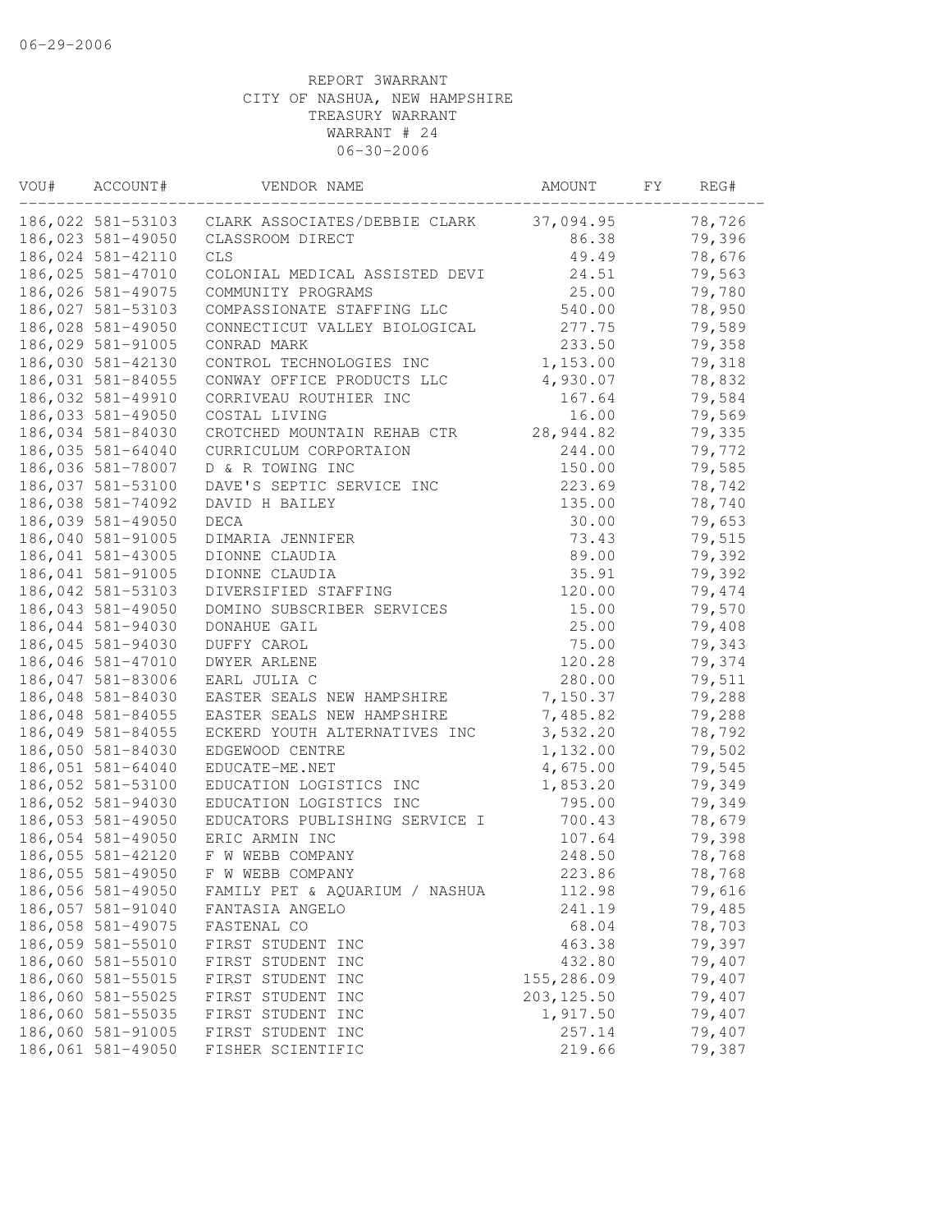06-29-2006

REPORT 3WARRANT
CITY OF NASHUA, NEW HAMPSHIRE
TREASURY WARRANT
WARRANT # 24
06-30-2006

| VOU# | ACCOUNT# | VENDOR NAME | AMOUNT | FY | REG# |
|---|---|---|---|---|---|
| 186,022 | 581-53103 | CLARK ASSOCIATES/DEBBIE CLARK | 37,094.95 | | 78,726 |
| 186,023 | 581-49050 | CLASSROOM DIRECT | 86.38 | | 79,396 |
| 186,024 | 581-42110 | CLS | 49.49 | | 78,676 |
| 186,025 | 581-47010 | COLONIAL MEDICAL ASSISTED DEVI | 24.51 | | 79,563 |
| 186,026 | 581-49075 | COMMUNITY PROGRAMS | 25.00 | | 79,780 |
| 186,027 | 581-53103 | COMPASSIONATE STAFFING LLC | 540.00 | | 78,950 |
| 186,028 | 581-49050 | CONNECTICUT VALLEY BIOLOGICAL | 277.75 | | 79,589 |
| 186,029 | 581-91005 | CONRAD MARK | 233.50 | | 79,358 |
| 186,030 | 581-42130 | CONTROL TECHNOLOGIES INC | 1,153.00 | | 79,318 |
| 186,031 | 581-84055 | CONWAY OFFICE PRODUCTS LLC | 4,930.07 | | 78,832 |
| 186,032 | 581-49910 | CORRIVEAU ROUTHIER INC | 167.64 | | 79,584 |
| 186,033 | 581-49050 | COSTAL LIVING | 16.00 | | 79,569 |
| 186,034 | 581-84030 | CROTCHED MOUNTAIN REHAB CTR | 28,944.82 | | 79,335 |
| 186,035 | 581-64040 | CURRICULUM CORPORTAION | 244.00 | | 79,772 |
| 186,036 | 581-78007 | D & R TOWING INC | 150.00 | | 79,585 |
| 186,037 | 581-53100 | DAVE'S SEPTIC SERVICE INC | 223.69 | | 78,742 |
| 186,038 | 581-74092 | DAVID H BAILEY | 135.00 | | 78,740 |
| 186,039 | 581-49050 | DECA | 30.00 | | 79,653 |
| 186,040 | 581-91005 | DIMARIA JENNIFER | 73.43 | | 79,515 |
| 186,041 | 581-43005 | DIONNE CLAUDIA | 89.00 | | 79,392 |
| 186,041 | 581-91005 | DIONNE CLAUDIA | 35.91 | | 79,392 |
| 186,042 | 581-53103 | DIVERSIFIED STAFFING | 120.00 | | 79,474 |
| 186,043 | 581-49050 | DOMINO SUBSCRIBER SERVICES | 15.00 | | 79,570 |
| 186,044 | 581-94030 | DONAHUE GAIL | 25.00 | | 79,408 |
| 186,045 | 581-94030 | DUFFY CAROL | 75.00 | | 79,343 |
| 186,046 | 581-47010 | DWYER ARLENE | 120.28 | | 79,374 |
| 186,047 | 581-83006 | EARL JULIA C | 280.00 | | 79,511 |
| 186,048 | 581-84030 | EASTER SEALS NEW HAMPSHIRE | 7,150.37 | | 79,288 |
| 186,048 | 581-84055 | EASTER SEALS NEW HAMPSHIRE | 7,485.82 | | 79,288 |
| 186,049 | 581-84055 | ECKERD YOUTH ALTERNATIVES INC | 3,532.20 | | 78,792 |
| 186,050 | 581-84030 | EDGEWOOD CENTRE | 1,132.00 | | 79,502 |
| 186,051 | 581-64040 | EDUCATE-ME.NET | 4,675.00 | | 79,545 |
| 186,052 | 581-53100 | EDUCATION LOGISTICS INC | 1,853.20 | | 79,349 |
| 186,052 | 581-94030 | EDUCATION LOGISTICS INC | 795.00 | | 79,349 |
| 186,053 | 581-49050 | EDUCATORS PUBLISHING SERVICE I | 700.43 | | 78,679 |
| 186,054 | 581-49050 | ERIC ARMIN INC | 107.64 | | 79,398 |
| 186,055 | 581-42120 | F W WEBB COMPANY | 248.50 | | 78,768 |
| 186,055 | 581-49050 | F W WEBB COMPANY | 223.86 | | 78,768 |
| 186,056 | 581-49050 | FAMILY PET & AQUARIUM / NASHUA | 112.98 | | 79,616 |
| 186,057 | 581-91040 | FANTASIA ANGELO | 241.19 | | 79,485 |
| 186,058 | 581-49075 | FASTENAL CO | 68.04 | | 78,703 |
| 186,059 | 581-55010 | FIRST STUDENT INC | 463.38 | | 79,397 |
| 186,060 | 581-55010 | FIRST STUDENT INC | 432.80 | | 79,407 |
| 186,060 | 581-55015 | FIRST STUDENT INC | 155,286.09 | | 79,407 |
| 186,060 | 581-55025 | FIRST STUDENT INC | 203,125.50 | | 79,407 |
| 186,060 | 581-55035 | FIRST STUDENT INC | 1,917.50 | | 79,407 |
| 186,060 | 581-91005 | FIRST STUDENT INC | 257.14 | | 79,407 |
| 186,061 | 581-49050 | FISHER SCIENTIFIC | 219.66 | | 79,387 |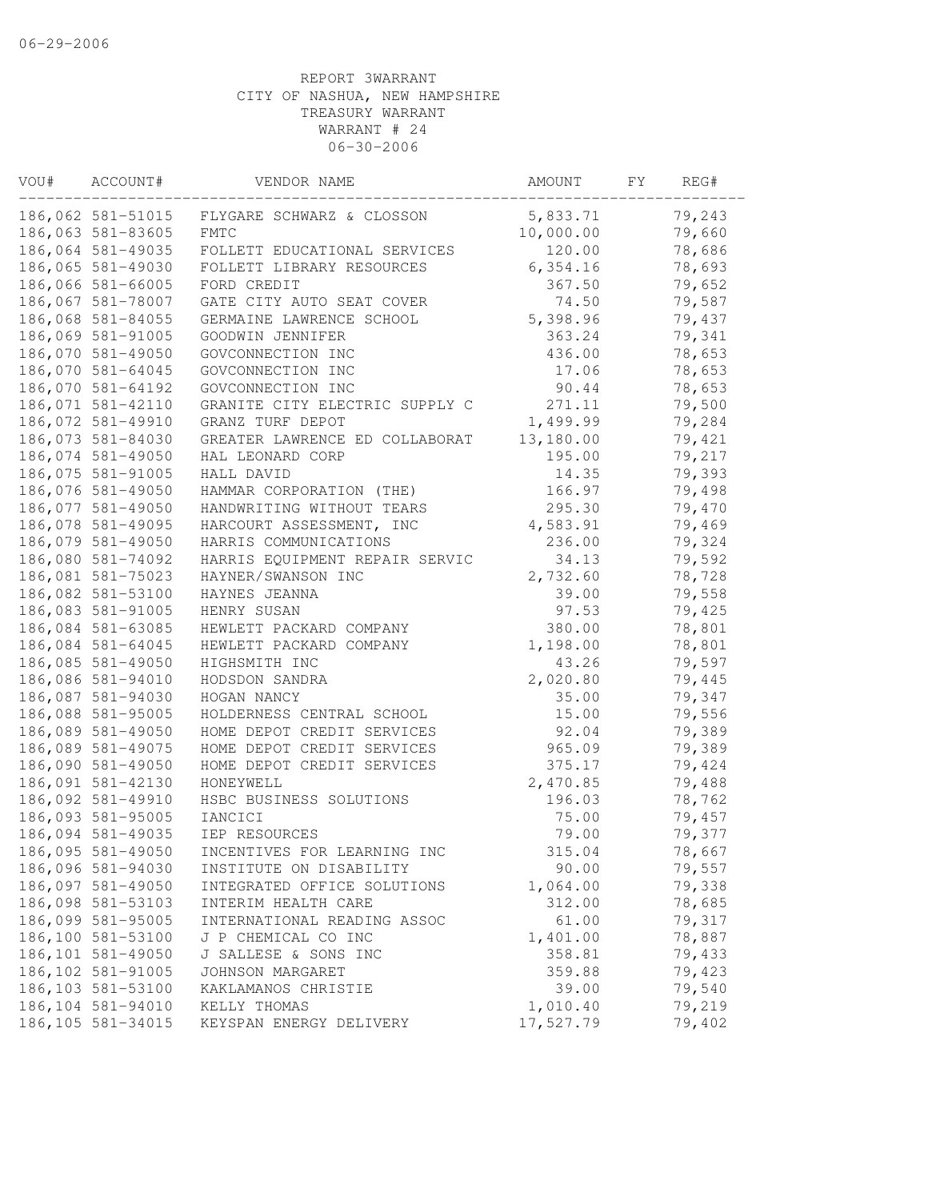06-29-2006

REPORT 3WARRANT
CITY OF NASHUA, NEW HAMPSHIRE
TREASURY WARRANT
WARRANT # 24
06-30-2006

| VOU# | ACCOUNT# | VENDOR NAME | AMOUNT | FY | REG# |
|---|---|---|---|---|---|
| 186,062 | 581-51015 | FLYGARE SCHWARZ & CLOSSON | 5,833.71 | | 79,243 |
| 186,063 | 581-83605 | FMTC | 10,000.00 | | 79,660 |
| 186,064 | 581-49035 | FOLLETT EDUCATIONAL SERVICES | 120.00 | | 78,686 |
| 186,065 | 581-49030 | FOLLETT LIBRARY RESOURCES | 6,354.16 | | 78,693 |
| 186,066 | 581-66005 | FORD CREDIT | 367.50 | | 79,652 |
| 186,067 | 581-78007 | GATE CITY AUTO SEAT COVER | 74.50 | | 79,587 |
| 186,068 | 581-84055 | GERMAINE LAWRENCE SCHOOL | 5,398.96 | | 79,437 |
| 186,069 | 581-91005 | GOODWIN JENNIFER | 363.24 | | 79,341 |
| 186,070 | 581-49050 | GOVCONNECTION INC | 436.00 | | 78,653 |
| 186,070 | 581-64045 | GOVCONNECTION INC | 17.06 | | 78,653 |
| 186,070 | 581-64192 | GOVCONNECTION INC | 90.44 | | 78,653 |
| 186,071 | 581-42110 | GRANITE CITY ELECTRIC SUPPLY C | 271.11 | | 79,500 |
| 186,072 | 581-49910 | GRANZ TURF DEPOT | 1,499.99 | | 79,284 |
| 186,073 | 581-84030 | GREATER LAWRENCE ED COLLABORAT | 13,180.00 | | 79,421 |
| 186,074 | 581-49050 | HAL LEONARD CORP | 195.00 | | 79,217 |
| 186,075 | 581-91005 | HALL DAVID | 14.35 | | 79,393 |
| 186,076 | 581-49050 | HAMMAR CORPORATION (THE) | 166.97 | | 79,498 |
| 186,077 | 581-49050 | HANDWRITING WITHOUT TEARS | 295.30 | | 79,470 |
| 186,078 | 581-49095 | HARCOURT ASSESSMENT, INC | 4,583.91 | | 79,469 |
| 186,079 | 581-49050 | HARRIS COMMUNICATIONS | 236.00 | | 79,324 |
| 186,080 | 581-74092 | HARRIS EQUIPMENT REPAIR SERVIC | 34.13 | | 79,592 |
| 186,081 | 581-75023 | HAYNER/SWANSON INC | 2,732.60 | | 78,728 |
| 186,082 | 581-53100 | HAYNES JEANNA | 39.00 | | 79,558 |
| 186,083 | 581-91005 | HENRY SUSAN | 97.53 | | 79,425 |
| 186,084 | 581-63085 | HEWLETT PACKARD COMPANY | 380.00 | | 78,801 |
| 186,084 | 581-64045 | HEWLETT PACKARD COMPANY | 1,198.00 | | 78,801 |
| 186,085 | 581-49050 | HIGHSMITH INC | 43.26 | | 79,597 |
| 186,086 | 581-94010 | HODSDON SANDRA | 2,020.80 | | 79,445 |
| 186,087 | 581-94030 | HOGAN NANCY | 35.00 | | 79,347 |
| 186,088 | 581-95005 | HOLDERNESS CENTRAL SCHOOL | 15.00 | | 79,556 |
| 186,089 | 581-49050 | HOME DEPOT CREDIT SERVICES | 92.04 | | 79,389 |
| 186,089 | 581-49075 | HOME DEPOT CREDIT SERVICES | 965.09 | | 79,389 |
| 186,090 | 581-49050 | HOME DEPOT CREDIT SERVICES | 375.17 | | 79,424 |
| 186,091 | 581-42130 | HONEYWELL | 2,470.85 | | 79,488 |
| 186,092 | 581-49910 | HSBC BUSINESS SOLUTIONS | 196.03 | | 78,762 |
| 186,093 | 581-95005 | IANCICI | 75.00 | | 79,457 |
| 186,094 | 581-49035 | IEP RESOURCES | 79.00 | | 79,377 |
| 186,095 | 581-49050 | INCENTIVES FOR LEARNING INC | 315.04 | | 78,667 |
| 186,096 | 581-94030 | INSTITUTE ON DISABILITY | 90.00 | | 79,557 |
| 186,097 | 581-49050 | INTEGRATED OFFICE SOLUTIONS | 1,064.00 | | 79,338 |
| 186,098 | 581-53103 | INTERIM HEALTH CARE | 312.00 | | 78,685 |
| 186,099 | 581-95005 | INTERNATIONAL READING ASSOC | 61.00 | | 79,317 |
| 186,100 | 581-53100 | J P CHEMICAL CO INC | 1,401.00 | | 78,887 |
| 186,101 | 581-49050 | J SALLESE & SONS INC | 358.81 | | 79,433 |
| 186,102 | 581-91005 | JOHNSON MARGARET | 359.88 | | 79,423 |
| 186,103 | 581-53100 | KAKLAMANOS CHRISTIE | 39.00 | | 79,540 |
| 186,104 | 581-94010 | KELLY THOMAS | 1,010.40 | | 79,219 |
| 186,105 | 581-34015 | KEYSPAN ENERGY DELIVERY | 17,527.79 | | 79,402 |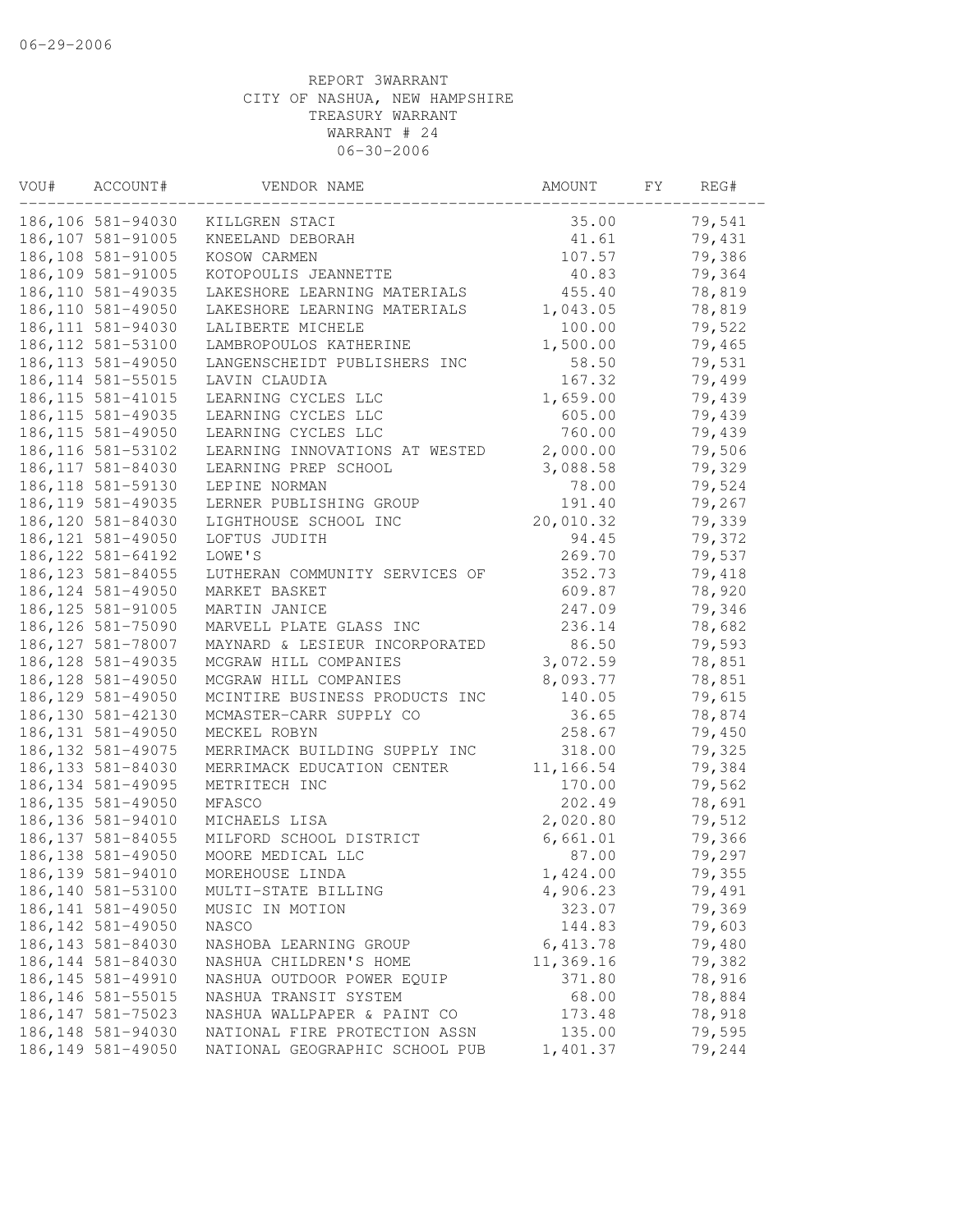06-29-2006

REPORT 3WARRANT
CITY OF NASHUA, NEW HAMPSHIRE
TREASURY WARRANT
WARRANT # 24
06-30-2006

| VOU# | ACCOUNT# | VENDOR NAME | AMOUNT | FY | REG# |
|---|---|---|---|---|---|
| 186,106 | 581-94030 | KILLGREN STACI | 35.00 | | 79,541 |
| 186,107 | 581-91005 | KNEELAND DEBORAH | 41.61 | | 79,431 |
| 186,108 | 581-91005 | KOSOW CARMEN | 107.57 | | 79,386 |
| 186,109 | 581-91005 | KOTOPOULIS JEANNETTE | 40.83 | | 79,364 |
| 186,110 | 581-49035 | LAKESHORE LEARNING MATERIALS | 455.40 | | 78,819 |
| 186,110 | 581-49050 | LAKESHORE LEARNING MATERIALS | 1,043.05 | | 78,819 |
| 186,111 | 581-94030 | LALIBERTE MICHELE | 100.00 | | 79,522 |
| 186,112 | 581-53100 | LAMBROPOULOS KATHERINE | 1,500.00 | | 79,465 |
| 186,113 | 581-49050 | LANGENSCHEIDT PUBLISHERS INC | 58.50 | | 79,531 |
| 186,114 | 581-55015 | LAVIN CLAUDIA | 167.32 | | 79,499 |
| 186,115 | 581-41015 | LEARNING CYCLES LLC | 1,659.00 | | 79,439 |
| 186,115 | 581-49035 | LEARNING CYCLES LLC | 605.00 | | 79,439 |
| 186,115 | 581-49050 | LEARNING CYCLES LLC | 760.00 | | 79,439 |
| 186,116 | 581-53102 | LEARNING INNOVATIONS AT WESTED | 2,000.00 | | 79,506 |
| 186,117 | 581-84030 | LEARNING PREP SCHOOL | 3,088.58 | | 79,329 |
| 186,118 | 581-59130 | LEPINE NORMAN | 78.00 | | 79,524 |
| 186,119 | 581-49035 | LERNER PUBLISHING GROUP | 191.40 | | 79,267 |
| 186,120 | 581-84030 | LIGHTHOUSE SCHOOL INC | 20,010.32 | | 79,339 |
| 186,121 | 581-49050 | LOFTUS JUDITH | 94.45 | | 79,372 |
| 186,122 | 581-64192 | LOWE'S | 269.70 | | 79,537 |
| 186,123 | 581-84055 | LUTHERAN COMMUNITY SERVICES OF | 352.73 | | 79,418 |
| 186,124 | 581-49050 | MARKET BASKET | 609.87 | | 78,920 |
| 186,125 | 581-91005 | MARTIN JANICE | 247.09 | | 79,346 |
| 186,126 | 581-75090 | MARVELL PLATE GLASS INC | 236.14 | | 78,682 |
| 186,127 | 581-78007 | MAYNARD & LESIEUR INCORPORATED | 86.50 | | 79,593 |
| 186,128 | 581-49035 | MCGRAW HILL COMPANIES | 3,072.59 | | 78,851 |
| 186,128 | 581-49050 | MCGRAW HILL COMPANIES | 8,093.77 | | 78,851 |
| 186,129 | 581-49050 | MCINTIRE BUSINESS PRODUCTS INC | 140.05 | | 79,615 |
| 186,130 | 581-42130 | MCMASTER-CARR SUPPLY CO | 36.65 | | 78,874 |
| 186,131 | 581-49050 | MECKEL ROBYN | 258.67 | | 79,450 |
| 186,132 | 581-49075 | MERRIMACK BUILDING SUPPLY INC | 318.00 | | 79,325 |
| 186,133 | 581-84030 | MERRIMACK EDUCATION CENTER | 11,166.54 | | 79,384 |
| 186,134 | 581-49095 | METRITECH INC | 170.00 | | 79,562 |
| 186,135 | 581-49050 | MFASCO | 202.49 | | 78,691 |
| 186,136 | 581-94010 | MICHAELS LISA | 2,020.80 | | 79,512 |
| 186,137 | 581-84055 | MILFORD SCHOOL DISTRICT | 6,661.01 | | 79,366 |
| 186,138 | 581-49050 | MOORE MEDICAL LLC | 87.00 | | 79,297 |
| 186,139 | 581-94010 | MOREHOUSE LINDA | 1,424.00 | | 79,355 |
| 186,140 | 581-53100 | MULTI-STATE BILLING | 4,906.23 | | 79,491 |
| 186,141 | 581-49050 | MUSIC IN MOTION | 323.07 | | 79,369 |
| 186,142 | 581-49050 | NASCO | 144.83 | | 79,603 |
| 186,143 | 581-84030 | NASHOBA LEARNING GROUP | 6,413.78 | | 79,480 |
| 186,144 | 581-84030 | NASHUA CHILDREN'S HOME | 11,369.16 | | 79,382 |
| 186,145 | 581-49910 | NASHUA OUTDOOR POWER EQUIP | 371.80 | | 78,916 |
| 186,146 | 581-55015 | NASHUA TRANSIT SYSTEM | 68.00 | | 78,884 |
| 186,147 | 581-75023 | NASHUA WALLPAPER & PAINT CO | 173.48 | | 78,918 |
| 186,148 | 581-94030 | NATIONAL FIRE PROTECTION ASSN | 135.00 | | 79,595 |
| 186,149 | 581-49050 | NATIONAL GEOGRAPHIC SCHOOL PUB | 1,401.37 | | 79,244 |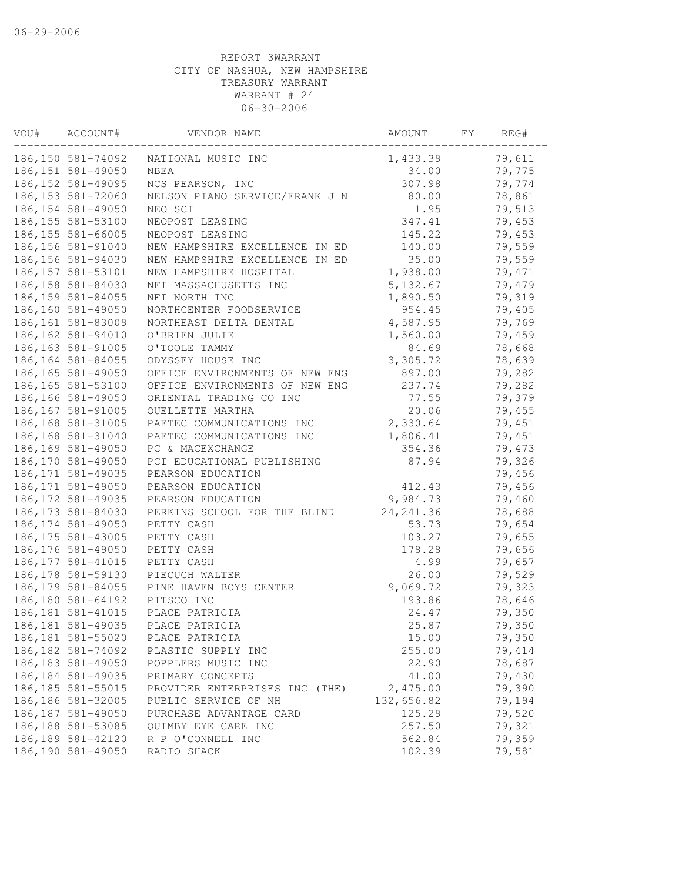06-29-2006

REPORT 3WARRANT
CITY OF NASHUA, NEW HAMPSHIRE
TREASURY WARRANT
WARRANT # 24
06-30-2006

| VOU# | ACCOUNT# | VENDOR NAME | AMOUNT | FY | REG# |
|---|---|---|---|---|---|
| 186,150 | 581-74092 | NATIONAL MUSIC INC | 1,433.39 | | 79,611 |
| 186,151 | 581-49050 | NBEA | 34.00 | | 79,775 |
| 186,152 | 581-49095 | NCS PEARSON, INC | 307.98 | | 79,774 |
| 186,153 | 581-72060 | NELSON PIANO SERVICE/FRANK J N | 80.00 | | 78,861 |
| 186,154 | 581-49050 | NEO SCI | 1.95 | | 79,513 |
| 186,155 | 581-53100 | NEOPOST LEASING | 347.41 | | 79,453 |
| 186,155 | 581-66005 | NEOPOST LEASING | 145.22 | | 79,453 |
| 186,156 | 581-91040 | NEW HAMPSHIRE EXCELLENCE IN ED | 140.00 | | 79,559 |
| 186,156 | 581-94030 | NEW HAMPSHIRE EXCELLENCE IN ED | 35.00 | | 79,559 |
| 186,157 | 581-53101 | NEW HAMPSHIRE HOSPITAL | 1,938.00 | | 79,471 |
| 186,158 | 581-84030 | NFI MASSACHUSETTS INC | 5,132.67 | | 79,479 |
| 186,159 | 581-84055 | NFI NORTH INC | 1,890.50 | | 79,319 |
| 186,160 | 581-49050 | NORTHCENTER FOODSERVICE | 954.45 | | 79,405 |
| 186,161 | 581-83009 | NORTHEAST DELTA DENTAL | 4,587.95 | | 79,769 |
| 186,162 | 581-94010 | O'BRIEN JULIE | 1,560.00 | | 79,459 |
| 186,163 | 581-91005 | O'TOOLE TAMMY | 84.69 | | 78,668 |
| 186,164 | 581-84055 | ODYSSEY HOUSE INC | 3,305.72 | | 78,639 |
| 186,165 | 581-49050 | OFFICE ENVIRONMENTS OF NEW ENG | 897.00 | | 79,282 |
| 186,165 | 581-53100 | OFFICE ENVIRONMENTS OF NEW ENG | 237.74 | | 79,282 |
| 186,166 | 581-49050 | ORIENTAL TRADING CO INC | 77.55 | | 79,379 |
| 186,167 | 581-91005 | OUELLETTE MARTHA | 20.06 | | 79,455 |
| 186,168 | 581-31005 | PAETEC COMMUNICATIONS INC | 2,330.64 | | 79,451 |
| 186,168 | 581-31040 | PAETEC COMMUNICATIONS INC | 1,806.41 | | 79,451 |
| 186,169 | 581-49050 | PC & MACEXCHANGE | 354.36 | | 79,473 |
| 186,170 | 581-49050 | PCI EDUCATIONAL PUBLISHING | 87.94 | | 79,326 |
| 186,171 | 581-49035 | PEARSON EDUCATION | | | 79,456 |
| 186,171 | 581-49050 | PEARSON EDUCATION | 412.43 | | 79,456 |
| 186,172 | 581-49035 | PEARSON EDUCATION | 9,984.73 | | 79,460 |
| 186,173 | 581-84030 | PERKINS SCHOOL FOR THE BLIND | 24,241.36 | | 78,688 |
| 186,174 | 581-49050 | PETTY CASH | 53.73 | | 79,654 |
| 186,175 | 581-43005 | PETTY CASH | 103.27 | | 79,655 |
| 186,176 | 581-49050 | PETTY CASH | 178.28 | | 79,656 |
| 186,177 | 581-41015 | PETTY CASH | 4.99 | | 79,657 |
| 186,178 | 581-59130 | PIECUCH WALTER | 26.00 | | 79,529 |
| 186,179 | 581-84055 | PINE HAVEN BOYS CENTER | 9,069.72 | | 79,323 |
| 186,180 | 581-64192 | PITSCO INC | 193.86 | | 78,646 |
| 186,181 | 581-41015 | PLACE PATRICIA | 24.47 | | 79,350 |
| 186,181 | 581-49035 | PLACE PATRICIA | 25.87 | | 79,350 |
| 186,181 | 581-55020 | PLACE PATRICIA | 15.00 | | 79,350 |
| 186,182 | 581-74092 | PLASTIC SUPPLY INC | 255.00 | | 79,414 |
| 186,183 | 581-49050 | POPPLERS MUSIC INC | 22.90 | | 78,687 |
| 186,184 | 581-49035 | PRIMARY CONCEPTS | 41.00 | | 79,430 |
| 186,185 | 581-55015 | PROVIDER ENTERPRISES INC (THE) | 2,475.00 | | 79,390 |
| 186,186 | 581-32005 | PUBLIC SERVICE OF NH | 132,656.82 | | 79,194 |
| 186,187 | 581-49050 | PURCHASE ADVANTAGE CARD | 125.29 | | 79,520 |
| 186,188 | 581-53085 | QUIMBY EYE CARE INC | 257.50 | | 79,321 |
| 186,189 | 581-42120 | R P O'CONNELL INC | 562.84 | | 79,359 |
| 186,190 | 581-49050 | RADIO SHACK | 102.39 | | 79,581 |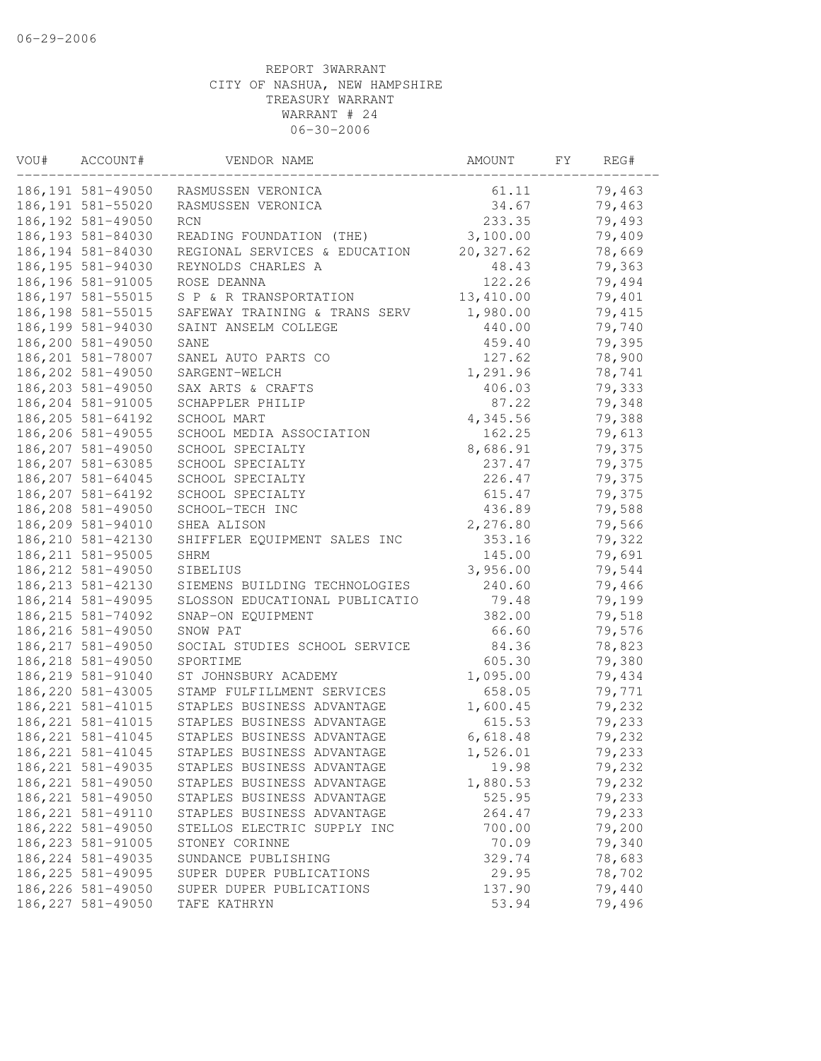REPORT 3WARRANT
CITY OF NASHUA, NEW HAMPSHIRE
TREASURY WARRANT
WARRANT # 24
06-30-2006

| VOU# | ACCOUNT# | VENDOR NAME | AMOUNT | FY | REG# |
|---|---|---|---|---|---|
| 186,191 | 581-49050 | RASMUSSEN VERONICA | 61.11 | | 79,463 |
| 186,191 | 581-55020 | RASMUSSEN VERONICA | 34.67 | | 79,463 |
| 186,192 | 581-49050 | RCN | 233.35 | | 79,493 |
| 186,193 | 581-84030 | READING FOUNDATION (THE) | 3,100.00 | | 79,409 |
| 186,194 | 581-84030 | REGIONAL SERVICES & EDUCATION | 20,327.62 | | 78,669 |
| 186,195 | 581-94030 | REYNOLDS CHARLES A | 48.43 | | 79,363 |
| 186,196 | 581-91005 | ROSE DEANNA | 122.26 | | 79,494 |
| 186,197 | 581-55015 | S P & R TRANSPORTATION | 13,410.00 | | 79,401 |
| 186,198 | 581-55015 | SAFEWAY TRAINING & TRANS SERV | 1,980.00 | | 79,415 |
| 186,199 | 581-94030 | SAINT ANSELM COLLEGE | 440.00 | | 79,740 |
| 186,200 | 581-49050 | SANE | 459.40 | | 79,395 |
| 186,201 | 581-78007 | SANEL AUTO PARTS CO | 127.62 | | 78,900 |
| 186,202 | 581-49050 | SARGENT-WELCH | 1,291.96 | | 78,741 |
| 186,203 | 581-49050 | SAX ARTS & CRAFTS | 406.03 | | 79,333 |
| 186,204 | 581-91005 | SCHAPPLER PHILIP | 87.22 | | 79,348 |
| 186,205 | 581-64192 | SCHOOL MART | 4,345.56 | | 79,388 |
| 186,206 | 581-49055 | SCHOOL MEDIA ASSOCIATION | 162.25 | | 79,613 |
| 186,207 | 581-49050 | SCHOOL SPECIALTY | 8,686.91 | | 79,375 |
| 186,207 | 581-63085 | SCHOOL SPECIALTY | 237.47 | | 79,375 |
| 186,207 | 581-64045 | SCHOOL SPECIALTY | 226.47 | | 79,375 |
| 186,207 | 581-64192 | SCHOOL SPECIALTY | 615.47 | | 79,375 |
| 186,208 | 581-49050 | SCHOOL-TECH INC | 436.89 | | 79,588 |
| 186,209 | 581-94010 | SHEA ALISON | 2,276.80 | | 79,566 |
| 186,210 | 581-42130 | SHIFFLER EQUIPMENT SALES INC | 353.16 | | 79,322 |
| 186,211 | 581-95005 | SHRM | 145.00 | | 79,691 |
| 186,212 | 581-49050 | SIBELIUS | 3,956.00 | | 79,544 |
| 186,213 | 581-42130 | SIEMENS BUILDING TECHNOLOGIES | 240.60 | | 79,466 |
| 186,214 | 581-49095 | SLOSSON EDUCATIONAL PUBLICATIO | 79.48 | | 79,199 |
| 186,215 | 581-74092 | SNAP-ON EQUIPMENT | 382.00 | | 79,518 |
| 186,216 | 581-49050 | SNOW PAT | 66.60 | | 79,576 |
| 186,217 | 581-49050 | SOCIAL STUDIES SCHOOL SERVICE | 84.36 | | 78,823 |
| 186,218 | 581-49050 | SPORTIME | 605.30 | | 79,380 |
| 186,219 | 581-91040 | ST JOHNSBURY ACADEMY | 1,095.00 | | 79,434 |
| 186,220 | 581-43005 | STAMP FULFILLMENT SERVICES | 658.05 | | 79,771 |
| 186,221 | 581-41015 | STAPLES BUSINESS ADVANTAGE | 1,600.45 | | 79,232 |
| 186,221 | 581-41015 | STAPLES BUSINESS ADVANTAGE | 615.53 | | 79,233 |
| 186,221 | 581-41045 | STAPLES BUSINESS ADVANTAGE | 6,618.48 | | 79,232 |
| 186,221 | 581-41045 | STAPLES BUSINESS ADVANTAGE | 1,526.01 | | 79,233 |
| 186,221 | 581-49035 | STAPLES BUSINESS ADVANTAGE | 19.98 | | 79,232 |
| 186,221 | 581-49050 | STAPLES BUSINESS ADVANTAGE | 1,880.53 | | 79,232 |
| 186,221 | 581-49050 | STAPLES BUSINESS ADVANTAGE | 525.95 | | 79,233 |
| 186,221 | 581-49110 | STAPLES BUSINESS ADVANTAGE | 264.47 | | 79,233 |
| 186,222 | 581-49050 | STELLOS ELECTRIC SUPPLY INC | 700.00 | | 79,200 |
| 186,223 | 581-91005 | STONEY CORINNE | 70.09 | | 79,340 |
| 186,224 | 581-49035 | SUNDANCE PUBLISHING | 329.74 | | 78,683 |
| 186,225 | 581-49095 | SUPER DUPER PUBLICATIONS | 29.95 | | 78,702 |
| 186,226 | 581-49050 | SUPER DUPER PUBLICATIONS | 137.90 | | 79,440 |
| 186,227 | 581-49050 | TAFE KATHRYN | 53.94 | | 79,496 |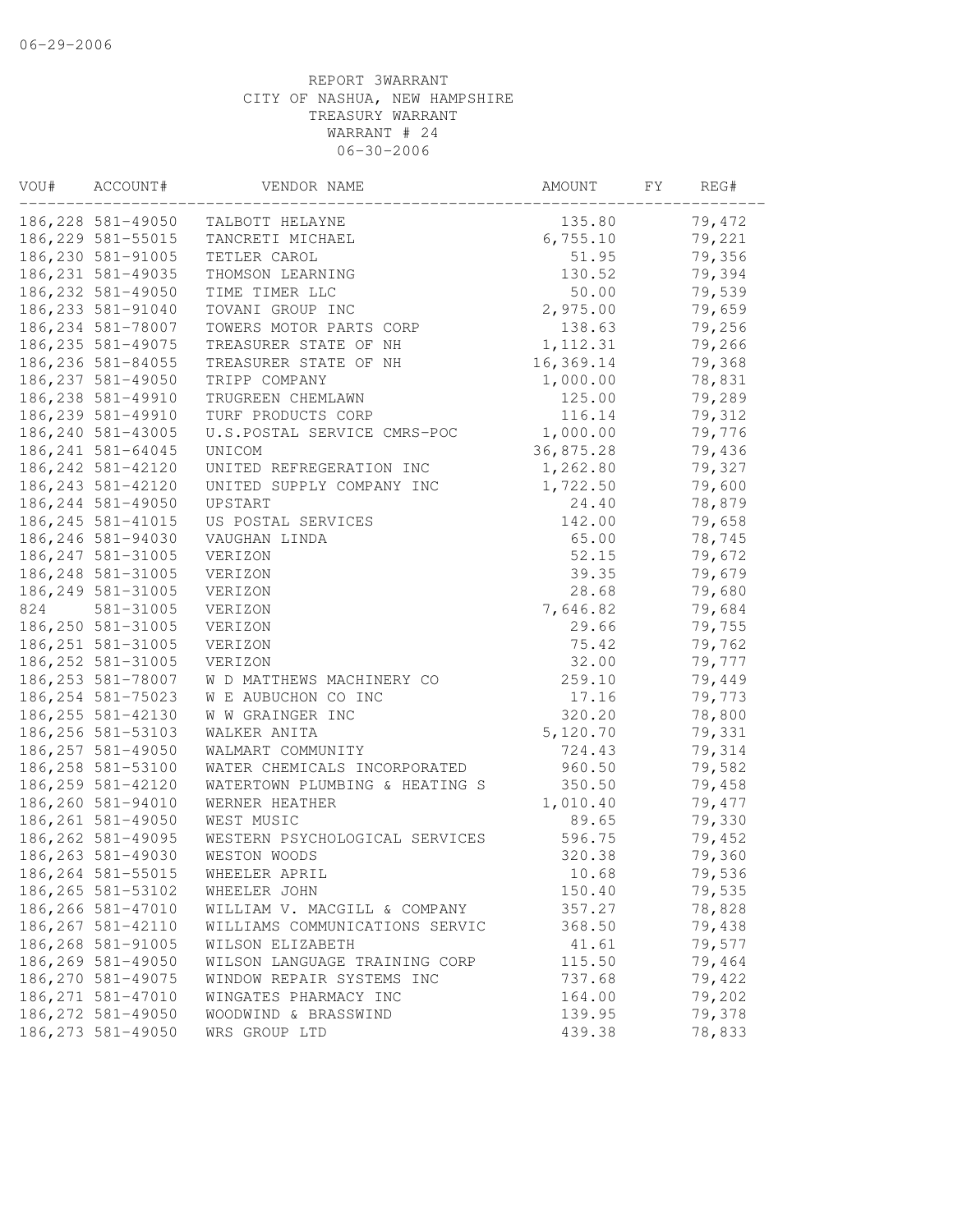06-29-2006

REPORT 3WARRANT
CITY OF NASHUA, NEW HAMPSHIRE
TREASURY WARRANT
WARRANT # 24
06-30-2006

| VOU# | ACCOUNT# | VENDOR NAME | AMOUNT | FY | REG# |
|---|---|---|---|---|---|
| 186,228 | 581-49050 | TALBOTT HELAYNE | 135.80 | | 79,472 |
| 186,229 | 581-55015 | TANCRETI MICHAEL | 6,755.10 | | 79,221 |
| 186,230 | 581-91005 | TETLER CAROL | 51.95 | | 79,356 |
| 186,231 | 581-49035 | THOMSON LEARNING | 130.52 | | 79,394 |
| 186,232 | 581-49050 | TIME TIMER LLC | 50.00 | | 79,539 |
| 186,233 | 581-91040 | TOVANI GROUP INC | 2,975.00 | | 79,659 |
| 186,234 | 581-78007 | TOWERS MOTOR PARTS CORP | 138.63 | | 79,256 |
| 186,235 | 581-49075 | TREASURER STATE OF NH | 1,112.31 | | 79,266 |
| 186,236 | 581-84055 | TREASURER STATE OF NH | 16,369.14 | | 79,368 |
| 186,237 | 581-49050 | TRIPP COMPANY | 1,000.00 | | 78,831 |
| 186,238 | 581-49910 | TRUGREEN CHEMLAWN | 125.00 | | 79,289 |
| 186,239 | 581-49910 | TURF PRODUCTS CORP | 116.14 | | 79,312 |
| 186,240 | 581-43005 | U.S.POSTAL SERVICE CMRS-POC | 1,000.00 | | 79,776 |
| 186,241 | 581-64045 | UNICOM | 36,875.28 | | 79,436 |
| 186,242 | 581-42120 | UNITED REFREGERATION INC | 1,262.80 | | 79,327 |
| 186,243 | 581-42120 | UNITED SUPPLY COMPANY INC | 1,722.50 | | 79,600 |
| 186,244 | 581-49050 | UPSTART | 24.40 | | 78,879 |
| 186,245 | 581-41015 | US POSTAL SERVICES | 142.00 | | 79,658 |
| 186,246 | 581-94030 | VAUGHAN LINDA | 65.00 | | 78,745 |
| 186,247 | 581-31005 | VERIZON | 52.15 | | 79,672 |
| 186,248 | 581-31005 | VERIZON | 39.35 | | 79,679 |
| 186,249 | 581-31005 | VERIZON | 28.68 | | 79,680 |
| 824 | 581-31005 | VERIZON | 7,646.82 | | 79,684 |
| 186,250 | 581-31005 | VERIZON | 29.66 | | 79,755 |
| 186,251 | 581-31005 | VERIZON | 75.42 | | 79,762 |
| 186,252 | 581-31005 | VERIZON | 32.00 | | 79,777 |
| 186,253 | 581-78007 | W D MATTHEWS MACHINERY CO | 259.10 | | 79,449 |
| 186,254 | 581-75023 | W E AUBUCHON CO INC | 17.16 | | 79,773 |
| 186,255 | 581-42130 | W W GRAINGER INC | 320.20 | | 78,800 |
| 186,256 | 581-53103 | WALKER ANITA | 5,120.70 | | 79,331 |
| 186,257 | 581-49050 | WALMART COMMUNITY | 724.43 | | 79,314 |
| 186,258 | 581-53100 | WATER CHEMICALS INCORPORATED | 960.50 | | 79,582 |
| 186,259 | 581-42120 | WATERTOWN PLUMBING & HEATING S | 350.50 | | 79,458 |
| 186,260 | 581-94010 | WERNER HEATHER | 1,010.40 | | 79,477 |
| 186,261 | 581-49050 | WEST MUSIC | 89.65 | | 79,330 |
| 186,262 | 581-49095 | WESTERN PSYCHOLOGICAL SERVICES | 596.75 | | 79,452 |
| 186,263 | 581-49030 | WESTON WOODS | 320.38 | | 79,360 |
| 186,264 | 581-55015 | WHEELER APRIL | 10.68 | | 79,536 |
| 186,265 | 581-53102 | WHEELER JOHN | 150.40 | | 79,535 |
| 186,266 | 581-47010 | WILLIAM V. MACGILL & COMPANY | 357.27 | | 78,828 |
| 186,267 | 581-42110 | WILLIAMS COMMUNICATIONS SERVIC | 368.50 | | 79,438 |
| 186,268 | 581-91005 | WILSON ELIZABETH | 41.61 | | 79,577 |
| 186,269 | 581-49050 | WILSON LANGUAGE TRAINING CORP | 115.50 | | 79,464 |
| 186,270 | 581-49075 | WINDOW REPAIR SYSTEMS INC | 737.68 | | 79,422 |
| 186,271 | 581-47010 | WINGATES PHARMACY INC | 164.00 | | 79,202 |
| 186,272 | 581-49050 | WOODWIND & BRASSWIND | 139.95 | | 79,378 |
| 186,273 | 581-49050 | WRS GROUP LTD | 439.38 | | 78,833 |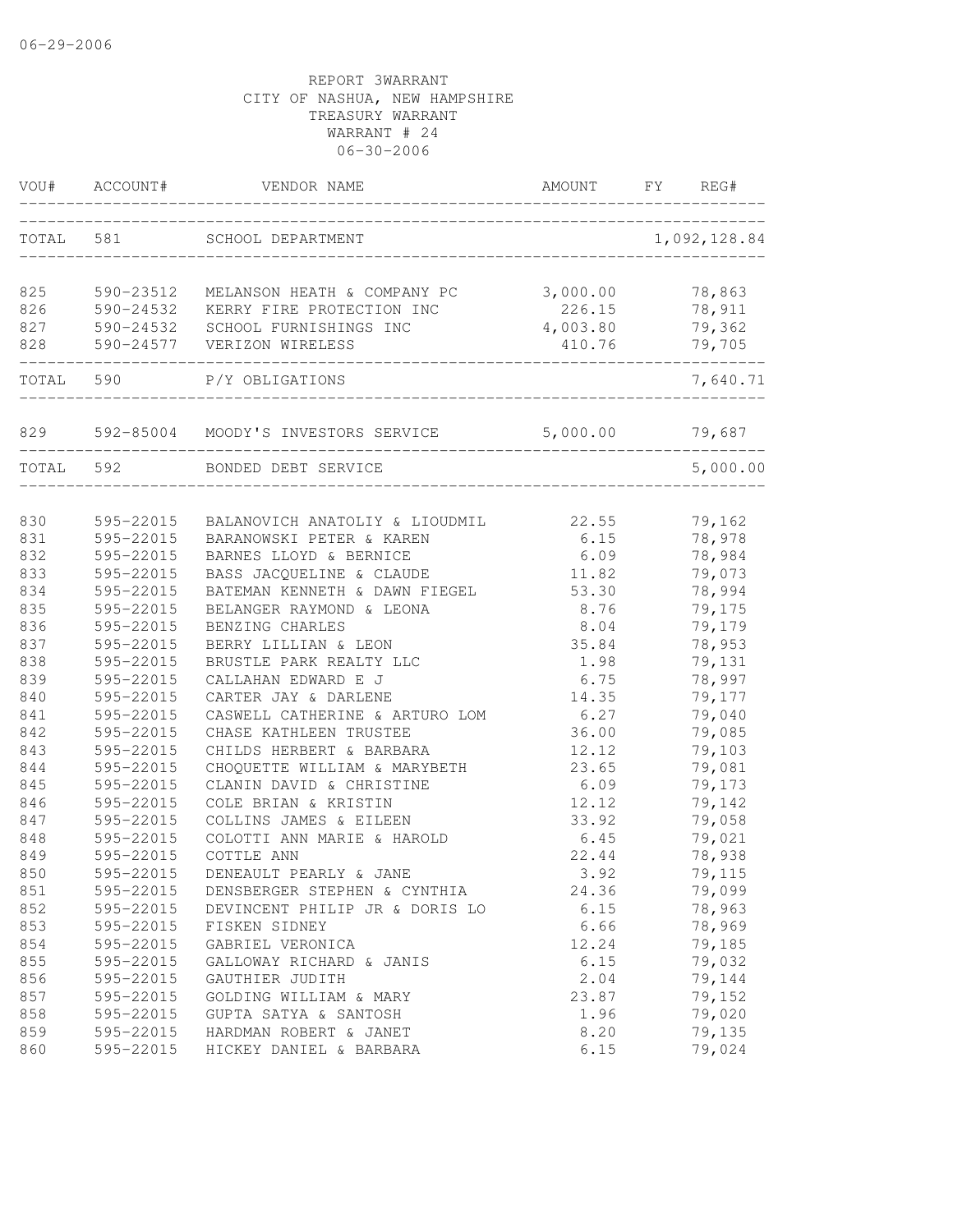06-29-2006

REPORT 3WARRANT
CITY OF NASHUA, NEW HAMPSHIRE
TREASURY WARRANT
WARRANT # 24
06-30-2006

| VOU# | ACCOUNT# | VENDOR NAME | AMOUNT | FY | REG# |
|---|---|---|---|---|---|
| TOTAL | 581 | SCHOOL DEPARTMENT | | | 1,092,128.84 |
| 825 | 590-23512 | MELANSON HEATH & COMPANY PC | 3,000.00 | | 78,863 |
| 826 | 590-24532 | KERRY FIRE PROTECTION INC | 226.15 | | 78,911 |
| 827 | 590-24532 | SCHOOL FURNISHINGS INC | 4,003.80 | | 79,362 |
| 828 | 590-24577 | VERIZON WIRELESS | 410.76 | | 79,705 |
| TOTAL | 590 | P/Y OBLIGATIONS | | | 7,640.71 |
| 829 | 592-85004 | MOODY'S INVESTORS SERVICE | 5,000.00 | | 79,687 |
| TOTAL | 592 | BONDED DEBT SERVICE | | | 5,000.00 |
| 830 | 595-22015 | BALANOVICH ANATOLIY & LIOUDMIL | 22.55 | | 79,162 |
| 831 | 595-22015 | BARANOWSKI PETER & KAREN | 6.15 | | 78,978 |
| 832 | 595-22015 | BARNES LLOYD & BERNICE | 6.09 | | 78,984 |
| 833 | 595-22015 | BASS JACQUELINE & CLAUDE | 11.82 | | 79,073 |
| 834 | 595-22015 | BATEMAN KENNETH & DAWN FIEGEL | 53.30 | | 78,994 |
| 835 | 595-22015 | BELANGER RAYMOND & LEONA | 8.76 | | 79,175 |
| 836 | 595-22015 | BENZING CHARLES | 8.04 | | 79,179 |
| 837 | 595-22015 | BERRY LILLIAN & LEON | 35.84 | | 78,953 |
| 838 | 595-22015 | BRUSTLE PARK REALTY LLC | 1.98 | | 79,131 |
| 839 | 595-22015 | CALLAHAN EDWARD E J | 6.75 | | 78,997 |
| 840 | 595-22015 | CARTER JAY & DARLENE | 14.35 | | 79,177 |
| 841 | 595-22015 | CASWELL CATHERINE & ARTURO LOM | 6.27 | | 79,040 |
| 842 | 595-22015 | CHASE KATHLEEN TRUSTEE | 36.00 | | 79,085 |
| 843 | 595-22015 | CHILDS HERBERT & BARBARA | 12.12 | | 79,103 |
| 844 | 595-22015 | CHOQUETTE WILLIAM & MARYBETH | 23.65 | | 79,081 |
| 845 | 595-22015 | CLANIN DAVID & CHRISTINE | 6.09 | | 79,173 |
| 846 | 595-22015 | COLE BRIAN & KRISTIN | 12.12 | | 79,142 |
| 847 | 595-22015 | COLLINS JAMES & EILEEN | 33.92 | | 79,058 |
| 848 | 595-22015 | COLOTTI ANN MARIE & HAROLD | 6.45 | | 79,021 |
| 849 | 595-22015 | COTTLE ANN | 22.44 | | 78,938 |
| 850 | 595-22015 | DENEAULT PEARLY & JANE | 3.92 | | 79,115 |
| 851 | 595-22015 | DENSBERGER STEPHEN & CYNTHIA | 24.36 | | 79,099 |
| 852 | 595-22015 | DEVINCENT PHILIP JR & DORIS LO | 6.15 | | 78,963 |
| 853 | 595-22015 | FISKEN SIDNEY | 6.66 | | 78,969 |
| 854 | 595-22015 | GABRIEL VERONICA | 12.24 | | 79,185 |
| 855 | 595-22015 | GALLOWAY RICHARD & JANIS | 6.15 | | 79,032 |
| 856 | 595-22015 | GAUTHIER JUDITH | 2.04 | | 79,144 |
| 857 | 595-22015 | GOLDING WILLIAM & MARY | 23.87 | | 79,152 |
| 858 | 595-22015 | GUPTA SATYA & SANTOSH | 1.96 | | 79,020 |
| 859 | 595-22015 | HARDMAN ROBERT & JANET | 8.20 | | 79,135 |
| 860 | 595-22015 | HICKEY DANIEL & BARBARA | 6.15 | | 79,024 |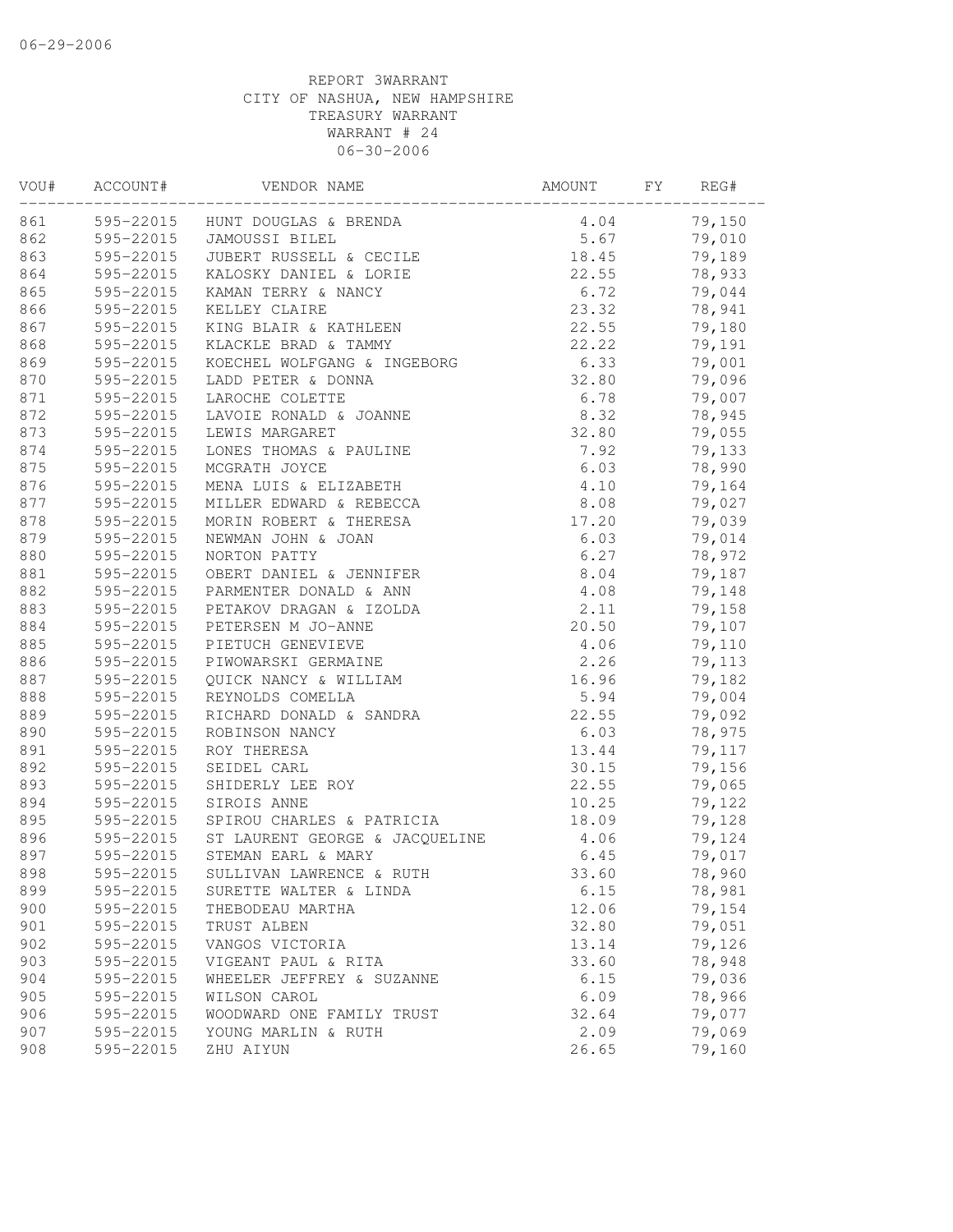REPORT 3WARRANT
CITY OF NASHUA, NEW HAMPSHIRE
TREASURY WARRANT
WARRANT # 24
06-30-2006

| VOU# | ACCOUNT# | VENDOR NAME | AMOUNT | FY | REG# |
|---|---|---|---|---|---|
| 861 | 595-22015 | HUNT DOUGLAS & BRENDA | 4.04 | | 79,150 |
| 862 | 595-22015 | JAMOUSSI BILEL | 5.67 | | 79,010 |
| 863 | 595-22015 | JUBERT RUSSELL & CECILE | 18.45 | | 79,189 |
| 864 | 595-22015 | KALOSKY DANIEL & LORIE | 22.55 | | 78,933 |
| 865 | 595-22015 | KAMAN TERRY & NANCY | 6.72 | | 79,044 |
| 866 | 595-22015 | KELLEY CLAIRE | 23.32 | | 78,941 |
| 867 | 595-22015 | KING BLAIR & KATHLEEN | 22.55 | | 79,180 |
| 868 | 595-22015 | KLACKLE BRAD & TAMMY | 22.22 | | 79,191 |
| 869 | 595-22015 | KOECHEL WOLFGANG & INGEBORG | 6.33 | | 79,001 |
| 870 | 595-22015 | LADD PETER & DONNA | 32.80 | | 79,096 |
| 871 | 595-22015 | LAROCHE COLETTE | 6.78 | | 79,007 |
| 872 | 595-22015 | LAVOIE RONALD & JOANNE | 8.32 | | 78,945 |
| 873 | 595-22015 | LEWIS MARGARET | 32.80 | | 79,055 |
| 874 | 595-22015 | LONES THOMAS & PAULINE | 7.92 | | 79,133 |
| 875 | 595-22015 | MCGRATH JOYCE | 6.03 | | 78,990 |
| 876 | 595-22015 | MENA LUIS & ELIZABETH | 4.10 | | 79,164 |
| 877 | 595-22015 | MILLER EDWARD & REBECCA | 8.08 | | 79,027 |
| 878 | 595-22015 | MORIN ROBERT & THERESA | 17.20 | | 79,039 |
| 879 | 595-22015 | NEWMAN JOHN & JOAN | 6.03 | | 79,014 |
| 880 | 595-22015 | NORTON PATTY | 6.27 | | 78,972 |
| 881 | 595-22015 | OBERT DANIEL & JENNIFER | 8.04 | | 79,187 |
| 882 | 595-22015 | PARMENTER DONALD & ANN | 4.08 | | 79,148 |
| 883 | 595-22015 | PETAKOV DRAGAN & IZOLDA | 2.11 | | 79,158 |
| 884 | 595-22015 | PETERSEN M JO-ANNE | 20.50 | | 79,107 |
| 885 | 595-22015 | PIETUCH GENEVIEVE | 4.06 | | 79,110 |
| 886 | 595-22015 | PIWOWARSKI GERMAINE | 2.26 | | 79,113 |
| 887 | 595-22015 | QUICK NANCY & WILLIAM | 16.96 | | 79,182 |
| 888 | 595-22015 | REYNOLDS COMELLA | 5.94 | | 79,004 |
| 889 | 595-22015 | RICHARD DONALD & SANDRA | 22.55 | | 79,092 |
| 890 | 595-22015 | ROBINSON NANCY | 6.03 | | 78,975 |
| 891 | 595-22015 | ROY THERESA | 13.44 | | 79,117 |
| 892 | 595-22015 | SEIDEL CARL | 30.15 | | 79,156 |
| 893 | 595-22015 | SHIDERLY LEE ROY | 22.55 | | 79,065 |
| 894 | 595-22015 | SIROIS ANNE | 10.25 | | 79,122 |
| 895 | 595-22015 | SPIROU CHARLES & PATRICIA | 18.09 | | 79,128 |
| 896 | 595-22015 | ST LAURENT GEORGE & JACQUELINE | 4.06 | | 79,124 |
| 897 | 595-22015 | STEMAN EARL & MARY | 6.45 | | 79,017 |
| 898 | 595-22015 | SULLIVAN LAWRENCE & RUTH | 33.60 | | 78,960 |
| 899 | 595-22015 | SURETTE WALTER & LINDA | 6.15 | | 78,981 |
| 900 | 595-22015 | THEBODEAU MARTHA | 12.06 | | 79,154 |
| 901 | 595-22015 | TRUST ALBEN | 32.80 | | 79,051 |
| 902 | 595-22015 | VANGOS VICTORIA | 13.14 | | 79,126 |
| 903 | 595-22015 | VIGEANT PAUL & RITA | 33.60 | | 78,948 |
| 904 | 595-22015 | WHEELER JEFFREY & SUZANNE | 6.15 | | 79,036 |
| 905 | 595-22015 | WILSON CAROL | 6.09 | | 78,966 |
| 906 | 595-22015 | WOODWARD ONE FAMILY TRUST | 32.64 | | 79,077 |
| 907 | 595-22015 | YOUNG MARLIN & RUTH | 2.09 | | 79,069 |
| 908 | 595-22015 | ZHU AIYUN | 26.65 | | 79,160 |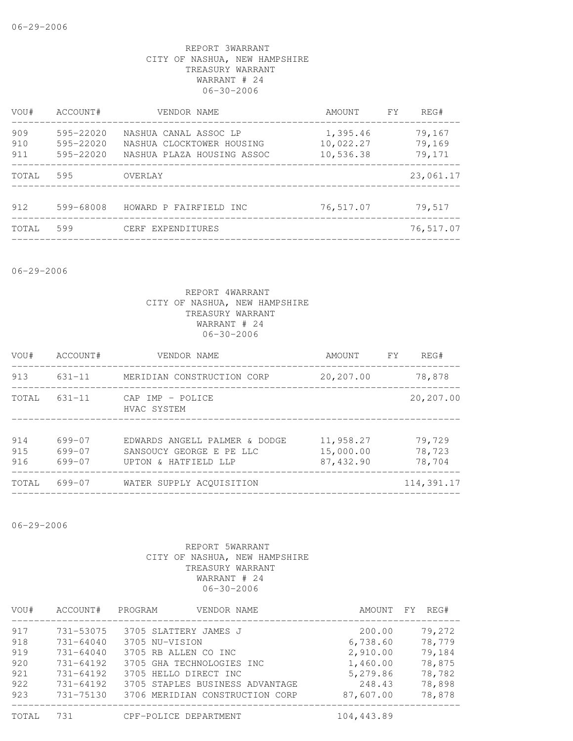06-29-2006

REPORT 3WARRANT
CITY OF NASHUA, NEW HAMPSHIRE
TREASURY WARRANT
WARRANT # 24
06-30-2006

| VOU# | ACCOUNT# | VENDOR NAME | AMOUNT | FY | REG# |
|---|---|---|---|---|---|
| 909 | 595-22020 | NASHUA CANAL ASSOC LP | 1,395.46 | | 79,167 |
| 910 | 595-22020 | NASHUA CLOCKTOWER HOUSING | 10,022.27 | | 79,169 |
| 911 | 595-22020 | NASHUA PLAZA HOUSING ASSOC | 10,536.38 | | 79,171 |
| TOTAL | 595 | OVERLAY | | | 23,061.17 |
| 912 | 599-68008 | HOWARD P FAIRFIELD INC | 76,517.07 | | 79,517 |
| TOTAL | 599 | CERF EXPENDITURES | | | 76,517.07 |

06-29-2006

REPORT 4WARRANT
CITY OF NASHUA, NEW HAMPSHIRE
TREASURY WARRANT
WARRANT # 24
06-30-2006

| VOU# | ACCOUNT# | VENDOR NAME | AMOUNT | FY | REG# |
|---|---|---|---|---|---|
| 913 | 631-11 | MERIDIAN CONSTRUCTION CORP | 20,207.00 | | 78,878 |
| TOTAL | 631-11 | CAP IMP - POLICE HVAC SYSTEM | | | 20,207.00 |
| 914 | 699-07 | EDWARDS ANGELL PALMER & DODGE | 11,958.27 | | 79,729 |
| 915 | 699-07 | SANSOUCY GEORGE E PE LLC | 15,000.00 | | 78,723 |
| 916 | 699-07 | UPTON & HATFIELD LLP | 87,432.90 | | 78,704 |
| TOTAL | 699-07 | WATER SUPPLY ACQUISITION | | | 114,391.17 |

06-29-2006

REPORT 5WARRANT
CITY OF NASHUA, NEW HAMPSHIRE
TREASURY WARRANT
WARRANT # 24
06-30-2006

| VOU# | ACCOUNT# | PROGRAM | VENDOR NAME | AMOUNT | FY | REG# |
|---|---|---|---|---|---|---|
| 917 | 731-53075 | 3705 | SLATTERY JAMES J | 200.00 | | 79,272 |
| 918 | 731-64040 | 3705 | NU-VISION | 6,738.60 | | 78,779 |
| 919 | 731-64040 | 3705 | RB ALLEN CO INC | 2,910.00 | | 79,184 |
| 920 | 731-64192 | 3705 | GHA TECHNOLOGIES INC | 1,460.00 | | 78,875 |
| 921 | 731-64192 | 3705 | HELLO DIRECT INC | 5,279.86 | | 78,782 |
| 922 | 731-64192 | 3705 | STAPLES BUSINESS ADVANTAGE | 248.43 | | 78,898 |
| 923 | 731-75130 | 3706 | MERIDIAN CONSTRUCTION CORP | 87,607.00 | | 78,878 |
| TOTAL | 731 | | CPF-POLICE DEPARTMENT | 104,443.89 | | |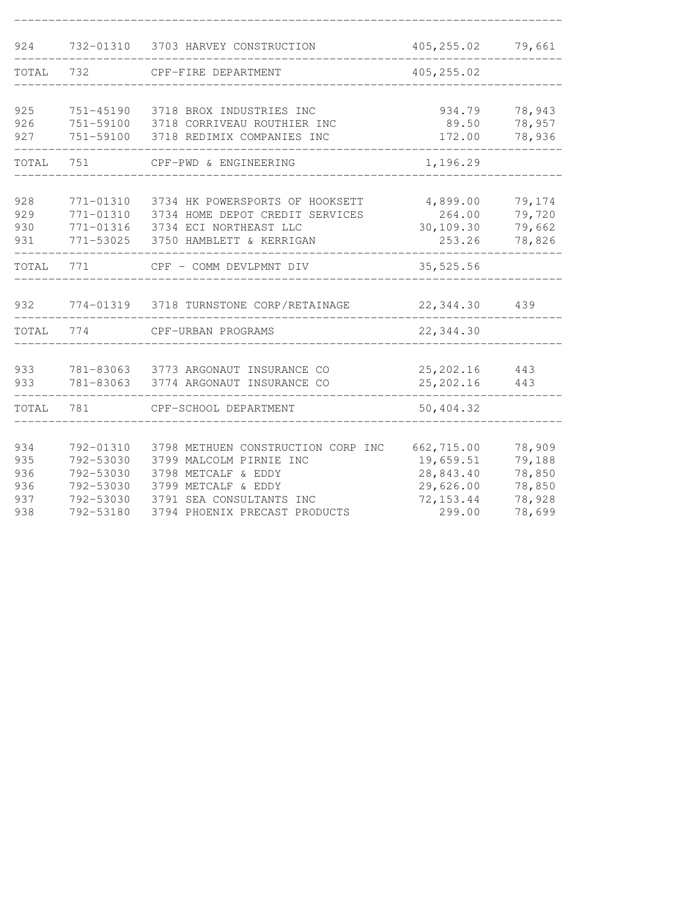| | | | | |
|---|---|---|---|---|
| 924 | 732-01310 | 3703 HARVEY CONSTRUCTION | 405,255.02 | 79,661 |
| TOTAL | 732 | CPF-FIRE DEPARTMENT | 405,255.02 | |
| 925 | 751-45190 | 3718 BROX INDUSTRIES INC | 934.79 | 78,943 |
| 926 | 751-59100 | 3718 CORRIVEAU ROUTHIER INC | 89.50 | 78,957 |
| 927 | 751-59100 | 3718 REDIMIX COMPANIES INC | 172.00 | 78,936 |
| TOTAL | 751 | CPF-PWD & ENGINEERING | 1,196.29 | |
| 928 | 771-01310 | 3734 HK POWERSPORTS OF HOOKSETT | 4,899.00 | 79,174 |
| 929 | 771-01310 | 3734 HOME DEPOT CREDIT SERVICES | 264.00 | 79,720 |
| 930 | 771-01316 | 3734 ECI NORTHEAST LLC | 30,109.30 | 79,662 |
| 931 | 771-53025 | 3750 HAMBLETT & KERRIGAN | 253.26 | 78,826 |
| TOTAL | 771 | CPF - COMM DEVLPMNT DIV | 35,525.56 | |
| 932 | 774-01319 | 3718 TURNSTONE CORP/RETAINAGE | 22,344.30 | 439 |
| TOTAL | 774 | CPF-URBAN PROGRAMS | 22,344.30 | |
| 933 | 781-83063 | 3773 ARGONAUT INSURANCE CO | 25,202.16 | 443 |
| 933 | 781-83063 | 3774 ARGONAUT INSURANCE CO | 25,202.16 | 443 |
| TOTAL | 781 | CPF-SCHOOL DEPARTMENT | 50,404.32 | |
| 934 | 792-01310 | 3798 METHUEN CONSTRUCTION CORP INC | 662,715.00 | 78,909 |
| 935 | 792-53030 | 3799 MALCOLM PIRNIE INC | 19,659.51 | 79,188 |
| 936 | 792-53030 | 3798 METCALF & EDDY | 28,843.40 | 78,850 |
| 936 | 792-53030 | 3799 METCALF & EDDY | 29,626.00 | 78,850 |
| 937 | 792-53030 | 3791 SEA CONSULTANTS INC | 72,153.44 | 78,928 |
| 938 | 792-53180 | 3794 PHOENIX PRECAST PRODUCTS | 299.00 | 78,699 |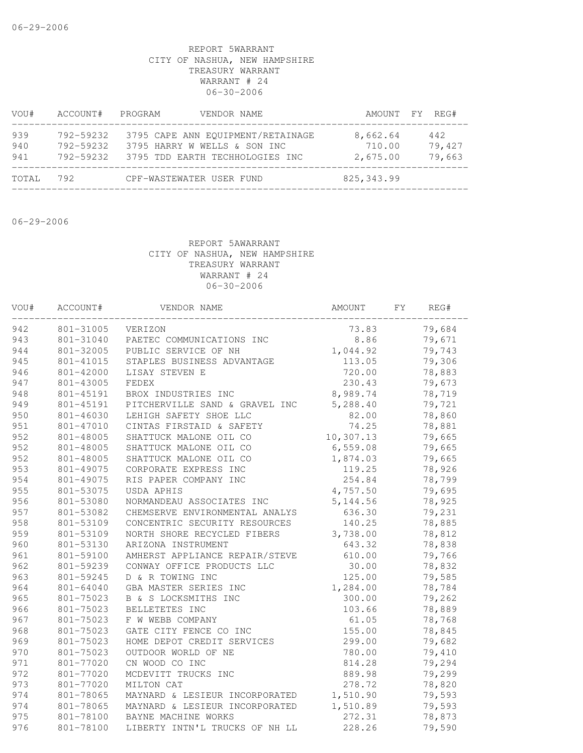06-29-2006

REPORT 5WARRANT
CITY OF NASHUA, NEW HAMPSHIRE
TREASURY WARRANT
WARRANT # 24
06-30-2006

| VOU# | ACCOUNT# | PROGRAM | VENDOR NAME | AMOUNT | FY | REG# |
|---|---|---|---|---|---|---|
| 939 | 792-59232 | 3795 | CAPE ANN EQUIPMENT/RETAINAGE | 8,662.64 | | 442 |
| 940 | 792-59232 | 3795 | HARRY W WELLS & SON INC | 710.00 | | 79,427 |
| 941 | 792-59232 | 3795 | TDD EARTH TECHHOLOGIES INC | 2,675.00 | | 79,663 |
| TOTAL | 792 | | CPF-WASTEWATER USER FUND | 825,343.99 | | |

06-29-2006

REPORT 5AWARRANT
CITY OF NASHUA, NEW HAMPSHIRE
TREASURY WARRANT
WARRANT # 24
06-30-2006

| VOU# | ACCOUNT# | VENDOR NAME | AMOUNT | FY | REG# |
|---|---|---|---|---|---|
| 942 | 801-31005 | VERIZON | 73.83 | | 79,684 |
| 943 | 801-31040 | PAETEC COMMUNICATIONS INC | 8.86 | | 79,671 |
| 944 | 801-32005 | PUBLIC SERVICE OF NH | 1,044.92 | | 79,743 |
| 945 | 801-41015 | STAPLES BUSINESS ADVANTAGE | 113.05 | | 79,306 |
| 946 | 801-42000 | LISAY STEVEN E | 720.00 | | 78,883 |
| 947 | 801-43005 | FEDEX | 230.43 | | 79,673 |
| 948 | 801-45191 | BROX INDUSTRIES INC | 8,989.74 | | 78,719 |
| 949 | 801-45191 | PITCHERVILLE SAND & GRAVEL INC | 5,288.40 | | 79,721 |
| 950 | 801-46030 | LEHIGH SAFETY SHOE LLC | 82.00 | | 78,860 |
| 951 | 801-47010 | CINTAS FIRSTAID & SAFETY | 74.25 | | 78,881 |
| 952 | 801-48005 | SHATTUCK MALONE OIL CO | 10,307.13 | | 79,665 |
| 952 | 801-48005 | SHATTUCK MALONE OIL CO | 6,559.08 | | 79,665 |
| 952 | 801-48005 | SHATTUCK MALONE OIL CO | 1,874.03 | | 79,665 |
| 953 | 801-49075 | CORPORATE EXPRESS INC | 119.25 | | 78,926 |
| 954 | 801-49075 | RIS PAPER COMPANY INC | 254.84 | | 78,799 |
| 955 | 801-53075 | USDA APHIS | 4,757.50 | | 79,695 |
| 956 | 801-53080 | NORMANDEAU ASSOCIATES INC | 5,144.56 | | 78,925 |
| 957 | 801-53082 | CHEMSERVE ENVIRONMENTAL ANALYS | 636.30 | | 79,231 |
| 958 | 801-53109 | CONCENTRIC SECURITY RESOURCES | 140.25 | | 78,885 |
| 959 | 801-53109 | NORTH SHORE RECYCLED FIBERS | 3,738.00 | | 78,812 |
| 960 | 801-53130 | ARIZONA INSTRUMENT | 643.32 | | 78,838 |
| 961 | 801-59100 | AMHERST APPLIANCE REPAIR/STEVE | 610.00 | | 79,766 |
| 962 | 801-59239 | CONWAY OFFICE PRODUCTS LLC | 30.00 | | 78,832 |
| 963 | 801-59245 | D & R TOWING INC | 125.00 | | 79,585 |
| 964 | 801-64040 | GBA MASTER SERIES INC | 1,284.00 | | 78,784 |
| 965 | 801-75023 | B & S LOCKSMITHS INC | 300.00 | | 79,262 |
| 966 | 801-75023 | BELLETETES INC | 103.66 | | 78,889 |
| 967 | 801-75023 | F W WEBB COMPANY | 61.05 | | 78,768 |
| 968 | 801-75023 | GATE CITY FENCE CO INC | 155.00 | | 78,845 |
| 969 | 801-75023 | HOME DEPOT CREDIT SERVICES | 299.00 | | 79,682 |
| 970 | 801-75023 | OUTDOOR WORLD OF NE | 780.00 | | 79,410 |
| 971 | 801-77020 | CN WOOD CO INC | 814.28 | | 79,294 |
| 972 | 801-77020 | MCDEVITT TRUCKS INC | 889.98 | | 79,299 |
| 973 | 801-77020 | MILTON CAT | 278.72 | | 78,820 |
| 974 | 801-78065 | MAYNARD & LESIEUR INCORPORATED | 1,510.90 | | 79,593 |
| 974 | 801-78065 | MAYNARD & LESIEUR INCORPORATED | 1,510.89 | | 79,593 |
| 975 | 801-78100 | BAYNE MACHINE WORKS | 272.31 | | 78,873 |
| 976 | 801-78100 | LIBERTY INTN'L TRUCKS OF NH LL | 228.26 | | 79,590 |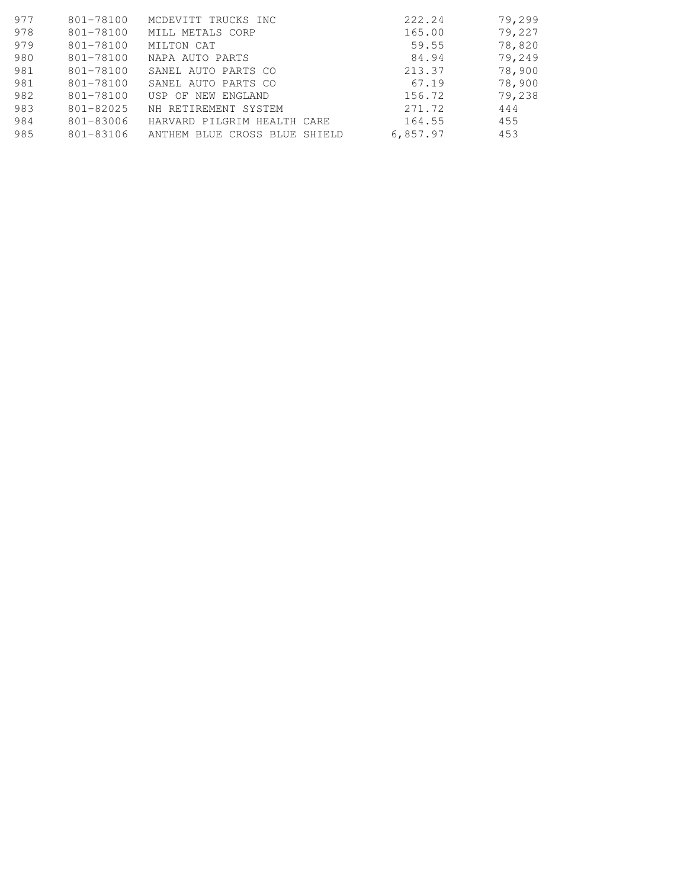| | | | | |
|---|---|---|---|---|
| 977 | 801-78100 | MCDEVITT TRUCKS INC | 222.24 | 79,299 |
| 978 | 801-78100 | MILL METALS CORP | 165.00 | 79,227 |
| 979 | 801-78100 | MILTON CAT | 59.55 | 78,820 |
| 980 | 801-78100 | NAPA AUTO PARTS | 84.94 | 79,249 |
| 981 | 801-78100 | SANEL AUTO PARTS CO | 213.37 | 78,900 |
| 981 | 801-78100 | SANEL AUTO PARTS CO | 67.19 | 78,900 |
| 982 | 801-78100 | USP OF NEW ENGLAND | 156.72 | 79,238 |
| 983 | 801-82025 | NH RETIREMENT SYSTEM | 271.72 | 444 |
| 984 | 801-83006 | HARVARD PILGRIM HEALTH CARE | 164.55 | 455 |
| 985 | 801-83106 | ANTHEM BLUE CROSS BLUE SHIELD | 6,857.97 | 453 |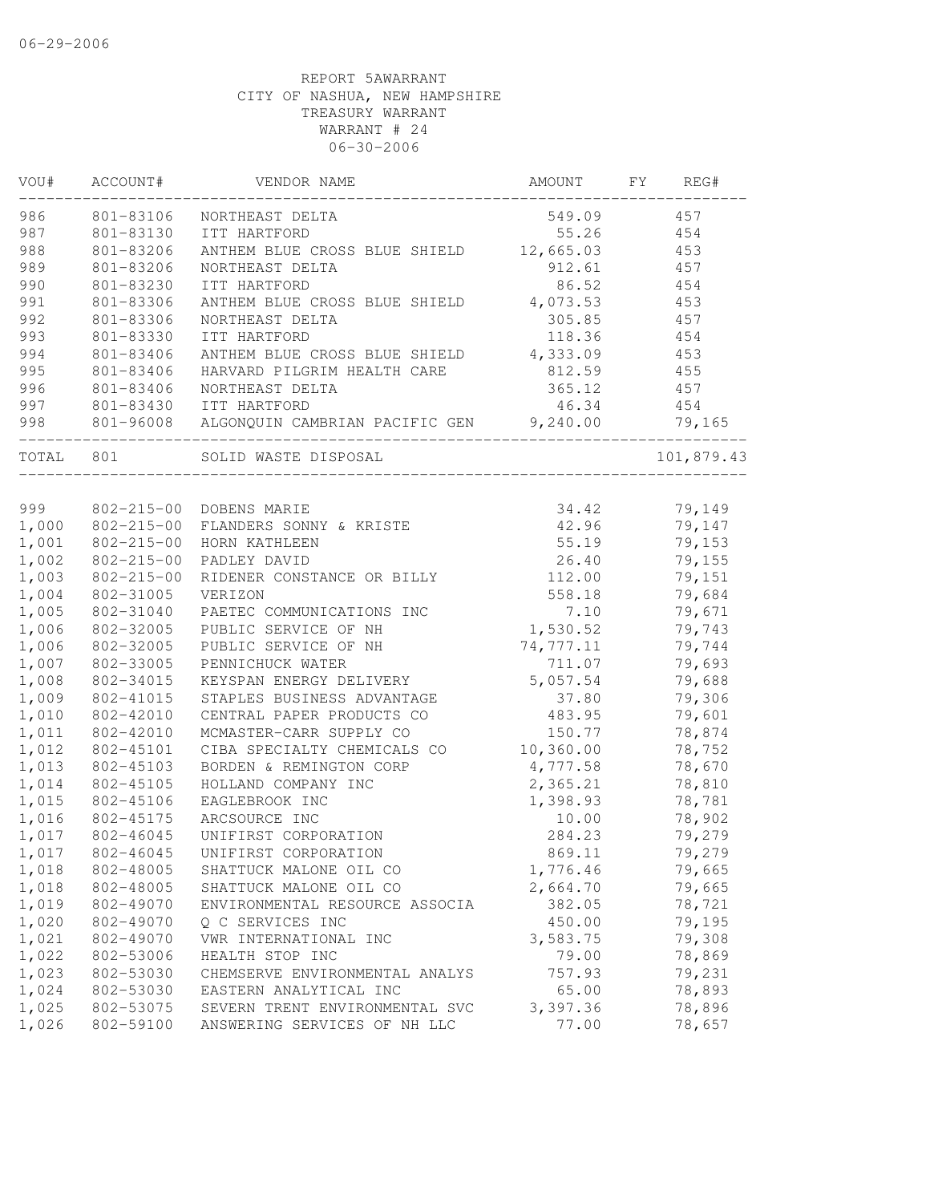06-29-2006

REPORT 5AWARRANT
CITY OF NASHUA, NEW HAMPSHIRE
TREASURY WARRANT
WARRANT # 24
06-30-2006

| VOU# | ACCOUNT# | VENDOR NAME | AMOUNT | FY | REG# |
|---|---|---|---|---|---|
| 986 | 801-83106 | NORTHEAST DELTA | 549.09 | | 457 |
| 987 | 801-83130 | ITT HARTFORD | 55.26 | | 454 |
| 988 | 801-83206 | ANTHEM BLUE CROSS BLUE SHIELD | 12,665.03 | | 453 |
| 989 | 801-83206 | NORTHEAST DELTA | 912.61 | | 457 |
| 990 | 801-83230 | ITT HARTFORD | 86.52 | | 454 |
| 991 | 801-83306 | ANTHEM BLUE CROSS BLUE SHIELD | 4,073.53 | | 453 |
| 992 | 801-83306 | NORTHEAST DELTA | 305.85 | | 457 |
| 993 | 801-83330 | ITT HARTFORD | 118.36 | | 454 |
| 994 | 801-83406 | ANTHEM BLUE CROSS BLUE SHIELD | 4,333.09 | | 453 |
| 995 | 801-83406 | HARVARD PILGRIM HEALTH CARE | 812.59 | | 455 |
| 996 | 801-83406 | NORTHEAST DELTA | 365.12 | | 457 |
| 997 | 801-83430 | ITT HARTFORD | 46.34 | | 454 |
| 998 | 801-96008 | ALGONQUIN CAMBRIAN PACIFIC GEN | 9,240.00 | | 79,165 |
| TOTAL | 801 | SOLID WASTE DISPOSAL | | | 101,879.43 |
| 999 | 802-215-00 | DOBENS MARIE | 34.42 | | 79,149 |
| 1,000 | 802-215-00 | FLANDERS SONNY & KRISTE | 42.96 | | 79,147 |
| 1,001 | 802-215-00 | HORN KATHLEEN | 55.19 | | 79,153 |
| 1,002 | 802-215-00 | PADLEY DAVID | 26.40 | | 79,155 |
| 1,003 | 802-215-00 | RIDENER CONSTANCE OR BILLY | 112.00 | | 79,151 |
| 1,004 | 802-31005 | VERIZON | 558.18 | | 79,684 |
| 1,005 | 802-31040 | PAETEC COMMUNICATIONS INC | 7.10 | | 79,671 |
| 1,006 | 802-32005 | PUBLIC SERVICE OF NH | 1,530.52 | | 79,743 |
| 1,006 | 802-32005 | PUBLIC SERVICE OF NH | 74,777.11 | | 79,744 |
| 1,007 | 802-33005 | PENNICHUCK WATER | 711.07 | | 79,693 |
| 1,008 | 802-34015 | KEYSPAN ENERGY DELIVERY | 5,057.54 | | 79,688 |
| 1,009 | 802-41015 | STAPLES BUSINESS ADVANTAGE | 37.80 | | 79,306 |
| 1,010 | 802-42010 | CENTRAL PAPER PRODUCTS CO | 483.95 | | 79,601 |
| 1,011 | 802-42010 | MCMASTER-CARR SUPPLY CO | 150.77 | | 78,874 |
| 1,012 | 802-45101 | CIBA SPECIALTY CHEMICALS CO | 10,360.00 | | 78,752 |
| 1,013 | 802-45103 | BORDEN & REMINGTON CORP | 4,777.58 | | 78,670 |
| 1,014 | 802-45105 | HOLLAND COMPANY INC | 2,365.21 | | 78,810 |
| 1,015 | 802-45106 | EAGLEBROOK INC | 1,398.93 | | 78,781 |
| 1,016 | 802-45175 | ARCSOURCE INC | 10.00 | | 78,902 |
| 1,017 | 802-46045 | UNIFIRST CORPORATION | 284.23 | | 79,279 |
| 1,017 | 802-46045 | UNIFIRST CORPORATION | 869.11 | | 79,279 |
| 1,018 | 802-48005 | SHATTUCK MALONE OIL CO | 1,776.46 | | 79,665 |
| 1,018 | 802-48005 | SHATTUCK MALONE OIL CO | 2,664.70 | | 79,665 |
| 1,019 | 802-49070 | ENVIRONMENTAL RESOURCE ASSOCIA | 382.05 | | 78,721 |
| 1,020 | 802-49070 | Q C SERVICES INC | 450.00 | | 79,195 |
| 1,021 | 802-49070 | VWR INTERNATIONAL INC | 3,583.75 | | 79,308 |
| 1,022 | 802-53006 | HEALTH STOP INC | 79.00 | | 78,869 |
| 1,023 | 802-53030 | CHEMSERVE ENVIRONMENTAL ANALYS | 757.93 | | 79,231 |
| 1,024 | 802-53030 | EASTERN ANALYTICAL INC | 65.00 | | 78,893 |
| 1,025 | 802-53075 | SEVERN TRENT ENVIRONMENTAL SVC | 3,397.36 | | 78,896 |
| 1,026 | 802-59100 | ANSWERING SERVICES OF NH LLC | 77.00 | | 78,657 |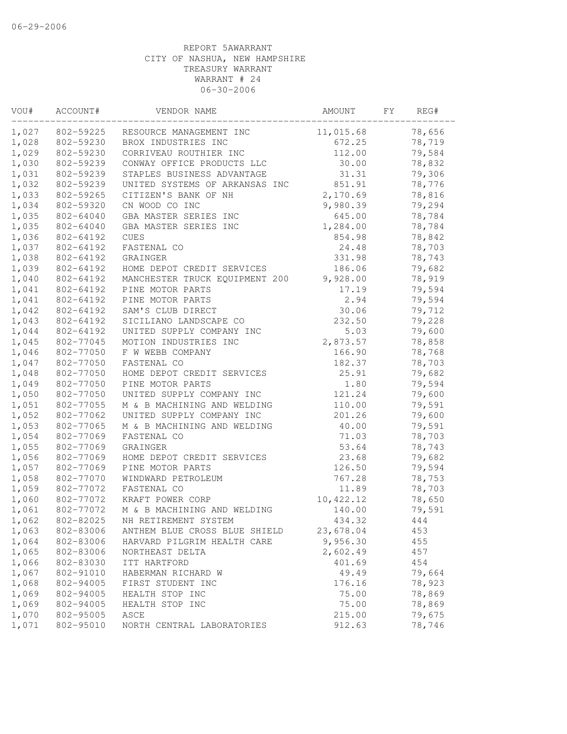06-29-2006

REPORT 5AWARRANT
CITY OF NASHUA, NEW HAMPSHIRE
TREASURY WARRANT
WARRANT # 24
06-30-2006

| VOU# | ACCOUNT# | VENDOR NAME | AMOUNT | FY | REG# |
|---|---|---|---|---|---|
| 1,027 | 802-59225 | RESOURCE MANAGEMENT INC | 11,015.68 | | 78,656 |
| 1,028 | 802-59230 | BROX INDUSTRIES INC | 672.25 | | 78,719 |
| 1,029 | 802-59230 | CORRIVEAU ROUTHIER INC | 112.00 | | 79,584 |
| 1,030 | 802-59239 | CONWAY OFFICE PRODUCTS LLC | 30.00 | | 78,832 |
| 1,031 | 802-59239 | STAPLES BUSINESS ADVANTAGE | 31.31 | | 79,306 |
| 1,032 | 802-59239 | UNITED SYSTEMS OF ARKANSAS INC | 851.91 | | 78,776 |
| 1,033 | 802-59265 | CITIZEN'S BANK OF NH | 2,170.69 | | 78,816 |
| 1,034 | 802-59320 | CN WOOD CO INC | 9,980.39 | | 79,294 |
| 1,035 | 802-64040 | GBA MASTER SERIES INC | 645.00 | | 78,784 |
| 1,035 | 802-64040 | GBA MASTER SERIES INC | 1,284.00 | | 78,784 |
| 1,036 | 802-64192 | CUES | 854.98 | | 78,842 |
| 1,037 | 802-64192 | FASTENAL CO | 24.48 | | 78,703 |
| 1,038 | 802-64192 | GRAINGER | 331.98 | | 78,743 |
| 1,039 | 802-64192 | HOME DEPOT CREDIT SERVICES | 186.06 | | 79,682 |
| 1,040 | 802-64192 | MANCHESTER TRUCK EQUIPMENT 200 | 9,928.00 | | 78,919 |
| 1,041 | 802-64192 | PINE MOTOR PARTS | 17.19 | | 79,594 |
| 1,041 | 802-64192 | PINE MOTOR PARTS | 2.94 | | 79,594 |
| 1,042 | 802-64192 | SAM'S CLUB DIRECT | 30.06 | | 79,712 |
| 1,043 | 802-64192 | SICILIANO LANDSCAPE CO | 232.50 | | 79,228 |
| 1,044 | 802-64192 | UNITED SUPPLY COMPANY INC | 5.03 | | 79,600 |
| 1,045 | 802-77045 | MOTION INDUSTRIES INC | 2,873.57 | | 78,858 |
| 1,046 | 802-77050 | F W WEBB COMPANY | 166.90 | | 78,768 |
| 1,047 | 802-77050 | FASTENAL CO | 182.37 | | 78,703 |
| 1,048 | 802-77050 | HOME DEPOT CREDIT SERVICES | 25.91 | | 79,682 |
| 1,049 | 802-77050 | PINE MOTOR PARTS | 1.80 | | 79,594 |
| 1,050 | 802-77050 | UNITED SUPPLY COMPANY INC | 121.24 | | 79,600 |
| 1,051 | 802-77055 | M & B MACHINING AND WELDING | 110.00 | | 79,591 |
| 1,052 | 802-77062 | UNITED SUPPLY COMPANY INC | 201.26 | | 79,600 |
| 1,053 | 802-77065 | M & B MACHINING AND WELDING | 40.00 | | 79,591 |
| 1,054 | 802-77069 | FASTENAL CO | 71.03 | | 78,703 |
| 1,055 | 802-77069 | GRAINGER | 53.64 | | 78,743 |
| 1,056 | 802-77069 | HOME DEPOT CREDIT SERVICES | 23.68 | | 79,682 |
| 1,057 | 802-77069 | PINE MOTOR PARTS | 126.50 | | 79,594 |
| 1,058 | 802-77070 | WINDWARD PETROLEUM | 767.28 | | 78,753 |
| 1,059 | 802-77072 | FASTENAL CO | 11.89 | | 78,703 |
| 1,060 | 802-77072 | KRAFT POWER CORP | 10,422.12 | | 78,650 |
| 1,061 | 802-77072 | M & B MACHINING AND WELDING | 140.00 | | 79,591 |
| 1,062 | 802-82025 | NH RETIREMENT SYSTEM | 434.32 | | 444 |
| 1,063 | 802-83006 | ANTHEM BLUE CROSS BLUE SHIELD | 23,678.04 | | 453 |
| 1,064 | 802-83006 | HARVARD PILGRIM HEALTH CARE | 9,956.30 | | 455 |
| 1,065 | 802-83006 | NORTHEAST DELTA | 2,602.49 | | 457 |
| 1,066 | 802-83030 | ITT HARTFORD | 401.69 | | 454 |
| 1,067 | 802-91010 | HABERMAN RICHARD W | 49.49 | | 79,664 |
| 1,068 | 802-94005 | FIRST STUDENT INC | 176.16 | | 78,923 |
| 1,069 | 802-94005 | HEALTH STOP INC | 75.00 | | 78,869 |
| 1,069 | 802-94005 | HEALTH STOP INC | 75.00 | | 78,869 |
| 1,070 | 802-95005 | ASCE | 215.00 | | 79,675 |
| 1,071 | 802-95010 | NORTH CENTRAL LABORATORIES | 912.63 | | 78,746 |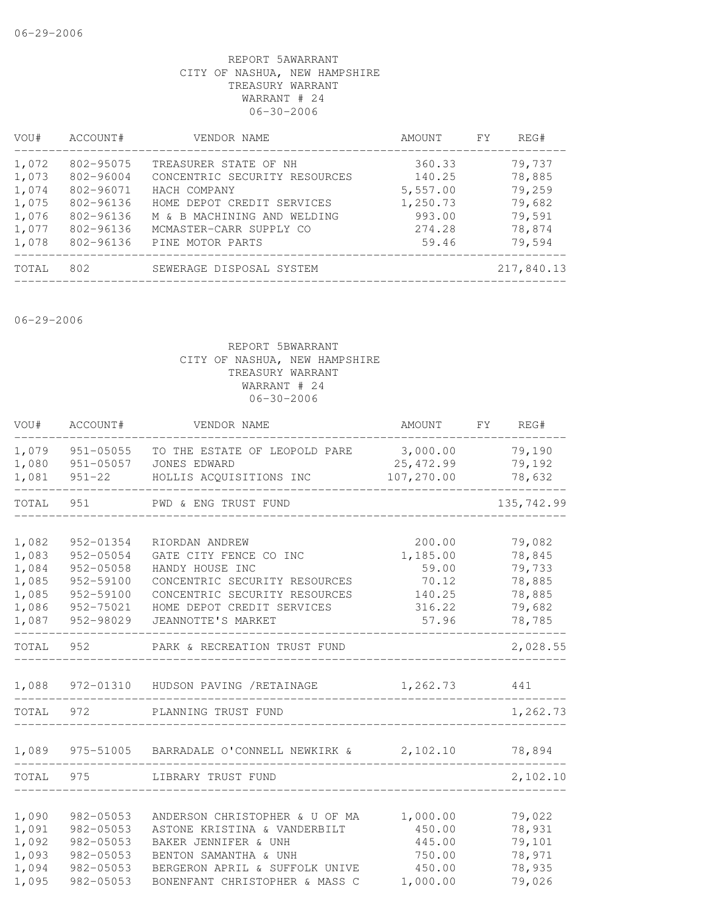06-29-2006

REPORT 5AWARRANT
CITY OF NASHUA, NEW HAMPSHIRE
TREASURY WARRANT
WARRANT # 24
06-30-2006

| VOU# | ACCOUNT# | VENDOR NAME | AMOUNT | FY | REG# |
|---|---|---|---|---|---|
| 1,072 | 802-95075 | TREASURER STATE OF NH | 360.33 | | 79,737 |
| 1,073 | 802-96004 | CONCENTRIC SECURITY RESOURCES | 140.25 | | 78,885 |
| 1,074 | 802-96071 | HACH COMPANY | 5,557.00 | | 79,259 |
| 1,075 | 802-96136 | HOME DEPOT CREDIT SERVICES | 1,250.73 | | 79,682 |
| 1,076 | 802-96136 | M & B MACHINING AND WELDING | 993.00 | | 79,591 |
| 1,077 | 802-96136 | MCMASTER-CARR SUPPLY CO | 274.28 | | 78,874 |
| 1,078 | 802-96136 | PINE MOTOR PARTS | 59.46 | | 79,594 |
| TOTAL | 802 | SEWERAGE DISPOSAL SYSTEM | | | 217,840.13 |

06-29-2006

REPORT 5BWARRANT
CITY OF NASHUA, NEW HAMPSHIRE
TREASURY WARRANT
WARRANT # 24
06-30-2006

| VOU# | ACCOUNT# | VENDOR NAME | AMOUNT | FY | REG# |
|---|---|---|---|---|---|
| 1,079 | 951-05055 | TO THE ESTATE OF LEOPOLD PARE | 3,000.00 | | 79,190 |
| 1,080 | 951-05057 | JONES EDWARD | 25,472.99 | | 79,192 |
| 1,081 | 951-22 | HOLLIS ACQUISITIONS INC | 107,270.00 | | 78,632 |
| TOTAL | 951 | PWD & ENG TRUST FUND | | | 135,742.99 |
| 1,082 | 952-01354 | RIORDAN ANDREW | 200.00 | | 79,082 |
| 1,083 | 952-05054 | GATE CITY FENCE CO INC | 1,185.00 | | 78,845 |
| 1,084 | 952-05058 | HANDY HOUSE INC | 59.00 | | 79,733 |
| 1,085 | 952-59100 | CONCENTRIC SECURITY RESOURCES | 70.12 | | 78,885 |
| 1,085 | 952-59100 | CONCENTRIC SECURITY RESOURCES | 140.25 | | 78,885 |
| 1,086 | 952-75021 | HOME DEPOT CREDIT SERVICES | 316.22 | | 79,682 |
| 1,087 | 952-98029 | JEANNOTTE'S MARKET | 57.96 | | 78,785 |
| TOTAL | 952 | PARK & RECREATION TRUST FUND | | | 2,028.55 |
| 1,088 | 972-01310 | HUDSON PAVING /RETAINAGE | 1,262.73 | | 441 |
| TOTAL | 972 | PLANNING TRUST FUND | | | 1,262.73 |
| 1,089 | 975-51005 | BARRADALE O'CONNELL NEWKIRK & | 2,102.10 | | 78,894 |
| TOTAL | 975 | LIBRARY TRUST FUND | | | 2,102.10 |
| 1,090 | 982-05053 | ANDERSON CHRISTOPHER & U OF MA | 1,000.00 | | 79,022 |
| 1,091 | 982-05053 | ASTONE KRISTINA & VANDERBILT | 450.00 | | 78,931 |
| 1,092 | 982-05053 | BAKER JENNIFER & UNH | 445.00 | | 79,101 |
| 1,093 | 982-05053 | BENTON SAMANTHA & UNH | 750.00 | | 78,971 |
| 1,094 | 982-05053 | BERGERON APRIL & SUFFOLK UNIVE | 450.00 | | 78,935 |
| 1,095 | 982-05053 | BONENFANT CHRISTOPHER & MASS C | 1,000.00 | | 79,026 |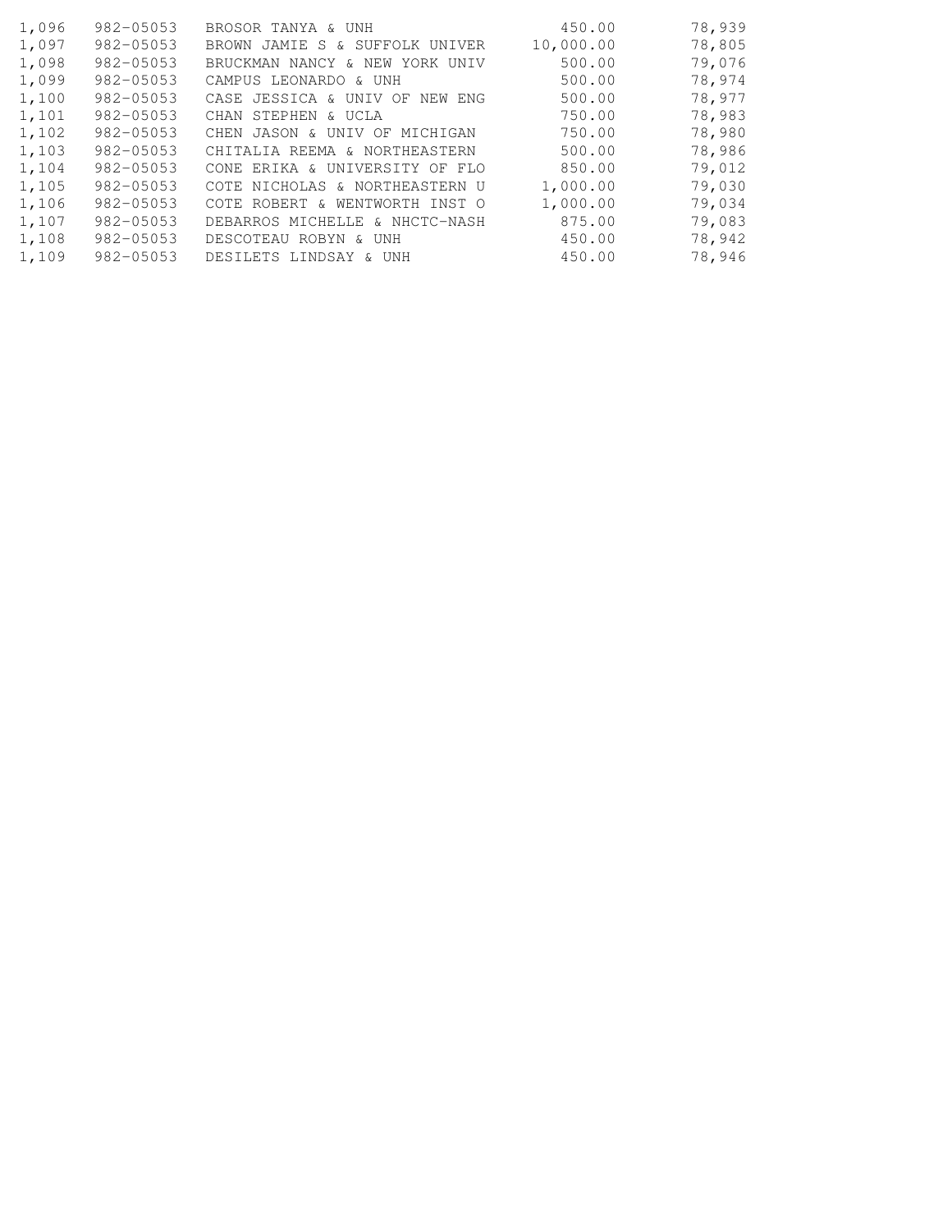| | | | | |
|---|---|---|---|---|
| 1,096 | 982-05053 | BROSOR TANYA & UNH | 450.00 | 78,939 |
| 1,097 | 982-05053 | BROWN JAMIE S & SUFFOLK UNIVER | 10,000.00 | 78,805 |
| 1,098 | 982-05053 | BRUCKMAN NANCY & NEW YORK UNIV | 500.00 | 79,076 |
| 1,099 | 982-05053 | CAMPUS LEONARDO & UNH | 500.00 | 78,974 |
| 1,100 | 982-05053 | CASE JESSICA & UNIV OF NEW ENG | 500.00 | 78,977 |
| 1,101 | 982-05053 | CHAN STEPHEN & UCLA | 750.00 | 78,983 |
| 1,102 | 982-05053 | CHEN JASON & UNIV OF MICHIGAN | 750.00 | 78,980 |
| 1,103 | 982-05053 | CHITALIA REEMA & NORTHEASTERN | 500.00 | 78,986 |
| 1,104 | 982-05053 | CONE ERIKA & UNIVERSITY OF FLO | 850.00 | 79,012 |
| 1,105 | 982-05053 | COTE NICHOLAS & NORTHEASTERN U | 1,000.00 | 79,030 |
| 1,106 | 982-05053 | COTE ROBERT & WENTWORTH INST O | 1,000.00 | 79,034 |
| 1,107 | 982-05053 | DEBARROS MICHELLE & NHCTC-NASH | 875.00 | 79,083 |
| 1,108 | 982-05053 | DESCOTEAU ROBYN & UNH | 450.00 | 78,942 |
| 1,109 | 982-05053 | DESILETS LINDSAY & UNH | 450.00 | 78,946 |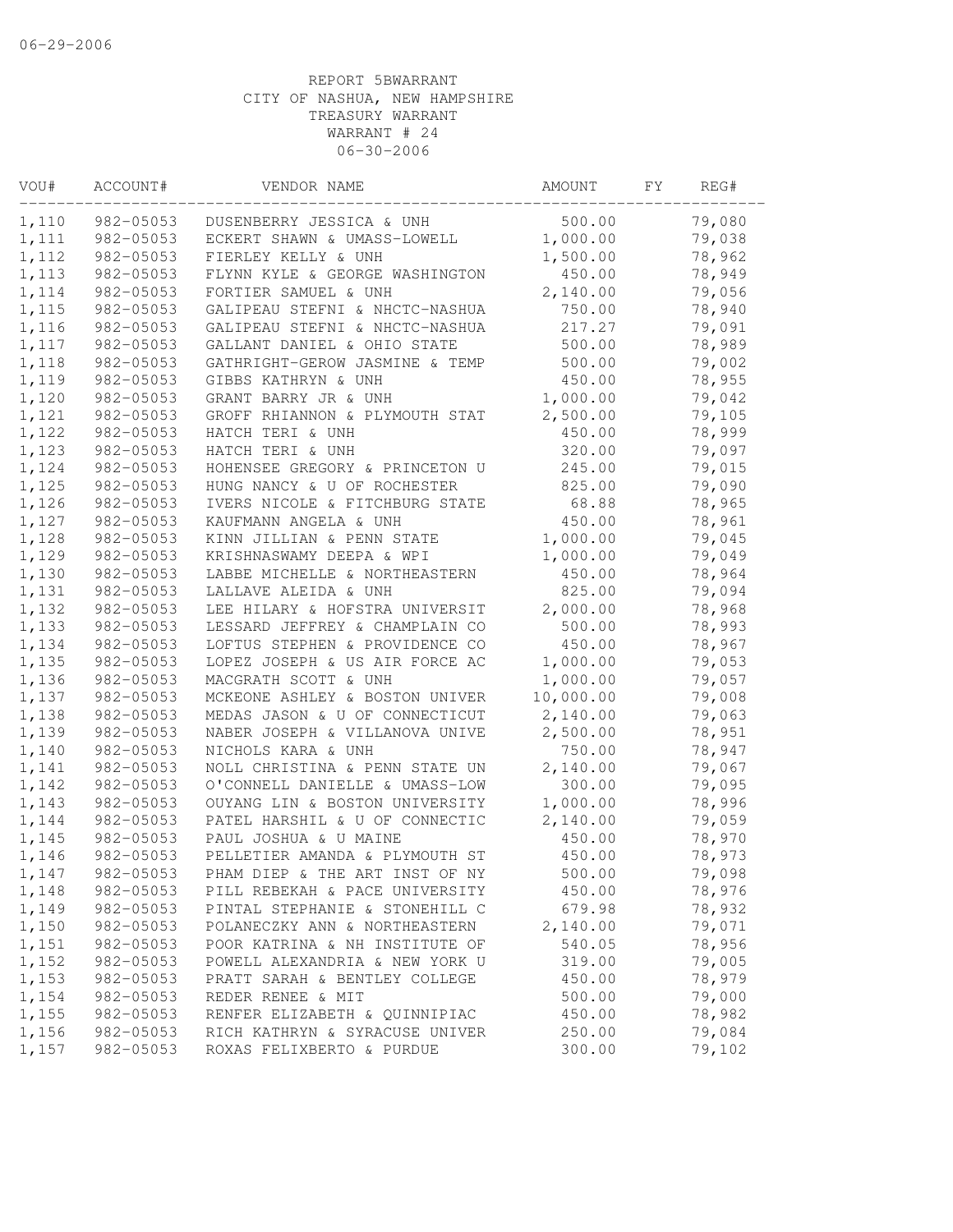06-29-2006

REPORT 5BWARRANT
CITY OF NASHUA, NEW HAMPSHIRE
TREASURY WARRANT
WARRANT # 24
06-30-2006

| VOU# | ACCOUNT# | VENDOR NAME | AMOUNT | FY | REG# |
|---|---|---|---|---|---|
| 1,110 | 982-05053 | DUSENBERRY JESSICA & UNH | 500.00 | | 79,080 |
| 1,111 | 982-05053 | ECKERT SHAWN & UMASS-LOWELL | 1,000.00 | | 79,038 |
| 1,112 | 982-05053 | FIERLEY KELLY & UNH | 1,500.00 | | 78,962 |
| 1,113 | 982-05053 | FLYNN KYLE & GEORGE WASHINGTON | 450.00 | | 78,949 |
| 1,114 | 982-05053 | FORTIER SAMUEL & UNH | 2,140.00 | | 79,056 |
| 1,115 | 982-05053 | GALIPEAU STEFNI & NHCTC-NASHUA | 750.00 | | 78,940 |
| 1,116 | 982-05053 | GALIPEAU STEFNI & NHCTC-NASHUA | 217.27 | | 79,091 |
| 1,117 | 982-05053 | GALLANT DANIEL & OHIO STATE | 500.00 | | 78,989 |
| 1,118 | 982-05053 | GATHRIGHT-GEROW JASMINE & TEMP | 500.00 | | 79,002 |
| 1,119 | 982-05053 | GIBBS KATHRYN & UNH | 450.00 | | 78,955 |
| 1,120 | 982-05053 | GRANT BARRY JR & UNH | 1,000.00 | | 79,042 |
| 1,121 | 982-05053 | GROFF RHIANNON & PLYMOUTH STAT | 2,500.00 | | 79,105 |
| 1,122 | 982-05053 | HATCH TERI & UNH | 450.00 | | 78,999 |
| 1,123 | 982-05053 | HATCH TERI & UNH | 320.00 | | 79,097 |
| 1,124 | 982-05053 | HOHENSEE GREGORY & PRINCETON U | 245.00 | | 79,015 |
| 1,125 | 982-05053 | HUNG NANCY & U OF ROCHESTER | 825.00 | | 79,090 |
| 1,126 | 982-05053 | IVERS NICOLE & FITCHBURG STATE | 68.88 | | 78,965 |
| 1,127 | 982-05053 | KAUFMANN ANGELA & UNH | 450.00 | | 78,961 |
| 1,128 | 982-05053 | KINN JILLIAN & PENN STATE | 1,000.00 | | 79,045 |
| 1,129 | 982-05053 | KRISHNASWAMY DEEPA & WPI | 1,000.00 | | 79,049 |
| 1,130 | 982-05053 | LABBE MICHELLE & NORTHEASTERN | 450.00 | | 78,964 |
| 1,131 | 982-05053 | LALLAVE ALEIDA & UNH | 825.00 | | 79,094 |
| 1,132 | 982-05053 | LEE HILARY & HOFSTRA UNIVERSIT | 2,000.00 | | 78,968 |
| 1,133 | 982-05053 | LESSARD JEFFREY & CHAMPLAIN CO | 500.00 | | 78,993 |
| 1,134 | 982-05053 | LOFTUS STEPHEN & PROVIDENCE CO | 450.00 | | 78,967 |
| 1,135 | 982-05053 | LOPEZ JOSEPH & US AIR FORCE AC | 1,000.00 | | 79,053 |
| 1,136 | 982-05053 | MACGRATH SCOTT & UNH | 1,000.00 | | 79,057 |
| 1,137 | 982-05053 | MCKEONE ASHLEY & BOSTON UNIVER | 10,000.00 | | 79,008 |
| 1,138 | 982-05053 | MEDAS JASON & U OF CONNECTICUT | 2,140.00 | | 79,063 |
| 1,139 | 982-05053 | NABER JOSEPH & VILLANOVA UNIVE | 2,500.00 | | 78,951 |
| 1,140 | 982-05053 | NICHOLS KARA & UNH | 750.00 | | 78,947 |
| 1,141 | 982-05053 | NOLL CHRISTINA & PENN STATE UN | 2,140.00 | | 79,067 |
| 1,142 | 982-05053 | O'CONNELL DANIELLE & UMASS-LOW | 300.00 | | 79,095 |
| 1,143 | 982-05053 | OUYANG LIN & BOSTON UNIVERSITY | 1,000.00 | | 78,996 |
| 1,144 | 982-05053 | PATEL HARSHIL & U OF CONNECTIC | 2,140.00 | | 79,059 |
| 1,145 | 982-05053 | PAUL JOSHUA & U MAINE | 450.00 | | 78,970 |
| 1,146 | 982-05053 | PELLETIER AMANDA & PLYMOUTH ST | 450.00 | | 78,973 |
| 1,147 | 982-05053 | PHAM DIEP & THE ART INST OF NY | 500.00 | | 79,098 |
| 1,148 | 982-05053 | PILL REBEKAH & PACE UNIVERSITY | 450.00 | | 78,976 |
| 1,149 | 982-05053 | PINTAL STEPHANIE & STONEHILL C | 679.98 | | 78,932 |
| 1,150 | 982-05053 | POLANECZKY ANN & NORTHEASTERN | 2,140.00 | | 79,071 |
| 1,151 | 982-05053 | POOR KATRINA & NH INSTITUTE OF | 540.05 | | 78,956 |
| 1,152 | 982-05053 | POWELL ALEXANDRIA & NEW YORK U | 319.00 | | 79,005 |
| 1,153 | 982-05053 | PRATT SARAH & BENTLEY COLLEGE | 450.00 | | 78,979 |
| 1,154 | 982-05053 | REDER RENEE & MIT | 500.00 | | 79,000 |
| 1,155 | 982-05053 | RENFER ELIZABETH & QUINNIPIAC | 450.00 | | 78,982 |
| 1,156 | 982-05053 | RICH KATHRYN & SYRACUSE UNIVER | 250.00 | | 79,084 |
| 1,157 | 982-05053 | ROXAS FELIXBERTO & PURDUE | 300.00 | | 79,102 |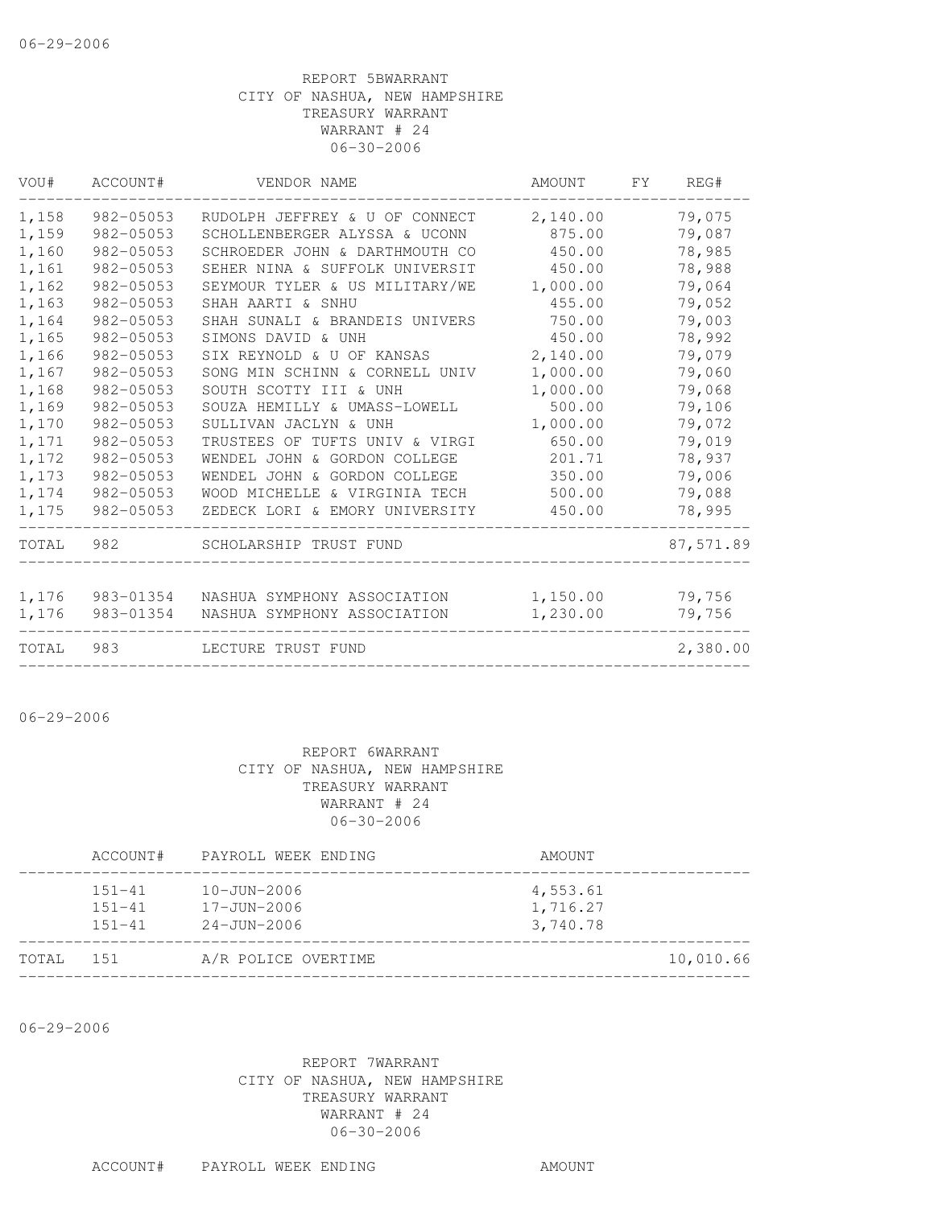06-29-2006

REPORT 5BWARRANT
CITY OF NASHUA, NEW HAMPSHIRE
TREASURY WARRANT
WARRANT # 24
06-30-2006

| VOU# | ACCOUNT# | VENDOR NAME | AMOUNT | FY | REG# |
|---|---|---|---|---|---|
| 1,158 | 982-05053 | RUDOLPH JEFFREY & U OF CONNECT | 2,140.00 | | 79,075 |
| 1,159 | 982-05053 | SCHOLLENBERGER ALYSSA & UCONN | 875.00 | | 79,087 |
| 1,160 | 982-05053 | SCHROEDER JOHN & DARTHMOUTH CO | 450.00 | | 78,985 |
| 1,161 | 982-05053 | SEHER NINA & SUFFOLK UNIVERSIT | 450.00 | | 78,988 |
| 1,162 | 982-05053 | SEYMOUR TYLER & US MILITARY/WE | 1,000.00 | | 79,064 |
| 1,163 | 982-05053 | SHAH AARTI & SNHU | 455.00 | | 79,052 |
| 1,164 | 982-05053 | SHAH SUNALI & BRANDEIS UNIVERS | 750.00 | | 79,003 |
| 1,165 | 982-05053 | SIMONS DAVID & UNH | 450.00 | | 78,992 |
| 1,166 | 982-05053 | SIX REYNOLD & U OF KANSAS | 2,140.00 | | 79,079 |
| 1,167 | 982-05053 | SONG MIN SCHINN & CORNELL UNIV | 1,000.00 | | 79,060 |
| 1,168 | 982-05053 | SOUTH SCOTTY III & UNH | 1,000.00 | | 79,068 |
| 1,169 | 982-05053 | SOUZA HEMILLY & UMASS-LOWELL | 500.00 | | 79,106 |
| 1,170 | 982-05053 | SULLIVAN JACLYN & UNH | 1,000.00 | | 79,072 |
| 1,171 | 982-05053 | TRUSTEES OF TUFTS UNIV & VIRGI | 650.00 | | 79,019 |
| 1,172 | 982-05053 | WENDEL JOHN & GORDON COLLEGE | 201.71 | | 78,937 |
| 1,173 | 982-05053 | WENDEL JOHN & GORDON COLLEGE | 350.00 | | 79,006 |
| 1,174 | 982-05053 | WOOD MICHELLE & VIRGINIA TECH | 500.00 | | 79,088 |
| 1,175 | 982-05053 | ZEDECK LORI & EMORY UNIVERSITY | 450.00 | | 78,995 |
| TOTAL | 982 | SCHOLARSHIP TRUST FUND | | | 87,571.89 |
| 1,176 | 983-01354 | NASHUA SYMPHONY ASSOCIATION | 1,150.00 | | 79,756 |
| 1,176 | 983-01354 | NASHUA SYMPHONY ASSOCIATION | 1,230.00 | | 79,756 |
| TOTAL | 983 | LECTURE TRUST FUND | | | 2,380.00 |

06-29-2006

REPORT 6WARRANT
CITY OF NASHUA, NEW HAMPSHIRE
TREASURY WARRANT
WARRANT # 24
06-30-2006

| | ACCOUNT# | PAYROLL WEEK ENDING | AMOUNT | |
|---|---|---|---|---|
| | 151-41 | 10-JUN-2006 | 4,553.61 | |
| | 151-41 | 17-JUN-2006 | 1,716.27 | |
| | 151-41 | 24-JUN-2006 | 3,740.78 | |
| TOTAL | 151 | A/R POLICE OVERTIME | | 10,010.66 |

06-29-2006

REPORT 7WARRANT
CITY OF NASHUA, NEW HAMPSHIRE
TREASURY WARRANT
WARRANT # 24
06-30-2006

| ACCOUNT# | PAYROLL WEEK ENDING | AMOUNT |
|---|---|---|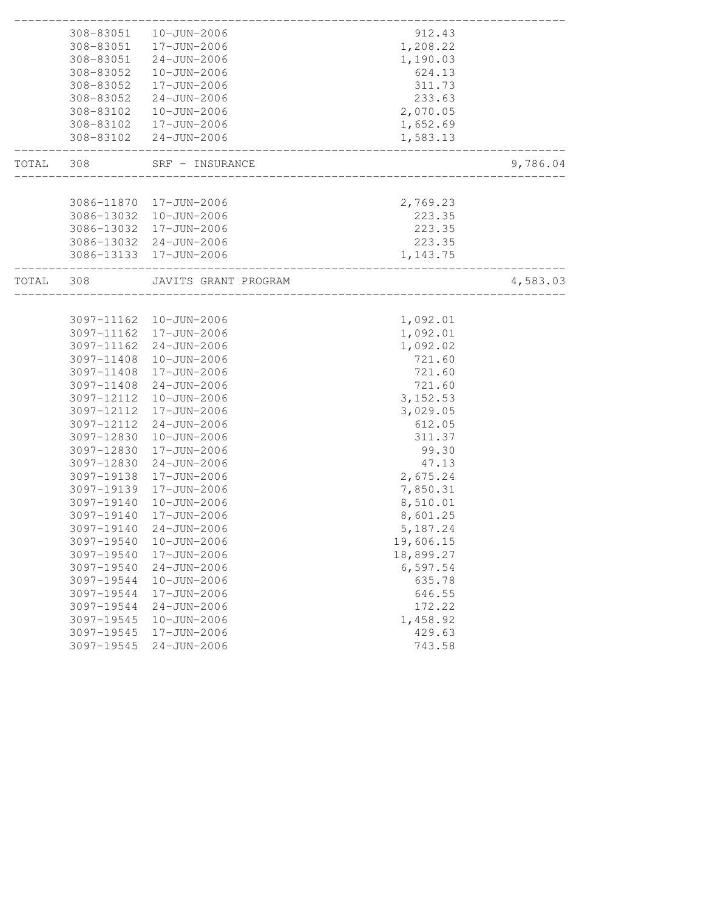| | Account | Date | Amount | Total |
|---|---|---|---|---|
| | 308-83051 | 10-JUN-2006 | 912.43 | |
| | 308-83051 | 17-JUN-2006 | 1,208.22 | |
| | 308-83051 | 24-JUN-2006 | 1,190.03 | |
| | 308-83052 | 10-JUN-2006 | 624.13 | |
| | 308-83052 | 17-JUN-2006 | 311.73 | |
| | 308-83052 | 24-JUN-2006 | 233.63 | |
| | 308-83102 | 10-JUN-2006 | 2,070.05 | |
| | 308-83102 | 17-JUN-2006 | 1,652.69 | |
| | 308-83102 | 24-JUN-2006 | 1,583.13 | |
| TOTAL | 308 | SRF - INSURANCE | | 9,786.04 |
| | 3086-11870 | 17-JUN-2006 | 2,769.23 | |
| | 3086-13032 | 10-JUN-2006 | 223.35 | |
| | 3086-13032 | 17-JUN-2006 | 223.35 | |
| | 3086-13032 | 24-JUN-2006 | 223.35 | |
| | 3086-13133 | 17-JUN-2006 | 1,143.75 | |
| TOTAL | 308 | JAVITS GRANT PROGRAM | | 4,583.03 |
| | 3097-11162 | 10-JUN-2006 | 1,092.01 | |
| | 3097-11162 | 17-JUN-2006 | 1,092.01 | |
| | 3097-11162 | 24-JUN-2006 | 1,092.02 | |
| | 3097-11408 | 10-JUN-2006 | 721.60 | |
| | 3097-11408 | 17-JUN-2006 | 721.60 | |
| | 3097-11408 | 24-JUN-2006 | 721.60 | |
| | 3097-12112 | 10-JUN-2006 | 3,152.53 | |
| | 3097-12112 | 17-JUN-2006 | 3,029.05 | |
| | 3097-12112 | 24-JUN-2006 | 612.05 | |
| | 3097-12830 | 10-JUN-2006 | 311.37 | |
| | 3097-12830 | 17-JUN-2006 | 99.30 | |
| | 3097-12830 | 24-JUN-2006 | 47.13 | |
| | 3097-19138 | 17-JUN-2006 | 2,675.24 | |
| | 3097-19139 | 17-JUN-2006 | 7,850.31 | |
| | 3097-19140 | 10-JUN-2006 | 8,510.01 | |
| | 3097-19140 | 17-JUN-2006 | 8,601.25 | |
| | 3097-19140 | 24-JUN-2006 | 5,187.24 | |
| | 3097-19540 | 10-JUN-2006 | 19,606.15 | |
| | 3097-19540 | 17-JUN-2006 | 18,899.27 | |
| | 3097-19540 | 24-JUN-2006 | 6,597.54 | |
| | 3097-19544 | 10-JUN-2006 | 635.78 | |
| | 3097-19544 | 17-JUN-2006 | 646.55 | |
| | 3097-19544 | 24-JUN-2006 | 172.22 | |
| | 3097-19545 | 10-JUN-2006 | 1,458.92 | |
| | 3097-19545 | 17-JUN-2006 | 429.63 | |
| | 3097-19545 | 24-JUN-2006 | 743.58 | |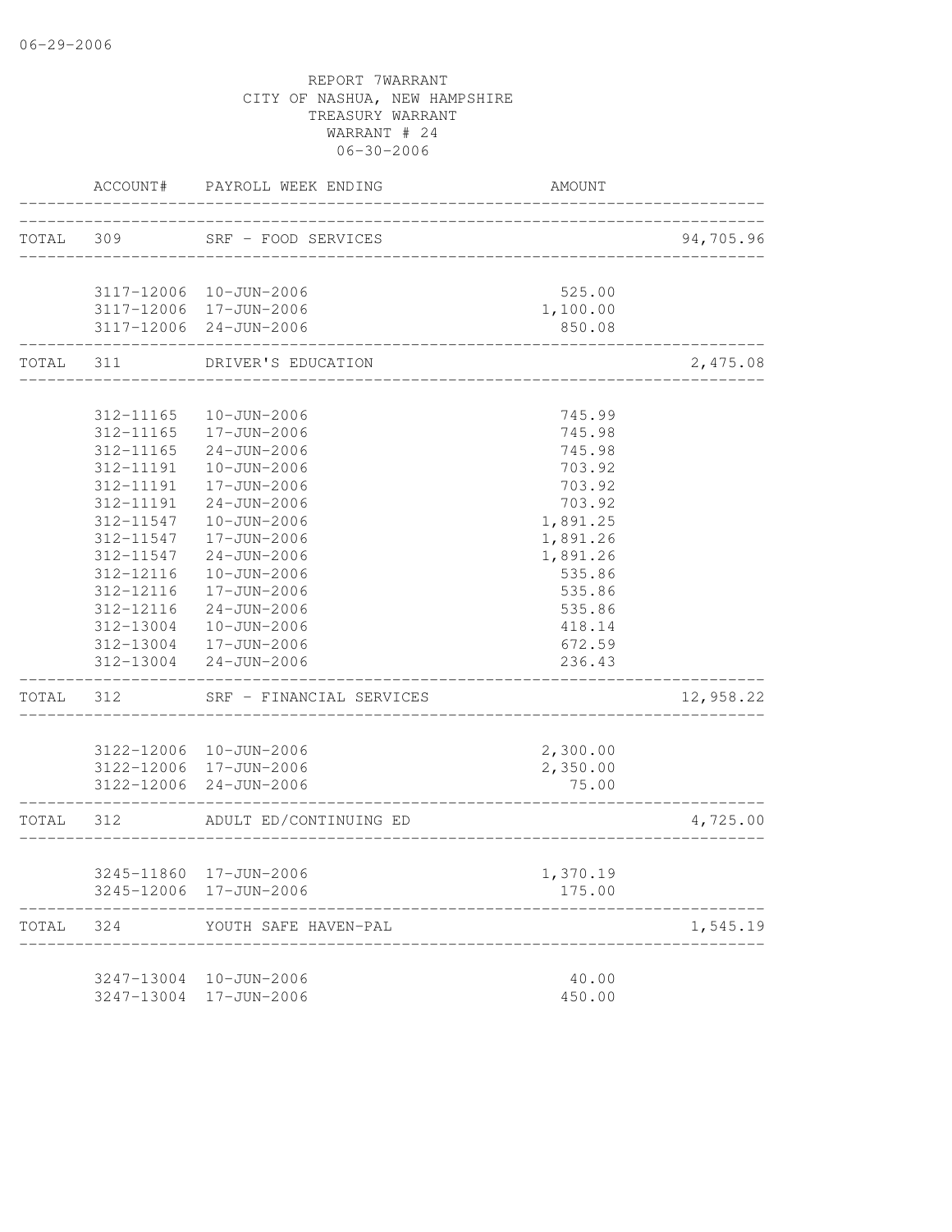REPORT 7WARRANT
CITY OF NASHUA, NEW HAMPSHIRE
TREASURY WARRANT
WARRANT # 24
06-30-2006

| | ACCOUNT# | PAYROLL WEEK ENDING | AMOUNT | |
|---|---|---|---|---|
| TOTAL | 309 | SRF - FOOD SERVICES | | 94,705.96 |
| | 3117-12006 | 10-JUN-2006 | 525.00 | |
| | 3117-12006 | 17-JUN-2006 | 1,100.00 | |
| | 3117-12006 | 24-JUN-2006 | 850.08 | |
| TOTAL | 311 | DRIVER'S EDUCATION | | 2,475.08 |
| | 312-11165 | 10-JUN-2006 | 745.99 | |
| | 312-11165 | 17-JUN-2006 | 745.98 | |
| | 312-11165 | 24-JUN-2006 | 745.98 | |
| | 312-11191 | 10-JUN-2006 | 703.92 | |
| | 312-11191 | 17-JUN-2006 | 703.92 | |
| | 312-11191 | 24-JUN-2006 | 703.92 | |
| | 312-11547 | 10-JUN-2006 | 1,891.25 | |
| | 312-11547 | 17-JUN-2006 | 1,891.26 | |
| | 312-11547 | 24-JUN-2006 | 1,891.26 | |
| | 312-12116 | 10-JUN-2006 | 535.86 | |
| | 312-12116 | 17-JUN-2006 | 535.86 | |
| | 312-12116 | 24-JUN-2006 | 535.86 | |
| | 312-13004 | 10-JUN-2006 | 418.14 | |
| | 312-13004 | 17-JUN-2006 | 672.59 | |
| | 312-13004 | 24-JUN-2006 | 236.43 | |
| TOTAL | 312 | SRF - FINANCIAL SERVICES | | 12,958.22 |
| | 3122-12006 | 10-JUN-2006 | 2,300.00 | |
| | 3122-12006 | 17-JUN-2006 | 2,350.00 | |
| | 3122-12006 | 24-JUN-2006 | 75.00 | |
| TOTAL | 312 | ADULT ED/CONTINUING ED | | 4,725.00 |
| | 3245-11860 | 17-JUN-2006 | 1,370.19 | |
| | 3245-12006 | 17-JUN-2006 | 175.00 | |
| TOTAL | 324 | YOUTH SAFE HAVEN-PAL | | 1,545.19 |
| | 3247-13004 | 10-JUN-2006 | 40.00 | |
| | 3247-13004 | 17-JUN-2006 | 450.00 | |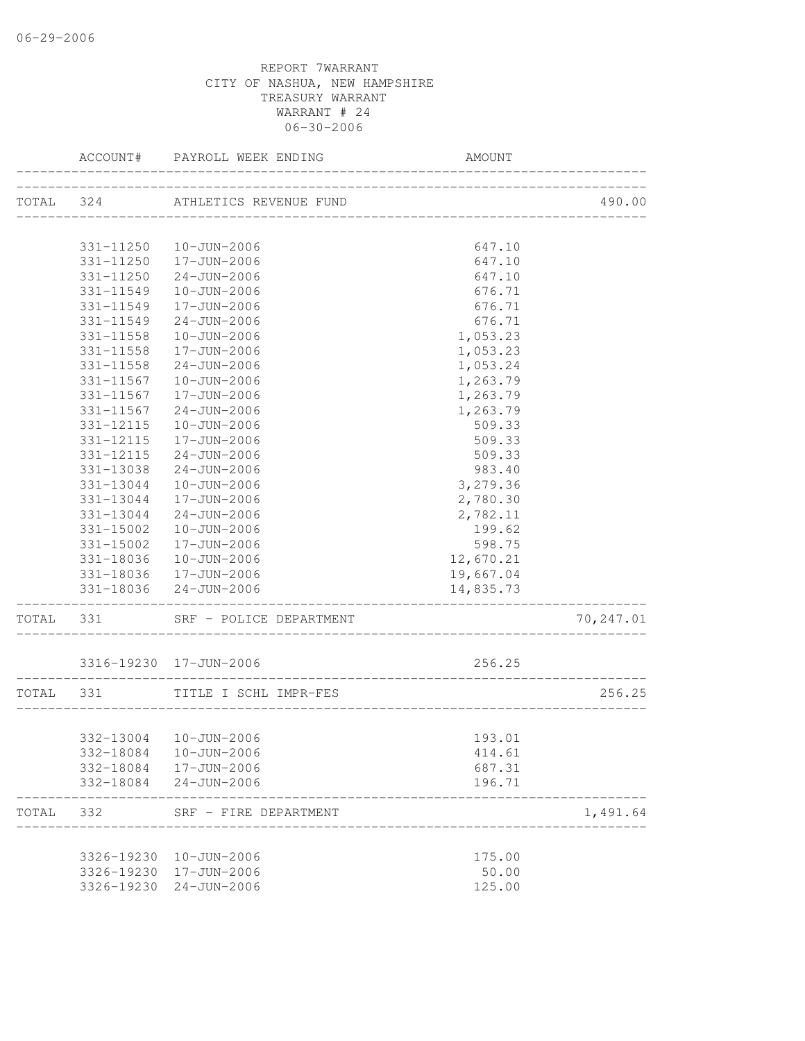REPORT 7WARRANT
CITY OF NASHUA, NEW HAMPSHIRE
TREASURY WARRANT
WARRANT # 24
06-30-2006

| | ACCOUNT# | PAYROLL WEEK ENDING | AMOUNT | |
|---|---|---|---|---|
| TOTAL | 324 | ATHLETICS REVENUE FUND | | 490.00 |
| | 331-11250 | 10-JUN-2006 | 647.10 | |
| | 331-11250 | 17-JUN-2006 | 647.10 | |
| | 331-11250 | 24-JUN-2006 | 647.10 | |
| | 331-11549 | 10-JUN-2006 | 676.71 | |
| | 331-11549 | 17-JUN-2006 | 676.71 | |
| | 331-11549 | 24-JUN-2006 | 676.71 | |
| | 331-11558 | 10-JUN-2006 | 1,053.23 | |
| | 331-11558 | 17-JUN-2006 | 1,053.23 | |
| | 331-11558 | 24-JUN-2006 | 1,053.24 | |
| | 331-11567 | 10-JUN-2006 | 1,263.79 | |
| | 331-11567 | 17-JUN-2006 | 1,263.79 | |
| | 331-11567 | 24-JUN-2006 | 1,263.79 | |
| | 331-12115 | 10-JUN-2006 | 509.33 | |
| | 331-12115 | 17-JUN-2006 | 509.33 | |
| | 331-12115 | 24-JUN-2006 | 509.33 | |
| | 331-13038 | 24-JUN-2006 | 983.40 | |
| | 331-13044 | 10-JUN-2006 | 3,279.36 | |
| | 331-13044 | 17-JUN-2006 | 2,780.30 | |
| | 331-13044 | 24-JUN-2006 | 2,782.11 | |
| | 331-15002 | 10-JUN-2006 | 199.62 | |
| | 331-15002 | 17-JUN-2006 | 598.75 | |
| | 331-18036 | 10-JUN-2006 | 12,670.21 | |
| | 331-18036 | 17-JUN-2006 | 19,667.04 | |
| | 331-18036 | 24-JUN-2006 | 14,835.73 | |
| TOTAL | 331 | SRF - POLICE DEPARTMENT | | 70,247.01 |
| | 3316-19230 | 17-JUN-2006 | 256.25 | |
| TOTAL | 331 | TITLE I SCHL IMPR-FES | | 256.25 |
| | 332-13004 | 10-JUN-2006 | 193.01 | |
| | 332-18084 | 10-JUN-2006 | 414.61 | |
| | 332-18084 | 17-JUN-2006 | 687.31 | |
| | 332-18084 | 24-JUN-2006 | 196.71 | |
| TOTAL | 332 | SRF - FIRE DEPARTMENT | | 1,491.64 |
| | 3326-19230 | 10-JUN-2006 | 175.00 | |
| | 3326-19230 | 17-JUN-2006 | 50.00 | |
| | 3326-19230 | 24-JUN-2006 | 125.00 | |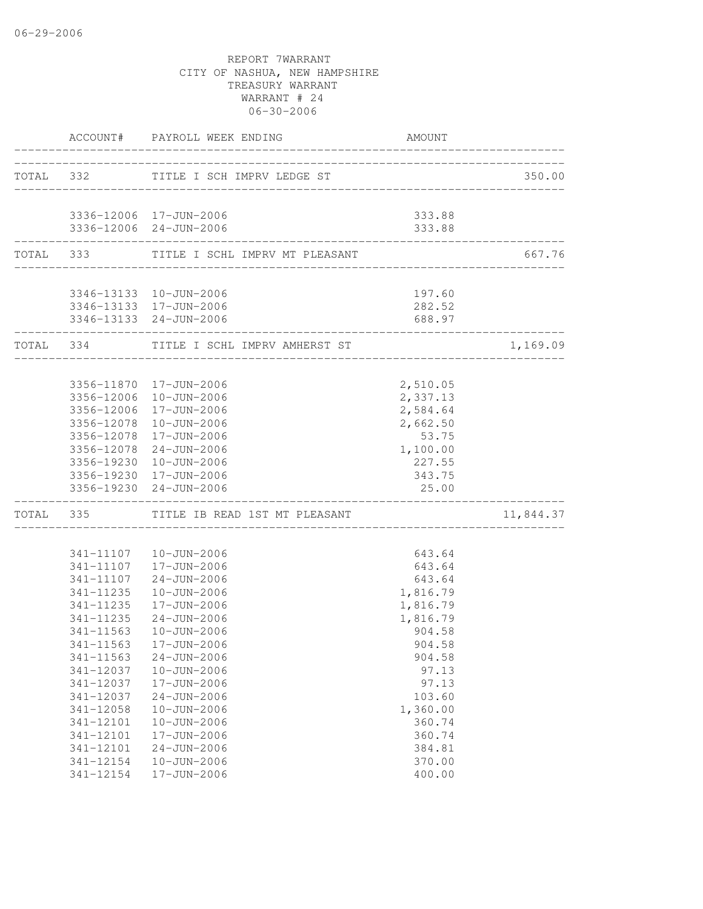06-29-2006

REPORT 7WARRANT
CITY OF NASHUA, NEW HAMPSHIRE
TREASURY WARRANT
WARRANT # 24
06-30-2006

| | ACCOUNT# | PAYROLL WEEK ENDING | AMOUNT | |
|---|---|---|---|---|
| TOTAL | 332 | TITLE I SCH IMPRV LEDGE ST | | 350.00 |
| | 3336-12006 | 17-JUN-2006 | 333.88 | |
| | 3336-12006 | 24-JUN-2006 | 333.88 | |
| TOTAL | 333 | TITLE I SCHL IMPRV MT PLEASANT | | 667.76 |
| | 3346-13133 | 10-JUN-2006 | 197.60 | |
| | 3346-13133 | 17-JUN-2006 | 282.52 | |
| | 3346-13133 | 24-JUN-2006 | 688.97 | |
| TOTAL | 334 | TITLE I SCHL IMPRV AMHERST ST | | 1,169.09 |
| | 3356-11870 | 17-JUN-2006 | 2,510.05 | |
| | 3356-12006 | 10-JUN-2006 | 2,337.13 | |
| | 3356-12006 | 17-JUN-2006 | 2,584.64 | |
| | 3356-12078 | 10-JUN-2006 | 2,662.50 | |
| | 3356-12078 | 17-JUN-2006 | 53.75 | |
| | 3356-12078 | 24-JUN-2006 | 1,100.00 | |
| | 3356-19230 | 10-JUN-2006 | 227.55 | |
| | 3356-19230 | 17-JUN-2006 | 343.75 | |
| | 3356-19230 | 24-JUN-2006 | 25.00 | |
| TOTAL | 335 | TITLE IB READ 1ST MT PLEASANT | | 11,844.37 |
| | 341-11107 | 10-JUN-2006 | 643.64 | |
| | 341-11107 | 17-JUN-2006 | 643.64 | |
| | 341-11107 | 24-JUN-2006 | 643.64 | |
| | 341-11235 | 10-JUN-2006 | 1,816.79 | |
| | 341-11235 | 17-JUN-2006 | 1,816.79 | |
| | 341-11235 | 24-JUN-2006 | 1,816.79 | |
| | 341-11563 | 10-JUN-2006 | 904.58 | |
| | 341-11563 | 17-JUN-2006 | 904.58 | |
| | 341-11563 | 24-JUN-2006 | 904.58 | |
| | 341-12037 | 10-JUN-2006 | 97.13 | |
| | 341-12037 | 17-JUN-2006 | 97.13 | |
| | 341-12037 | 24-JUN-2006 | 103.60 | |
| | 341-12058 | 10-JUN-2006 | 1,360.00 | |
| | 341-12101 | 10-JUN-2006 | 360.74 | |
| | 341-12101 | 17-JUN-2006 | 360.74 | |
| | 341-12101 | 24-JUN-2006 | 384.81 | |
| | 341-12154 | 10-JUN-2006 | 370.00 | |
| | 341-12154 | 17-JUN-2006 | 400.00 | |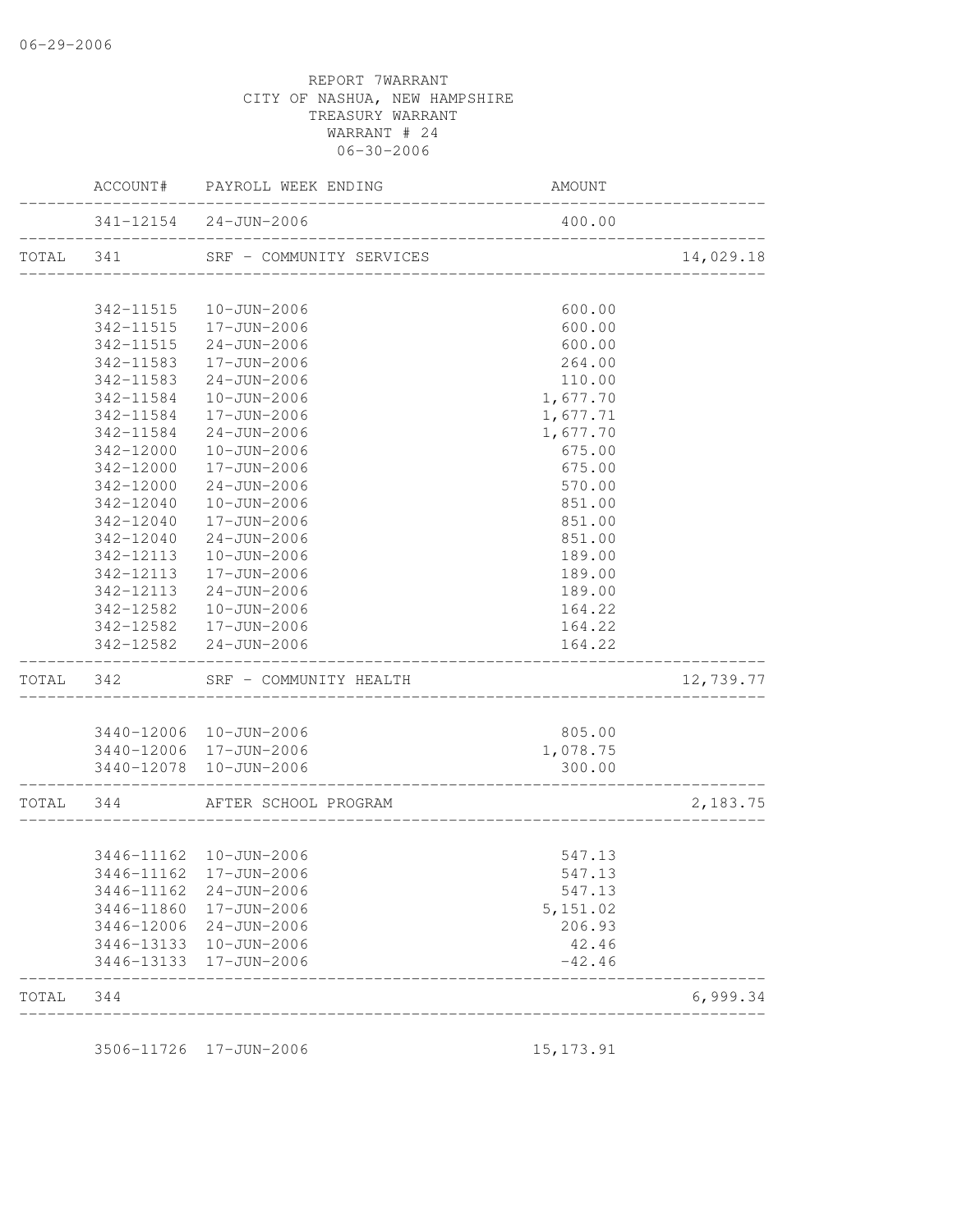REPORT 7WARRANT
CITY OF NASHUA, NEW HAMPSHIRE
TREASURY WARRANT
WARRANT # 24
06-30-2006

| | ACCOUNT# | PAYROLL WEEK ENDING | AMOUNT | |
|---|---|---|---|---|
| | 341-12154 | 24-JUN-2006 | 400.00 | |
| TOTAL | 341 | SRF - COMMUNITY SERVICES | | 14,029.18 |
| | 342-11515 | 10-JUN-2006 | 600.00 | |
| | 342-11515 | 17-JUN-2006 | 600.00 | |
| | 342-11515 | 24-JUN-2006 | 600.00 | |
| | 342-11583 | 17-JUN-2006 | 264.00 | |
| | 342-11583 | 24-JUN-2006 | 110.00 | |
| | 342-11584 | 10-JUN-2006 | 1,677.70 | |
| | 342-11584 | 17-JUN-2006 | 1,677.71 | |
| | 342-11584 | 24-JUN-2006 | 1,677.70 | |
| | 342-12000 | 10-JUN-2006 | 675.00 | |
| | 342-12000 | 17-JUN-2006 | 675.00 | |
| | 342-12000 | 24-JUN-2006 | 570.00 | |
| | 342-12040 | 10-JUN-2006 | 851.00 | |
| | 342-12040 | 17-JUN-2006 | 851.00 | |
| | 342-12040 | 24-JUN-2006 | 851.00 | |
| | 342-12113 | 10-JUN-2006 | 189.00 | |
| | 342-12113 | 17-JUN-2006 | 189.00 | |
| | 342-12113 | 24-JUN-2006 | 189.00 | |
| | 342-12582 | 10-JUN-2006 | 164.22 | |
| | 342-12582 | 17-JUN-2006 | 164.22 | |
| | 342-12582 | 24-JUN-2006 | 164.22 | |
| TOTAL | 342 | SRF - COMMUNITY HEALTH | | 12,739.77 |
| | 3440-12006 | 10-JUN-2006 | 805.00 | |
| | 3440-12006 | 17-JUN-2006 | 1,078.75 | |
| | 3440-12078 | 10-JUN-2006 | 300.00 | |
| TOTAL | 344 | AFTER SCHOOL PROGRAM | | 2,183.75 |
| | 3446-11162 | 10-JUN-2006 | 547.13 | |
| | 3446-11162 | 17-JUN-2006 | 547.13 | |
| | 3446-11162 | 24-JUN-2006 | 547.13 | |
| | 3446-11860 | 17-JUN-2006 | 5,151.02 | |
| | 3446-12006 | 24-JUN-2006 | 206.93 | |
| | 3446-13133 | 10-JUN-2006 | 42.46 | |
| | 3446-13133 | 17-JUN-2006 | -42.46 | |
| TOTAL | 344 | | | 6,999.34 |
| | 3506-11726 | 17-JUN-2006 | 15,173.91 | |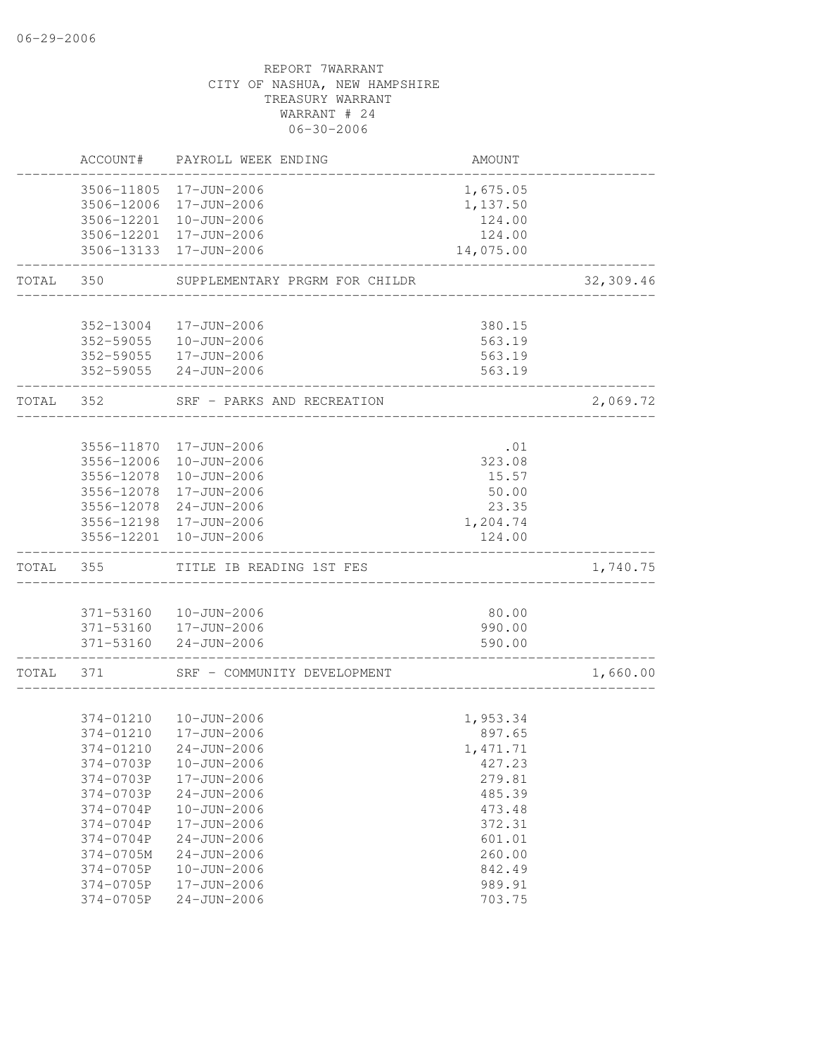06-29-2006

REPORT 7WARRANT
CITY OF NASHUA, NEW HAMPSHIRE
TREASURY WARRANT
WARRANT # 24
06-30-2006

| | ACCOUNT# | PAYROLL WEEK ENDING | AMOUNT | |
|---|---|---|---|---|
| | 3506-11805 | 17-JUN-2006 | 1,675.05 | |
| | 3506-12006 | 17-JUN-2006 | 1,137.50 | |
| | 3506-12201 | 10-JUN-2006 | 124.00 | |
| | 3506-12201 | 17-JUN-2006 | 124.00 | |
| | 3506-13133 | 17-JUN-2006 | 14,075.00 | |
| TOTAL | 350 | SUPPLEMENTARY PRGRM FOR CHILDR | | 32,309.46 |
| | 352-13004 | 17-JUN-2006 | 380.15 | |
| | 352-59055 | 10-JUN-2006 | 563.19 | |
| | 352-59055 | 17-JUN-2006 | 563.19 | |
| | 352-59055 | 24-JUN-2006 | 563.19 | |
| TOTAL | 352 | SRF - PARKS AND RECREATION | | 2,069.72 |
| | 3556-11870 | 17-JUN-2006 | .01 | |
| | 3556-12006 | 10-JUN-2006 | 323.08 | |
| | 3556-12078 | 10-JUN-2006 | 15.57 | |
| | 3556-12078 | 17-JUN-2006 | 50.00 | |
| | 3556-12078 | 24-JUN-2006 | 23.35 | |
| | 3556-12198 | 17-JUN-2006 | 1,204.74 | |
| | 3556-12201 | 10-JUN-2006 | 124.00 | |
| TOTAL | 355 | TITLE IB READING 1ST FES | | 1,740.75 |
| | 371-53160 | 10-JUN-2006 | 80.00 | |
| | 371-53160 | 17-JUN-2006 | 990.00 | |
| | 371-53160 | 24-JUN-2006 | 590.00 | |
| TOTAL | 371 | SRF - COMMUNITY DEVELOPMENT | | 1,660.00 |
| | 374-01210 | 10-JUN-2006 | 1,953.34 | |
| | 374-01210 | 17-JUN-2006 | 897.65 | |
| | 374-01210 | 24-JUN-2006 | 1,471.71 | |
| | 374-0703P | 10-JUN-2006 | 427.23 | |
| | 374-0703P | 17-JUN-2006 | 279.81 | |
| | 374-0703P | 24-JUN-2006 | 485.39 | |
| | 374-0704P | 10-JUN-2006 | 473.48 | |
| | 374-0704P | 17-JUN-2006 | 372.31 | |
| | 374-0704P | 24-JUN-2006 | 601.01 | |
| | 374-0705M | 24-JUN-2006 | 260.00 | |
| | 374-0705P | 10-JUN-2006 | 842.49 | |
| | 374-0705P | 17-JUN-2006 | 989.91 | |
| | 374-0705P | 24-JUN-2006 | 703.75 | |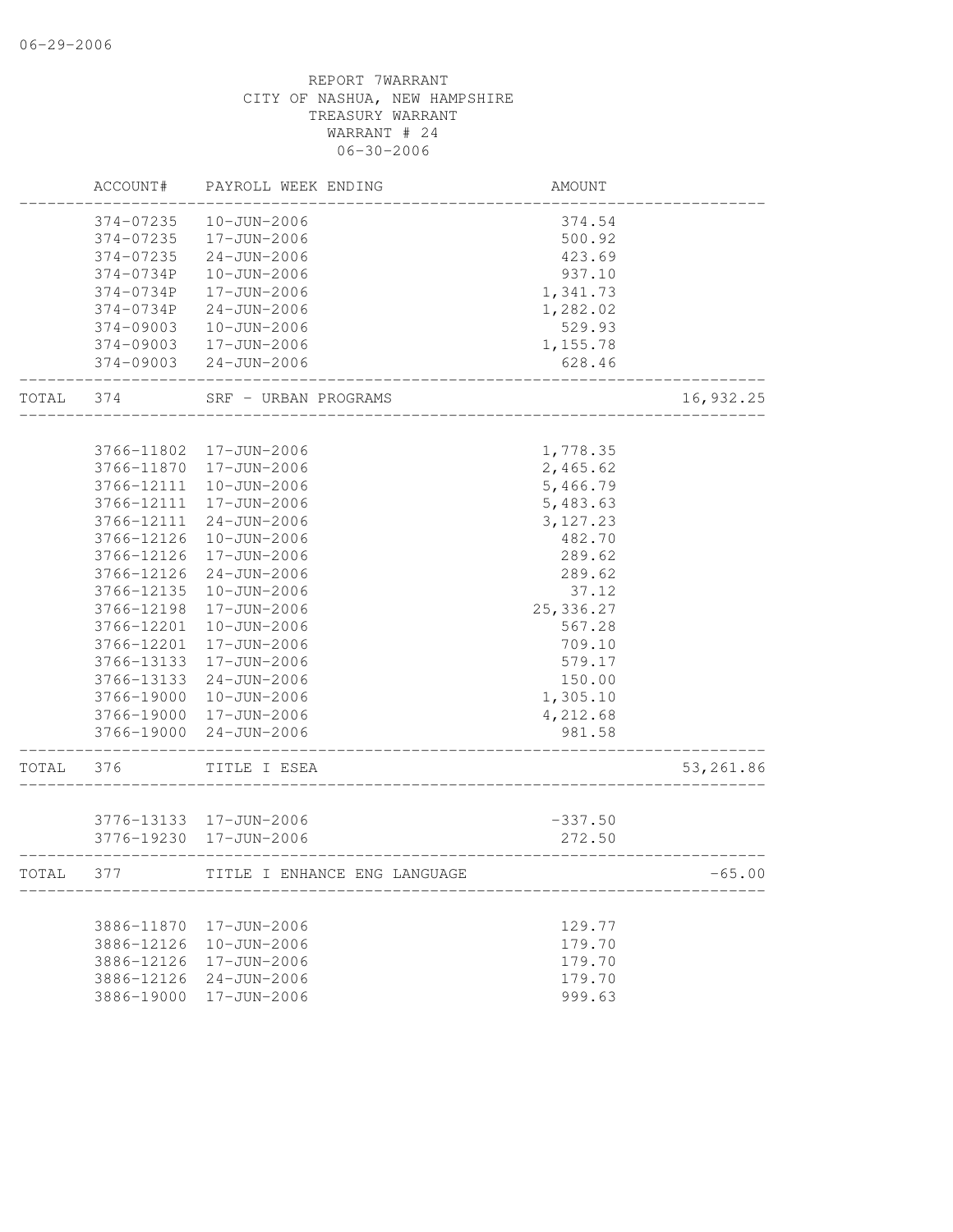REPORT 7WARRANT
CITY OF NASHUA, NEW HAMPSHIRE
TREASURY WARRANT
WARRANT # 24
06-30-2006

| | ACCOUNT# | PAYROLL WEEK ENDING | AMOUNT | |
|---|---|---|---|---|
| | 374-07235 | 10-JUN-2006 | 374.54 | |
| | 374-07235 | 17-JUN-2006 | 500.92 | |
| | 374-07235 | 24-JUN-2006 | 423.69 | |
| | 374-0734P | 10-JUN-2006 | 937.10 | |
| | 374-0734P | 17-JUN-2006 | 1,341.73 | |
| | 374-0734P | 24-JUN-2006 | 1,282.02 | |
| | 374-09003 | 10-JUN-2006 | 529.93 | |
| | 374-09003 | 17-JUN-2006 | 1,155.78 | |
| | 374-09003 | 24-JUN-2006 | 628.46 | |
| TOTAL | 374 | SRF - URBAN PROGRAMS | | 16,932.25 |
| | 3766-11802 | 17-JUN-2006 | 1,778.35 | |
| | 3766-11870 | 17-JUN-2006 | 2,465.62 | |
| | 3766-12111 | 10-JUN-2006 | 5,466.79 | |
| | 3766-12111 | 17-JUN-2006 | 5,483.63 | |
| | 3766-12111 | 24-JUN-2006 | 3,127.23 | |
| | 3766-12126 | 10-JUN-2006 | 482.70 | |
| | 3766-12126 | 17-JUN-2006 | 289.62 | |
| | 3766-12126 | 24-JUN-2006 | 289.62 | |
| | 3766-12135 | 10-JUN-2006 | 37.12 | |
| | 3766-12198 | 17-JUN-2006 | 25,336.27 | |
| | 3766-12201 | 10-JUN-2006 | 567.28 | |
| | 3766-12201 | 17-JUN-2006 | 709.10 | |
| | 3766-13133 | 17-JUN-2006 | 579.17 | |
| | 3766-13133 | 24-JUN-2006 | 150.00 | |
| | 3766-19000 | 10-JUN-2006 | 1,305.10 | |
| | 3766-19000 | 17-JUN-2006 | 4,212.68 | |
| | 3766-19000 | 24-JUN-2006 | 981.58 | |
| TOTAL | 376 | TITLE I ESEA | | 53,261.86 |
| | 3776-13133 | 17-JUN-2006 | -337.50 | |
| | 3776-19230 | 17-JUN-2006 | 272.50 | |
| TOTAL | 377 | TITLE I ENHANCE ENG LANGUAGE | | -65.00 |
| | 3886-11870 | 17-JUN-2006 | 129.77 | |
| | 3886-12126 | 10-JUN-2006 | 179.70 | |
| | 3886-12126 | 17-JUN-2006 | 179.70 | |
| | 3886-12126 | 24-JUN-2006 | 179.70 | |
| | 3886-19000 | 17-JUN-2006 | 999.63 | |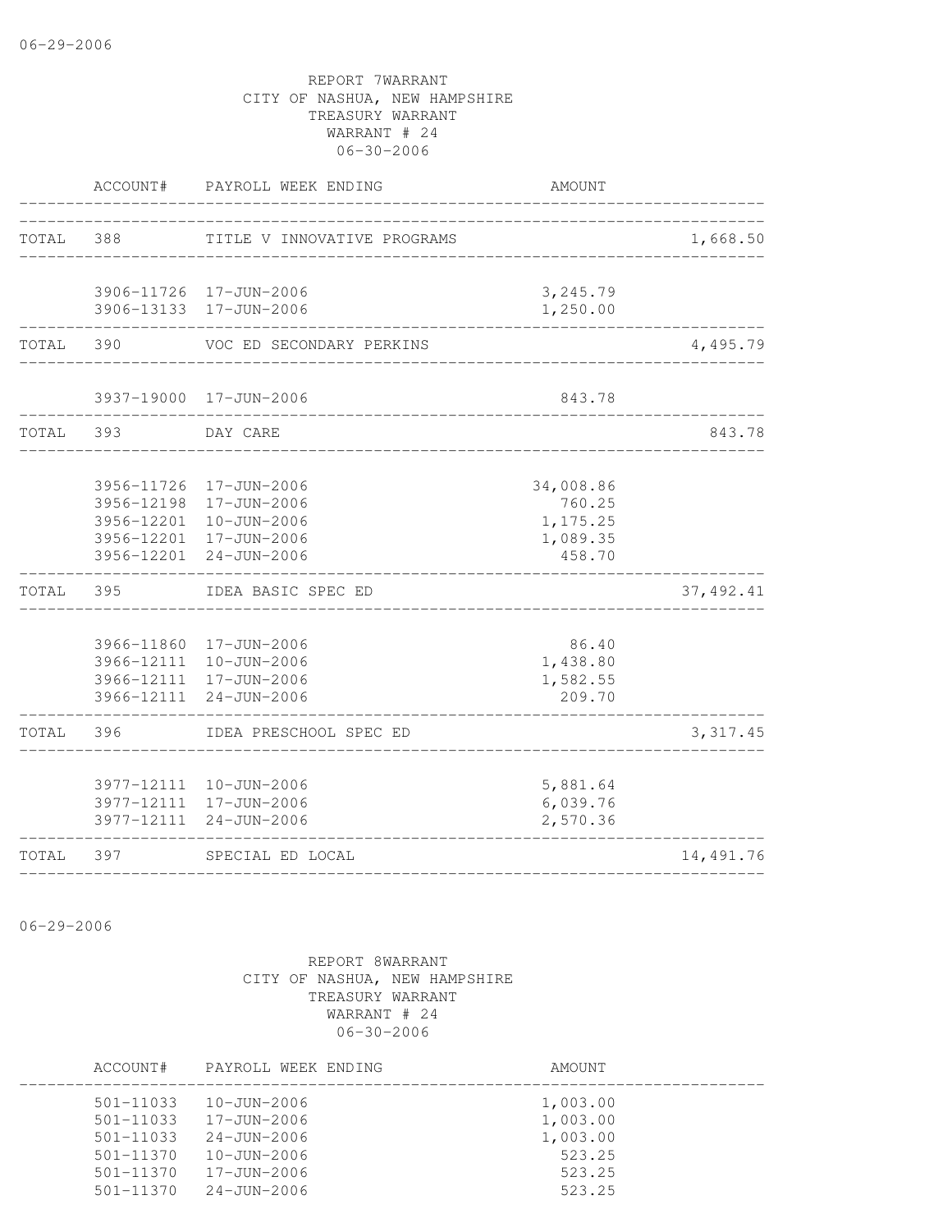06-29-2006

REPORT 7WARRANT
CITY OF NASHUA, NEW HAMPSHIRE
TREASURY WARRANT
WARRANT # 24
06-30-2006

| ACCOUNT# | PAYROLL WEEK ENDING | AMOUNT | |
|---|---|---|---|
| TOTAL 388 | TITLE V INNOVATIVE PROGRAMS | | 1,668.50 |
| 3906-11726 | 17-JUN-2006 | 3,245.79 | |
| 3906-13133 | 17-JUN-2006 | 1,250.00 | |
| TOTAL 390 | VOC ED SECONDARY PERKINS | | 4,495.79 |
| 3937-19000 | 17-JUN-2006 | 843.78 | |
| TOTAL 393 | DAY CARE | | 843.78 |
| 3956-11726 | 17-JUN-2006 | 34,008.86 | |
| 3956-12198 | 17-JUN-2006 | 760.25 | |
| 3956-12201 | 10-JUN-2006 | 1,175.25 | |
| 3956-12201 | 17-JUN-2006 | 1,089.35 | |
| 3956-12201 | 24-JUN-2006 | 458.70 | |
| TOTAL 395 | IDEA BASIC SPEC ED | | 37,492.41 |
| 3966-11860 | 17-JUN-2006 | 86.40 | |
| 3966-12111 | 10-JUN-2006 | 1,438.80 | |
| 3966-12111 | 17-JUN-2006 | 1,582.55 | |
| 3966-12111 | 24-JUN-2006 | 209.70 | |
| TOTAL 396 | IDEA PRESCHOOL SPEC ED | | 3,317.45 |
| 3977-12111 | 10-JUN-2006 | 5,881.64 | |
| 3977-12111 | 17-JUN-2006 | 6,039.76 | |
| 3977-12111 | 24-JUN-2006 | 2,570.36 | |
| TOTAL 397 | SPECIAL ED LOCAL | | 14,491.76 |

06-29-2006

REPORT 8WARRANT
CITY OF NASHUA, NEW HAMPSHIRE
TREASURY WARRANT
WARRANT # 24
06-30-2006

| ACCOUNT# | PAYROLL WEEK ENDING | AMOUNT |
|---|---|---|
| 501-11033 | 10-JUN-2006 | 1,003.00 |
| 501-11033 | 17-JUN-2006 | 1,003.00 |
| 501-11033 | 24-JUN-2006 | 1,003.00 |
| 501-11370 | 10-JUN-2006 | 523.25 |
| 501-11370 | 17-JUN-2006 | 523.25 |
| 501-11370 | 24-JUN-2006 | 523.25 |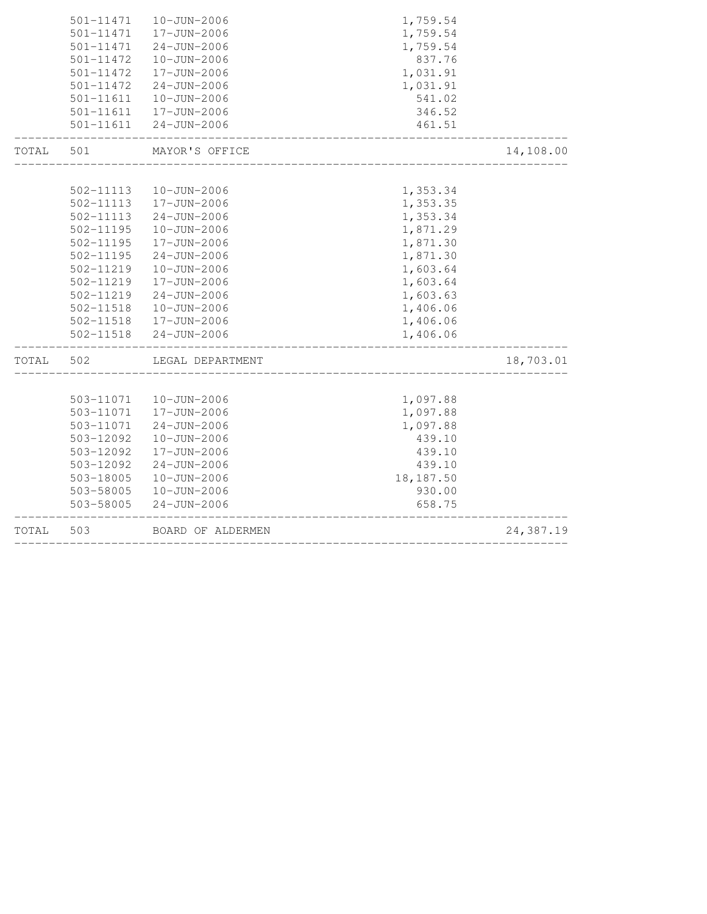| | Account | Date | Amount | Total |
|---|---|---|---|---|
| | 501-11471 | 10-JUN-2006 | 1,759.54 | |
| | 501-11471 | 17-JUN-2006 | 1,759.54 | |
| | 501-11471 | 24-JUN-2006 | 1,759.54 | |
| | 501-11472 | 10-JUN-2006 | 837.76 | |
| | 501-11472 | 17-JUN-2006 | 1,031.91 | |
| | 501-11472 | 24-JUN-2006 | 1,031.91 | |
| | 501-11611 | 10-JUN-2006 | 541.02 | |
| | 501-11611 | 17-JUN-2006 | 346.52 | |
| | 501-11611 | 24-JUN-2006 | 461.51 | |
| TOTAL | 501 | MAYOR'S OFFICE | | 14,108.00 |
| | 502-11113 | 10-JUN-2006 | 1,353.34 | |
| | 502-11113 | 17-JUN-2006 | 1,353.35 | |
| | 502-11113 | 24-JUN-2006 | 1,353.34 | |
| | 502-11195 | 10-JUN-2006 | 1,871.29 | |
| | 502-11195 | 17-JUN-2006 | 1,871.30 | |
| | 502-11195 | 24-JUN-2006 | 1,871.30 | |
| | 502-11219 | 10-JUN-2006 | 1,603.64 | |
| | 502-11219 | 17-JUN-2006 | 1,603.64 | |
| | 502-11219 | 24-JUN-2006 | 1,603.63 | |
| | 502-11518 | 10-JUN-2006 | 1,406.06 | |
| | 502-11518 | 17-JUN-2006 | 1,406.06 | |
| | 502-11518 | 24-JUN-2006 | 1,406.06 | |
| TOTAL | 502 | LEGAL DEPARTMENT | | 18,703.01 |
| | 503-11071 | 10-JUN-2006 | 1,097.88 | |
| | 503-11071 | 17-JUN-2006 | 1,097.88 | |
| | 503-11071 | 24-JUN-2006 | 1,097.88 | |
| | 503-12092 | 10-JUN-2006 | 439.10 | |
| | 503-12092 | 17-JUN-2006 | 439.10 | |
| | 503-12092 | 24-JUN-2006 | 439.10 | |
| | 503-18005 | 10-JUN-2006 | 18,187.50 | |
| | 503-58005 | 10-JUN-2006 | 930.00 | |
| | 503-58005 | 24-JUN-2006 | 658.75 | |
| TOTAL | 503 | BOARD OF ALDERMEN | | 24,387.19 |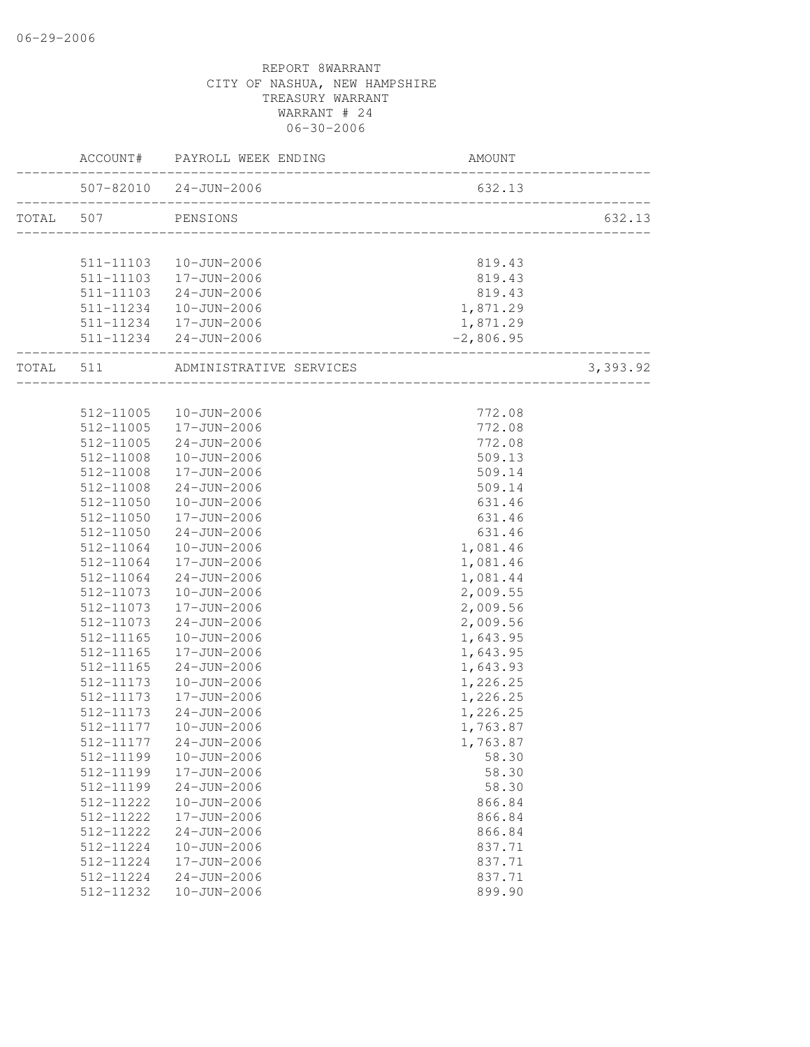06-29-2006

REPORT 8WARRANT
CITY OF NASHUA, NEW HAMPSHIRE
TREASURY WARRANT
WARRANT # 24
06-30-2006

| | ACCOUNT# | PAYROLL WEEK ENDING | AMOUNT | |
|---|---|---|---|---|
| | 507-82010 | 24-JUN-2006 | 632.13 | |
| TOTAL | 507 | PENSIONS | | 632.13 |
| | 511-11103 | 10-JUN-2006 | 819.43 | |
| | 511-11103 | 17-JUN-2006 | 819.43 | |
| | 511-11103 | 24-JUN-2006 | 819.43 | |
| | 511-11234 | 10-JUN-2006 | 1,871.29 | |
| | 511-11234 | 17-JUN-2006 | 1,871.29 | |
| | 511-11234 | 24-JUN-2006 | -2,806.95 | |
| TOTAL | 511 | ADMINISTRATIVE SERVICES | | 3,393.92 |
| | 512-11005 | 10-JUN-2006 | 772.08 | |
| | 512-11005 | 17-JUN-2006 | 772.08 | |
| | 512-11005 | 24-JUN-2006 | 772.08 | |
| | 512-11008 | 10-JUN-2006 | 509.13 | |
| | 512-11008 | 17-JUN-2006 | 509.14 | |
| | 512-11008 | 24-JUN-2006 | 509.14 | |
| | 512-11050 | 10-JUN-2006 | 631.46 | |
| | 512-11050 | 17-JUN-2006 | 631.46 | |
| | 512-11050 | 24-JUN-2006 | 631.46 | |
| | 512-11064 | 10-JUN-2006 | 1,081.46 | |
| | 512-11064 | 17-JUN-2006 | 1,081.46 | |
| | 512-11064 | 24-JUN-2006 | 1,081.44 | |
| | 512-11073 | 10-JUN-2006 | 2,009.55 | |
| | 512-11073 | 17-JUN-2006 | 2,009.56 | |
| | 512-11073 | 24-JUN-2006 | 2,009.56 | |
| | 512-11165 | 10-JUN-2006 | 1,643.95 | |
| | 512-11165 | 17-JUN-2006 | 1,643.95 | |
| | 512-11165 | 24-JUN-2006 | 1,643.93 | |
| | 512-11173 | 10-JUN-2006 | 1,226.25 | |
| | 512-11173 | 17-JUN-2006 | 1,226.25 | |
| | 512-11173 | 24-JUN-2006 | 1,226.25 | |
| | 512-11177 | 10-JUN-2006 | 1,763.87 | |
| | 512-11177 | 24-JUN-2006 | 1,763.87 | |
| | 512-11199 | 10-JUN-2006 | 58.30 | |
| | 512-11199 | 17-JUN-2006 | 58.30 | |
| | 512-11199 | 24-JUN-2006 | 58.30 | |
| | 512-11222 | 10-JUN-2006 | 866.84 | |
| | 512-11222 | 17-JUN-2006 | 866.84 | |
| | 512-11222 | 24-JUN-2006 | 866.84 | |
| | 512-11224 | 10-JUN-2006 | 837.71 | |
| | 512-11224 | 17-JUN-2006 | 837.71 | |
| | 512-11224 | 24-JUN-2006 | 837.71 | |
| | 512-11232 | 10-JUN-2006 | 899.90 | |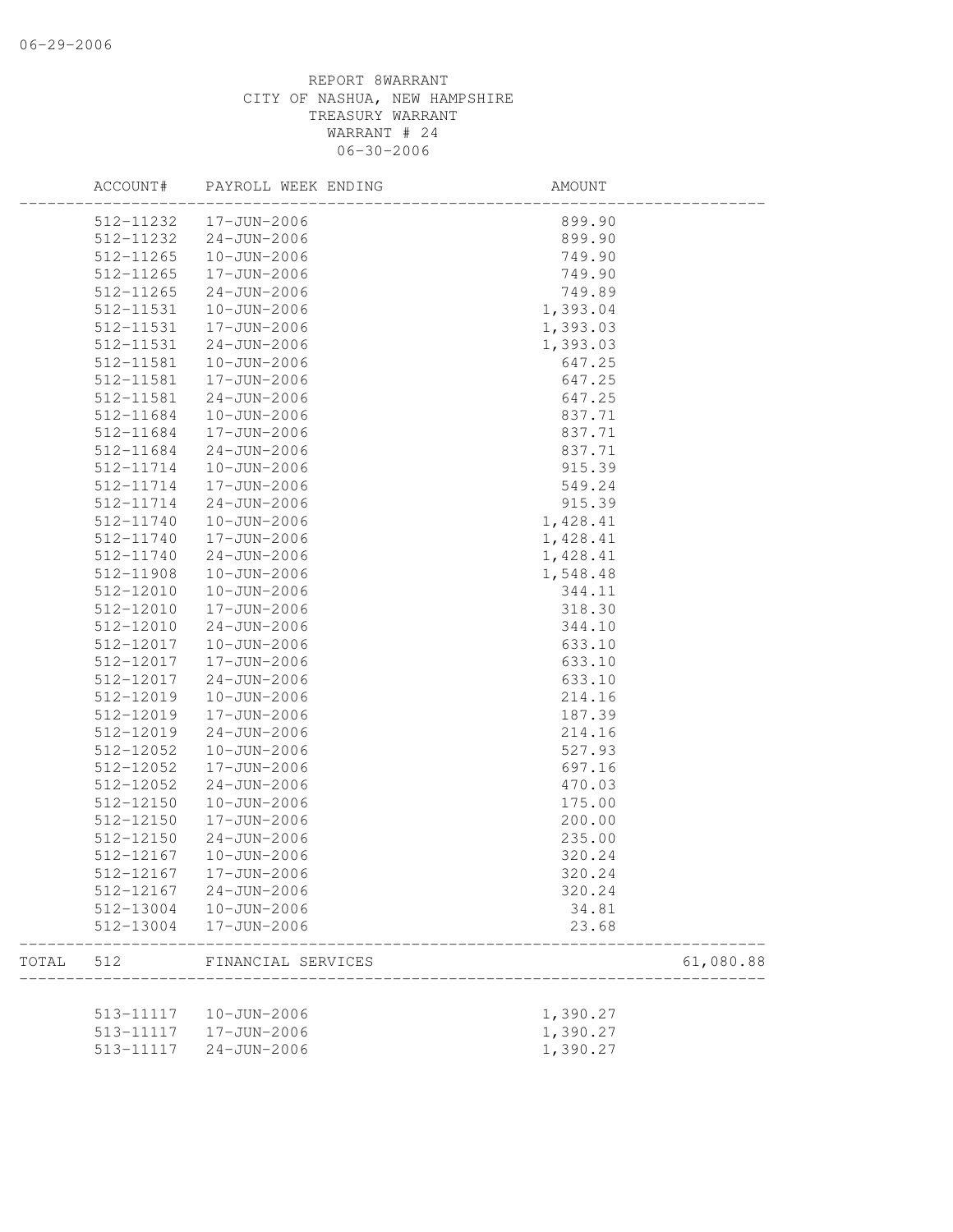REPORT 8WARRANT
CITY OF NASHUA, NEW HAMPSHIRE
TREASURY WARRANT
WARRANT # 24
06-30-2006

| | ACCOUNT# | PAYROLL WEEK ENDING | AMOUNT | |
|---|---|---|---|---|
| | 512-11232 | 17-JUN-2006 | 899.90 | |
| | 512-11232 | 24-JUN-2006 | 899.90 | |
| | 512-11265 | 10-JUN-2006 | 749.90 | |
| | 512-11265 | 17-JUN-2006 | 749.90 | |
| | 512-11265 | 24-JUN-2006 | 749.89 | |
| | 512-11531 | 10-JUN-2006 | 1,393.04 | |
| | 512-11531 | 17-JUN-2006 | 1,393.03 | |
| | 512-11531 | 24-JUN-2006 | 1,393.03 | |
| | 512-11581 | 10-JUN-2006 | 647.25 | |
| | 512-11581 | 17-JUN-2006 | 647.25 | |
| | 512-11581 | 24-JUN-2006 | 647.25 | |
| | 512-11684 | 10-JUN-2006 | 837.71 | |
| | 512-11684 | 17-JUN-2006 | 837.71 | |
| | 512-11684 | 24-JUN-2006 | 837.71 | |
| | 512-11714 | 10-JUN-2006 | 915.39 | |
| | 512-11714 | 17-JUN-2006 | 549.24 | |
| | 512-11714 | 24-JUN-2006 | 915.39 | |
| | 512-11740 | 10-JUN-2006 | 1,428.41 | |
| | 512-11740 | 17-JUN-2006 | 1,428.41 | |
| | 512-11740 | 24-JUN-2006 | 1,428.41 | |
| | 512-11908 | 10-JUN-2006 | 1,548.48 | |
| | 512-12010 | 10-JUN-2006 | 344.11 | |
| | 512-12010 | 17-JUN-2006 | 318.30 | |
| | 512-12010 | 24-JUN-2006 | 344.10 | |
| | 512-12017 | 10-JUN-2006 | 633.10 | |
| | 512-12017 | 17-JUN-2006 | 633.10 | |
| | 512-12017 | 24-JUN-2006 | 633.10 | |
| | 512-12019 | 10-JUN-2006 | 214.16 | |
| | 512-12019 | 17-JUN-2006 | 187.39 | |
| | 512-12019 | 24-JUN-2006 | 214.16 | |
| | 512-12052 | 10-JUN-2006 | 527.93 | |
| | 512-12052 | 17-JUN-2006 | 697.16 | |
| | 512-12052 | 24-JUN-2006 | 470.03 | |
| | 512-12150 | 10-JUN-2006 | 175.00 | |
| | 512-12150 | 17-JUN-2006 | 200.00 | |
| | 512-12150 | 24-JUN-2006 | 235.00 | |
| | 512-12167 | 10-JUN-2006 | 320.24 | |
| | 512-12167 | 17-JUN-2006 | 320.24 | |
| | 512-12167 | 24-JUN-2006 | 320.24 | |
| | 512-13004 | 10-JUN-2006 | 34.81 | |
| | 512-13004 | 17-JUN-2006 | 23.68 | |
| TOTAL | 512 | FINANCIAL SERVICES | | 61,080.88 |
| | 513-11117 | 10-JUN-2006 | 1,390.27 | |
| | 513-11117 | 17-JUN-2006 | 1,390.27 | |
| | 513-11117 | 24-JUN-2006 | 1,390.27 | |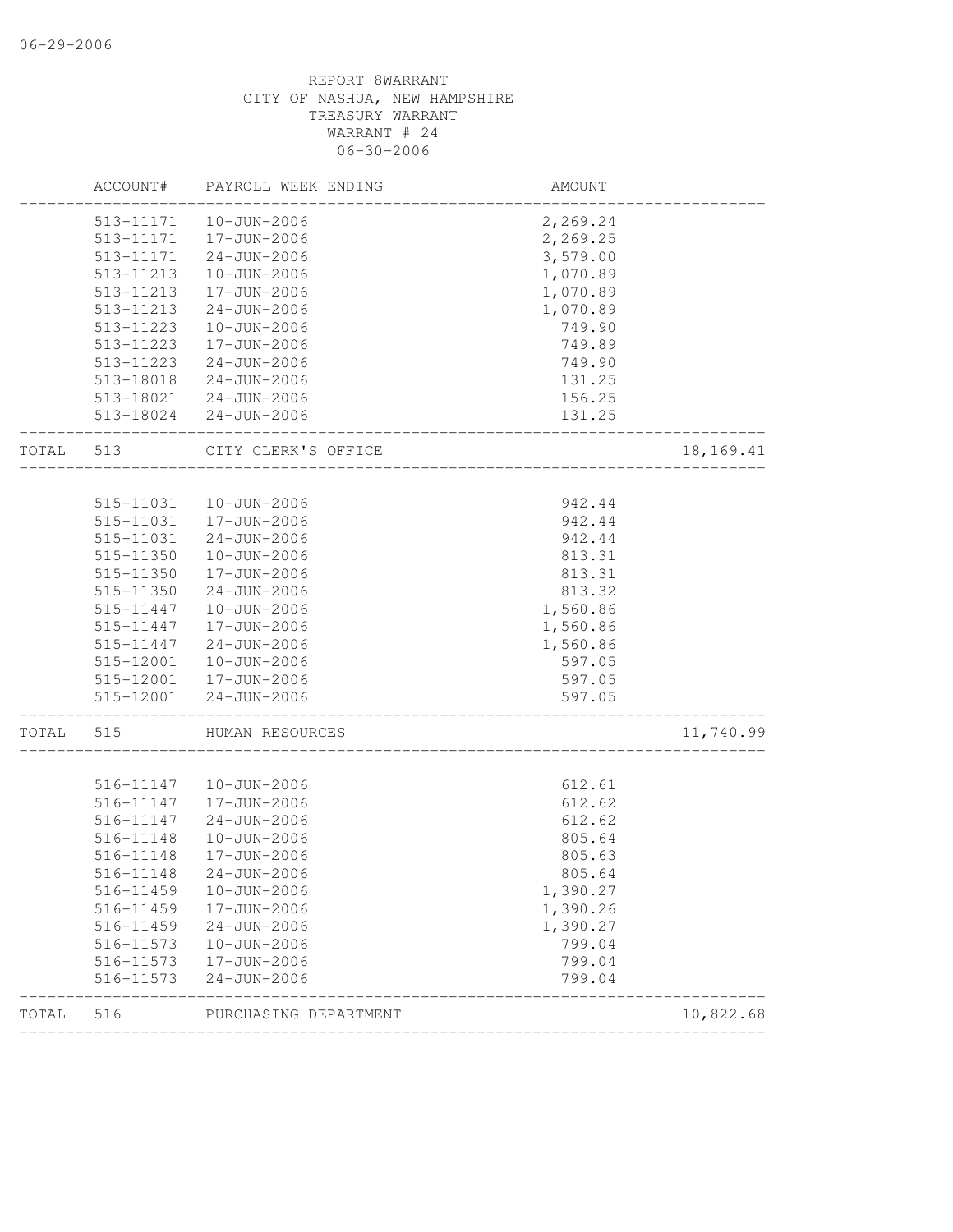REPORT 8WARRANT
CITY OF NASHUA, NEW HAMPSHIRE
TREASURY WARRANT
WARRANT # 24
06-30-2006

| | ACCOUNT# | PAYROLL WEEK ENDING | AMOUNT | |
|---|---|---|---|---|
| | 513-11171 | 10-JUN-2006 | 2,269.24 | |
| | 513-11171 | 17-JUN-2006 | 2,269.25 | |
| | 513-11171 | 24-JUN-2006 | 3,579.00 | |
| | 513-11213 | 10-JUN-2006 | 1,070.89 | |
| | 513-11213 | 17-JUN-2006 | 1,070.89 | |
| | 513-11213 | 24-JUN-2006 | 1,070.89 | |
| | 513-11223 | 10-JUN-2006 | 749.90 | |
| | 513-11223 | 17-JUN-2006 | 749.89 | |
| | 513-11223 | 24-JUN-2006 | 749.90 | |
| | 513-18018 | 24-JUN-2006 | 131.25 | |
| | 513-18021 | 24-JUN-2006 | 156.25 | |
| | 513-18024 | 24-JUN-2006 | 131.25 | |
| TOTAL | 513 | CITY CLERK'S OFFICE | | 18,169.41 |
| | 515-11031 | 10-JUN-2006 | 942.44 | |
| | 515-11031 | 17-JUN-2006 | 942.44 | |
| | 515-11031 | 24-JUN-2006 | 942.44 | |
| | 515-11350 | 10-JUN-2006 | 813.31 | |
| | 515-11350 | 17-JUN-2006 | 813.31 | |
| | 515-11350 | 24-JUN-2006 | 813.32 | |
| | 515-11447 | 10-JUN-2006 | 1,560.86 | |
| | 515-11447 | 17-JUN-2006 | 1,560.86 | |
| | 515-11447 | 24-JUN-2006 | 1,560.86 | |
| | 515-12001 | 10-JUN-2006 | 597.05 | |
| | 515-12001 | 17-JUN-2006 | 597.05 | |
| | 515-12001 | 24-JUN-2006 | 597.05 | |
| TOTAL | 515 | HUMAN RESOURCES | | 11,740.99 |
| | 516-11147 | 10-JUN-2006 | 612.61 | |
| | 516-11147 | 17-JUN-2006 | 612.62 | |
| | 516-11147 | 24-JUN-2006 | 612.62 | |
| | 516-11148 | 10-JUN-2006 | 805.64 | |
| | 516-11148 | 17-JUN-2006 | 805.63 | |
| | 516-11148 | 24-JUN-2006 | 805.64 | |
| | 516-11459 | 10-JUN-2006 | 1,390.27 | |
| | 516-11459 | 17-JUN-2006 | 1,390.26 | |
| | 516-11459 | 24-JUN-2006 | 1,390.27 | |
| | 516-11573 | 10-JUN-2006 | 799.04 | |
| | 516-11573 | 17-JUN-2006 | 799.04 | |
| | 516-11573 | 24-JUN-2006 | 799.04 | |
| TOTAL | 516 | PURCHASING DEPARTMENT | | 10,822.68 |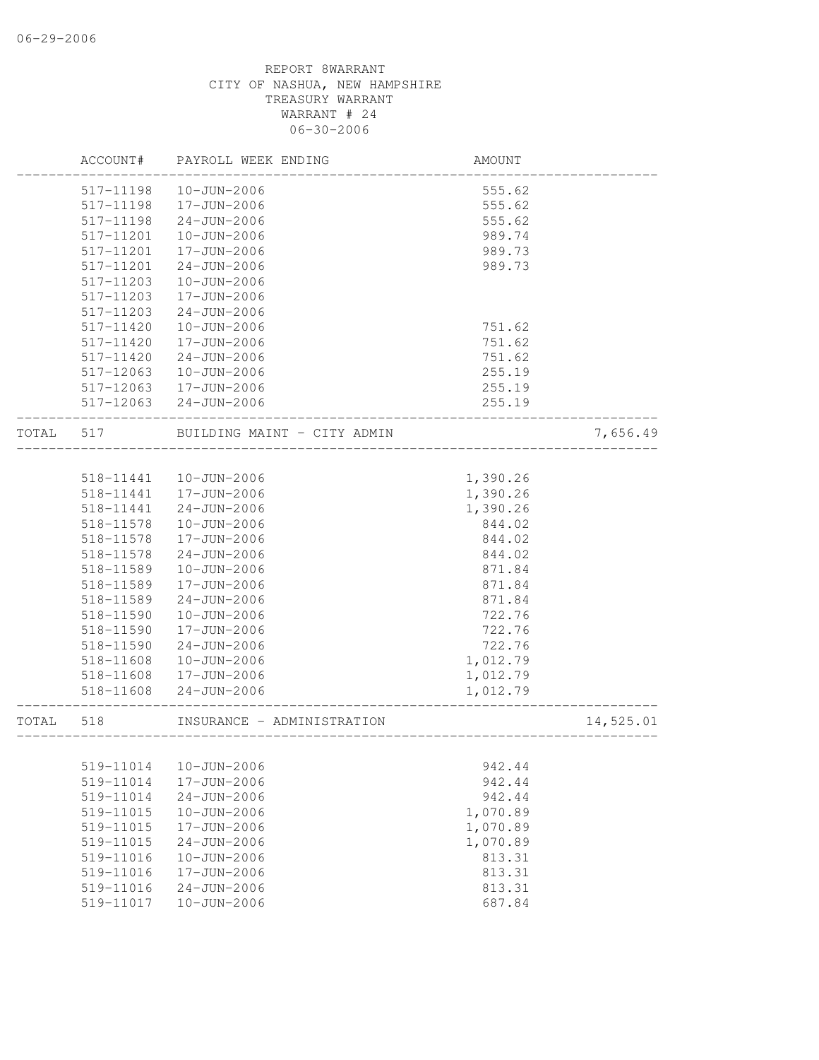REPORT 8WARRANT
CITY OF NASHUA, NEW HAMPSHIRE
TREASURY WARRANT
WARRANT # 24
06-30-2006

| | ACCOUNT# | PAYROLL WEEK ENDING | AMOUNT | |
|---|---|---|---|---|
| | 517-11198 | 10-JUN-2006 | 555.62 | |
| | 517-11198 | 17-JUN-2006 | 555.62 | |
| | 517-11198 | 24-JUN-2006 | 555.62 | |
| | 517-11201 | 10-JUN-2006 | 989.74 | |
| | 517-11201 | 17-JUN-2006 | 989.73 | |
| | 517-11201 | 24-JUN-2006 | 989.73 | |
| | 517-11203 | 10-JUN-2006 | | |
| | 517-11203 | 17-JUN-2006 | | |
| | 517-11203 | 24-JUN-2006 | | |
| | 517-11420 | 10-JUN-2006 | 751.62 | |
| | 517-11420 | 17-JUN-2006 | 751.62 | |
| | 517-11420 | 24-JUN-2006 | 751.62 | |
| | 517-12063 | 10-JUN-2006 | 255.19 | |
| | 517-12063 | 17-JUN-2006 | 255.19 | |
| | 517-12063 | 24-JUN-2006 | 255.19 | |
| TOTAL | 517 | BUILDING MAINT - CITY ADMIN | | 7,656.49 |
| | 518-11441 | 10-JUN-2006 | 1,390.26 | |
| | 518-11441 | 17-JUN-2006 | 1,390.26 | |
| | 518-11441 | 24-JUN-2006 | 1,390.26 | |
| | 518-11578 | 10-JUN-2006 | 844.02 | |
| | 518-11578 | 17-JUN-2006 | 844.02 | |
| | 518-11578 | 24-JUN-2006 | 844.02 | |
| | 518-11589 | 10-JUN-2006 | 871.84 | |
| | 518-11589 | 17-JUN-2006 | 871.84 | |
| | 518-11589 | 24-JUN-2006 | 871.84 | |
| | 518-11590 | 10-JUN-2006 | 722.76 | |
| | 518-11590 | 17-JUN-2006 | 722.76 | |
| | 518-11590 | 24-JUN-2006 | 722.76 | |
| | 518-11608 | 10-JUN-2006 | 1,012.79 | |
| | 518-11608 | 17-JUN-2006 | 1,012.79 | |
| | 518-11608 | 24-JUN-2006 | 1,012.79 | |
| TOTAL | 518 | INSURANCE - ADMINISTRATION | | 14,525.01 |
| | 519-11014 | 10-JUN-2006 | 942.44 | |
| | 519-11014 | 17-JUN-2006 | 942.44 | |
| | 519-11014 | 24-JUN-2006 | 942.44 | |
| | 519-11015 | 10-JUN-2006 | 1,070.89 | |
| | 519-11015 | 17-JUN-2006 | 1,070.89 | |
| | 519-11015 | 24-JUN-2006 | 1,070.89 | |
| | 519-11016 | 10-JUN-2006 | 813.31 | |
| | 519-11016 | 17-JUN-2006 | 813.31 | |
| | 519-11016 | 24-JUN-2006 | 813.31 | |
| | 519-11017 | 10-JUN-2006 | 687.84 | |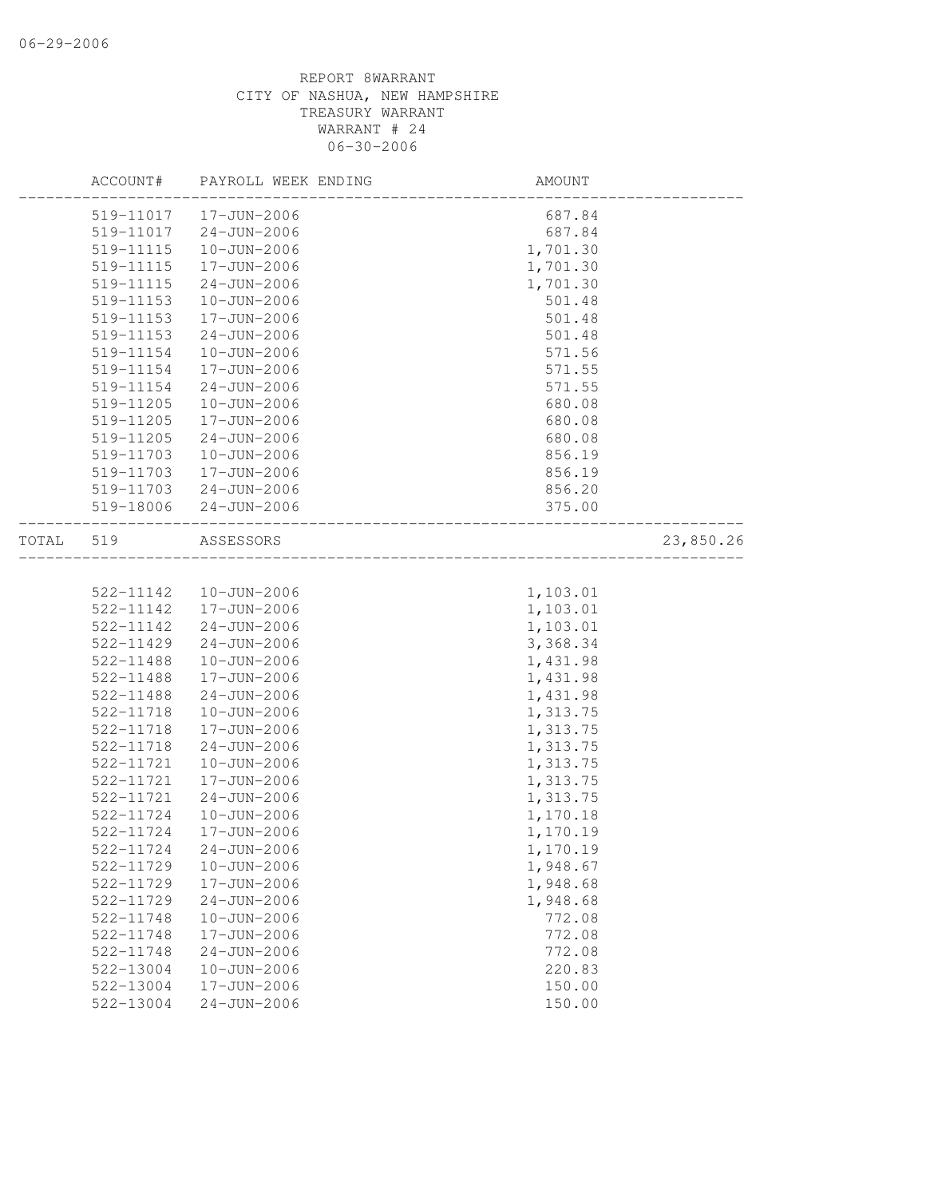REPORT 8WARRANT
CITY OF NASHUA, NEW HAMPSHIRE
TREASURY WARRANT
WARRANT # 24
06-30-2006

| | ACCOUNT# | PAYROLL WEEK ENDING | AMOUNT | |
|---|---|---|---|---|
| | 519-11017 | 17-JUN-2006 | 687.84 | |
| | 519-11017 | 24-JUN-2006 | 687.84 | |
| | 519-11115 | 10-JUN-2006 | 1,701.30 | |
| | 519-11115 | 17-JUN-2006 | 1,701.30 | |
| | 519-11115 | 24-JUN-2006 | 1,701.30 | |
| | 519-11153 | 10-JUN-2006 | 501.48 | |
| | 519-11153 | 17-JUN-2006 | 501.48 | |
| | 519-11153 | 24-JUN-2006 | 501.48 | |
| | 519-11154 | 10-JUN-2006 | 571.56 | |
| | 519-11154 | 17-JUN-2006 | 571.55 | |
| | 519-11154 | 24-JUN-2006 | 571.55 | |
| | 519-11205 | 10-JUN-2006 | 680.08 | |
| | 519-11205 | 17-JUN-2006 | 680.08 | |
| | 519-11205 | 24-JUN-2006 | 680.08 | |
| | 519-11703 | 10-JUN-2006 | 856.19 | |
| | 519-11703 | 17-JUN-2006 | 856.19 | |
| | 519-11703 | 24-JUN-2006 | 856.20 | |
| | 519-18006 | 24-JUN-2006 | 375.00 | |
| TOTAL | 519 | ASSESSORS | | 23,850.26 |
| | 522-11142 | 10-JUN-2006 | 1,103.01 | |
| | 522-11142 | 17-JUN-2006 | 1,103.01 | |
| | 522-11142 | 24-JUN-2006 | 1,103.01 | |
| | 522-11429 | 24-JUN-2006 | 3,368.34 | |
| | 522-11488 | 10-JUN-2006 | 1,431.98 | |
| | 522-11488 | 17-JUN-2006 | 1,431.98 | |
| | 522-11488 | 24-JUN-2006 | 1,431.98 | |
| | 522-11718 | 10-JUN-2006 | 1,313.75 | |
| | 522-11718 | 17-JUN-2006 | 1,313.75 | |
| | 522-11718 | 24-JUN-2006 | 1,313.75 | |
| | 522-11721 | 10-JUN-2006 | 1,313.75 | |
| | 522-11721 | 17-JUN-2006 | 1,313.75 | |
| | 522-11721 | 24-JUN-2006 | 1,313.75 | |
| | 522-11724 | 10-JUN-2006 | 1,170.18 | |
| | 522-11724 | 17-JUN-2006 | 1,170.19 | |
| | 522-11724 | 24-JUN-2006 | 1,170.19 | |
| | 522-11729 | 10-JUN-2006 | 1,948.67 | |
| | 522-11729 | 17-JUN-2006 | 1,948.68 | |
| | 522-11729 | 24-JUN-2006 | 1,948.68 | |
| | 522-11748 | 10-JUN-2006 | 772.08 | |
| | 522-11748 | 17-JUN-2006 | 772.08 | |
| | 522-11748 | 24-JUN-2006 | 772.08 | |
| | 522-13004 | 10-JUN-2006 | 220.83 | |
| | 522-13004 | 17-JUN-2006 | 150.00 | |
| | 522-13004 | 24-JUN-2006 | 150.00 | |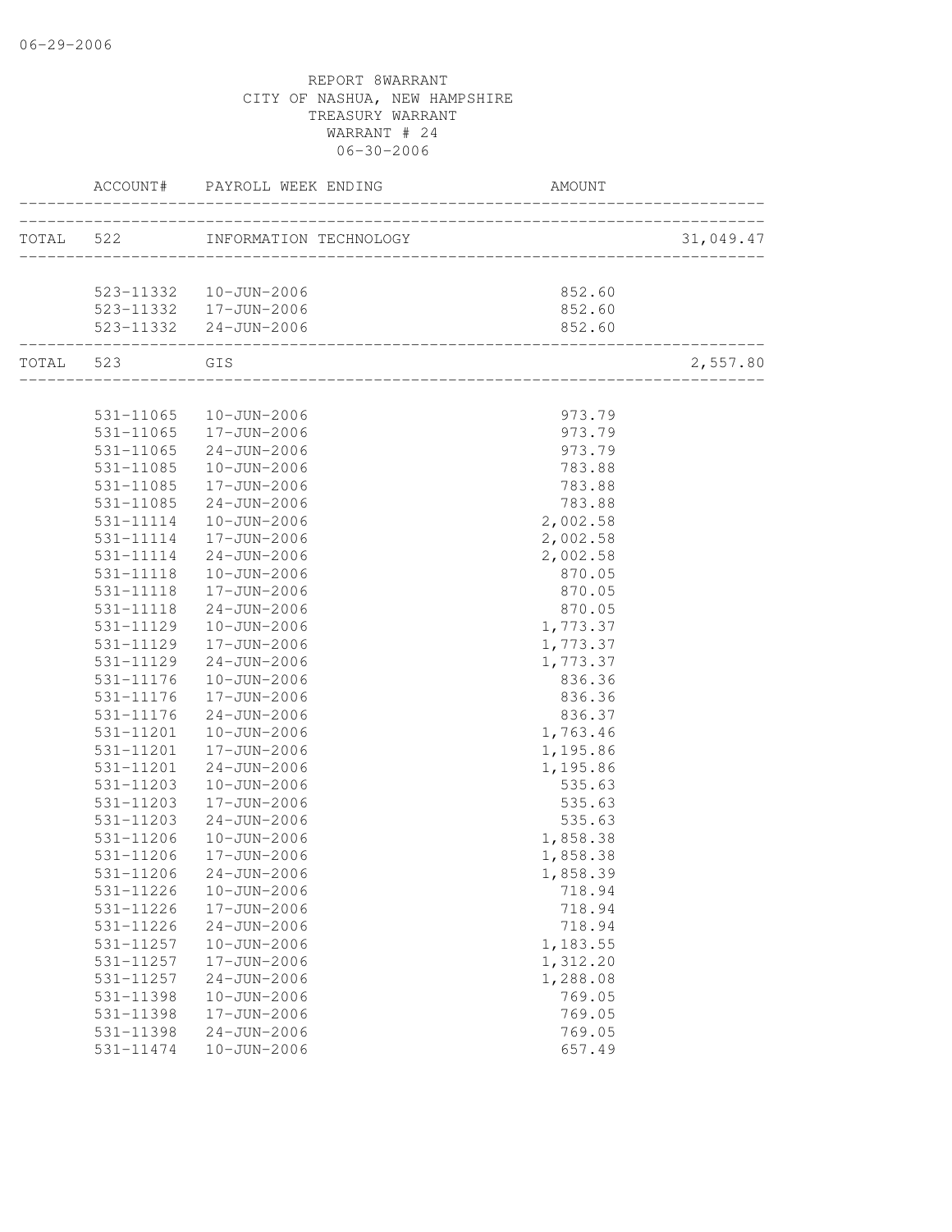06-29-2006

REPORT 8WARRANT
CITY OF NASHUA, NEW HAMPSHIRE
TREASURY WARRANT
WARRANT # 24
06-30-2006

| | ACCOUNT# | PAYROLL WEEK ENDING | AMOUNT | |
|---|---|---|---|---|
| TOTAL | 522 | INFORMATION TECHNOLOGY | | 31,049.47 |
| | 523-11332 | 10-JUN-2006 | 852.60 | |
| | 523-11332 | 17-JUN-2006 | 852.60 | |
| | 523-11332 | 24-JUN-2006 | 852.60 | |
| TOTAL | 523 | GIS | | 2,557.80 |
| | 531-11065 | 10-JUN-2006 | 973.79 | |
| | 531-11065 | 17-JUN-2006 | 973.79 | |
| | 531-11065 | 24-JUN-2006 | 973.79 | |
| | 531-11085 | 10-JUN-2006 | 783.88 | |
| | 531-11085 | 17-JUN-2006 | 783.88 | |
| | 531-11085 | 24-JUN-2006 | 783.88 | |
| | 531-11114 | 10-JUN-2006 | 2,002.58 | |
| | 531-11114 | 17-JUN-2006 | 2,002.58 | |
| | 531-11114 | 24-JUN-2006 | 2,002.58 | |
| | 531-11118 | 10-JUN-2006 | 870.05 | |
| | 531-11118 | 17-JUN-2006 | 870.05 | |
| | 531-11118 | 24-JUN-2006 | 870.05 | |
| | 531-11129 | 10-JUN-2006 | 1,773.37 | |
| | 531-11129 | 17-JUN-2006 | 1,773.37 | |
| | 531-11129 | 24-JUN-2006 | 1,773.37 | |
| | 531-11176 | 10-JUN-2006 | 836.36 | |
| | 531-11176 | 17-JUN-2006 | 836.36 | |
| | 531-11176 | 24-JUN-2006 | 836.37 | |
| | 531-11201 | 10-JUN-2006 | 1,763.46 | |
| | 531-11201 | 17-JUN-2006 | 1,195.86 | |
| | 531-11201 | 24-JUN-2006 | 1,195.86 | |
| | 531-11203 | 10-JUN-2006 | 535.63 | |
| | 531-11203 | 17-JUN-2006 | 535.63 | |
| | 531-11203 | 24-JUN-2006 | 535.63 | |
| | 531-11206 | 10-JUN-2006 | 1,858.38 | |
| | 531-11206 | 17-JUN-2006 | 1,858.38 | |
| | 531-11206 | 24-JUN-2006 | 1,858.39 | |
| | 531-11226 | 10-JUN-2006 | 718.94 | |
| | 531-11226 | 17-JUN-2006 | 718.94 | |
| | 531-11226 | 24-JUN-2006 | 718.94 | |
| | 531-11257 | 10-JUN-2006 | 1,183.55 | |
| | 531-11257 | 17-JUN-2006 | 1,312.20 | |
| | 531-11257 | 24-JUN-2006 | 1,288.08 | |
| | 531-11398 | 10-JUN-2006 | 769.05 | |
| | 531-11398 | 17-JUN-2006 | 769.05 | |
| | 531-11398 | 24-JUN-2006 | 769.05 | |
| | 531-11474 | 10-JUN-2006 | 657.49 | |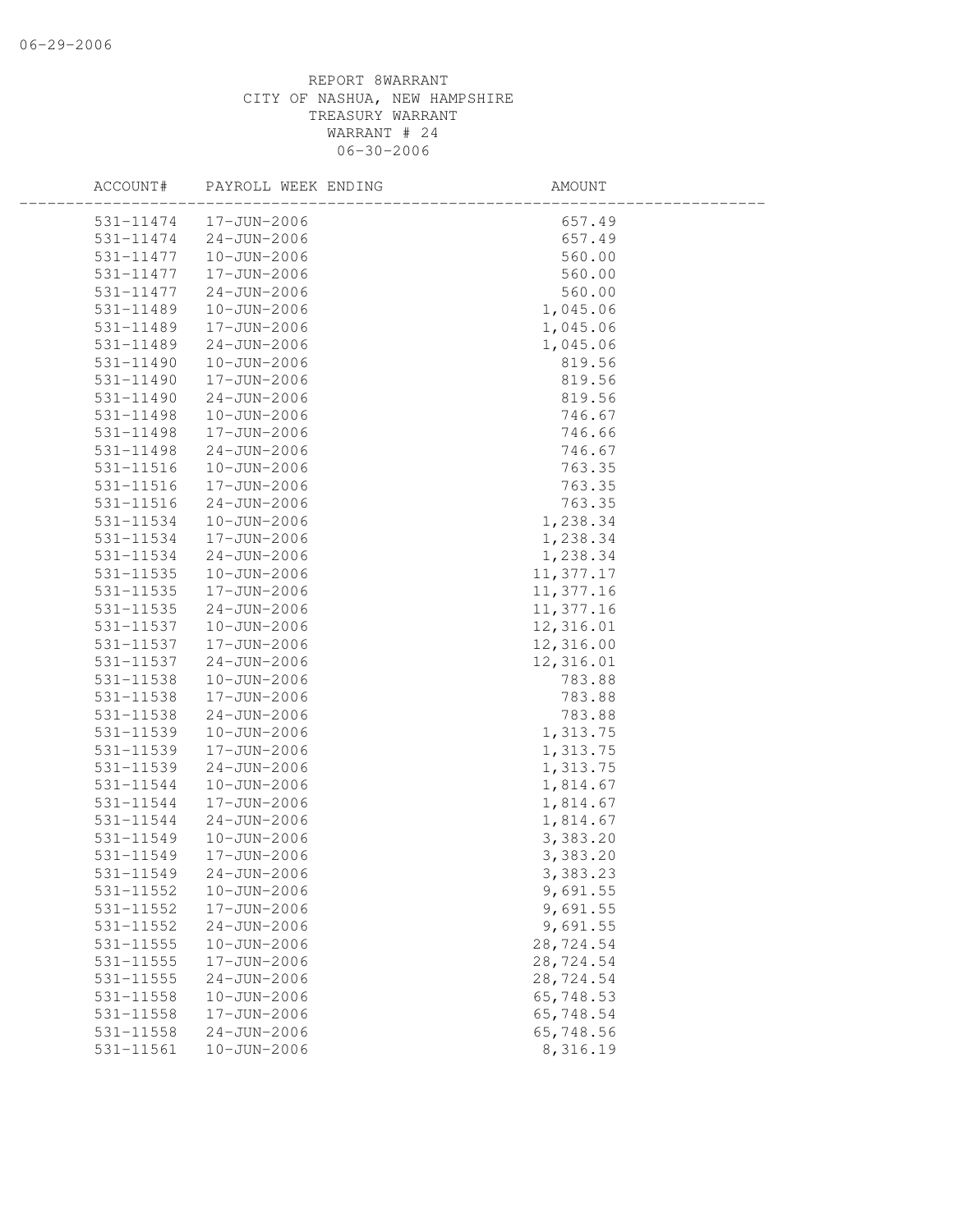REPORT 8WARRANT
CITY OF NASHUA, NEW HAMPSHIRE
TREASURY WARRANT
WARRANT # 24
06-30-2006

| ACCOUNT# | PAYROLL WEEK ENDING | AMOUNT |
|---|---|---|
| 531-11474 | 17-JUN-2006 | 657.49 |
| 531-11474 | 24-JUN-2006 | 657.49 |
| 531-11477 | 10-JUN-2006 | 560.00 |
| 531-11477 | 17-JUN-2006 | 560.00 |
| 531-11477 | 24-JUN-2006 | 560.00 |
| 531-11489 | 10-JUN-2006 | 1,045.06 |
| 531-11489 | 17-JUN-2006 | 1,045.06 |
| 531-11489 | 24-JUN-2006 | 1,045.06 |
| 531-11490 | 10-JUN-2006 | 819.56 |
| 531-11490 | 17-JUN-2006 | 819.56 |
| 531-11490 | 24-JUN-2006 | 819.56 |
| 531-11498 | 10-JUN-2006 | 746.67 |
| 531-11498 | 17-JUN-2006 | 746.66 |
| 531-11498 | 24-JUN-2006 | 746.67 |
| 531-11516 | 10-JUN-2006 | 763.35 |
| 531-11516 | 17-JUN-2006 | 763.35 |
| 531-11516 | 24-JUN-2006 | 763.35 |
| 531-11534 | 10-JUN-2006 | 1,238.34 |
| 531-11534 | 17-JUN-2006 | 1,238.34 |
| 531-11534 | 24-JUN-2006 | 1,238.34 |
| 531-11535 | 10-JUN-2006 | 11,377.17 |
| 531-11535 | 17-JUN-2006 | 11,377.16 |
| 531-11535 | 24-JUN-2006 | 11,377.16 |
| 531-11537 | 10-JUN-2006 | 12,316.01 |
| 531-11537 | 17-JUN-2006 | 12,316.00 |
| 531-11537 | 24-JUN-2006 | 12,316.01 |
| 531-11538 | 10-JUN-2006 | 783.88 |
| 531-11538 | 17-JUN-2006 | 783.88 |
| 531-11538 | 24-JUN-2006 | 783.88 |
| 531-11539 | 10-JUN-2006 | 1,313.75 |
| 531-11539 | 17-JUN-2006 | 1,313.75 |
| 531-11539 | 24-JUN-2006 | 1,313.75 |
| 531-11544 | 10-JUN-2006 | 1,814.67 |
| 531-11544 | 17-JUN-2006 | 1,814.67 |
| 531-11544 | 24-JUN-2006 | 1,814.67 |
| 531-11549 | 10-JUN-2006 | 3,383.20 |
| 531-11549 | 17-JUN-2006 | 3,383.20 |
| 531-11549 | 24-JUN-2006 | 3,383.23 |
| 531-11552 | 10-JUN-2006 | 9,691.55 |
| 531-11552 | 17-JUN-2006 | 9,691.55 |
| 531-11552 | 24-JUN-2006 | 9,691.55 |
| 531-11555 | 10-JUN-2006 | 28,724.54 |
| 531-11555 | 17-JUN-2006 | 28,724.54 |
| 531-11555 | 24-JUN-2006 | 28,724.54 |
| 531-11558 | 10-JUN-2006 | 65,748.53 |
| 531-11558 | 17-JUN-2006 | 65,748.54 |
| 531-11558 | 24-JUN-2006 | 65,748.56 |
| 531-11561 | 10-JUN-2006 | 8,316.19 |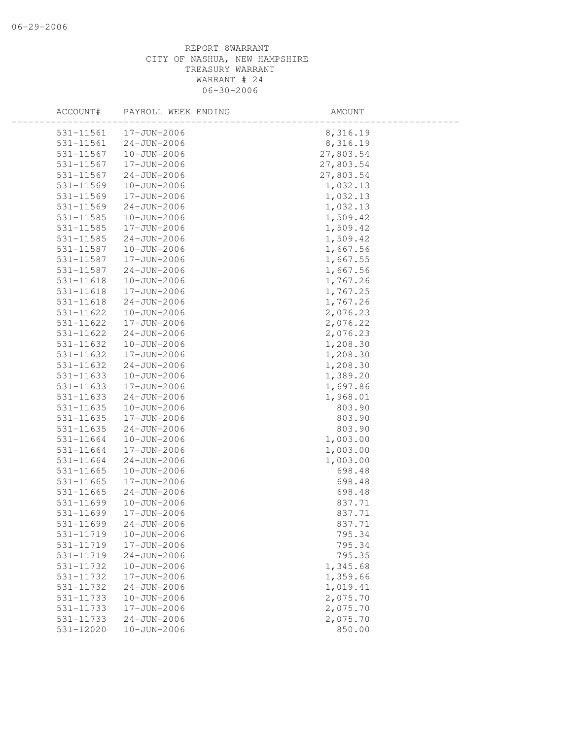REPORT 8WARRANT
CITY OF NASHUA, NEW HAMPSHIRE
TREASURY WARRANT
WARRANT # 24
06-30-2006

| ACCOUNT# | PAYROLL WEEK ENDING | AMOUNT |
|---|---|---|
| 531-11561 | 17-JUN-2006 | 8,316.19 |
| 531-11561 | 24-JUN-2006 | 8,316.19 |
| 531-11567 | 10-JUN-2006 | 27,803.54 |
| 531-11567 | 17-JUN-2006 | 27,803.54 |
| 531-11567 | 24-JUN-2006 | 27,803.54 |
| 531-11569 | 10-JUN-2006 | 1,032.13 |
| 531-11569 | 17-JUN-2006 | 1,032.13 |
| 531-11569 | 24-JUN-2006 | 1,032.13 |
| 531-11585 | 10-JUN-2006 | 1,509.42 |
| 531-11585 | 17-JUN-2006 | 1,509.42 |
| 531-11585 | 24-JUN-2006 | 1,509.42 |
| 531-11587 | 10-JUN-2006 | 1,667.56 |
| 531-11587 | 17-JUN-2006 | 1,667.55 |
| 531-11587 | 24-JUN-2006 | 1,667.56 |
| 531-11618 | 10-JUN-2006 | 1,767.26 |
| 531-11618 | 17-JUN-2006 | 1,767.25 |
| 531-11618 | 24-JUN-2006 | 1,767.26 |
| 531-11622 | 10-JUN-2006 | 2,076.23 |
| 531-11622 | 17-JUN-2006 | 2,076.22 |
| 531-11622 | 24-JUN-2006 | 2,076.23 |
| 531-11632 | 10-JUN-2006 | 1,208.30 |
| 531-11632 | 17-JUN-2006 | 1,208.30 |
| 531-11632 | 24-JUN-2006 | 1,208.30 |
| 531-11633 | 10-JUN-2006 | 1,389.20 |
| 531-11633 | 17-JUN-2006 | 1,697.86 |
| 531-11633 | 24-JUN-2006 | 1,968.01 |
| 531-11635 | 10-JUN-2006 | 803.90 |
| 531-11635 | 17-JUN-2006 | 803.90 |
| 531-11635 | 24-JUN-2006 | 803.90 |
| 531-11664 | 10-JUN-2006 | 1,003.00 |
| 531-11664 | 17-JUN-2006 | 1,003.00 |
| 531-11664 | 24-JUN-2006 | 1,003.00 |
| 531-11665 | 10-JUN-2006 | 698.48 |
| 531-11665 | 17-JUN-2006 | 698.48 |
| 531-11665 | 24-JUN-2006 | 698.48 |
| 531-11699 | 10-JUN-2006 | 837.71 |
| 531-11699 | 17-JUN-2006 | 837.71 |
| 531-11699 | 24-JUN-2006 | 837.71 |
| 531-11719 | 10-JUN-2006 | 795.34 |
| 531-11719 | 17-JUN-2006 | 795.34 |
| 531-11719 | 24-JUN-2006 | 795.35 |
| 531-11732 | 10-JUN-2006 | 1,345.68 |
| 531-11732 | 17-JUN-2006 | 1,359.66 |
| 531-11732 | 24-JUN-2006 | 1,019.41 |
| 531-11733 | 10-JUN-2006 | 2,075.70 |
| 531-11733 | 17-JUN-2006 | 2,075.70 |
| 531-11733 | 24-JUN-2006 | 2,075.70 |
| 531-12020 | 10-JUN-2006 | 850.00 |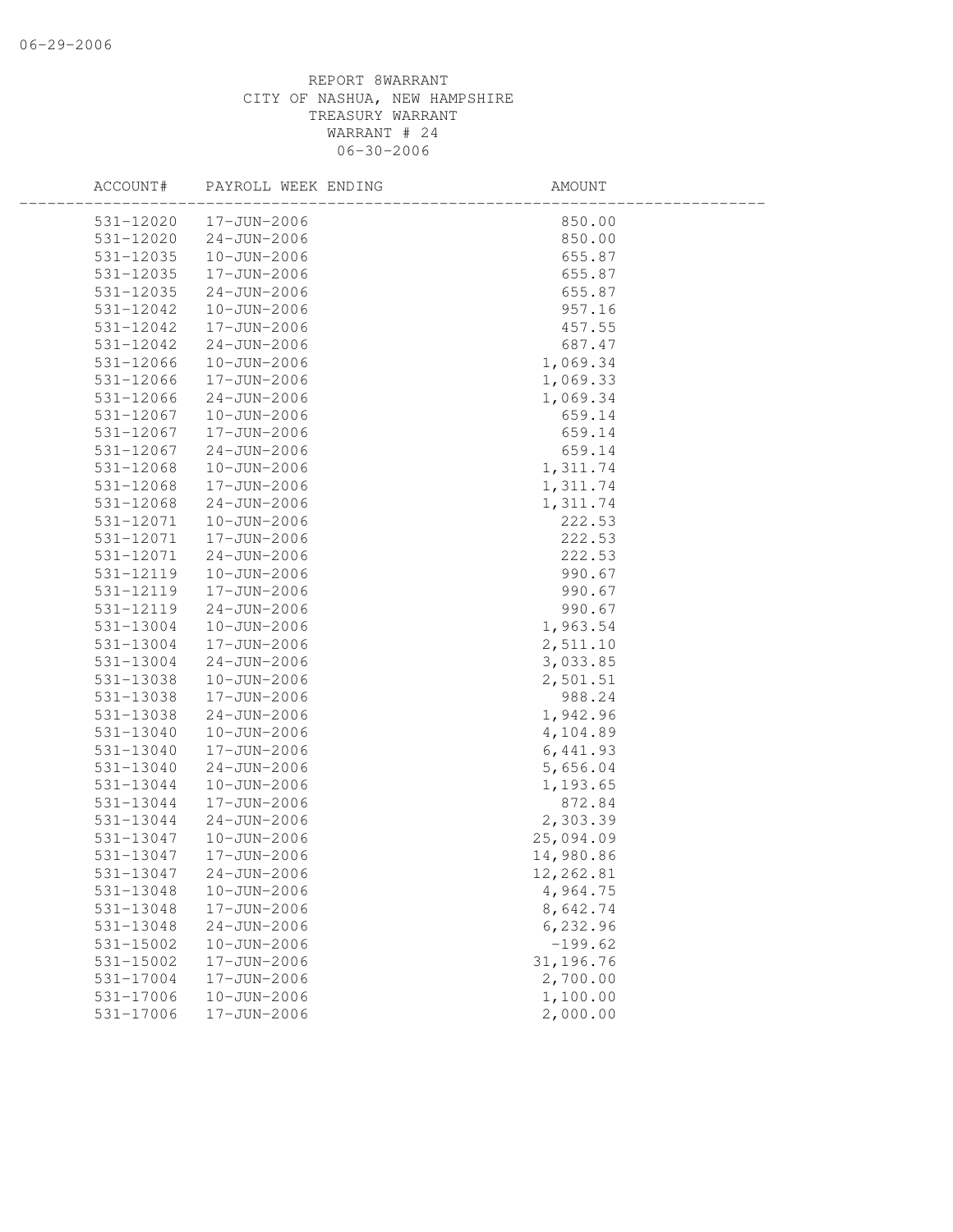REPORT 8WARRANT
CITY OF NASHUA, NEW HAMPSHIRE
TREASURY WARRANT
WARRANT # 24
06-30-2006

| ACCOUNT# | PAYROLL WEEK ENDING | AMOUNT |
|---|---|---|
| 531-12020 | 17-JUN-2006 | 850.00 |
| 531-12020 | 24-JUN-2006 | 850.00 |
| 531-12035 | 10-JUN-2006 | 655.87 |
| 531-12035 | 17-JUN-2006 | 655.87 |
| 531-12035 | 24-JUN-2006 | 655.87 |
| 531-12042 | 10-JUN-2006 | 957.16 |
| 531-12042 | 17-JUN-2006 | 457.55 |
| 531-12042 | 24-JUN-2006 | 687.47 |
| 531-12066 | 10-JUN-2006 | 1,069.34 |
| 531-12066 | 17-JUN-2006 | 1,069.33 |
| 531-12066 | 24-JUN-2006 | 1,069.34 |
| 531-12067 | 10-JUN-2006 | 659.14 |
| 531-12067 | 17-JUN-2006 | 659.14 |
| 531-12067 | 24-JUN-2006 | 659.14 |
| 531-12068 | 10-JUN-2006 | 1,311.74 |
| 531-12068 | 17-JUN-2006 | 1,311.74 |
| 531-12068 | 24-JUN-2006 | 1,311.74 |
| 531-12071 | 10-JUN-2006 | 222.53 |
| 531-12071 | 17-JUN-2006 | 222.53 |
| 531-12071 | 24-JUN-2006 | 222.53 |
| 531-12119 | 10-JUN-2006 | 990.67 |
| 531-12119 | 17-JUN-2006 | 990.67 |
| 531-12119 | 24-JUN-2006 | 990.67 |
| 531-13004 | 10-JUN-2006 | 1,963.54 |
| 531-13004 | 17-JUN-2006 | 2,511.10 |
| 531-13004 | 24-JUN-2006 | 3,033.85 |
| 531-13038 | 10-JUN-2006 | 2,501.51 |
| 531-13038 | 17-JUN-2006 | 988.24 |
| 531-13038 | 24-JUN-2006 | 1,942.96 |
| 531-13040 | 10-JUN-2006 | 4,104.89 |
| 531-13040 | 17-JUN-2006 | 6,441.93 |
| 531-13040 | 24-JUN-2006 | 5,656.04 |
| 531-13044 | 10-JUN-2006 | 1,193.65 |
| 531-13044 | 17-JUN-2006 | 872.84 |
| 531-13044 | 24-JUN-2006 | 2,303.39 |
| 531-13047 | 10-JUN-2006 | 25,094.09 |
| 531-13047 | 17-JUN-2006 | 14,980.86 |
| 531-13047 | 24-JUN-2006 | 12,262.81 |
| 531-13048 | 10-JUN-2006 | 4,964.75 |
| 531-13048 | 17-JUN-2006 | 8,642.74 |
| 531-13048 | 24-JUN-2006 | 6,232.96 |
| 531-15002 | 10-JUN-2006 | -199.62 |
| 531-15002 | 17-JUN-2006 | 31,196.76 |
| 531-17004 | 17-JUN-2006 | 2,700.00 |
| 531-17006 | 10-JUN-2006 | 1,100.00 |
| 531-17006 | 17-JUN-2006 | 2,000.00 |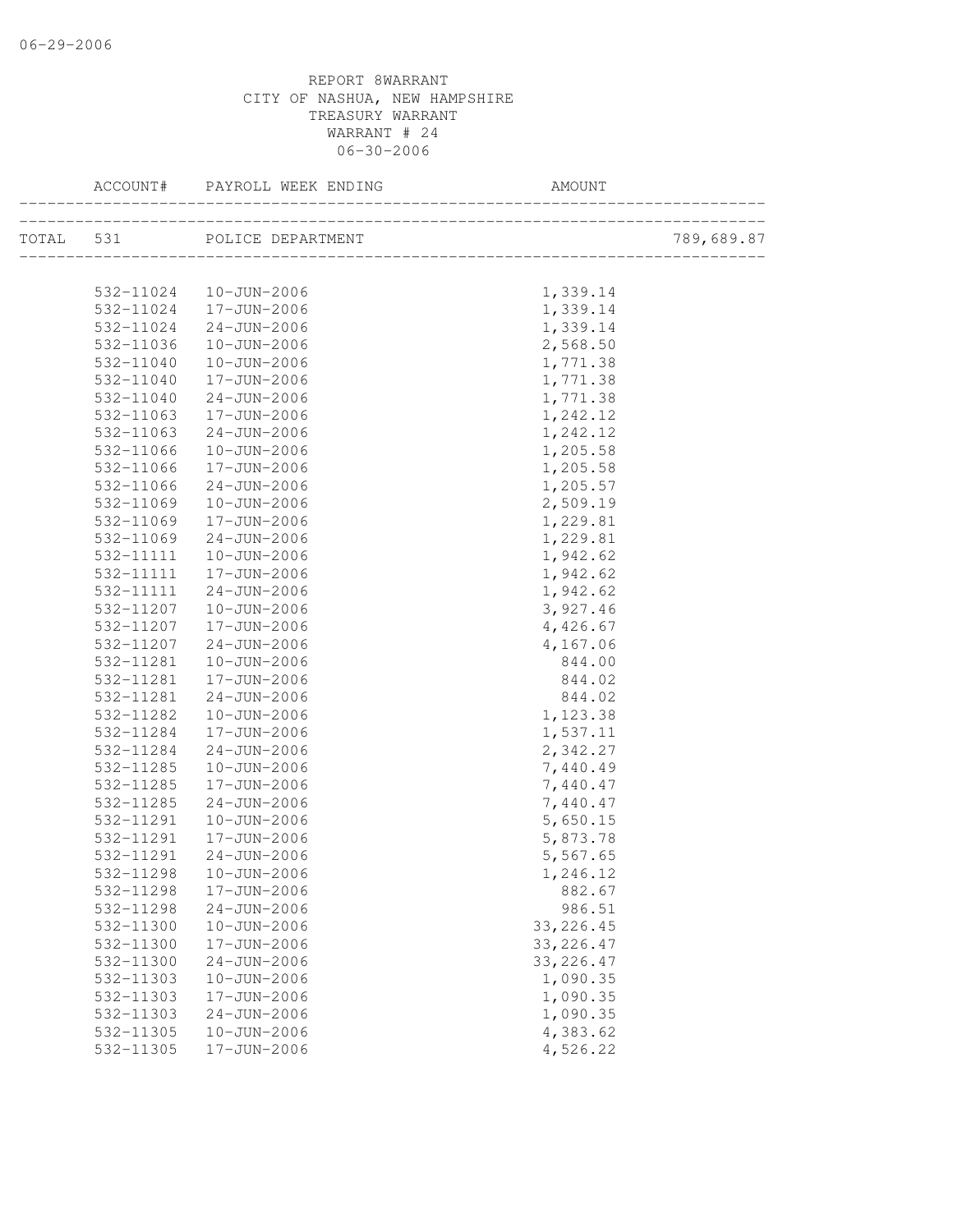REPORT 8WARRANT
CITY OF NASHUA, NEW HAMPSHIRE
TREASURY WARRANT
WARRANT # 24
06-30-2006

| ACCOUNT# | PAYROLL WEEK ENDING | AMOUNT | |
|---|---|---|---|
| TOTAL 531 | POLICE DEPARTMENT | | 789,689.87 |
| 532-11024 | 10-JUN-2006 | 1,339.14 | |
| 532-11024 | 17-JUN-2006 | 1,339.14 | |
| 532-11024 | 24-JUN-2006 | 1,339.14 | |
| 532-11036 | 10-JUN-2006 | 2,568.50 | |
| 532-11040 | 10-JUN-2006 | 1,771.38 | |
| 532-11040 | 17-JUN-2006 | 1,771.38 | |
| 532-11040 | 24-JUN-2006 | 1,771.38 | |
| 532-11063 | 17-JUN-2006 | 1,242.12 | |
| 532-11063 | 24-JUN-2006 | 1,242.12 | |
| 532-11066 | 10-JUN-2006 | 1,205.58 | |
| 532-11066 | 17-JUN-2006 | 1,205.58 | |
| 532-11066 | 24-JUN-2006 | 1,205.57 | |
| 532-11069 | 10-JUN-2006 | 2,509.19 | |
| 532-11069 | 17-JUN-2006 | 1,229.81 | |
| 532-11069 | 24-JUN-2006 | 1,229.81 | |
| 532-11111 | 10-JUN-2006 | 1,942.62 | |
| 532-11111 | 17-JUN-2006 | 1,942.62 | |
| 532-11111 | 24-JUN-2006 | 1,942.62 | |
| 532-11207 | 10-JUN-2006 | 3,927.46 | |
| 532-11207 | 17-JUN-2006 | 4,426.67 | |
| 532-11207 | 24-JUN-2006 | 4,167.06 | |
| 532-11281 | 10-JUN-2006 | 844.00 | |
| 532-11281 | 17-JUN-2006 | 844.02 | |
| 532-11281 | 24-JUN-2006 | 844.02 | |
| 532-11282 | 10-JUN-2006 | 1,123.38 | |
| 532-11284 | 17-JUN-2006 | 1,537.11 | |
| 532-11284 | 24-JUN-2006 | 2,342.27 | |
| 532-11285 | 10-JUN-2006 | 7,440.49 | |
| 532-11285 | 17-JUN-2006 | 7,440.47 | |
| 532-11285 | 24-JUN-2006 | 7,440.47 | |
| 532-11291 | 10-JUN-2006 | 5,650.15 | |
| 532-11291 | 17-JUN-2006 | 5,873.78 | |
| 532-11291 | 24-JUN-2006 | 5,567.65 | |
| 532-11298 | 10-JUN-2006 | 1,246.12 | |
| 532-11298 | 17-JUN-2006 | 882.67 | |
| 532-11298 | 24-JUN-2006 | 986.51 | |
| 532-11300 | 10-JUN-2006 | 33,226.45 | |
| 532-11300 | 17-JUN-2006 | 33,226.47 | |
| 532-11300 | 24-JUN-2006 | 33,226.47 | |
| 532-11303 | 10-JUN-2006 | 1,090.35 | |
| 532-11303 | 17-JUN-2006 | 1,090.35 | |
| 532-11303 | 24-JUN-2006 | 1,090.35 | |
| 532-11305 | 10-JUN-2006 | 4,383.62 | |
| 532-11305 | 17-JUN-2006 | 4,526.22 | |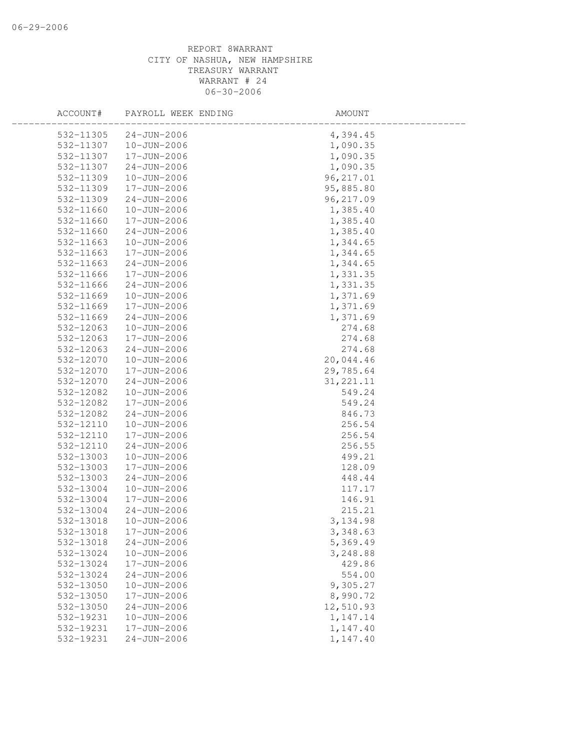REPORT 8WARRANT
CITY OF NASHUA, NEW HAMPSHIRE
TREASURY WARRANT
WARRANT # 24
06-30-2006

| ACCOUNT# | PAYROLL WEEK ENDING | AMOUNT |
|---|---|---|
| 532-11305 | 24-JUN-2006 | 4,394.45 |
| 532-11307 | 10-JUN-2006 | 1,090.35 |
| 532-11307 | 17-JUN-2006 | 1,090.35 |
| 532-11307 | 24-JUN-2006 | 1,090.35 |
| 532-11309 | 10-JUN-2006 | 96,217.01 |
| 532-11309 | 17-JUN-2006 | 95,885.80 |
| 532-11309 | 24-JUN-2006 | 96,217.09 |
| 532-11660 | 10-JUN-2006 | 1,385.40 |
| 532-11660 | 17-JUN-2006 | 1,385.40 |
| 532-11660 | 24-JUN-2006 | 1,385.40 |
| 532-11663 | 10-JUN-2006 | 1,344.65 |
| 532-11663 | 17-JUN-2006 | 1,344.65 |
| 532-11663 | 24-JUN-2006 | 1,344.65 |
| 532-11666 | 17-JUN-2006 | 1,331.35 |
| 532-11666 | 24-JUN-2006 | 1,331.35 |
| 532-11669 | 10-JUN-2006 | 1,371.69 |
| 532-11669 | 17-JUN-2006 | 1,371.69 |
| 532-11669 | 24-JUN-2006 | 1,371.69 |
| 532-12063 | 10-JUN-2006 | 274.68 |
| 532-12063 | 17-JUN-2006 | 274.68 |
| 532-12063 | 24-JUN-2006 | 274.68 |
| 532-12070 | 10-JUN-2006 | 20,044.46 |
| 532-12070 | 17-JUN-2006 | 29,785.64 |
| 532-12070 | 24-JUN-2006 | 31,221.11 |
| 532-12082 | 10-JUN-2006 | 549.24 |
| 532-12082 | 17-JUN-2006 | 549.24 |
| 532-12082 | 24-JUN-2006 | 846.73 |
| 532-12110 | 10-JUN-2006 | 256.54 |
| 532-12110 | 17-JUN-2006 | 256.54 |
| 532-12110 | 24-JUN-2006 | 256.55 |
| 532-13003 | 10-JUN-2006 | 499.21 |
| 532-13003 | 17-JUN-2006 | 128.09 |
| 532-13003 | 24-JUN-2006 | 448.44 |
| 532-13004 | 10-JUN-2006 | 117.17 |
| 532-13004 | 17-JUN-2006 | 146.91 |
| 532-13004 | 24-JUN-2006 | 215.21 |
| 532-13018 | 10-JUN-2006 | 3,134.98 |
| 532-13018 | 17-JUN-2006 | 3,348.63 |
| 532-13018 | 24-JUN-2006 | 5,369.49 |
| 532-13024 | 10-JUN-2006 | 3,248.88 |
| 532-13024 | 17-JUN-2006 | 429.86 |
| 532-13024 | 24-JUN-2006 | 554.00 |
| 532-13050 | 10-JUN-2006 | 9,305.27 |
| 532-13050 | 17-JUN-2006 | 8,990.72 |
| 532-13050 | 24-JUN-2006 | 12,510.93 |
| 532-19231 | 10-JUN-2006 | 1,147.14 |
| 532-19231 | 17-JUN-2006 | 1,147.40 |
| 532-19231 | 24-JUN-2006 | 1,147.40 |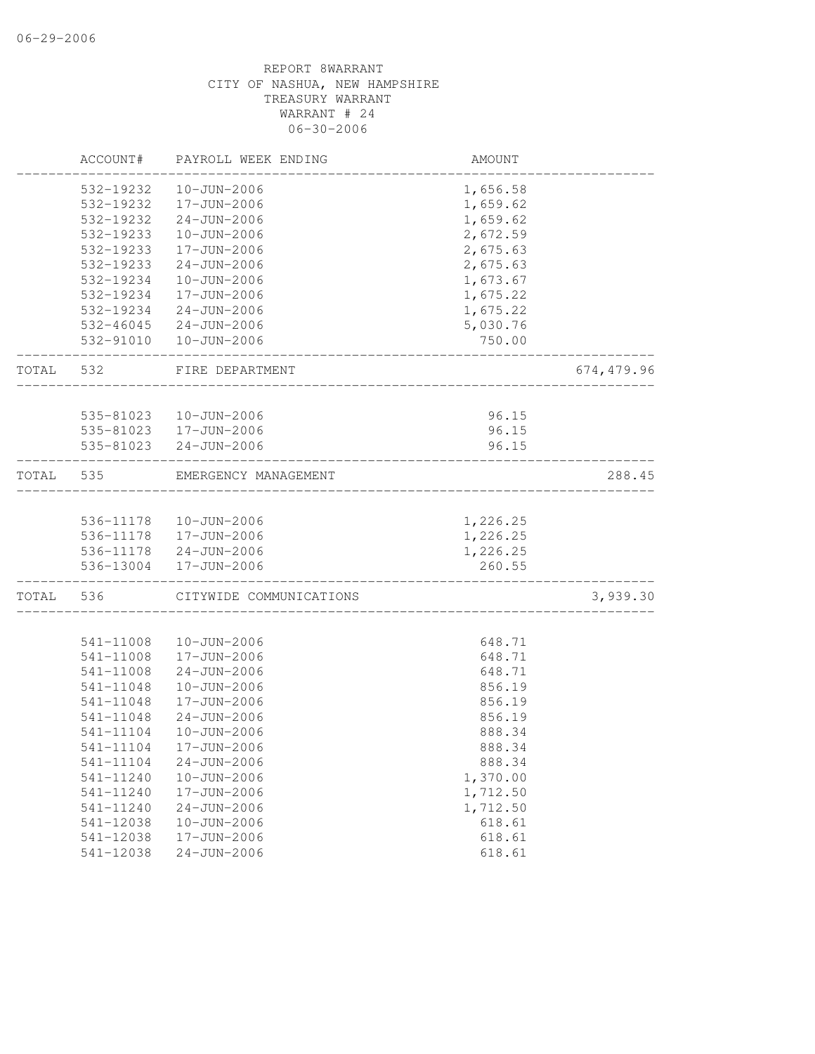REPORT 8WARRANT
CITY OF NASHUA, NEW HAMPSHIRE
TREASURY WARRANT
WARRANT # 24
06-30-2006

| | ACCOUNT# | PAYROLL WEEK ENDING | AMOUNT | |
|---|---|---|---|---|
| | 532-19232 | 10-JUN-2006 | 1,656.58 | |
| | 532-19232 | 17-JUN-2006 | 1,659.62 | |
| | 532-19232 | 24-JUN-2006 | 1,659.62 | |
| | 532-19233 | 10-JUN-2006 | 2,672.59 | |
| | 532-19233 | 17-JUN-2006 | 2,675.63 | |
| | 532-19233 | 24-JUN-2006 | 2,675.63 | |
| | 532-19234 | 10-JUN-2006 | 1,673.67 | |
| | 532-19234 | 17-JUN-2006 | 1,675.22 | |
| | 532-19234 | 24-JUN-2006 | 1,675.22 | |
| | 532-46045 | 24-JUN-2006 | 5,030.76 | |
| | 532-91010 | 10-JUN-2006 | 750.00 | |
| TOTAL | 532 | FIRE DEPARTMENT | | 674,479.96 |
| | 535-81023 | 10-JUN-2006 | 96.15 | |
| | 535-81023 | 17-JUN-2006 | 96.15 | |
| | 535-81023 | 24-JUN-2006 | 96.15 | |
| TOTAL | 535 | EMERGENCY MANAGEMENT | | 288.45 |
| | 536-11178 | 10-JUN-2006 | 1,226.25 | |
| | 536-11178 | 17-JUN-2006 | 1,226.25 | |
| | 536-11178 | 24-JUN-2006 | 1,226.25 | |
| | 536-13004 | 17-JUN-2006 | 260.55 | |
| TOTAL | 536 | CITYWIDE COMMUNICATIONS | | 3,939.30 |
| | 541-11008 | 10-JUN-2006 | 648.71 | |
| | 541-11008 | 17-JUN-2006 | 648.71 | |
| | 541-11008 | 24-JUN-2006 | 648.71 | |
| | 541-11048 | 10-JUN-2006 | 856.19 | |
| | 541-11048 | 17-JUN-2006 | 856.19 | |
| | 541-11048 | 24-JUN-2006 | 856.19 | |
| | 541-11104 | 10-JUN-2006 | 888.34 | |
| | 541-11104 | 17-JUN-2006 | 888.34 | |
| | 541-11104 | 24-JUN-2006 | 888.34 | |
| | 541-11240 | 10-JUN-2006 | 1,370.00 | |
| | 541-11240 | 17-JUN-2006 | 1,712.50 | |
| | 541-11240 | 24-JUN-2006 | 1,712.50 | |
| | 541-12038 | 10-JUN-2006 | 618.61 | |
| | 541-12038 | 17-JUN-2006 | 618.61 | |
| | 541-12038 | 24-JUN-2006 | 618.61 | |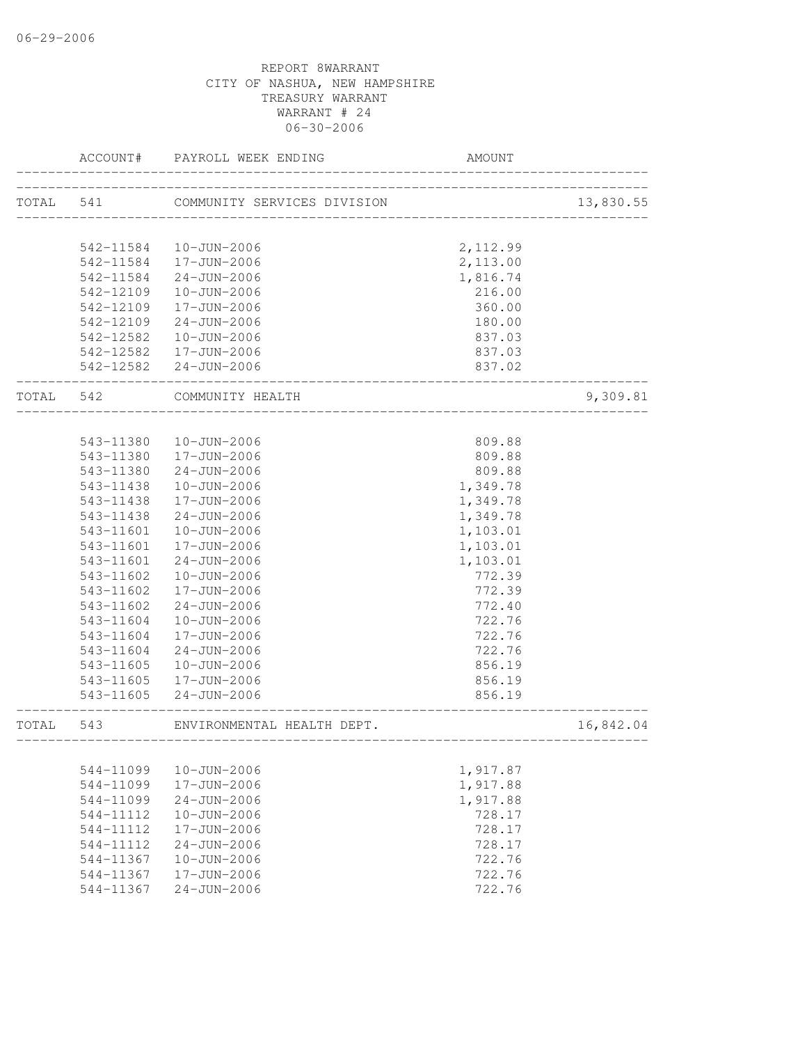REPORT 8WARRANT
CITY OF NASHUA, NEW HAMPSHIRE
TREASURY WARRANT
WARRANT # 24
06-30-2006

| | ACCOUNT# | PAYROLL WEEK ENDING | AMOUNT | |
|---|---|---|---|---|
| TOTAL | 541 | COMMUNITY SERVICES DIVISION | | 13,830.55 |
| | 542-11584 | 10-JUN-2006 | 2,112.99 | |
| | 542-11584 | 17-JUN-2006 | 2,113.00 | |
| | 542-11584 | 24-JUN-2006 | 1,816.74 | |
| | 542-12109 | 10-JUN-2006 | 216.00 | |
| | 542-12109 | 17-JUN-2006 | 360.00 | |
| | 542-12109 | 24-JUN-2006 | 180.00 | |
| | 542-12582 | 10-JUN-2006 | 837.03 | |
| | 542-12582 | 17-JUN-2006 | 837.03 | |
| | 542-12582 | 24-JUN-2006 | 837.02 | |
| TOTAL | 542 | COMMUNITY HEALTH | | 9,309.81 |
| | 543-11380 | 10-JUN-2006 | 809.88 | |
| | 543-11380 | 17-JUN-2006 | 809.88 | |
| | 543-11380 | 24-JUN-2006 | 809.88 | |
| | 543-11438 | 10-JUN-2006 | 1,349.78 | |
| | 543-11438 | 17-JUN-2006 | 1,349.78 | |
| | 543-11438 | 24-JUN-2006 | 1,349.78 | |
| | 543-11601 | 10-JUN-2006 | 1,103.01 | |
| | 543-11601 | 17-JUN-2006 | 1,103.01 | |
| | 543-11601 | 24-JUN-2006 | 1,103.01 | |
| | 543-11602 | 10-JUN-2006 | 772.39 | |
| | 543-11602 | 17-JUN-2006 | 772.39 | |
| | 543-11602 | 24-JUN-2006 | 772.40 | |
| | 543-11604 | 10-JUN-2006 | 722.76 | |
| | 543-11604 | 17-JUN-2006 | 722.76 | |
| | 543-11604 | 24-JUN-2006 | 722.76 | |
| | 543-11605 | 10-JUN-2006 | 856.19 | |
| | 543-11605 | 17-JUN-2006 | 856.19 | |
| | 543-11605 | 24-JUN-2006 | 856.19 | |
| TOTAL | 543 | ENVIRONMENTAL HEALTH DEPT. | | 16,842.04 |
| | 544-11099 | 10-JUN-2006 | 1,917.87 | |
| | 544-11099 | 17-JUN-2006 | 1,917.88 | |
| | 544-11099 | 24-JUN-2006 | 1,917.88 | |
| | 544-11112 | 10-JUN-2006 | 728.17 | |
| | 544-11112 | 17-JUN-2006 | 728.17 | |
| | 544-11112 | 24-JUN-2006 | 728.17 | |
| | 544-11367 | 10-JUN-2006 | 722.76 | |
| | 544-11367 | 17-JUN-2006 | 722.76 | |
| | 544-11367 | 24-JUN-2006 | 722.76 | |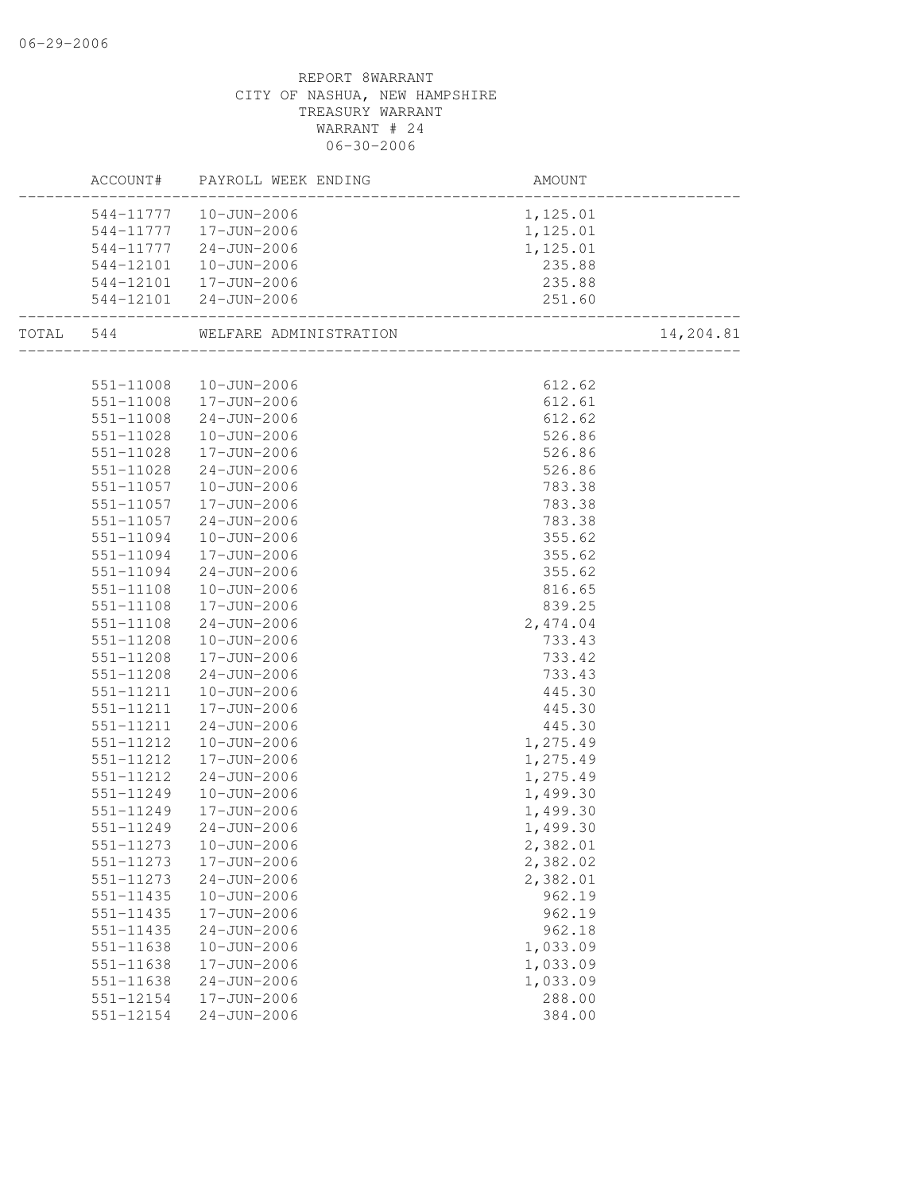REPORT 8WARRANT
CITY OF NASHUA, NEW HAMPSHIRE
TREASURY WARRANT
WARRANT # 24
06-30-2006

| | ACCOUNT# | PAYROLL WEEK ENDING | AMOUNT | |
|---|---|---|---|---|
| | 544-11777 | 10-JUN-2006 | 1,125.01 | |
| | 544-11777 | 17-JUN-2006 | 1,125.01 | |
| | 544-11777 | 24-JUN-2006 | 1,125.01 | |
| | 544-12101 | 10-JUN-2006 | 235.88 | |
| | 544-12101 | 17-JUN-2006 | 235.88 | |
| | 544-12101 | 24-JUN-2006 | 251.60 | |
| TOTAL | 544 | WELFARE ADMINISTRATION | | 14,204.81 |
| | 551-11008 | 10-JUN-2006 | 612.62 | |
| | 551-11008 | 17-JUN-2006 | 612.61 | |
| | 551-11008 | 24-JUN-2006 | 612.62 | |
| | 551-11028 | 10-JUN-2006 | 526.86 | |
| | 551-11028 | 17-JUN-2006 | 526.86 | |
| | 551-11028 | 24-JUN-2006 | 526.86 | |
| | 551-11057 | 10-JUN-2006 | 783.38 | |
| | 551-11057 | 17-JUN-2006 | 783.38 | |
| | 551-11057 | 24-JUN-2006 | 783.38 | |
| | 551-11094 | 10-JUN-2006 | 355.62 | |
| | 551-11094 | 17-JUN-2006 | 355.62 | |
| | 551-11094 | 24-JUN-2006 | 355.62 | |
| | 551-11108 | 10-JUN-2006 | 816.65 | |
| | 551-11108 | 17-JUN-2006 | 839.25 | |
| | 551-11108 | 24-JUN-2006 | 2,474.04 | |
| | 551-11208 | 10-JUN-2006 | 733.43 | |
| | 551-11208 | 17-JUN-2006 | 733.42 | |
| | 551-11208 | 24-JUN-2006 | 733.43 | |
| | 551-11211 | 10-JUN-2006 | 445.30 | |
| | 551-11211 | 17-JUN-2006 | 445.30 | |
| | 551-11211 | 24-JUN-2006 | 445.30 | |
| | 551-11212 | 10-JUN-2006 | 1,275.49 | |
| | 551-11212 | 17-JUN-2006 | 1,275.49 | |
| | 551-11212 | 24-JUN-2006 | 1,275.49 | |
| | 551-11249 | 10-JUN-2006 | 1,499.30 | |
| | 551-11249 | 17-JUN-2006 | 1,499.30 | |
| | 551-11249 | 24-JUN-2006 | 1,499.30 | |
| | 551-11273 | 10-JUN-2006 | 2,382.01 | |
| | 551-11273 | 17-JUN-2006 | 2,382.02 | |
| | 551-11273 | 24-JUN-2006 | 2,382.01 | |
| | 551-11435 | 10-JUN-2006 | 962.19 | |
| | 551-11435 | 17-JUN-2006 | 962.19 | |
| | 551-11435 | 24-JUN-2006 | 962.18 | |
| | 551-11638 | 10-JUN-2006 | 1,033.09 | |
| | 551-11638 | 17-JUN-2006 | 1,033.09 | |
| | 551-11638 | 24-JUN-2006 | 1,033.09 | |
| | 551-12154 | 17-JUN-2006 | 288.00 | |
| | 551-12154 | 24-JUN-2006 | 384.00 | |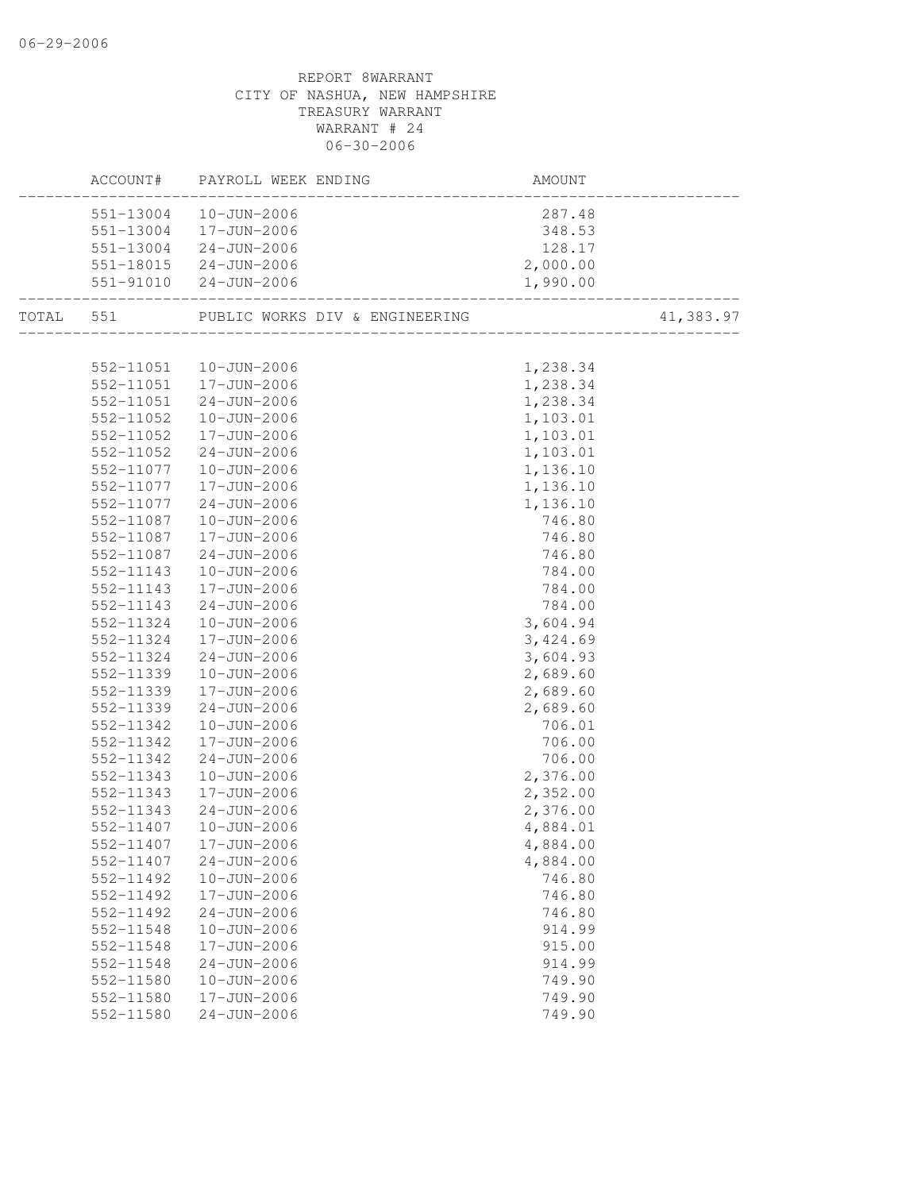06-29-2006

REPORT 8WARRANT
CITY OF NASHUA, NEW HAMPSHIRE
TREASURY WARRANT
WARRANT # 24
06-30-2006

| ACCOUNT# | PAYROLL WEEK ENDING | AMOUNT | |
|---|---|---|---|
| 551-13004 | 10-JUN-2006 | 287.48 | |
| 551-13004 | 17-JUN-2006 | 348.53 | |
| 551-13004 | 24-JUN-2006 | 128.17 | |
| 551-18015 | 24-JUN-2006 | 2,000.00 | |
| 551-91010 | 24-JUN-2006 | 1,990.00 | |
| TOTAL 551 | PUBLIC WORKS DIV & ENGINEERING | | 41,383.97 |
| 552-11051 | 10-JUN-2006 | 1,238.34 | |
| 552-11051 | 17-JUN-2006 | 1,238.34 | |
| 552-11051 | 24-JUN-2006 | 1,238.34 | |
| 552-11052 | 10-JUN-2006 | 1,103.01 | |
| 552-11052 | 17-JUN-2006 | 1,103.01 | |
| 552-11052 | 24-JUN-2006 | 1,103.01 | |
| 552-11077 | 10-JUN-2006 | 1,136.10 | |
| 552-11077 | 17-JUN-2006 | 1,136.10 | |
| 552-11077 | 24-JUN-2006 | 1,136.10 | |
| 552-11087 | 10-JUN-2006 | 746.80 | |
| 552-11087 | 17-JUN-2006 | 746.80 | |
| 552-11087 | 24-JUN-2006 | 746.80 | |
| 552-11143 | 10-JUN-2006 | 784.00 | |
| 552-11143 | 17-JUN-2006 | 784.00 | |
| 552-11143 | 24-JUN-2006 | 784.00 | |
| 552-11324 | 10-JUN-2006 | 3,604.94 | |
| 552-11324 | 17-JUN-2006 | 3,424.69 | |
| 552-11324 | 24-JUN-2006 | 3,604.93 | |
| 552-11339 | 10-JUN-2006 | 2,689.60 | |
| 552-11339 | 17-JUN-2006 | 2,689.60 | |
| 552-11339 | 24-JUN-2006 | 2,689.60 | |
| 552-11342 | 10-JUN-2006 | 706.01 | |
| 552-11342 | 17-JUN-2006 | 706.00 | |
| 552-11342 | 24-JUN-2006 | 706.00 | |
| 552-11343 | 10-JUN-2006 | 2,376.00 | |
| 552-11343 | 17-JUN-2006 | 2,352.00 | |
| 552-11343 | 24-JUN-2006 | 2,376.00 | |
| 552-11407 | 10-JUN-2006 | 4,884.01 | |
| 552-11407 | 17-JUN-2006 | 4,884.00 | |
| 552-11407 | 24-JUN-2006 | 4,884.00 | |
| 552-11492 | 10-JUN-2006 | 746.80 | |
| 552-11492 | 17-JUN-2006 | 746.80 | |
| 552-11492 | 24-JUN-2006 | 746.80 | |
| 552-11548 | 10-JUN-2006 | 914.99 | |
| 552-11548 | 17-JUN-2006 | 915.00 | |
| 552-11548 | 24-JUN-2006 | 914.99 | |
| 552-11580 | 10-JUN-2006 | 749.90 | |
| 552-11580 | 17-JUN-2006 | 749.90 | |
| 552-11580 | 24-JUN-2006 | 749.90 | |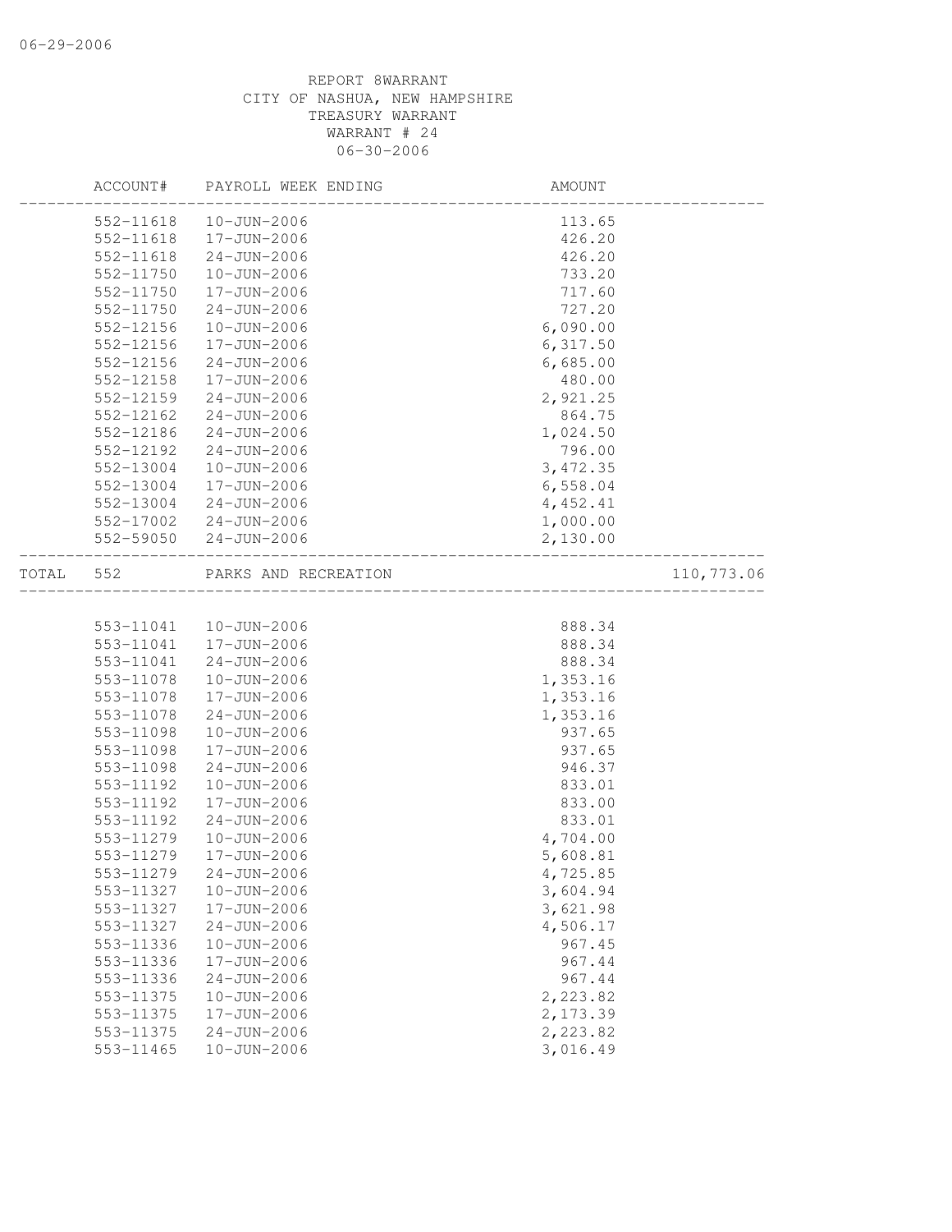REPORT 8WARRANT
CITY OF NASHUA, NEW HAMPSHIRE
TREASURY WARRANT
WARRANT # 24
06-30-2006

| | ACCOUNT# | PAYROLL WEEK ENDING | AMOUNT | |
|---|---|---|---|---|
| | 552-11618 | 10-JUN-2006 | 113.65 | |
| | 552-11618 | 17-JUN-2006 | 426.20 | |
| | 552-11618 | 24-JUN-2006 | 426.20 | |
| | 552-11750 | 10-JUN-2006 | 733.20 | |
| | 552-11750 | 17-JUN-2006 | 717.60 | |
| | 552-11750 | 24-JUN-2006 | 727.20 | |
| | 552-12156 | 10-JUN-2006 | 6,090.00 | |
| | 552-12156 | 17-JUN-2006 | 6,317.50 | |
| | 552-12156 | 24-JUN-2006 | 6,685.00 | |
| | 552-12158 | 17-JUN-2006 | 480.00 | |
| | 552-12159 | 24-JUN-2006 | 2,921.25 | |
| | 552-12162 | 24-JUN-2006 | 864.75 | |
| | 552-12186 | 24-JUN-2006 | 1,024.50 | |
| | 552-12192 | 24-JUN-2006 | 796.00 | |
| | 552-13004 | 10-JUN-2006 | 3,472.35 | |
| | 552-13004 | 17-JUN-2006 | 6,558.04 | |
| | 552-13004 | 24-JUN-2006 | 4,452.41 | |
| | 552-17002 | 24-JUN-2006 | 1,000.00 | |
| | 552-59050 | 24-JUN-2006 | 2,130.00 | |
| TOTAL | 552 | PARKS AND RECREATION | | 110,773.06 |
| | 553-11041 | 10-JUN-2006 | 888.34 | |
| | 553-11041 | 17-JUN-2006 | 888.34 | |
| | 553-11041 | 24-JUN-2006 | 888.34 | |
| | 553-11078 | 10-JUN-2006 | 1,353.16 | |
| | 553-11078 | 17-JUN-2006 | 1,353.16 | |
| | 553-11078 | 24-JUN-2006 | 1,353.16 | |
| | 553-11098 | 10-JUN-2006 | 937.65 | |
| | 553-11098 | 17-JUN-2006 | 937.65 | |
| | 553-11098 | 24-JUN-2006 | 946.37 | |
| | 553-11192 | 10-JUN-2006 | 833.01 | |
| | 553-11192 | 17-JUN-2006 | 833.00 | |
| | 553-11192 | 24-JUN-2006 | 833.01 | |
| | 553-11279 | 10-JUN-2006 | 4,704.00 | |
| | 553-11279 | 17-JUN-2006 | 5,608.81 | |
| | 553-11279 | 24-JUN-2006 | 4,725.85 | |
| | 553-11327 | 10-JUN-2006 | 3,604.94 | |
| | 553-11327 | 17-JUN-2006 | 3,621.98 | |
| | 553-11327 | 24-JUN-2006 | 4,506.17 | |
| | 553-11336 | 10-JUN-2006 | 967.45 | |
| | 553-11336 | 17-JUN-2006 | 967.44 | |
| | 553-11336 | 24-JUN-2006 | 967.44 | |
| | 553-11375 | 10-JUN-2006 | 2,223.82 | |
| | 553-11375 | 17-JUN-2006 | 2,173.39 | |
| | 553-11375 | 24-JUN-2006 | 2,223.82 | |
| | 553-11465 | 10-JUN-2006 | 3,016.49 | |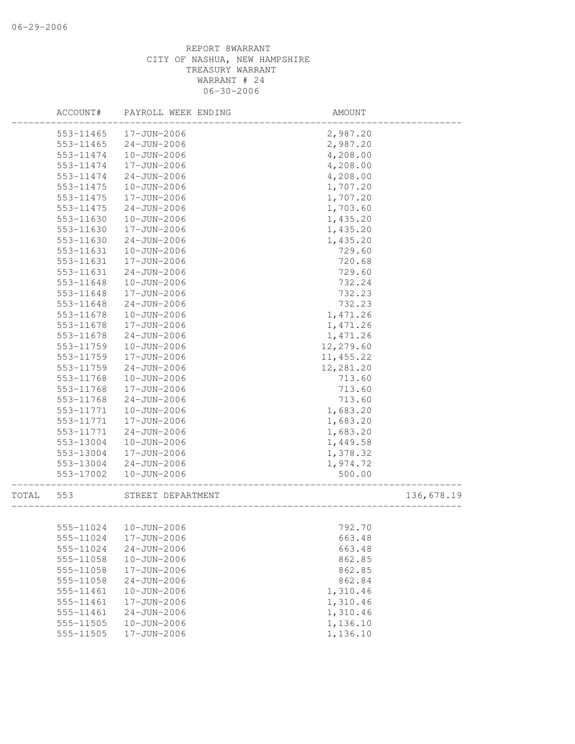REPORT 8WARRANT
CITY OF NASHUA, NEW HAMPSHIRE
TREASURY WARRANT
WARRANT # 24
06-30-2006

| ACCOUNT# | PAYROLL WEEK ENDING | AMOUNT | |
|---|---|---|---|
| 553-11465 | 17-JUN-2006 | 2,987.20 | |
| 553-11465 | 24-JUN-2006 | 2,987.20 | |
| 553-11474 | 10-JUN-2006 | 4,208.00 | |
| 553-11474 | 17-JUN-2006 | 4,208.00 | |
| 553-11474 | 24-JUN-2006 | 4,208.00 | |
| 553-11475 | 10-JUN-2006 | 1,707.20 | |
| 553-11475 | 17-JUN-2006 | 1,707.20 | |
| 553-11475 | 24-JUN-2006 | 1,703.60 | |
| 553-11630 | 10-JUN-2006 | 1,435.20 | |
| 553-11630 | 17-JUN-2006 | 1,435.20 | |
| 553-11630 | 24-JUN-2006 | 1,435.20 | |
| 553-11631 | 10-JUN-2006 | 729.60 | |
| 553-11631 | 17-JUN-2006 | 720.68 | |
| 553-11631 | 24-JUN-2006 | 729.60 | |
| 553-11648 | 10-JUN-2006 | 732.24 | |
| 553-11648 | 17-JUN-2006 | 732.23 | |
| 553-11648 | 24-JUN-2006 | 732.23 | |
| 553-11678 | 10-JUN-2006 | 1,471.26 | |
| 553-11678 | 17-JUN-2006 | 1,471.26 | |
| 553-11678 | 24-JUN-2006 | 1,471.26 | |
| 553-11759 | 10-JUN-2006 | 12,279.60 | |
| 553-11759 | 17-JUN-2006 | 11,455.22 | |
| 553-11759 | 24-JUN-2006 | 12,281.20 | |
| 553-11768 | 10-JUN-2006 | 713.60 | |
| 553-11768 | 17-JUN-2006 | 713.60 | |
| 553-11768 | 24-JUN-2006 | 713.60 | |
| 553-11771 | 10-JUN-2006 | 1,683.20 | |
| 553-11771 | 17-JUN-2006 | 1,683.20 | |
| 553-11771 | 24-JUN-2006 | 1,683.20 | |
| 553-13004 | 10-JUN-2006 | 1,449.58 | |
| 553-13004 | 17-JUN-2006 | 1,378.32 | |
| 553-13004 | 24-JUN-2006 | 1,974.72 | |
| 553-17002 | 10-JUN-2006 | 500.00 | |
| TOTAL 553 | STREET DEPARTMENT | | 136,678.19 |
| 555-11024 | 10-JUN-2006 | 792.70 | |
| 555-11024 | 17-JUN-2006 | 663.48 | |
| 555-11024 | 24-JUN-2006 | 663.48 | |
| 555-11058 | 10-JUN-2006 | 862.85 | |
| 555-11058 | 17-JUN-2006 | 862.85 | |
| 555-11058 | 24-JUN-2006 | 862.84 | |
| 555-11461 | 10-JUN-2006 | 1,310.46 | |
| 555-11461 | 17-JUN-2006 | 1,310.46 | |
| 555-11461 | 24-JUN-2006 | 1,310.46 | |
| 555-11505 | 10-JUN-2006 | 1,136.10 | |
| 555-11505 | 17-JUN-2006 | 1,136.10 | |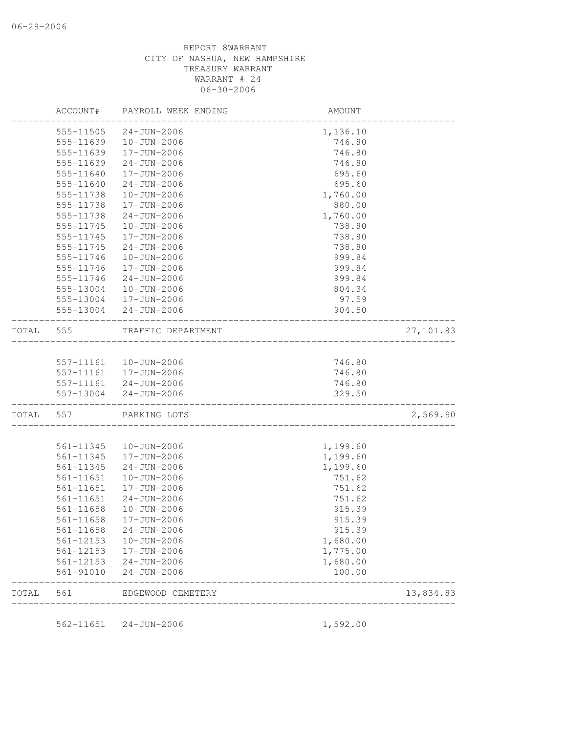06-29-2006

REPORT 8WARRANT
CITY OF NASHUA, NEW HAMPSHIRE
TREASURY WARRANT
WARRANT # 24
06-30-2006

| | ACCOUNT# | PAYROLL WEEK ENDING | AMOUNT | |
|---|---|---|---|---|
| | 555-11505 | 24-JUN-2006 | 1,136.10 | |
| | 555-11639 | 10-JUN-2006 | 746.80 | |
| | 555-11639 | 17-JUN-2006 | 746.80 | |
| | 555-11639 | 24-JUN-2006 | 746.80 | |
| | 555-11640 | 17-JUN-2006 | 695.60 | |
| | 555-11640 | 24-JUN-2006 | 695.60 | |
| | 555-11738 | 10-JUN-2006 | 1,760.00 | |
| | 555-11738 | 17-JUN-2006 | 880.00 | |
| | 555-11738 | 24-JUN-2006 | 1,760.00 | |
| | 555-11745 | 10-JUN-2006 | 738.80 | |
| | 555-11745 | 17-JUN-2006 | 738.80 | |
| | 555-11745 | 24-JUN-2006 | 738.80 | |
| | 555-11746 | 10-JUN-2006 | 999.84 | |
| | 555-11746 | 17-JUN-2006 | 999.84 | |
| | 555-11746 | 24-JUN-2006 | 999.84 | |
| | 555-13004 | 10-JUN-2006 | 804.34 | |
| | 555-13004 | 17-JUN-2006 | 97.59 | |
| | 555-13004 | 24-JUN-2006 | 904.50 | |
| TOTAL | 555 | TRAFFIC DEPARTMENT | | 27,101.83 |
| | 557-11161 | 10-JUN-2006 | 746.80 | |
| | 557-11161 | 17-JUN-2006 | 746.80 | |
| | 557-11161 | 24-JUN-2006 | 746.80 | |
| | 557-13004 | 24-JUN-2006 | 329.50 | |
| TOTAL | 557 | PARKING LOTS | | 2,569.90 |
| | 561-11345 | 10-JUN-2006 | 1,199.60 | |
| | 561-11345 | 17-JUN-2006 | 1,199.60 | |
| | 561-11345 | 24-JUN-2006 | 1,199.60 | |
| | 561-11651 | 10-JUN-2006 | 751.62 | |
| | 561-11651 | 17-JUN-2006 | 751.62 | |
| | 561-11651 | 24-JUN-2006 | 751.62 | |
| | 561-11658 | 10-JUN-2006 | 915.39 | |
| | 561-11658 | 17-JUN-2006 | 915.39 | |
| | 561-11658 | 24-JUN-2006 | 915.39 | |
| | 561-12153 | 10-JUN-2006 | 1,680.00 | |
| | 561-12153 | 17-JUN-2006 | 1,775.00 | |
| | 561-12153 | 24-JUN-2006 | 1,680.00 | |
| | 561-91010 | 24-JUN-2006 | 100.00 | |
| TOTAL | 561 | EDGEWOOD CEMETERY | | 13,834.83 |
| | 562-11651 | 24-JUN-2006 | 1,592.00 | |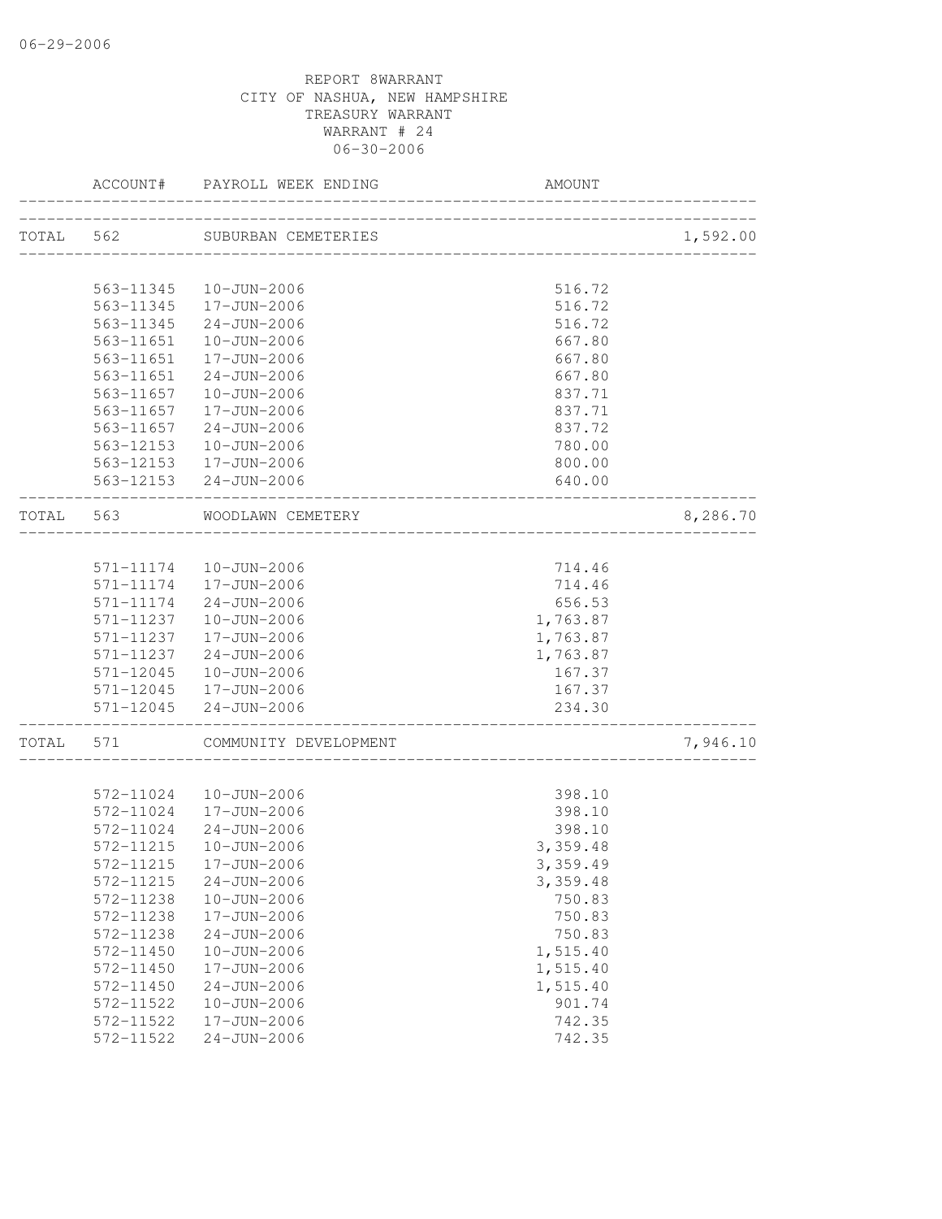06-29-2006

REPORT 8WARRANT
CITY OF NASHUA, NEW HAMPSHIRE
TREASURY WARRANT
WARRANT # 24
06-30-2006

| ACCOUNT# | PAYROLL WEEK ENDING | AMOUNT | |
|---|---|---|---|
| TOTAL 562 | SUBURBAN CEMETERIES | | 1,592.00 |
| 563-11345 | 10-JUN-2006 | 516.72 | |
| 563-11345 | 17-JUN-2006 | 516.72 | |
| 563-11345 | 24-JUN-2006 | 516.72 | |
| 563-11651 | 10-JUN-2006 | 667.80 | |
| 563-11651 | 17-JUN-2006 | 667.80 | |
| 563-11651 | 24-JUN-2006 | 667.80 | |
| 563-11657 | 10-JUN-2006 | 837.71 | |
| 563-11657 | 17-JUN-2006 | 837.71 | |
| 563-11657 | 24-JUN-2006 | 837.72 | |
| 563-12153 | 10-JUN-2006 | 780.00 | |
| 563-12153 | 17-JUN-2006 | 800.00 | |
| 563-12153 | 24-JUN-2006 | 640.00 | |
| TOTAL 563 | WOODLAWN CEMETERY | | 8,286.70 |
| 571-11174 | 10-JUN-2006 | 714.46 | |
| 571-11174 | 17-JUN-2006 | 714.46 | |
| 571-11174 | 24-JUN-2006 | 656.53 | |
| 571-11237 | 10-JUN-2006 | 1,763.87 | |
| 571-11237 | 17-JUN-2006 | 1,763.87 | |
| 571-11237 | 24-JUN-2006 | 1,763.87 | |
| 571-12045 | 10-JUN-2006 | 167.37 | |
| 571-12045 | 17-JUN-2006 | 167.37 | |
| 571-12045 | 24-JUN-2006 | 234.30 | |
| TOTAL 571 | COMMUNITY DEVELOPMENT | | 7,946.10 |
| 572-11024 | 10-JUN-2006 | 398.10 | |
| 572-11024 | 17-JUN-2006 | 398.10 | |
| 572-11024 | 24-JUN-2006 | 398.10 | |
| 572-11215 | 10-JUN-2006 | 3,359.48 | |
| 572-11215 | 17-JUN-2006 | 3,359.49 | |
| 572-11215 | 24-JUN-2006 | 3,359.48 | |
| 572-11238 | 10-JUN-2006 | 750.83 | |
| 572-11238 | 17-JUN-2006 | 750.83 | |
| 572-11238 | 24-JUN-2006 | 750.83 | |
| 572-11450 | 10-JUN-2006 | 1,515.40 | |
| 572-11450 | 17-JUN-2006 | 1,515.40 | |
| 572-11450 | 24-JUN-2006 | 1,515.40 | |
| 572-11522 | 10-JUN-2006 | 901.74 | |
| 572-11522 | 17-JUN-2006 | 742.35 | |
| 572-11522 | 24-JUN-2006 | 742.35 | |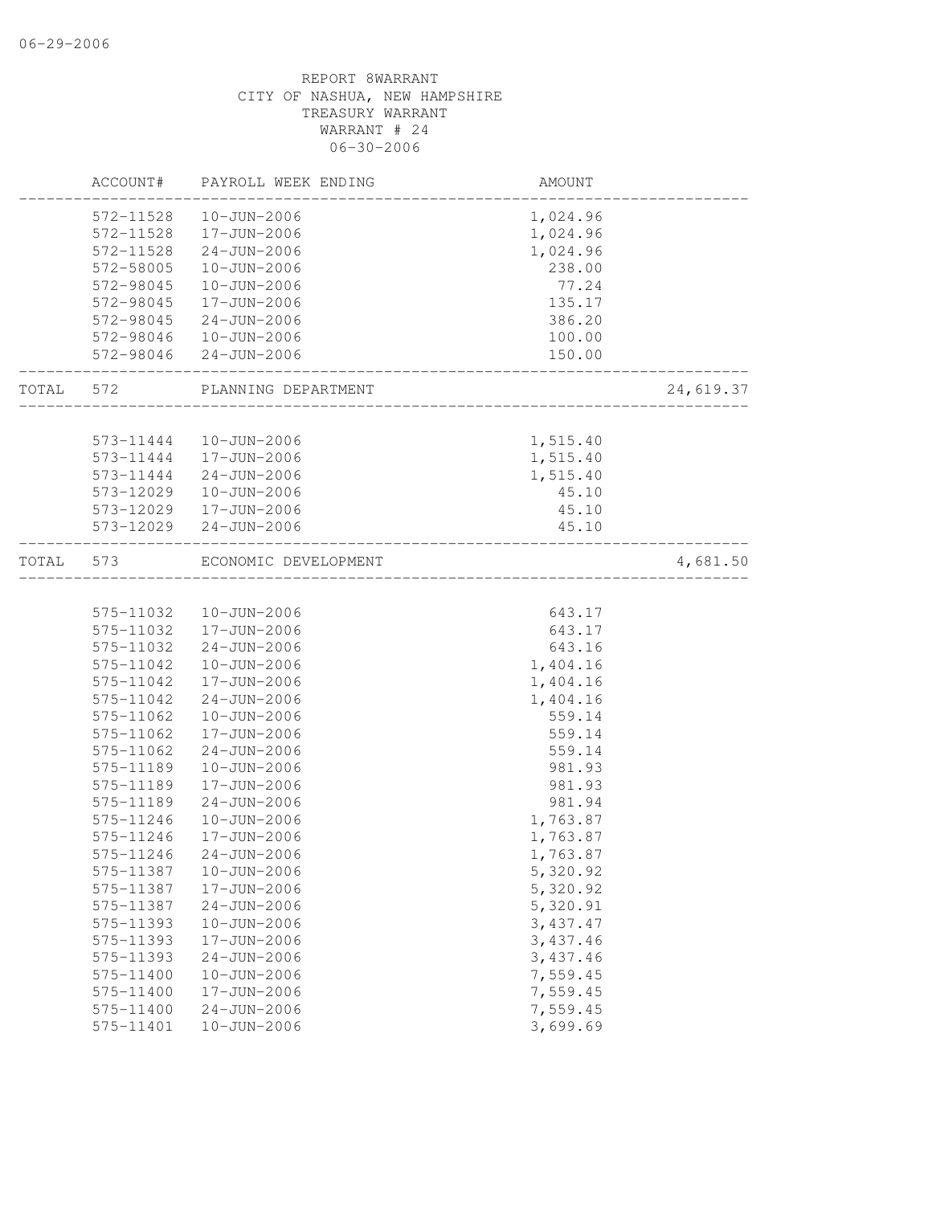REPORT 8WARRANT
CITY OF NASHUA, NEW HAMPSHIRE
TREASURY WARRANT
WARRANT # 24
06-30-2006

| | ACCOUNT# | PAYROLL WEEK ENDING | AMOUNT | |
|---|---|---|---|---|
| | 572-11528 | 10-JUN-2006 | 1,024.96 | |
| | 572-11528 | 17-JUN-2006 | 1,024.96 | |
| | 572-11528 | 24-JUN-2006 | 1,024.96 | |
| | 572-58005 | 10-JUN-2006 | 238.00 | |
| | 572-98045 | 10-JUN-2006 | 77.24 | |
| | 572-98045 | 17-JUN-2006 | 135.17 | |
| | 572-98045 | 24-JUN-2006 | 386.20 | |
| | 572-98046 | 10-JUN-2006 | 100.00 | |
| | 572-98046 | 24-JUN-2006 | 150.00 | |
| TOTAL | 572 | PLANNING DEPARTMENT | | 24,619.37 |
| | 573-11444 | 10-JUN-2006 | 1,515.40 | |
| | 573-11444 | 17-JUN-2006 | 1,515.40 | |
| | 573-11444 | 24-JUN-2006 | 1,515.40 | |
| | 573-12029 | 10-JUN-2006 | 45.10 | |
| | 573-12029 | 17-JUN-2006 | 45.10 | |
| | 573-12029 | 24-JUN-2006 | 45.10 | |
| TOTAL | 573 | ECONOMIC DEVELOPMENT | | 4,681.50 |
| | 575-11032 | 10-JUN-2006 | 643.17 | |
| | 575-11032 | 17-JUN-2006 | 643.17 | |
| | 575-11032 | 24-JUN-2006 | 643.16 | |
| | 575-11042 | 10-JUN-2006 | 1,404.16 | |
| | 575-11042 | 17-JUN-2006 | 1,404.16 | |
| | 575-11042 | 24-JUN-2006 | 1,404.16 | |
| | 575-11062 | 10-JUN-2006 | 559.14 | |
| | 575-11062 | 17-JUN-2006 | 559.14 | |
| | 575-11062 | 24-JUN-2006 | 559.14 | |
| | 575-11189 | 10-JUN-2006 | 981.93 | |
| | 575-11189 | 17-JUN-2006 | 981.93 | |
| | 575-11189 | 24-JUN-2006 | 981.94 | |
| | 575-11246 | 10-JUN-2006 | 1,763.87 | |
| | 575-11246 | 17-JUN-2006 | 1,763.87 | |
| | 575-11246 | 24-JUN-2006 | 1,763.87 | |
| | 575-11387 | 10-JUN-2006 | 5,320.92 | |
| | 575-11387 | 17-JUN-2006 | 5,320.92 | |
| | 575-11387 | 24-JUN-2006 | 5,320.91 | |
| | 575-11393 | 10-JUN-2006 | 3,437.47 | |
| | 575-11393 | 17-JUN-2006 | 3,437.46 | |
| | 575-11393 | 24-JUN-2006 | 3,437.46 | |
| | 575-11400 | 10-JUN-2006 | 7,559.45 | |
| | 575-11400 | 17-JUN-2006 | 7,559.45 | |
| | 575-11400 | 24-JUN-2006 | 7,559.45 | |
| | 575-11401 | 10-JUN-2006 | 3,699.69 | |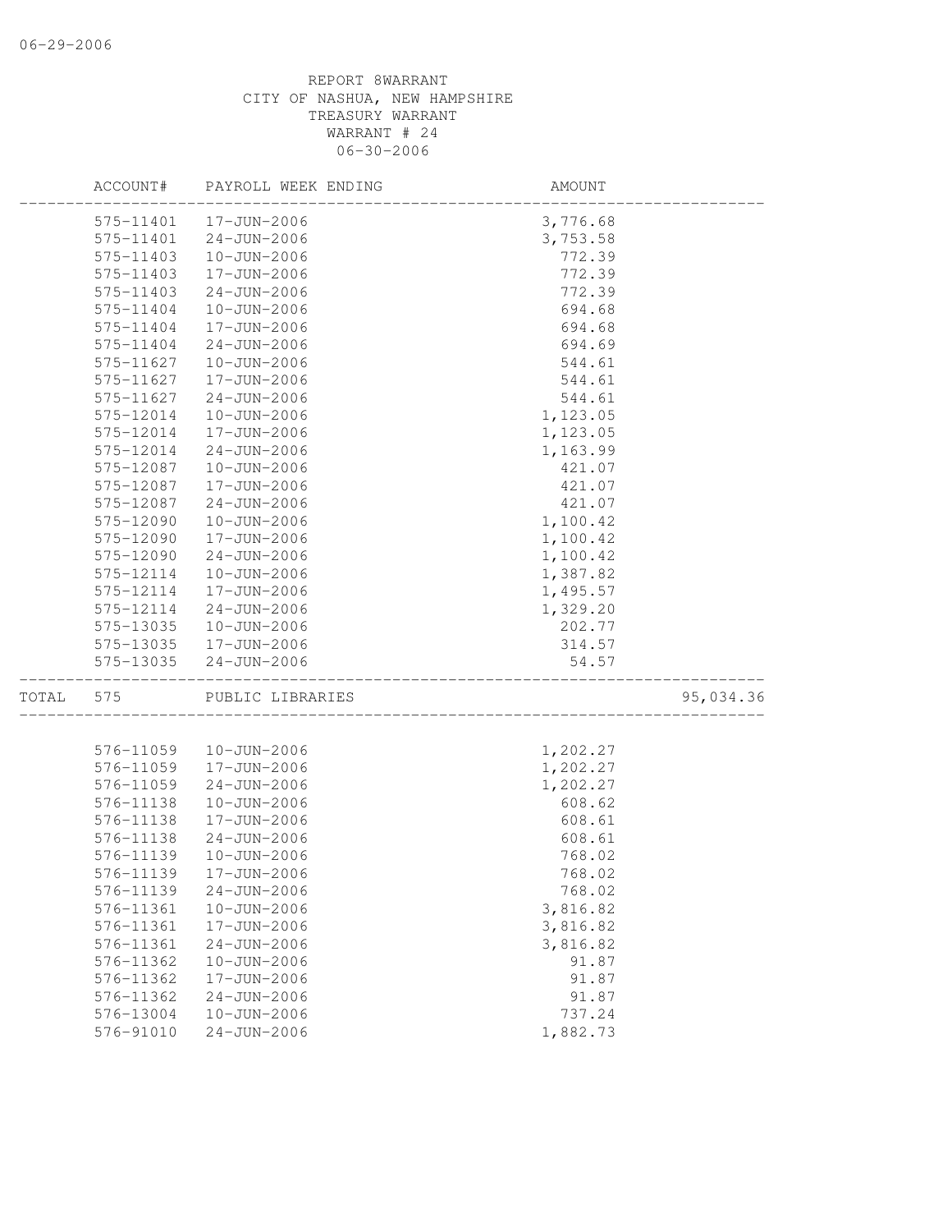REPORT 8WARRANT
CITY OF NASHUA, NEW HAMPSHIRE
TREASURY WARRANT
WARRANT # 24
06-30-2006

| ACCOUNT# | PAYROLL WEEK ENDING | AMOUNT | |
|---|---|---|---|
| 575-11401 | 17-JUN-2006 | 3,776.68 | |
| 575-11401 | 24-JUN-2006 | 3,753.58 | |
| 575-11403 | 10-JUN-2006 | 772.39 | |
| 575-11403 | 17-JUN-2006 | 772.39 | |
| 575-11403 | 24-JUN-2006 | 772.39 | |
| 575-11404 | 10-JUN-2006 | 694.68 | |
| 575-11404 | 17-JUN-2006 | 694.68 | |
| 575-11404 | 24-JUN-2006 | 694.69 | |
| 575-11627 | 10-JUN-2006 | 544.61 | |
| 575-11627 | 17-JUN-2006 | 544.61 | |
| 575-11627 | 24-JUN-2006 | 544.61 | |
| 575-12014 | 10-JUN-2006 | 1,123.05 | |
| 575-12014 | 17-JUN-2006 | 1,123.05 | |
| 575-12014 | 24-JUN-2006 | 1,163.99 | |
| 575-12087 | 10-JUN-2006 | 421.07 | |
| 575-12087 | 17-JUN-2006 | 421.07 | |
| 575-12087 | 24-JUN-2006 | 421.07 | |
| 575-12090 | 10-JUN-2006 | 1,100.42 | |
| 575-12090 | 17-JUN-2006 | 1,100.42 | |
| 575-12090 | 24-JUN-2006 | 1,100.42 | |
| 575-12114 | 10-JUN-2006 | 1,387.82 | |
| 575-12114 | 17-JUN-2006 | 1,495.57 | |
| 575-12114 | 24-JUN-2006 | 1,329.20 | |
| 575-13035 | 10-JUN-2006 | 202.77 | |
| 575-13035 | 17-JUN-2006 | 314.57 | |
| 575-13035 | 24-JUN-2006 | 54.57 | |
| TOTAL 575 | PUBLIC LIBRARIES | | 95,034.36 |
| 576-11059 | 10-JUN-2006 | 1,202.27 | |
| 576-11059 | 17-JUN-2006 | 1,202.27 | |
| 576-11059 | 24-JUN-2006 | 1,202.27 | |
| 576-11138 | 10-JUN-2006 | 608.62 | |
| 576-11138 | 17-JUN-2006 | 608.61 | |
| 576-11138 | 24-JUN-2006 | 608.61 | |
| 576-11139 | 10-JUN-2006 | 768.02 | |
| 576-11139 | 17-JUN-2006 | 768.02 | |
| 576-11139 | 24-JUN-2006 | 768.02 | |
| 576-11361 | 10-JUN-2006 | 3,816.82 | |
| 576-11361 | 17-JUN-2006 | 3,816.82 | |
| 576-11361 | 24-JUN-2006 | 3,816.82 | |
| 576-11362 | 10-JUN-2006 | 91.87 | |
| 576-11362 | 17-JUN-2006 | 91.87 | |
| 576-11362 | 24-JUN-2006 | 91.87 | |
| 576-13004 | 10-JUN-2006 | 737.24 | |
| 576-91010 | 24-JUN-2006 | 1,882.73 | |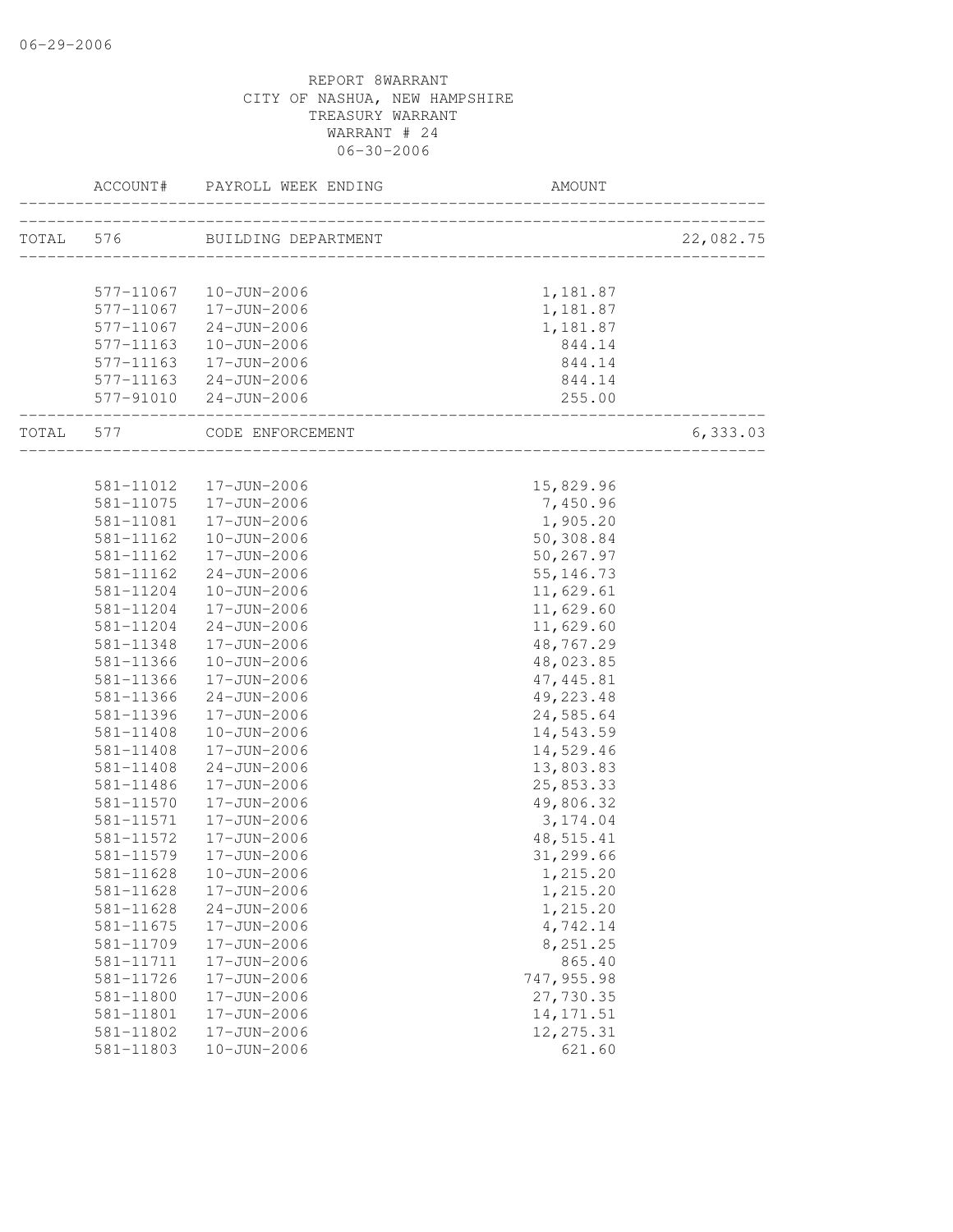06-29-2006

REPORT 8WARRANT
CITY OF NASHUA, NEW HAMPSHIRE
TREASURY WARRANT
WARRANT # 24
06-30-2006

| | ACCOUNT# | PAYROLL WEEK ENDING | AMOUNT | |
|---|---|---|---|---|
| TOTAL | 576 | BUILDING DEPARTMENT | | 22,082.75 |
| | 577-11067 | 10-JUN-2006 | 1,181.87 | |
| | 577-11067 | 17-JUN-2006 | 1,181.87 | |
| | 577-11067 | 24-JUN-2006 | 1,181.87 | |
| | 577-11163 | 10-JUN-2006 | 844.14 | |
| | 577-11163 | 17-JUN-2006 | 844.14 | |
| | 577-11163 | 24-JUN-2006 | 844.14 | |
| | 577-91010 | 24-JUN-2006 | 255.00 | |
| TOTAL | 577 | CODE ENFORCEMENT | | 6,333.03 |
| | 581-11012 | 17-JUN-2006 | 15,829.96 | |
| | 581-11075 | 17-JUN-2006 | 7,450.96 | |
| | 581-11081 | 17-JUN-2006 | 1,905.20 | |
| | 581-11162 | 10-JUN-2006 | 50,308.84 | |
| | 581-11162 | 17-JUN-2006 | 50,267.97 | |
| | 581-11162 | 24-JUN-2006 | 55,146.73 | |
| | 581-11204 | 10-JUN-2006 | 11,629.61 | |
| | 581-11204 | 17-JUN-2006 | 11,629.60 | |
| | 581-11204 | 24-JUN-2006 | 11,629.60 | |
| | 581-11348 | 17-JUN-2006 | 48,767.29 | |
| | 581-11366 | 10-JUN-2006 | 48,023.85 | |
| | 581-11366 | 17-JUN-2006 | 47,445.81 | |
| | 581-11366 | 24-JUN-2006 | 49,223.48 | |
| | 581-11396 | 17-JUN-2006 | 24,585.64 | |
| | 581-11408 | 10-JUN-2006 | 14,543.59 | |
| | 581-11408 | 17-JUN-2006 | 14,529.46 | |
| | 581-11408 | 24-JUN-2006 | 13,803.83 | |
| | 581-11486 | 17-JUN-2006 | 25,853.33 | |
| | 581-11570 | 17-JUN-2006 | 49,806.32 | |
| | 581-11571 | 17-JUN-2006 | 3,174.04 | |
| | 581-11572 | 17-JUN-2006 | 48,515.41 | |
| | 581-11579 | 17-JUN-2006 | 31,299.66 | |
| | 581-11628 | 10-JUN-2006 | 1,215.20 | |
| | 581-11628 | 17-JUN-2006 | 1,215.20 | |
| | 581-11628 | 24-JUN-2006 | 1,215.20 | |
| | 581-11675 | 17-JUN-2006 | 4,742.14 | |
| | 581-11709 | 17-JUN-2006 | 8,251.25 | |
| | 581-11711 | 17-JUN-2006 | 865.40 | |
| | 581-11726 | 17-JUN-2006 | 747,955.98 | |
| | 581-11800 | 17-JUN-2006 | 27,730.35 | |
| | 581-11801 | 17-JUN-2006 | 14,171.51 | |
| | 581-11802 | 17-JUN-2006 | 12,275.31 | |
| | 581-11803 | 10-JUN-2006 | 621.60 | |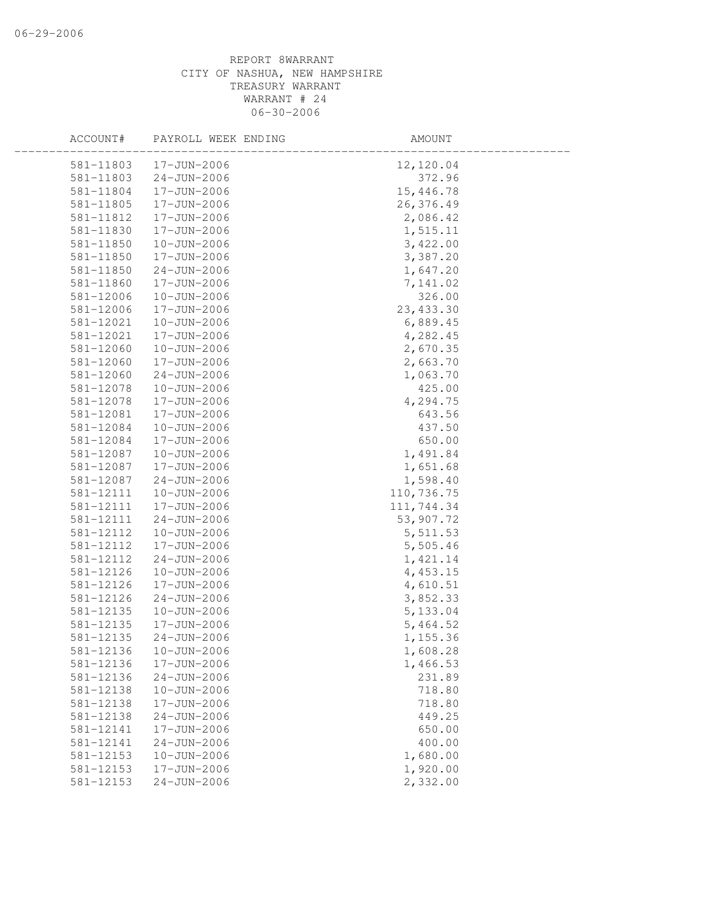REPORT 8WARRANT
CITY OF NASHUA, NEW HAMPSHIRE
TREASURY WARRANT
WARRANT # 24
06-30-2006

| ACCOUNT# | PAYROLL WEEK ENDING | AMOUNT |
|---|---|---|
| 581-11803 | 17-JUN-2006 | 12,120.04 |
| 581-11803 | 24-JUN-2006 | 372.96 |
| 581-11804 | 17-JUN-2006 | 15,446.78 |
| 581-11805 | 17-JUN-2006 | 26,376.49 |
| 581-11812 | 17-JUN-2006 | 2,086.42 |
| 581-11830 | 17-JUN-2006 | 1,515.11 |
| 581-11850 | 10-JUN-2006 | 3,422.00 |
| 581-11850 | 17-JUN-2006 | 3,387.20 |
| 581-11850 | 24-JUN-2006 | 1,647.20 |
| 581-11860 | 17-JUN-2006 | 7,141.02 |
| 581-12006 | 10-JUN-2006 | 326.00 |
| 581-12006 | 17-JUN-2006 | 23,433.30 |
| 581-12021 | 10-JUN-2006 | 6,889.45 |
| 581-12021 | 17-JUN-2006 | 4,282.45 |
| 581-12060 | 10-JUN-2006 | 2,670.35 |
| 581-12060 | 17-JUN-2006 | 2,663.70 |
| 581-12060 | 24-JUN-2006 | 1,063.70 |
| 581-12078 | 10-JUN-2006 | 425.00 |
| 581-12078 | 17-JUN-2006 | 4,294.75 |
| 581-12081 | 17-JUN-2006 | 643.56 |
| 581-12084 | 10-JUN-2006 | 437.50 |
| 581-12084 | 17-JUN-2006 | 650.00 |
| 581-12087 | 10-JUN-2006 | 1,491.84 |
| 581-12087 | 17-JUN-2006 | 1,651.68 |
| 581-12087 | 24-JUN-2006 | 1,598.40 |
| 581-12111 | 10-JUN-2006 | 110,736.75 |
| 581-12111 | 17-JUN-2006 | 111,744.34 |
| 581-12111 | 24-JUN-2006 | 53,907.72 |
| 581-12112 | 10-JUN-2006 | 5,511.53 |
| 581-12112 | 17-JUN-2006 | 5,505.46 |
| 581-12112 | 24-JUN-2006 | 1,421.14 |
| 581-12126 | 10-JUN-2006 | 4,453.15 |
| 581-12126 | 17-JUN-2006 | 4,610.51 |
| 581-12126 | 24-JUN-2006 | 3,852.33 |
| 581-12135 | 10-JUN-2006 | 5,133.04 |
| 581-12135 | 17-JUN-2006 | 5,464.52 |
| 581-12135 | 24-JUN-2006 | 1,155.36 |
| 581-12136 | 10-JUN-2006 | 1,608.28 |
| 581-12136 | 17-JUN-2006 | 1,466.53 |
| 581-12136 | 24-JUN-2006 | 231.89 |
| 581-12138 | 10-JUN-2006 | 718.80 |
| 581-12138 | 17-JUN-2006 | 718.80 |
| 581-12138 | 24-JUN-2006 | 449.25 |
| 581-12141 | 17-JUN-2006 | 650.00 |
| 581-12141 | 24-JUN-2006 | 400.00 |
| 581-12153 | 10-JUN-2006 | 1,680.00 |
| 581-12153 | 17-JUN-2006 | 1,920.00 |
| 581-12153 | 24-JUN-2006 | 2,332.00 |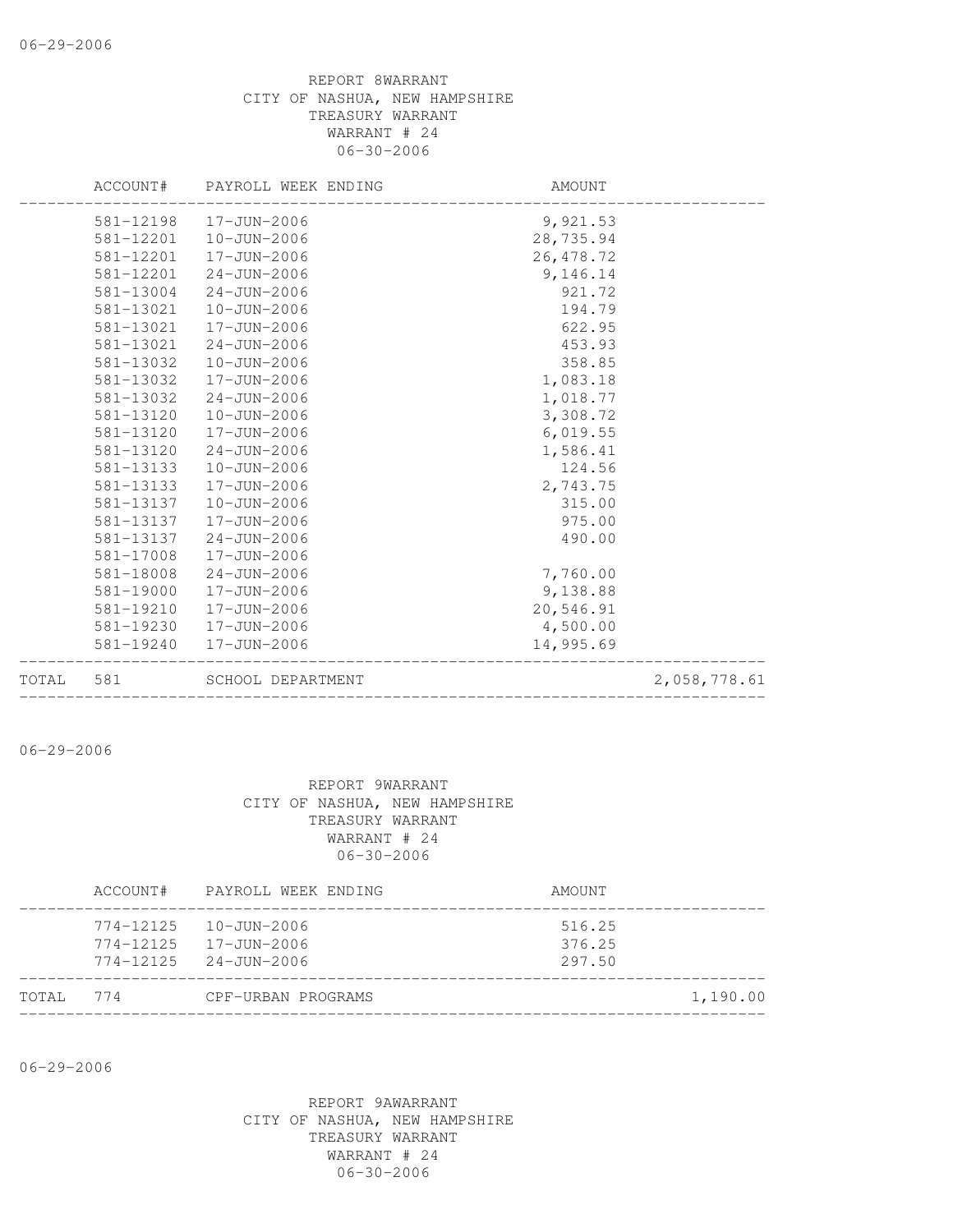06-29-2006

REPORT 8WARRANT
CITY OF NASHUA, NEW HAMPSHIRE
TREASURY WARRANT
WARRANT # 24
06-30-2006

| ACCOUNT# | PAYROLL WEEK ENDING | AMOUNT | |
|---|---|---|---|
| 581-12198 | 17-JUN-2006 | 9,921.53 | |
| 581-12201 | 10-JUN-2006 | 28,735.94 | |
| 581-12201 | 17-JUN-2006 | 26,478.72 | |
| 581-12201 | 24-JUN-2006 | 9,146.14 | |
| 581-13004 | 24-JUN-2006 | 921.72 | |
| 581-13021 | 10-JUN-2006 | 194.79 | |
| 581-13021 | 17-JUN-2006 | 622.95 | |
| 581-13021 | 24-JUN-2006 | 453.93 | |
| 581-13032 | 10-JUN-2006 | 358.85 | |
| 581-13032 | 17-JUN-2006 | 1,083.18 | |
| 581-13032 | 24-JUN-2006 | 1,018.77 | |
| 581-13120 | 10-JUN-2006 | 3,308.72 | |
| 581-13120 | 17-JUN-2006 | 6,019.55 | |
| 581-13120 | 24-JUN-2006 | 1,586.41 | |
| 581-13133 | 10-JUN-2006 | 124.56 | |
| 581-13133 | 17-JUN-2006 | 2,743.75 | |
| 581-13137 | 10-JUN-2006 | 315.00 | |
| 581-13137 | 17-JUN-2006 | 975.00 | |
| 581-13137 | 24-JUN-2006 | 490.00 | |
| 581-17008 | 17-JUN-2006 | | |
| 581-18008 | 24-JUN-2006 | 7,760.00 | |
| 581-19000 | 17-JUN-2006 | 9,138.88 | |
| 581-19210 | 17-JUN-2006 | 20,546.91 | |
| 581-19230 | 17-JUN-2006 | 4,500.00 | |
| 581-19240 | 17-JUN-2006 | 14,995.69 | |
| TOTAL 581 | SCHOOL DEPARTMENT | | 2,058,778.61 |

06-29-2006

REPORT 9WARRANT
CITY OF NASHUA, NEW HAMPSHIRE
TREASURY WARRANT
WARRANT # 24
06-30-2006

| ACCOUNT# | PAYROLL WEEK ENDING | AMOUNT | |
|---|---|---|---|
| 774-12125 | 10-JUN-2006 | 516.25 | |
| 774-12125 | 17-JUN-2006 | 376.25 | |
| 774-12125 | 24-JUN-2006 | 297.50 | |
| TOTAL 774 | CPF-URBAN PROGRAMS | | 1,190.00 |

06-29-2006

REPORT 9AWARRANT
CITY OF NASHUA, NEW HAMPSHIRE
TREASURY WARRANT
WARRANT # 24
06-30-2006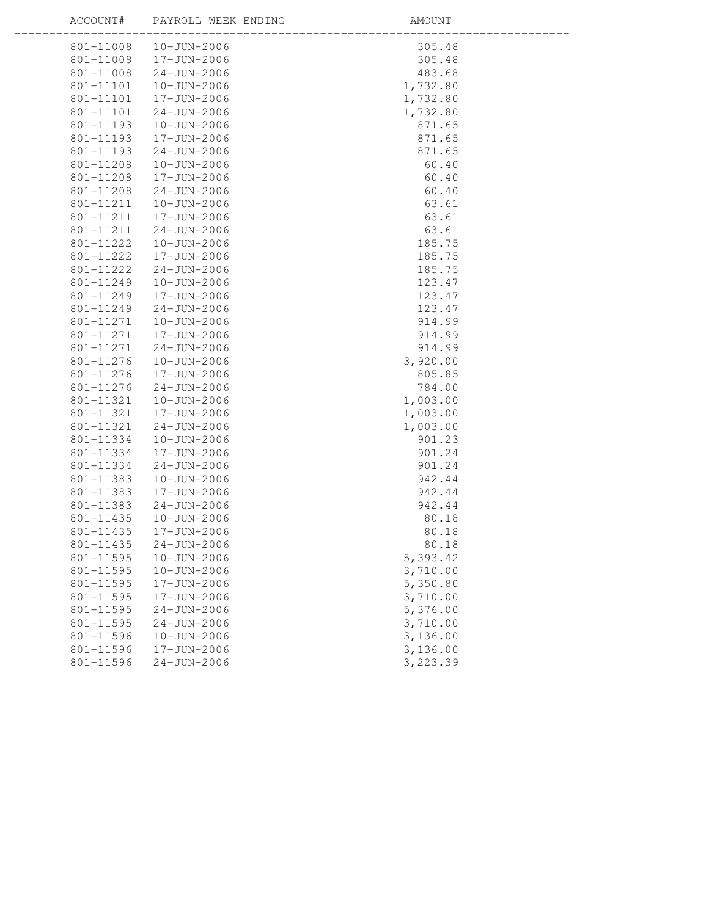| ACCOUNT# | PAYROLL WEEK ENDING | AMOUNT |
|---|---|---|
| 801-11008 | 10-JUN-2006 | 305.48 |
| 801-11008 | 17-JUN-2006 | 305.48 |
| 801-11008 | 24-JUN-2006 | 483.68 |
| 801-11101 | 10-JUN-2006 | 1,732.80 |
| 801-11101 | 17-JUN-2006 | 1,732.80 |
| 801-11101 | 24-JUN-2006 | 1,732.80 |
| 801-11193 | 10-JUN-2006 | 871.65 |
| 801-11193 | 17-JUN-2006 | 871.65 |
| 801-11193 | 24-JUN-2006 | 871.65 |
| 801-11208 | 10-JUN-2006 | 60.40 |
| 801-11208 | 17-JUN-2006 | 60.40 |
| 801-11208 | 24-JUN-2006 | 60.40 |
| 801-11211 | 10-JUN-2006 | 63.61 |
| 801-11211 | 17-JUN-2006 | 63.61 |
| 801-11211 | 24-JUN-2006 | 63.61 |
| 801-11222 | 10-JUN-2006 | 185.75 |
| 801-11222 | 17-JUN-2006 | 185.75 |
| 801-11222 | 24-JUN-2006 | 185.75 |
| 801-11249 | 10-JUN-2006 | 123.47 |
| 801-11249 | 17-JUN-2006 | 123.47 |
| 801-11249 | 24-JUN-2006 | 123.47 |
| 801-11271 | 10-JUN-2006 | 914.99 |
| 801-11271 | 17-JUN-2006 | 914.99 |
| 801-11271 | 24-JUN-2006 | 914.99 |
| 801-11276 | 10-JUN-2006 | 3,920.00 |
| 801-11276 | 17-JUN-2006 | 805.85 |
| 801-11276 | 24-JUN-2006 | 784.00 |
| 801-11321 | 10-JUN-2006 | 1,003.00 |
| 801-11321 | 17-JUN-2006 | 1,003.00 |
| 801-11321 | 24-JUN-2006 | 1,003.00 |
| 801-11334 | 10-JUN-2006 | 901.23 |
| 801-11334 | 17-JUN-2006 | 901.24 |
| 801-11334 | 24-JUN-2006 | 901.24 |
| 801-11383 | 10-JUN-2006 | 942.44 |
| 801-11383 | 17-JUN-2006 | 942.44 |
| 801-11383 | 24-JUN-2006 | 942.44 |
| 801-11435 | 10-JUN-2006 | 80.18 |
| 801-11435 | 17-JUN-2006 | 80.18 |
| 801-11435 | 24-JUN-2006 | 80.18 |
| 801-11595 | 10-JUN-2006 | 5,393.42 |
| 801-11595 | 10-JUN-2006 | 3,710.00 |
| 801-11595 | 17-JUN-2006 | 5,350.80 |
| 801-11595 | 17-JUN-2006 | 3,710.00 |
| 801-11595 | 24-JUN-2006 | 5,376.00 |
| 801-11595 | 24-JUN-2006 | 3,710.00 |
| 801-11596 | 10-JUN-2006 | 3,136.00 |
| 801-11596 | 17-JUN-2006 | 3,136.00 |
| 801-11596 | 24-JUN-2006 | 3,223.39 |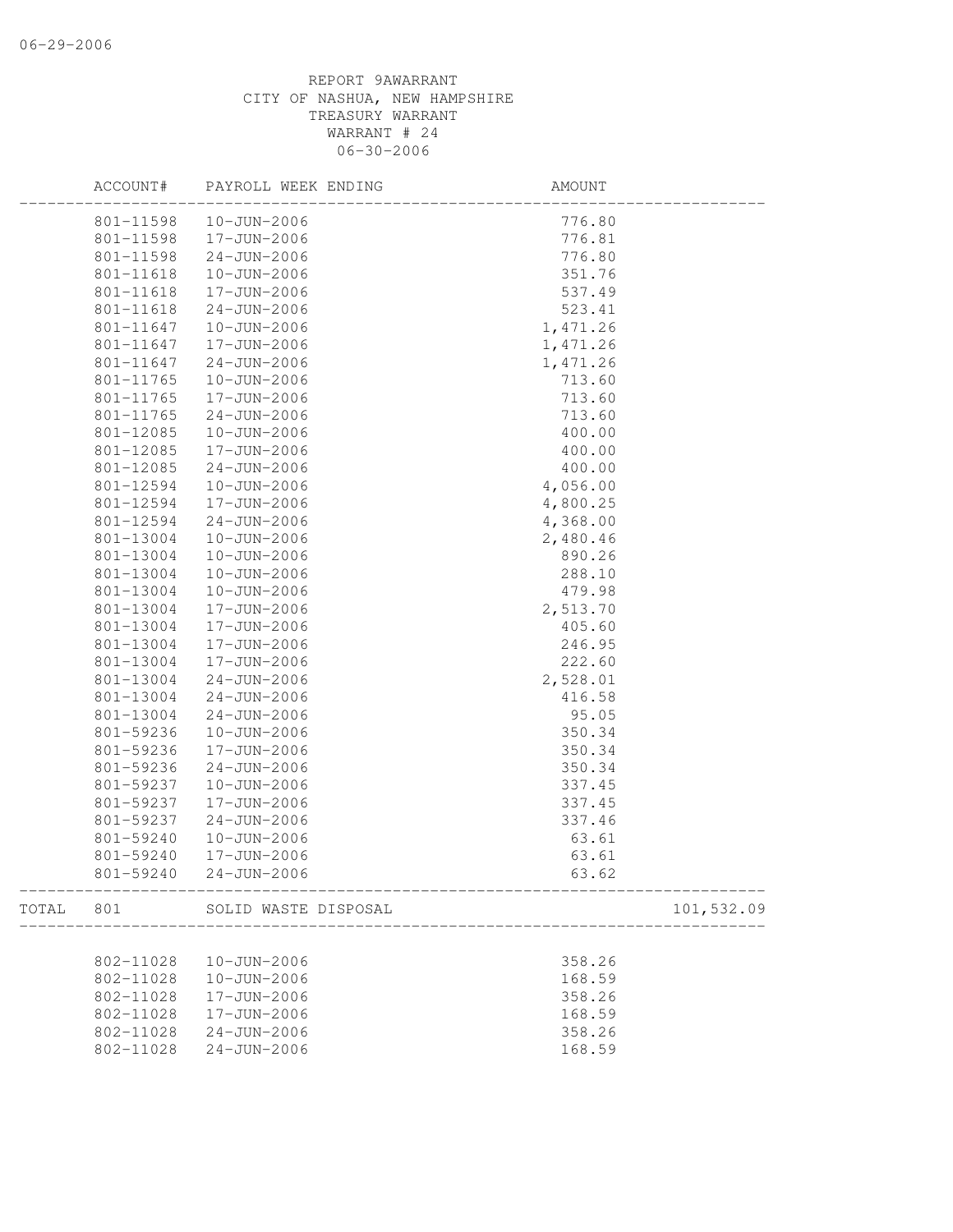REPORT 9AWARRANT
CITY OF NASHUA, NEW HAMPSHIRE
TREASURY WARRANT
WARRANT # 24
06-30-2006

| | ACCOUNT# | PAYROLL WEEK ENDING | AMOUNT | |
|---|---|---|---|---|
| | 801-11598 | 10-JUN-2006 | 776.80 | |
| | 801-11598 | 17-JUN-2006 | 776.81 | |
| | 801-11598 | 24-JUN-2006 | 776.80 | |
| | 801-11618 | 10-JUN-2006 | 351.76 | |
| | 801-11618 | 17-JUN-2006 | 537.49 | |
| | 801-11618 | 24-JUN-2006 | 523.41 | |
| | 801-11647 | 10-JUN-2006 | 1,471.26 | |
| | 801-11647 | 17-JUN-2006 | 1,471.26 | |
| | 801-11647 | 24-JUN-2006 | 1,471.26 | |
| | 801-11765 | 10-JUN-2006 | 713.60 | |
| | 801-11765 | 17-JUN-2006 | 713.60 | |
| | 801-11765 | 24-JUN-2006 | 713.60 | |
| | 801-12085 | 10-JUN-2006 | 400.00 | |
| | 801-12085 | 17-JUN-2006 | 400.00 | |
| | 801-12085 | 24-JUN-2006 | 400.00 | |
| | 801-12594 | 10-JUN-2006 | 4,056.00 | |
| | 801-12594 | 17-JUN-2006 | 4,800.25 | |
| | 801-12594 | 24-JUN-2006 | 4,368.00 | |
| | 801-13004 | 10-JUN-2006 | 2,480.46 | |
| | 801-13004 | 10-JUN-2006 | 890.26 | |
| | 801-13004 | 10-JUN-2006 | 288.10 | |
| | 801-13004 | 10-JUN-2006 | 479.98 | |
| | 801-13004 | 17-JUN-2006 | 2,513.70 | |
| | 801-13004 | 17-JUN-2006 | 405.60 | |
| | 801-13004 | 17-JUN-2006 | 246.95 | |
| | 801-13004 | 17-JUN-2006 | 222.60 | |
| | 801-13004 | 24-JUN-2006 | 2,528.01 | |
| | 801-13004 | 24-JUN-2006 | 416.58 | |
| | 801-13004 | 24-JUN-2006 | 95.05 | |
| | 801-59236 | 10-JUN-2006 | 350.34 | |
| | 801-59236 | 17-JUN-2006 | 350.34 | |
| | 801-59236 | 24-JUN-2006 | 350.34 | |
| | 801-59237 | 10-JUN-2006 | 337.45 | |
| | 801-59237 | 17-JUN-2006 | 337.45 | |
| | 801-59237 | 24-JUN-2006 | 337.46 | |
| | 801-59240 | 10-JUN-2006 | 63.61 | |
| | 801-59240 | 17-JUN-2006 | 63.61 | |
| | 801-59240 | 24-JUN-2006 | 63.62 | |
| TOTAL | 801 | SOLID WASTE DISPOSAL | | 101,532.09 |
| | 802-11028 | 10-JUN-2006 | 358.26 | |
| | 802-11028 | 10-JUN-2006 | 168.59 | |
| | 802-11028 | 17-JUN-2006 | 358.26 | |
| | 802-11028 | 17-JUN-2006 | 168.59 | |
| | 802-11028 | 24-JUN-2006 | 358.26 | |
| | 802-11028 | 24-JUN-2006 | 168.59 | |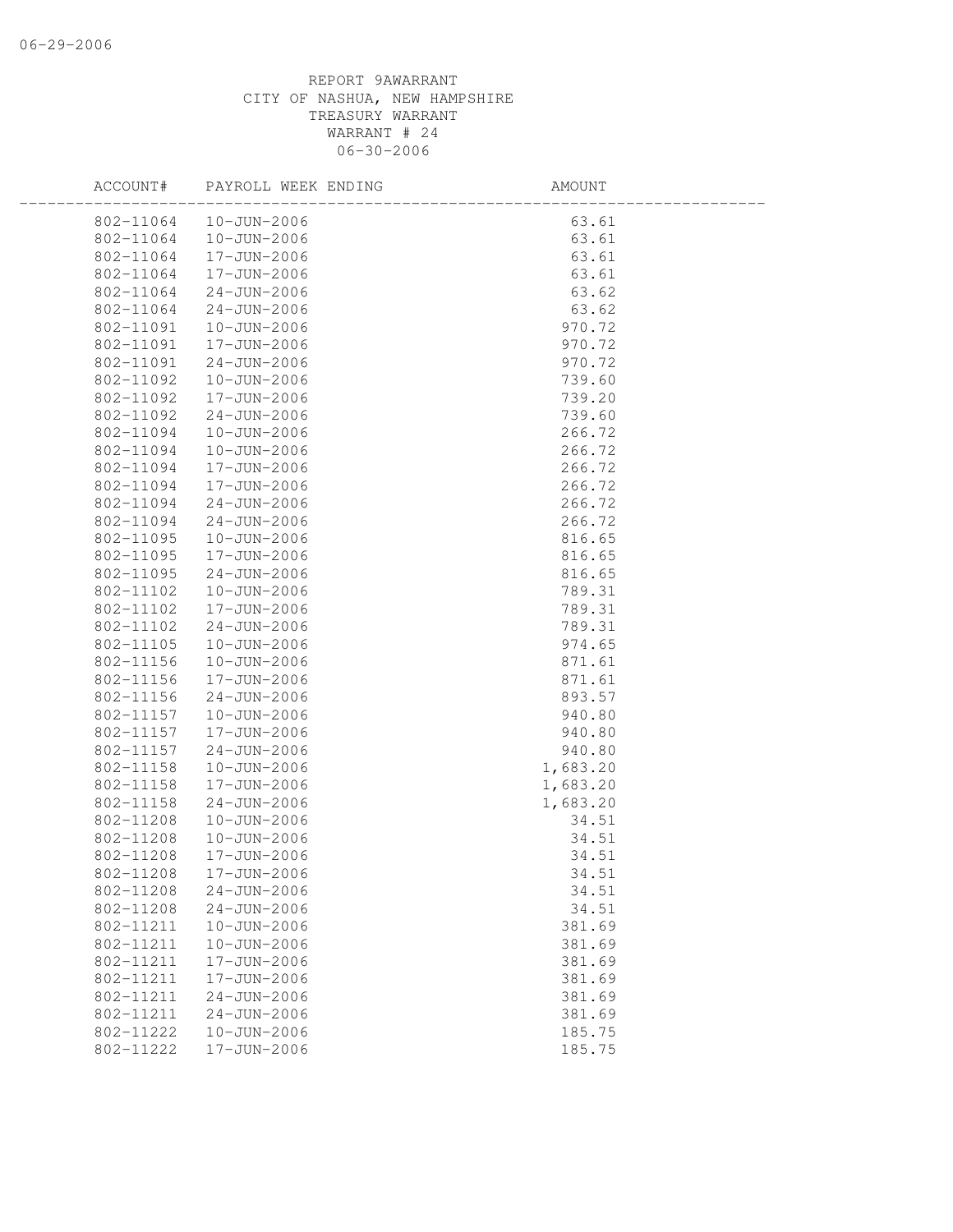REPORT 9AWARRANT
CITY OF NASHUA, NEW HAMPSHIRE
TREASURY WARRANT
WARRANT # 24
06-30-2006

| ACCOUNT# | PAYROLL WEEK ENDING | AMOUNT |
|---|---|---|
| 802-11064 | 10-JUN-2006 | 63.61 |
| 802-11064 | 10-JUN-2006 | 63.61 |
| 802-11064 | 17-JUN-2006 | 63.61 |
| 802-11064 | 17-JUN-2006 | 63.61 |
| 802-11064 | 24-JUN-2006 | 63.62 |
| 802-11064 | 24-JUN-2006 | 63.62 |
| 802-11091 | 10-JUN-2006 | 970.72 |
| 802-11091 | 17-JUN-2006 | 970.72 |
| 802-11091 | 24-JUN-2006 | 970.72 |
| 802-11092 | 10-JUN-2006 | 739.60 |
| 802-11092 | 17-JUN-2006 | 739.20 |
| 802-11092 | 24-JUN-2006 | 739.60 |
| 802-11094 | 10-JUN-2006 | 266.72 |
| 802-11094 | 10-JUN-2006 | 266.72 |
| 802-11094 | 17-JUN-2006 | 266.72 |
| 802-11094 | 17-JUN-2006 | 266.72 |
| 802-11094 | 24-JUN-2006 | 266.72 |
| 802-11094 | 24-JUN-2006 | 266.72 |
| 802-11095 | 10-JUN-2006 | 816.65 |
| 802-11095 | 17-JUN-2006 | 816.65 |
| 802-11095 | 24-JUN-2006 | 816.65 |
| 802-11102 | 10-JUN-2006 | 789.31 |
| 802-11102 | 17-JUN-2006 | 789.31 |
| 802-11102 | 24-JUN-2006 | 789.31 |
| 802-11105 | 10-JUN-2006 | 974.65 |
| 802-11156 | 10-JUN-2006 | 871.61 |
| 802-11156 | 17-JUN-2006 | 871.61 |
| 802-11156 | 24-JUN-2006 | 893.57 |
| 802-11157 | 10-JUN-2006 | 940.80 |
| 802-11157 | 17-JUN-2006 | 940.80 |
| 802-11157 | 24-JUN-2006 | 940.80 |
| 802-11158 | 10-JUN-2006 | 1,683.20 |
| 802-11158 | 17-JUN-2006 | 1,683.20 |
| 802-11158 | 24-JUN-2006 | 1,683.20 |
| 802-11208 | 10-JUN-2006 | 34.51 |
| 802-11208 | 10-JUN-2006 | 34.51 |
| 802-11208 | 17-JUN-2006 | 34.51 |
| 802-11208 | 17-JUN-2006 | 34.51 |
| 802-11208 | 24-JUN-2006 | 34.51 |
| 802-11208 | 24-JUN-2006 | 34.51 |
| 802-11211 | 10-JUN-2006 | 381.69 |
| 802-11211 | 10-JUN-2006 | 381.69 |
| 802-11211 | 17-JUN-2006 | 381.69 |
| 802-11211 | 17-JUN-2006 | 381.69 |
| 802-11211 | 24-JUN-2006 | 381.69 |
| 802-11211 | 24-JUN-2006 | 381.69 |
| 802-11222 | 10-JUN-2006 | 185.75 |
| 802-11222 | 17-JUN-2006 | 185.75 |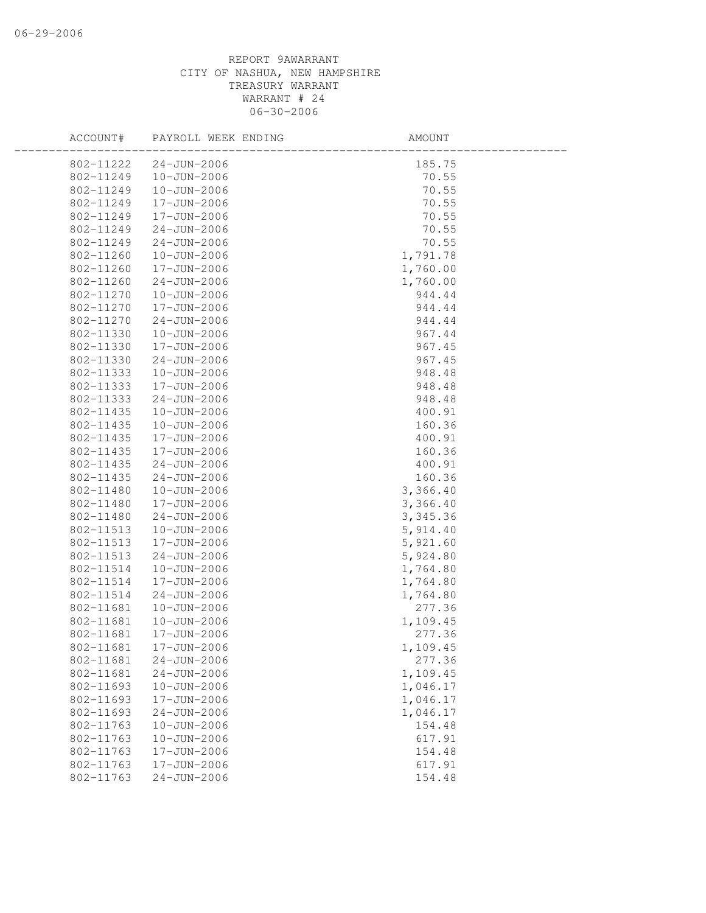REPORT 9AWARRANT
CITY OF NASHUA, NEW HAMPSHIRE
TREASURY WARRANT
WARRANT # 24
06-30-2006

| ACCOUNT# | PAYROLL WEEK ENDING | AMOUNT |
|---|---|---|
| 802-11222 | 24-JUN-2006 | 185.75 |
| 802-11249 | 10-JUN-2006 | 70.55 |
| 802-11249 | 10-JUN-2006 | 70.55 |
| 802-11249 | 17-JUN-2006 | 70.55 |
| 802-11249 | 17-JUN-2006 | 70.55 |
| 802-11249 | 24-JUN-2006 | 70.55 |
| 802-11249 | 24-JUN-2006 | 70.55 |
| 802-11260 | 10-JUN-2006 | 1,791.78 |
| 802-11260 | 17-JUN-2006 | 1,760.00 |
| 802-11260 | 24-JUN-2006 | 1,760.00 |
| 802-11270 | 10-JUN-2006 | 944.44 |
| 802-11270 | 17-JUN-2006 | 944.44 |
| 802-11270 | 24-JUN-2006 | 944.44 |
| 802-11330 | 10-JUN-2006 | 967.44 |
| 802-11330 | 17-JUN-2006 | 967.45 |
| 802-11330 | 24-JUN-2006 | 967.45 |
| 802-11333 | 10-JUN-2006 | 948.48 |
| 802-11333 | 17-JUN-2006 | 948.48 |
| 802-11333 | 24-JUN-2006 | 948.48 |
| 802-11435 | 10-JUN-2006 | 400.91 |
| 802-11435 | 10-JUN-2006 | 160.36 |
| 802-11435 | 17-JUN-2006 | 400.91 |
| 802-11435 | 17-JUN-2006 | 160.36 |
| 802-11435 | 24-JUN-2006 | 400.91 |
| 802-11435 | 24-JUN-2006 | 160.36 |
| 802-11480 | 10-JUN-2006 | 3,366.40 |
| 802-11480 | 17-JUN-2006 | 3,366.40 |
| 802-11480 | 24-JUN-2006 | 3,345.36 |
| 802-11513 | 10-JUN-2006 | 5,914.40 |
| 802-11513 | 17-JUN-2006 | 5,921.60 |
| 802-11513 | 24-JUN-2006 | 5,924.80 |
| 802-11514 | 10-JUN-2006 | 1,764.80 |
| 802-11514 | 17-JUN-2006 | 1,764.80 |
| 802-11514 | 24-JUN-2006 | 1,764.80 |
| 802-11681 | 10-JUN-2006 | 277.36 |
| 802-11681 | 10-JUN-2006 | 1,109.45 |
| 802-11681 | 17-JUN-2006 | 277.36 |
| 802-11681 | 17-JUN-2006 | 1,109.45 |
| 802-11681 | 24-JUN-2006 | 277.36 |
| 802-11681 | 24-JUN-2006 | 1,109.45 |
| 802-11693 | 10-JUN-2006 | 1,046.17 |
| 802-11693 | 17-JUN-2006 | 1,046.17 |
| 802-11693 | 24-JUN-2006 | 1,046.17 |
| 802-11763 | 10-JUN-2006 | 154.48 |
| 802-11763 | 10-JUN-2006 | 617.91 |
| 802-11763 | 17-JUN-2006 | 154.48 |
| 802-11763 | 17-JUN-2006 | 617.91 |
| 802-11763 | 24-JUN-2006 | 154.48 |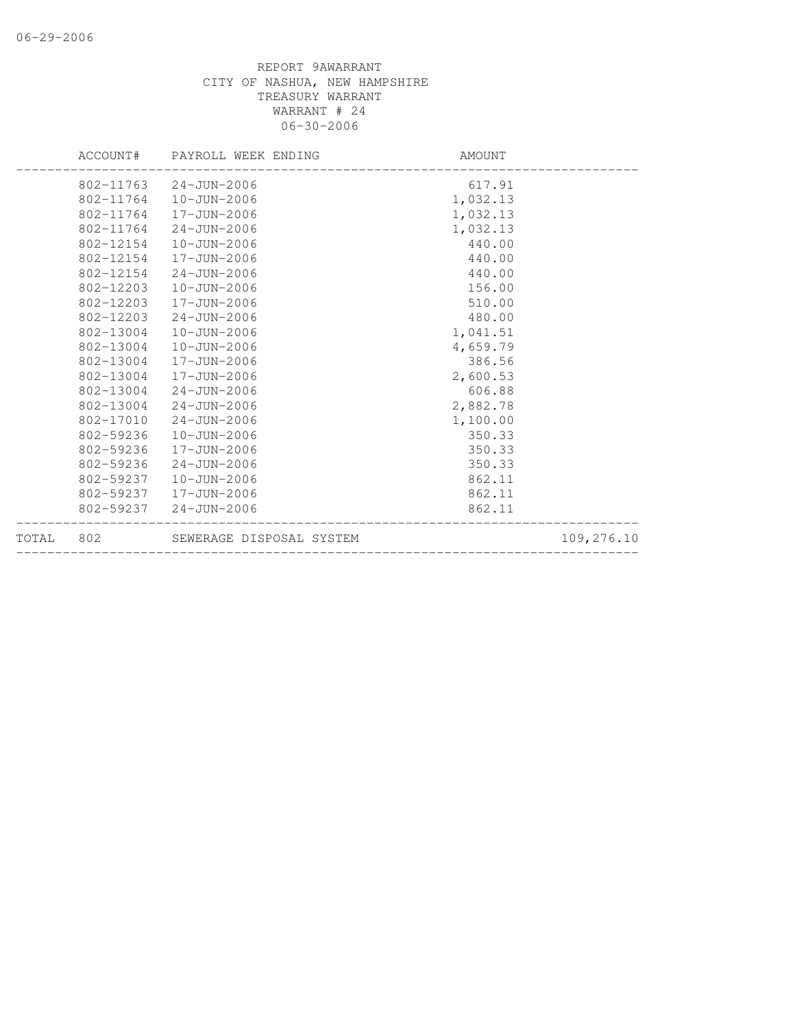REPORT 9AWARRANT
CITY OF NASHUA, NEW HAMPSHIRE
TREASURY WARRANT
WARRANT # 24
06-30-2006

| | ACCOUNT# | PAYROLL WEEK ENDING | AMOUNT | |
|---|---|---|---|---|
| | 802-11763 | 24-JUN-2006 | 617.91 | |
| | 802-11764 | 10-JUN-2006 | 1,032.13 | |
| | 802-11764 | 17-JUN-2006 | 1,032.13 | |
| | 802-11764 | 24-JUN-2006 | 1,032.13 | |
| | 802-12154 | 10-JUN-2006 | 440.00 | |
| | 802-12154 | 17-JUN-2006 | 440.00 | |
| | 802-12154 | 24-JUN-2006 | 440.00 | |
| | 802-12203 | 10-JUN-2006 | 156.00 | |
| | 802-12203 | 17-JUN-2006 | 510.00 | |
| | 802-12203 | 24-JUN-2006 | 480.00 | |
| | 802-13004 | 10-JUN-2006 | 1,041.51 | |
| | 802-13004 | 10-JUN-2006 | 4,659.79 | |
| | 802-13004 | 17-JUN-2006 | 386.56 | |
| | 802-13004 | 17-JUN-2006 | 2,600.53 | |
| | 802-13004 | 24-JUN-2006 | 606.88 | |
| | 802-13004 | 24-JUN-2006 | 2,882.78 | |
| | 802-17010 | 24-JUN-2006 | 1,100.00 | |
| | 802-59236 | 10-JUN-2006 | 350.33 | |
| | 802-59236 | 17-JUN-2006 | 350.33 | |
| | 802-59236 | 24-JUN-2006 | 350.33 | |
| | 802-59237 | 10-JUN-2006 | 862.11 | |
| | 802-59237 | 17-JUN-2006 | 862.11 | |
| | 802-59237 | 24-JUN-2006 | 862.11 | |
| TOTAL | 802 | SEWERAGE DISPOSAL SYSTEM | | 109,276.10 |